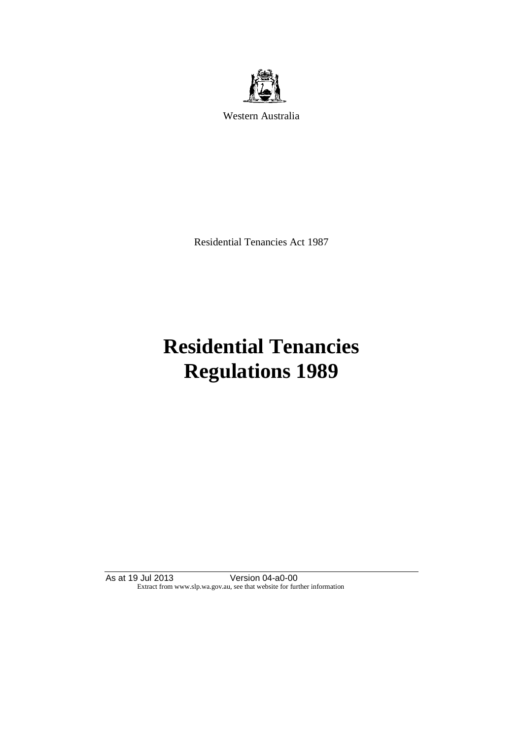Western Australia

Residential Tenancies Act 1987

# Residential Tenancies Regulations 1989

As at 19 Jul 2013 Version 04-a0-00

Extract from www.slp.wa.gov.au, see that website for further information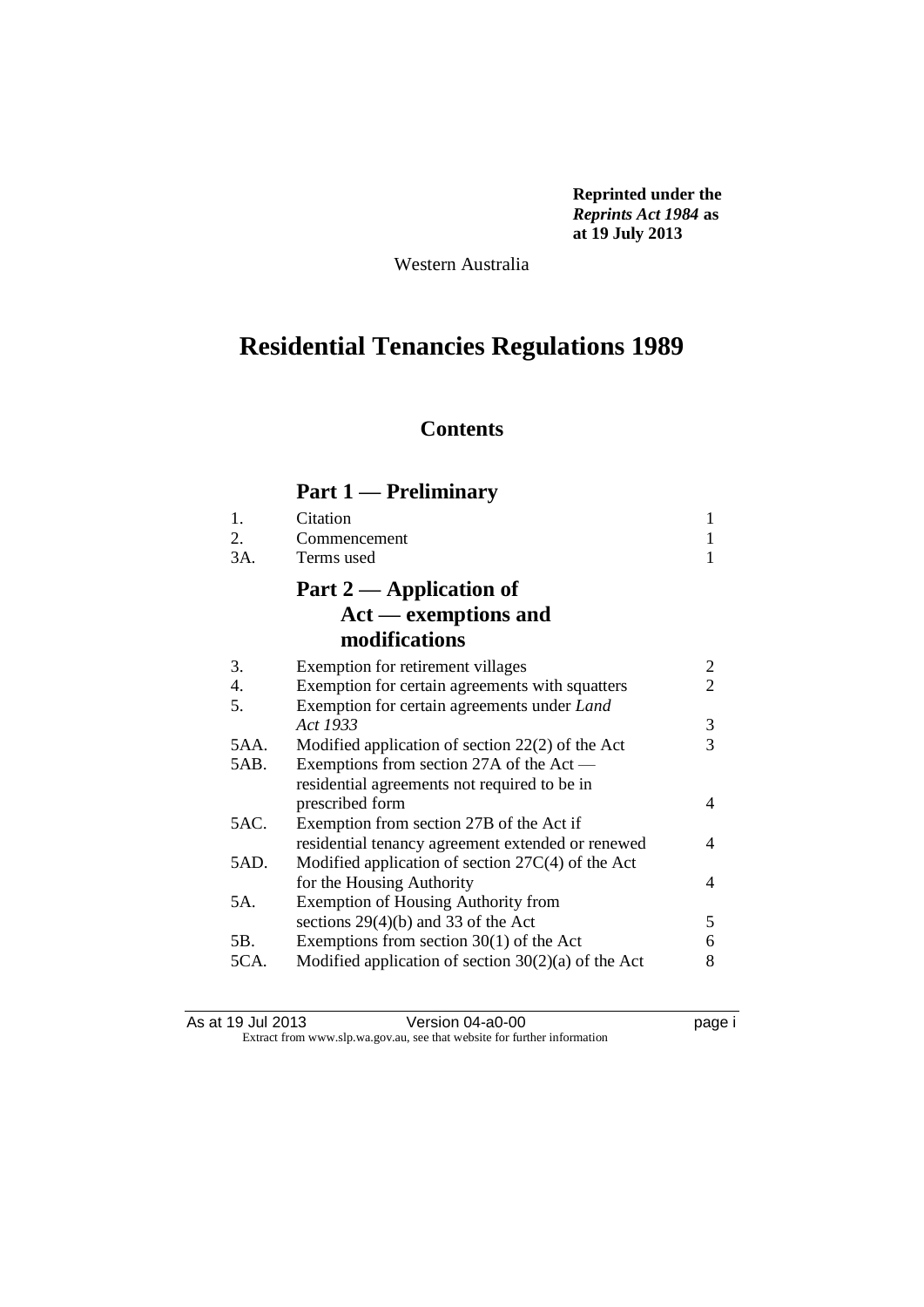**Reprinted under the *Reprints Act 1984* as at 19 July 2013**

Western Australia

# Residential Tenancies Regulations 1989

## Contents

### Part 1 — Preliminary

| | | |
|---|---|---|
| 1. | Citation | 1 |
| 2. | Commencement | 1 |
| 3A. | Terms used | 1 |

### Part 2 — Application of Act — exemptions and modifications

| | | |
|---|---|---|
| 3. | Exemption for retirement villages | 2 |
| 4. | Exemption for certain agreements with squatters | 2 |
| 5. | Exemption for certain agreements under *Land Act 1933* | 3 |
| 5AA. | Modified application of section 22(2) of the Act | 3 |
| 5AB. | Exemptions from section 27A of the Act — residential agreements not required to be in prescribed form | 4 |
| 5AC. | Exemption from section 27B of the Act if residential tenancy agreement extended or renewed | 4 |
| 5AD. | Modified application of section 27C(4) of the Act for the Housing Authority | 4 |
| 5A. | Exemption of Housing Authority from sections 29(4)(b) and 33 of the Act | 5 |
| 5B. | Exemptions from section 30(1) of the Act | 6 |
| 5CA. | Modified application of section 30(2)(a) of the Act | 8 |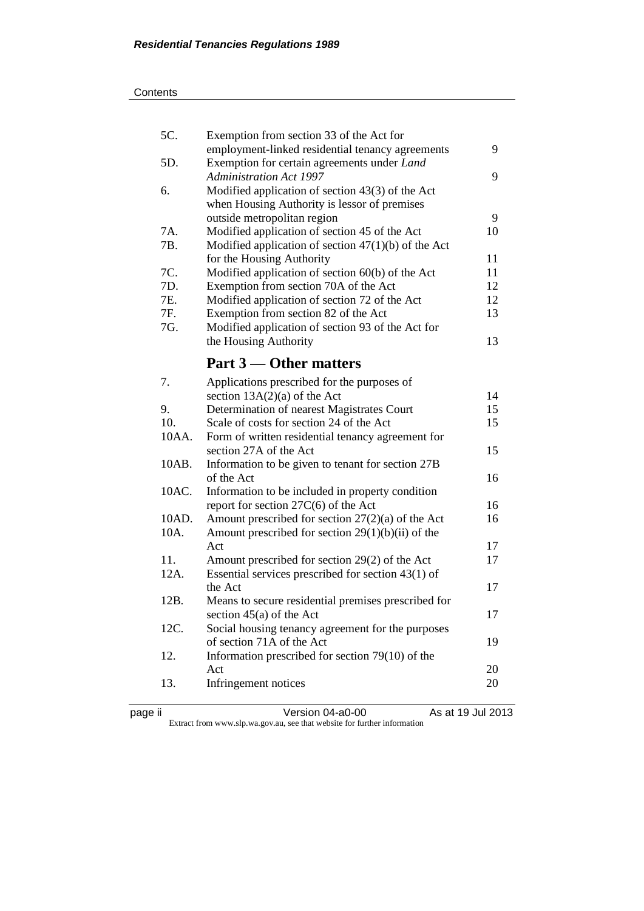| | | |
|---|---|---|
| 5C. | Exemption from section 33 of the Act for employment-linked residential tenancy agreements | 9 |
| 5D. | Exemption for certain agreements under *Land Administration Act 1997* | 9 |
| 6. | Modified application of section 43(3) of the Act when Housing Authority is lessor of premises outside metropolitan region | 9 |
| 7A. | Modified application of section 45 of the Act | 10 |
| 7B. | Modified application of section 47(1)(b) of the Act for the Housing Authority | 11 |
| 7C. | Modified application of section 60(b) of the Act | 11 |
| 7D. | Exemption from section 70A of the Act | 12 |
| 7E. | Modified application of section 72 of the Act | 12 |
| 7F. | Exemption from section 82 of the Act | 13 |
| 7G. | Modified application of section 93 of the Act for the Housing Authority | 13 |

## Part 3 — Other matters

| | | |
|---|---|---|
| 7. | Applications prescribed for the purposes of section 13A(2)(a) of the Act | 14 |
| 9. | Determination of nearest Magistrates Court | 15 |
| 10. | Scale of costs for section 24 of the Act | 15 |
| 10AA. | Form of written residential tenancy agreement for section 27A of the Act | 15 |
| 10AB. | Information to be given to tenant for section 27B of the Act | 16 |
| 10AC. | Information to be included in property condition report for section 27C(6) of the Act | 16 |
| 10AD. | Amount prescribed for section 27(2)(a) of the Act | 16 |
| 10A. | Amount prescribed for section 29(1)(b)(ii) of the Act | 17 |
| 11. | Amount prescribed for section 29(2) of the Act | 17 |
| 12A. | Essential services prescribed for section 43(1) of the Act | 17 |
| 12B. | Means to secure residential premises prescribed for section 45(a) of the Act | 17 |
| 12C. | Social housing tenancy agreement for the purposes of section 71A of the Act | 19 |
| 12. | Information prescribed for section 79(10) of the Act | 20 |
| 13. | Infringement notices | 20 |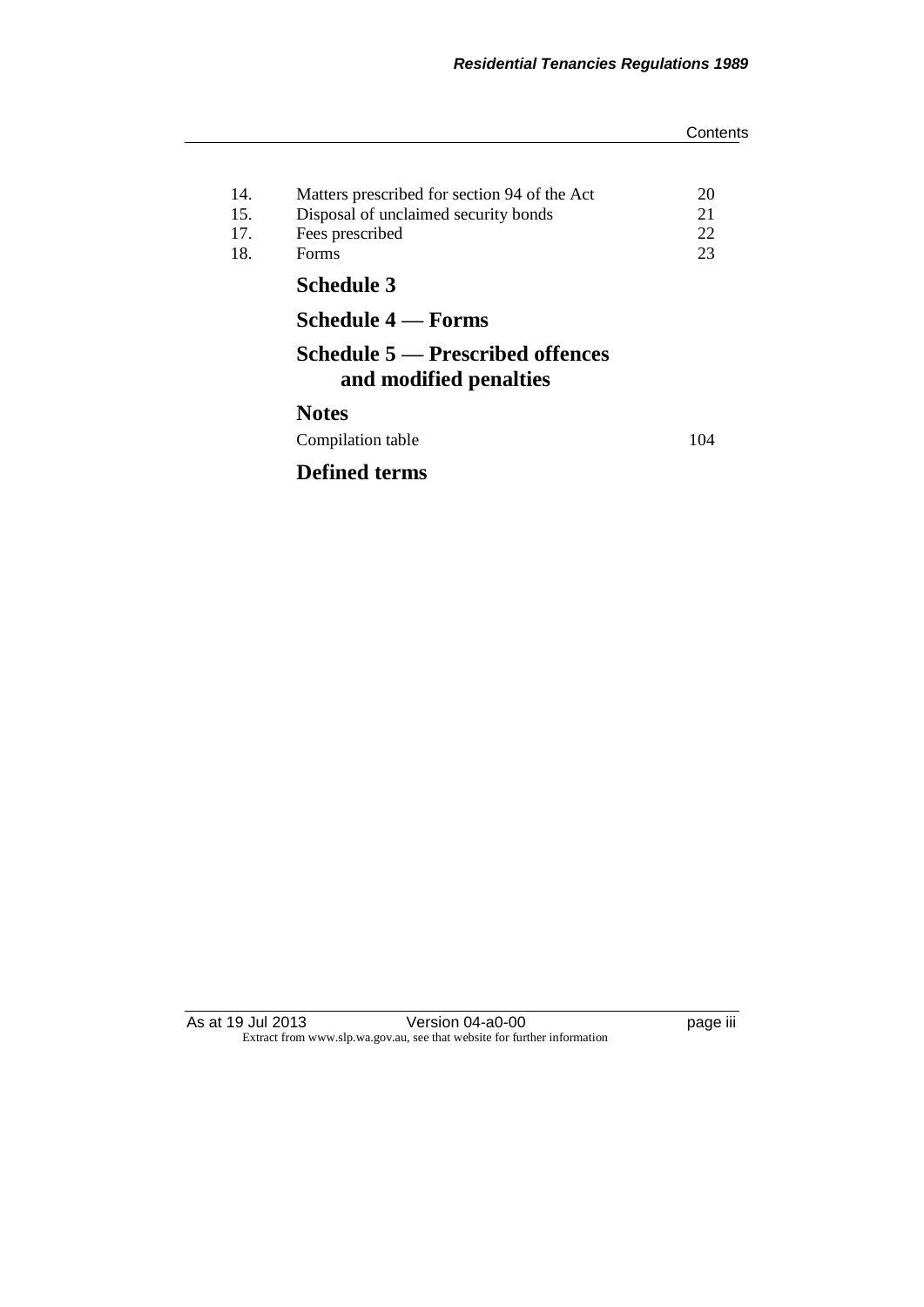| | | |
|---|---|---|
| 14. | Matters prescribed for section 94 of the Act | 20 |
| 15. | Disposal of unclaimed security bonds | 21 |
| 17. | Fees prescribed | 22 |
| 18. | Forms | 23 |

## Schedule 3

## Schedule 4 — Forms

## Schedule 5 — Prescribed offences and modified penalties

## Notes

Compilation table 104

## Defined terms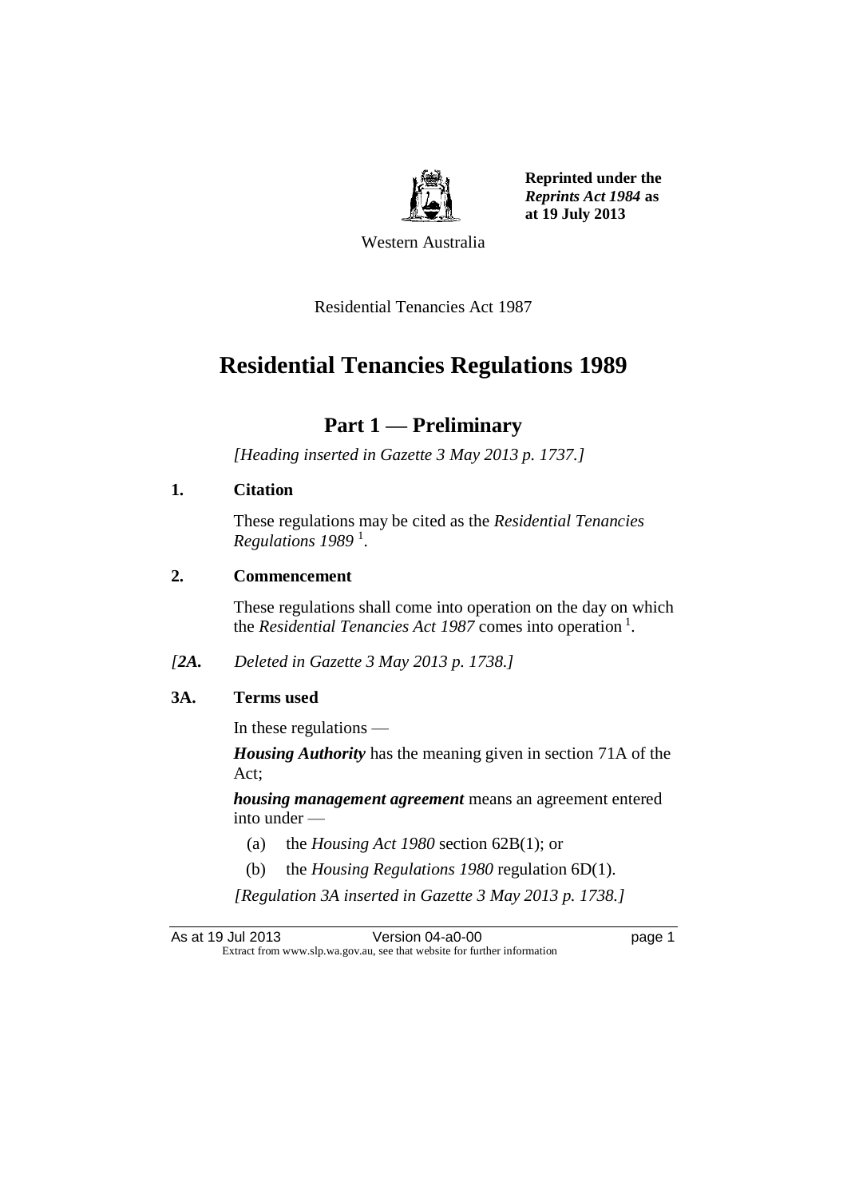**Reprinted under the *Reprints Act 1984* as at 19 July 2013**

Western Australia

Residential Tenancies Act 1987

# Residential Tenancies Regulations 1989

## Part 1 — Preliminary

*[Heading inserted in Gazette 3 May 2013 p. 1737.]*

**1. Citation**

These regulations may be cited as the *Residential Tenancies Regulations 1989* [1].

**2. Commencement**

These regulations shall come into operation on the day on which the *Residential Tenancies Act 1987* comes into operation [1].

*[2A. Deleted in Gazette 3 May 2013 p. 1738.]*

**3A. Terms used**

In these regulations —

***Housing Authority*** has the meaning given in section 71A of the Act;

***housing management agreement*** means an agreement entered into under —

(a) the *Housing Act 1980* section 62B(1); or

(b) the *Housing Regulations 1980* regulation 6D(1).

*[Regulation 3A inserted in Gazette 3 May 2013 p. 1738.]*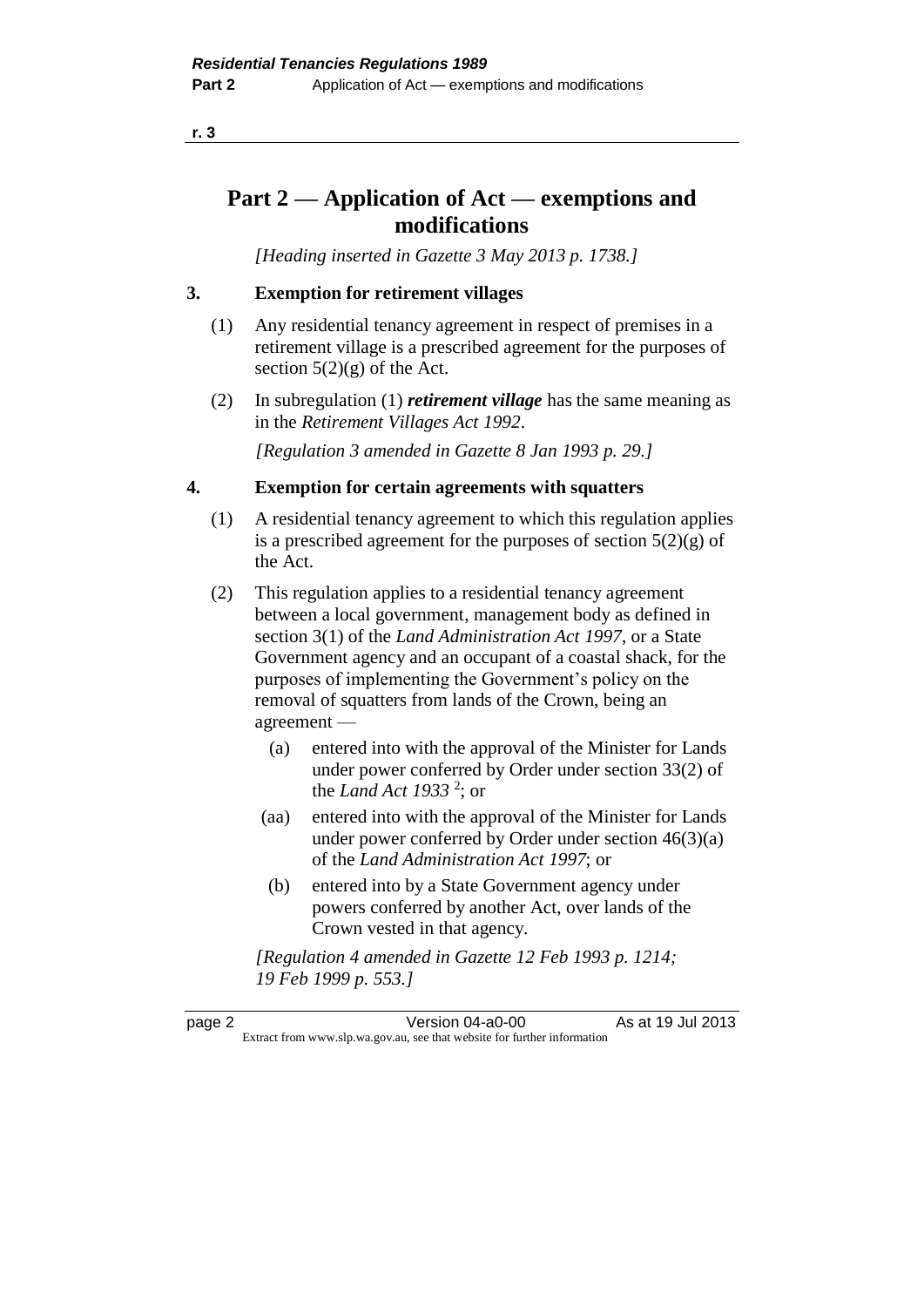# Part 2 — Application of Act — exemptions and modifications

*[Heading inserted in Gazette 3 May 2013 p. 1738.]*

## 3. Exemption for retirement villages

(1) Any residential tenancy agreement in respect of premises in a retirement village is a prescribed agreement for the purposes of section 5(2)(g) of the Act.

(2) In subregulation (1) ***retirement village*** has the same meaning as in the *Retirement Villages Act 1992*.

*[Regulation 3 amended in Gazette 8 Jan 1993 p. 29.]*

## 4. Exemption for certain agreements with squatters

(1) A residential tenancy agreement to which this regulation applies is a prescribed agreement for the purposes of section 5(2)(g) of the Act.

(2) This regulation applies to a residential tenancy agreement between a local government, management body as defined in section 3(1) of the *Land Administration Act 1997*, or a State Government agency and an occupant of a coastal shack, for the purposes of implementing the Government's policy on the removal of squatters from lands of the Crown, being an agreement —

(a) entered into with the approval of the Minister for Lands under power conferred by Order under section 33(2) of the *Land Act 1933* [2]; or

(aa) entered into with the approval of the Minister for Lands under power conferred by Order under section 46(3)(a) of the *Land Administration Act 1997*; or

(b) entered into by a State Government agency under powers conferred by another Act, over lands of the Crown vested in that agency.

*[Regulation 4 amended in Gazette 12 Feb 1993 p. 1214; 19 Feb 1999 p. 553.]*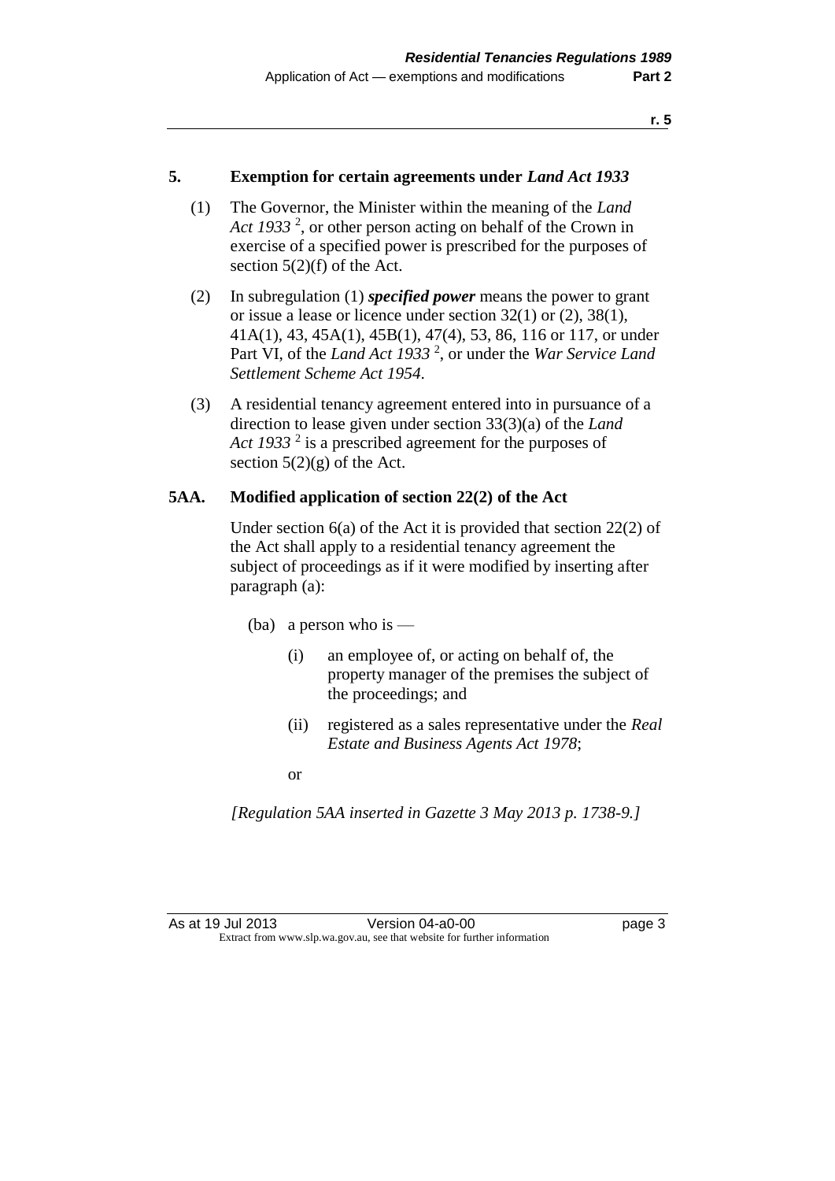### 5. Exemption for certain agreements under *Land Act 1933*

(1) The Governor, the Minister within the meaning of the *Land Act 1933* [2], or other person acting on behalf of the Crown in exercise of a specified power is prescribed for the purposes of section 5(2)(f) of the Act.

(2) In subregulation (1) ***specified power*** means the power to grant or issue a lease or licence under section 32(1) or (2), 38(1), 41A(1), 43, 45A(1), 45B(1), 47(4), 53, 86, 116 or 117, or under Part VI, of the *Land Act 1933* [2], or under the *War Service Land Settlement Scheme Act 1954*.

(3) A residential tenancy agreement entered into in pursuance of a direction to lease given under section 33(3)(a) of the *Land Act 1933* [2] is a prescribed agreement for the purposes of section 5(2)(g) of the Act.

### 5AA. Modified application of section 22(2) of the Act

Under section 6(a) of the Act it is provided that section 22(2) of the Act shall apply to a residential tenancy agreement the subject of proceedings as if it were modified by inserting after paragraph (a):

(ba) a person who is —

(i) an employee of, or acting on behalf of, the property manager of the premises the subject of the proceedings; and

(ii) registered as a sales representative under the *Real Estate and Business Agents Act 1978*;

or

*[Regulation 5AA inserted in Gazette 3 May 2013 p. 1738-9.]*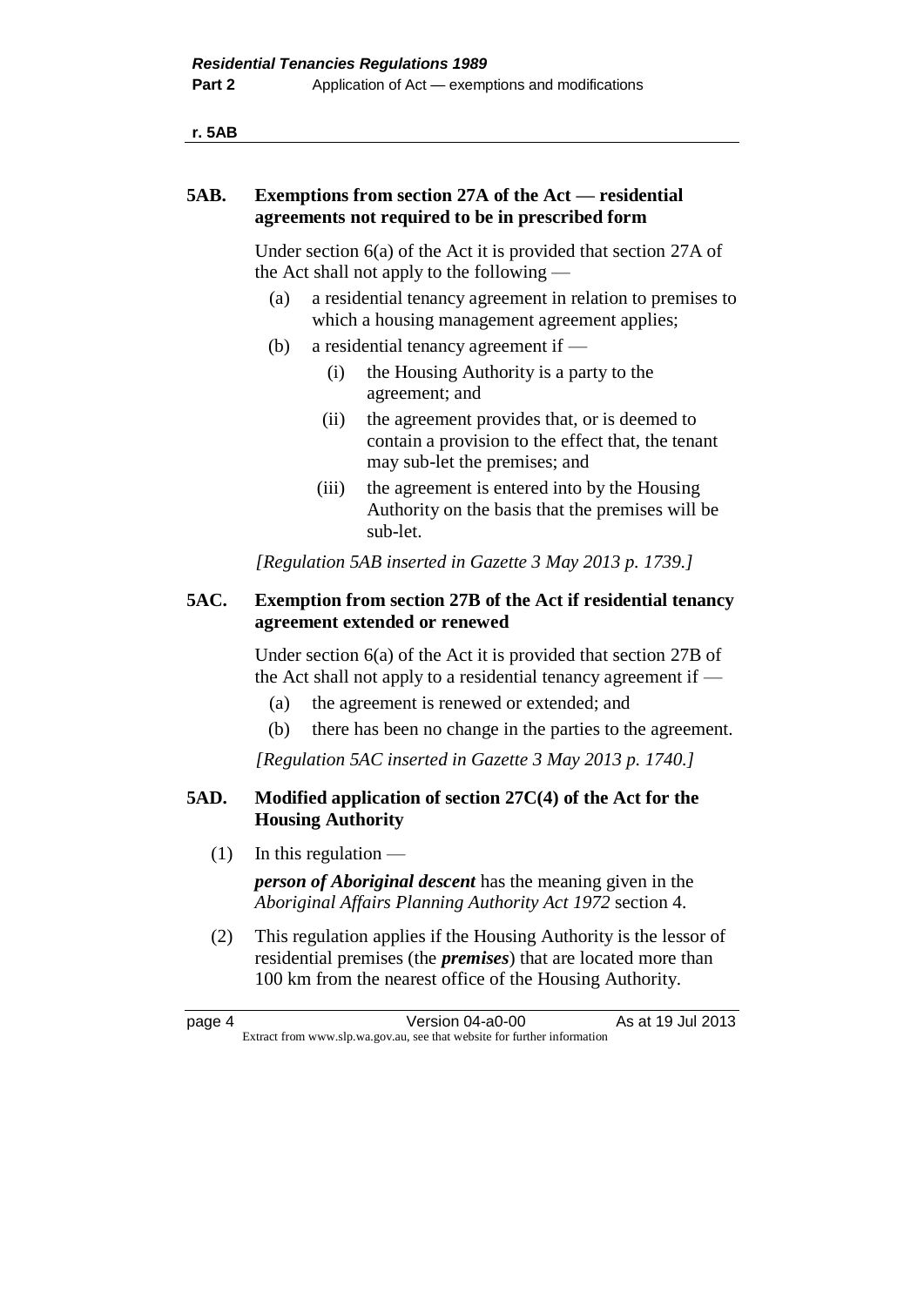### 5AB. Exemptions from section 27A of the Act — residential agreements not required to be in prescribed form

Under section 6(a) of the Act it is provided that section 27A of the Act shall not apply to the following —

- (a) a residential tenancy agreement in relation to premises to which a housing management agreement applies;
- (b) a residential tenancy agreement if —
  - (i) the Housing Authority is a party to the agreement; and
  - (ii) the agreement provides that, or is deemed to contain a provision to the effect that, the tenant may sub-let the premises; and
  - (iii) the agreement is entered into by the Housing Authority on the basis that the premises will be sub-let.

*[Regulation 5AB inserted in Gazette 3 May 2013 p. 1739.]*

### 5AC. Exemption from section 27B of the Act if residential tenancy agreement extended or renewed

Under section 6(a) of the Act it is provided that section 27B of the Act shall not apply to a residential tenancy agreement if —

- (a) the agreement is renewed or extended; and
- (b) there has been no change in the parties to the agreement.

*[Regulation 5AC inserted in Gazette 3 May 2013 p. 1740.]*

### 5AD. Modified application of section 27C(4) of the Act for the Housing Authority

(1) In this regulation —

***person of Aboriginal descent*** has the meaning given in the *Aboriginal Affairs Planning Authority Act 1972* section 4.

(2) This regulation applies if the Housing Authority is the lessor of residential premises (the ***premises***) that are located more than 100 km from the nearest office of the Housing Authority.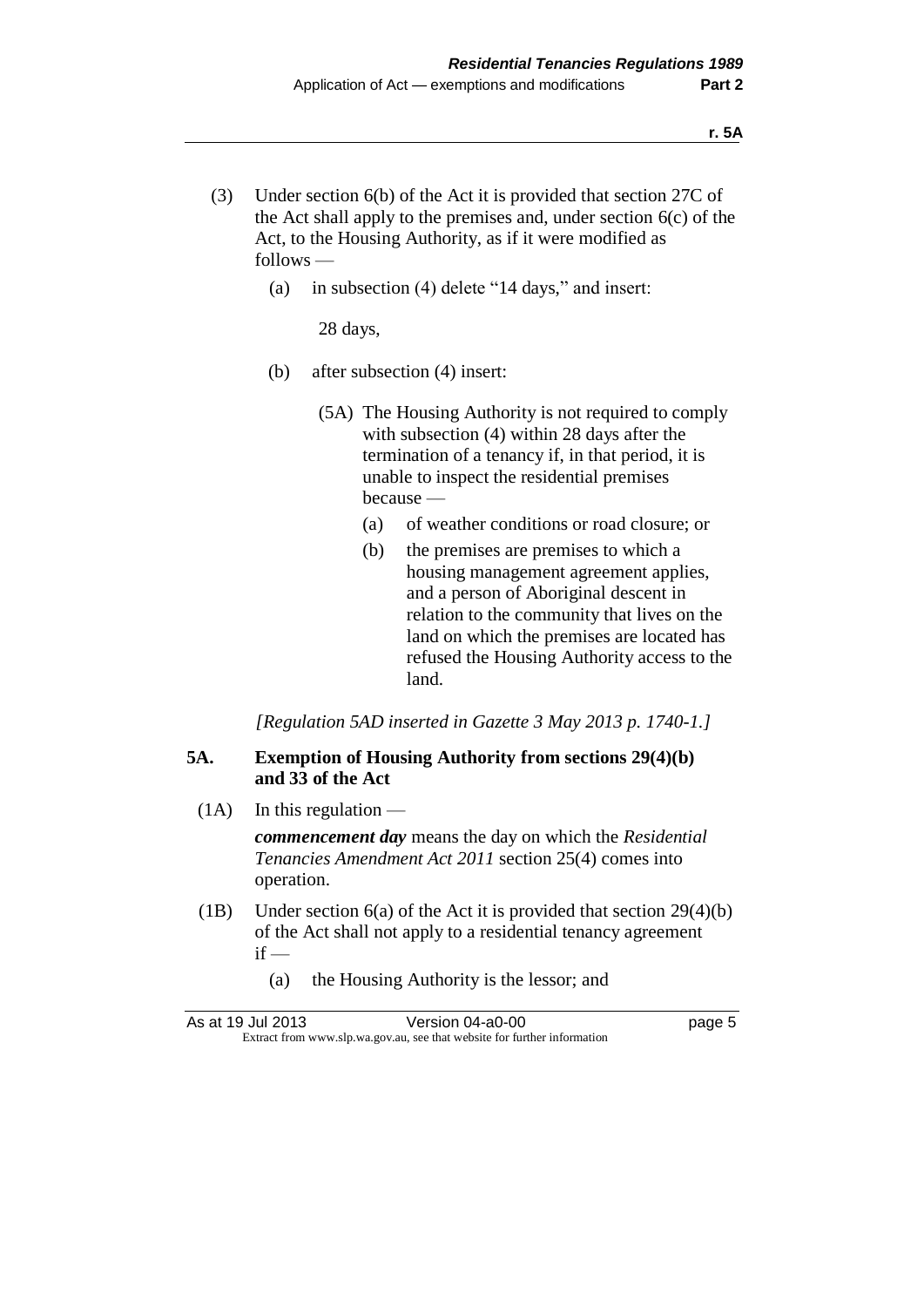(3) Under section 6(b) of the Act it is provided that section 27C of the Act shall apply to the premises and, under section 6(c) of the Act, to the Housing Authority, as if it were modified as follows —

(a) in subsection (4) delete "14 days," and insert:

28 days,

(b) after subsection (4) insert:

(5A) The Housing Authority is not required to comply with subsection (4) within 28 days after the termination of a tenancy if, in that period, it is unable to inspect the residential premises because —

(a) of weather conditions or road closure; or

(b) the premises are premises to which a housing management agreement applies, and a person of Aboriginal descent in relation to the community that lives on the land on which the premises are located has refused the Housing Authority access to the land.

*[Regulation 5AD inserted in Gazette 3 May 2013 p. 1740-1.]*

### 5A. Exemption of Housing Authority from sections 29(4)(b) and 33 of the Act

(1A) In this regulation —

***commencement day*** means the day on which the *Residential Tenancies Amendment Act 2011* section 25(4) comes into operation.

(1B) Under section 6(a) of the Act it is provided that section 29(4)(b) of the Act shall not apply to a residential tenancy agreement if —

(a) the Housing Authority is the lessor; and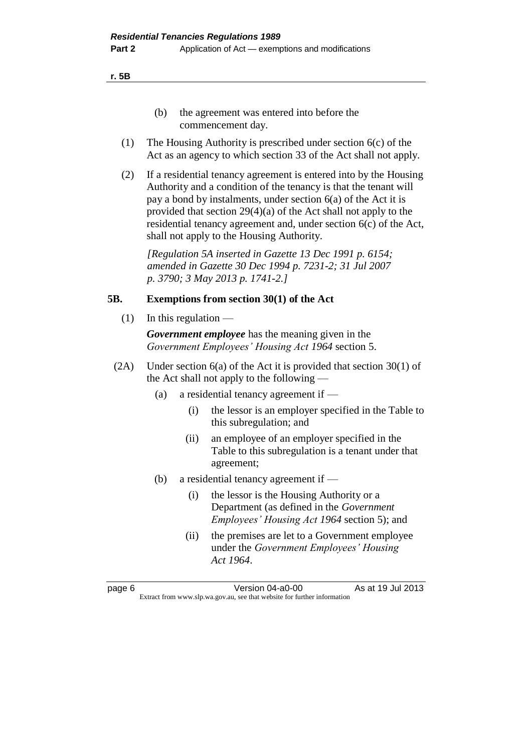(b) the agreement was entered into before the commencement day.

(1) The Housing Authority is prescribed under section 6(c) of the Act as an agency to which section 33 of the Act shall not apply.

(2) If a residential tenancy agreement is entered into by the Housing Authority and a condition of the tenancy is that the tenant will pay a bond by instalments, under section 6(a) of the Act it is provided that section 29(4)(a) of the Act shall not apply to the residential tenancy agreement and, under section 6(c) of the Act, shall not apply to the Housing Authority.

*[Regulation 5A inserted in Gazette 13 Dec 1991 p. 6154; amended in Gazette 30 Dec 1994 p. 7231-2; 31 Jul 2007 p. 3790; 3 May 2013 p. 1741-2.]*

## 5B. Exemptions from section 30(1) of the Act

(1) In this regulation —

***Government employee*** has the meaning given in the *Government Employees' Housing Act 1964* section 5.

(2A) Under section 6(a) of the Act it is provided that section 30(1) of the Act shall not apply to the following —

(a) a residential tenancy agreement if —

(i) the lessor is an employer specified in the Table to this subregulation; and

(ii) an employee of an employer specified in the Table to this subregulation is a tenant under that agreement;

(b) a residential tenancy agreement if —

(i) the lessor is the Housing Authority or a Department (as defined in the *Government Employees' Housing Act 1964* section 5); and

(ii) the premises are let to a Government employee under the *Government Employees' Housing Act 1964*.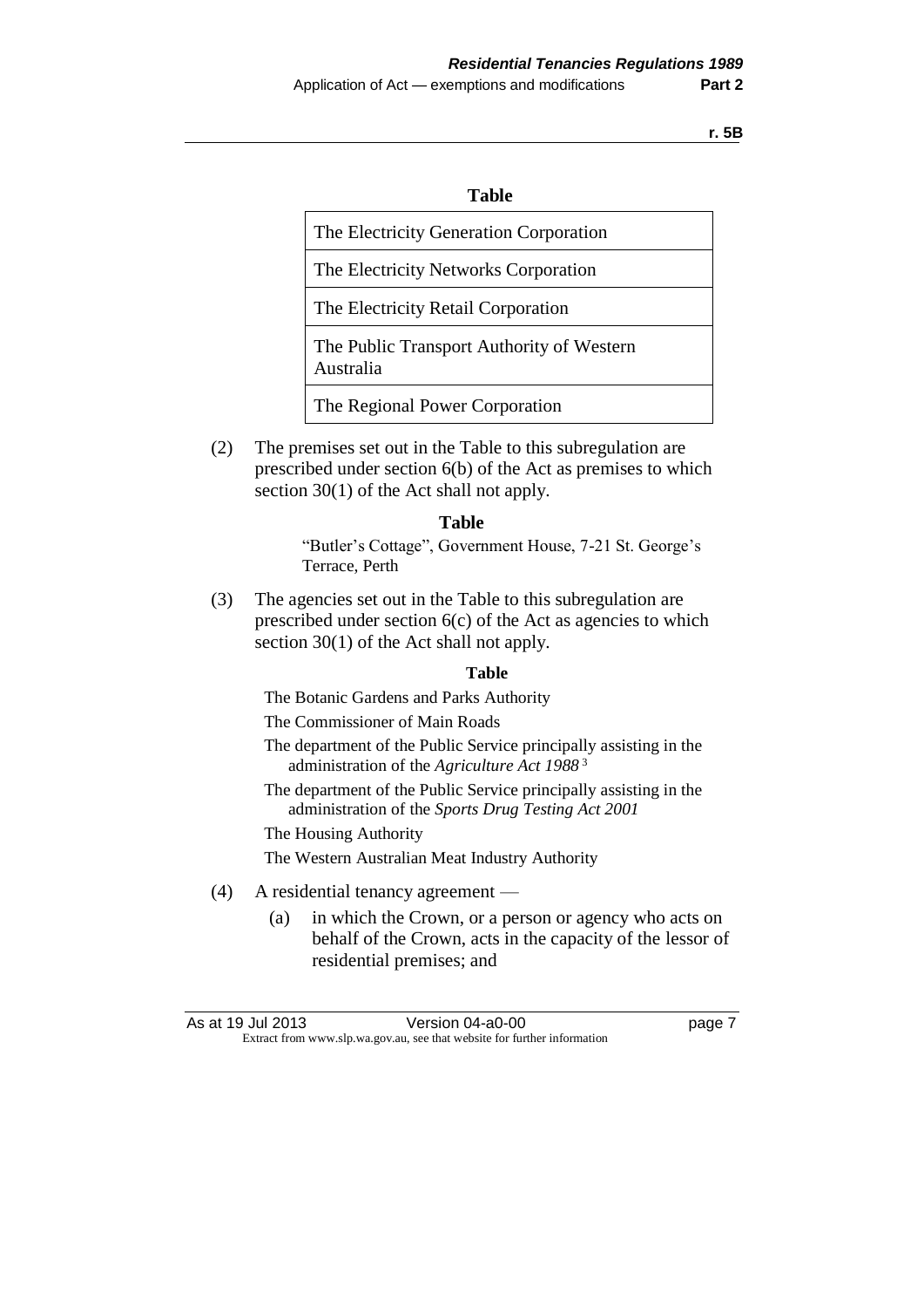**Table**

| The Electricity Generation Corporation |
|---|
| The Electricity Networks Corporation |
| The Electricity Retail Corporation |
| The Public Transport Authority of Western Australia |
| The Regional Power Corporation |

(2) The premises set out in the Table to this subregulation are prescribed under section 6(b) of the Act as premises to which section 30(1) of the Act shall not apply.

**Table**

"Butler's Cottage", Government House, 7-21 St. George's Terrace, Perth

(3) The agencies set out in the Table to this subregulation are prescribed under section 6(c) of the Act as agencies to which section 30(1) of the Act shall not apply.

**Table**

The Botanic Gardens and Parks Authority

The Commissioner of Main Roads

The department of the Public Service principally assisting in the administration of the *Agriculture Act 1988* [3]

The department of the Public Service principally assisting in the administration of the *Sports Drug Testing Act 2001*

The Housing Authority

The Western Australian Meat Industry Authority

(4) A residential tenancy agreement —

(a) in which the Crown, or a person or agency who acts on behalf of the Crown, acts in the capacity of the lessor of residential premises; and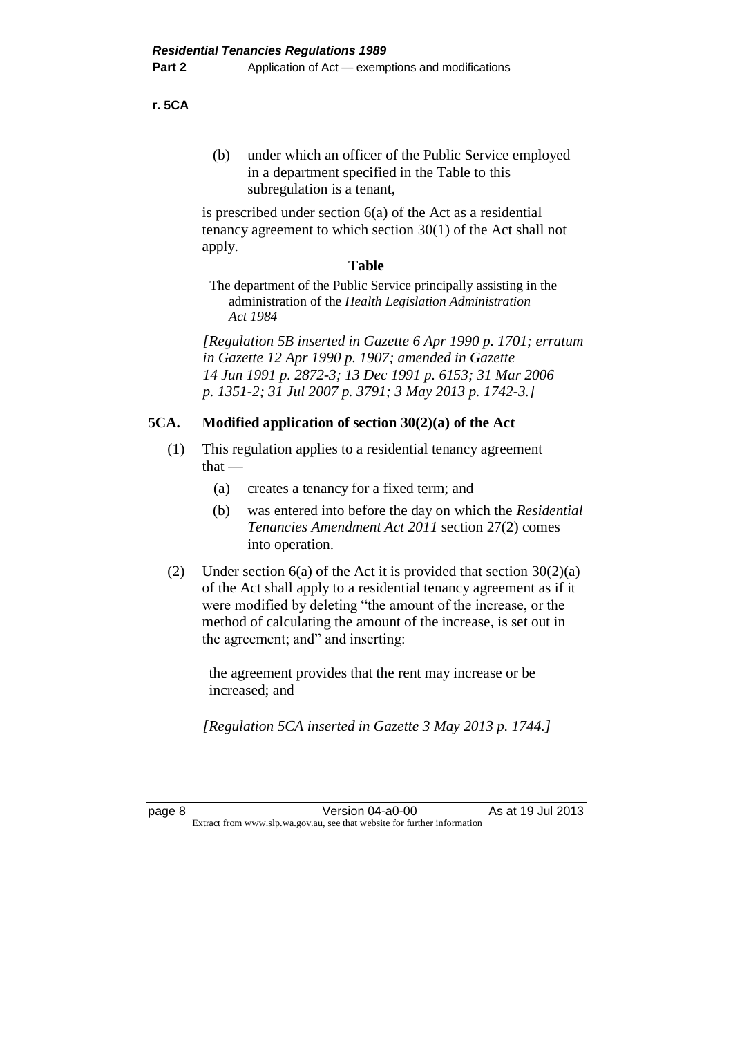(b) under which an officer of the Public Service employed in a department specified in the Table to this subregulation is a tenant,

is prescribed under section 6(a) of the Act as a residential tenancy agreement to which section 30(1) of the Act shall not apply.

**Table**

The department of the Public Service principally assisting in the administration of the *Health Legislation Administration Act 1984*

*[Regulation 5B inserted in Gazette 6 Apr 1990 p. 1701; erratum in Gazette 12 Apr 1990 p. 1907; amended in Gazette 14 Jun 1991 p. 2872-3; 13 Dec 1991 p. 6153; 31 Mar 2006 p. 1351-2; 31 Jul 2007 p. 3791; 3 May 2013 p. 1742-3.]*

### 5CA. Modified application of section 30(2)(a) of the Act

(1) This regulation applies to a residential tenancy agreement that —

(a) creates a tenancy for a fixed term; and

(b) was entered into before the day on which the *Residential Tenancies Amendment Act 2011* section 27(2) comes into operation.

(2) Under section 6(a) of the Act it is provided that section 30(2)(a) of the Act shall apply to a residential tenancy agreement as if it were modified by deleting "the amount of the increase, or the method of calculating the amount of the increase, is set out in the agreement; and" and inserting:

the agreement provides that the rent may increase or be increased; and

*[Regulation 5CA inserted in Gazette 3 May 2013 p. 1744.]*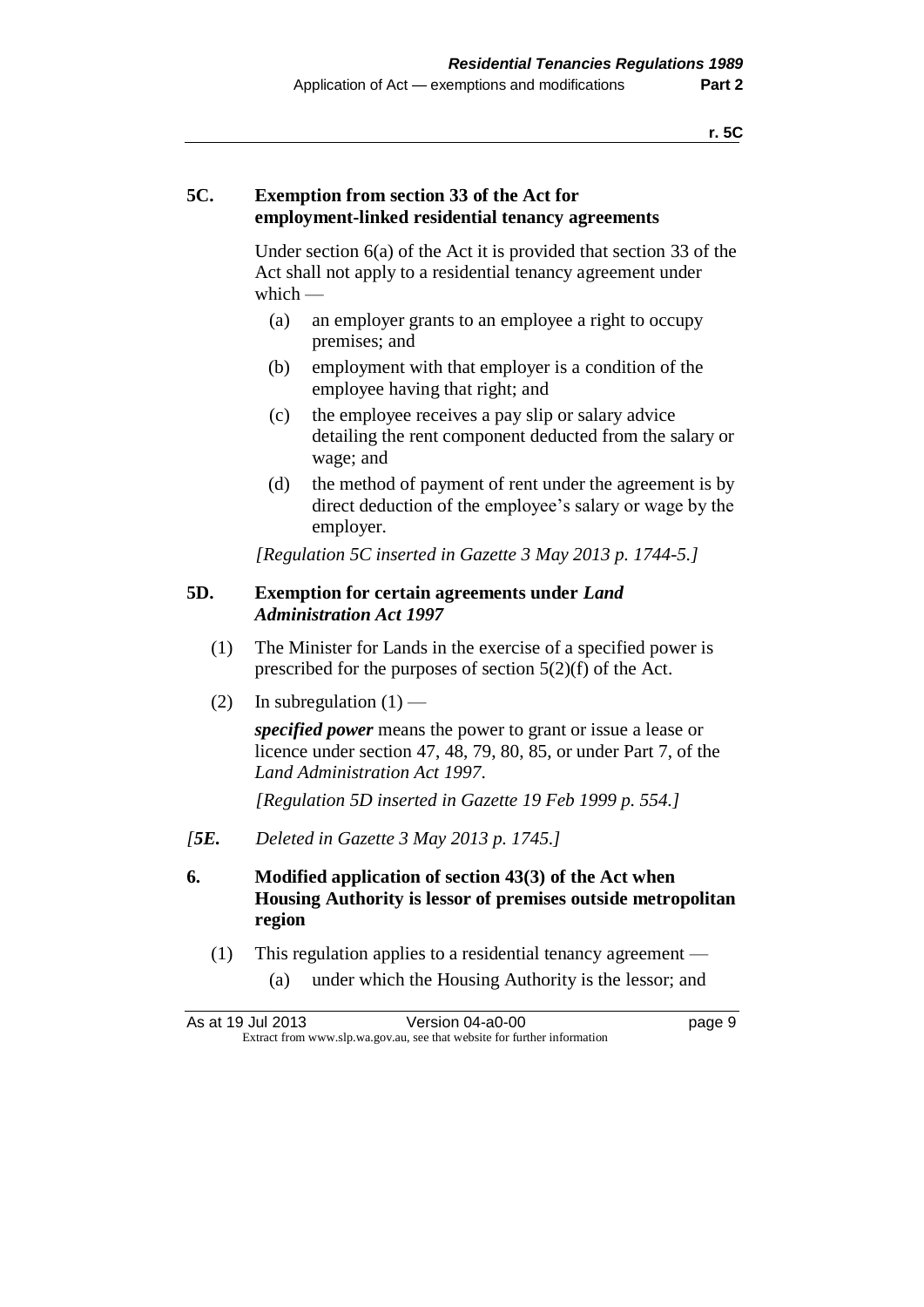### 5C. Exemption from section 33 of the Act for employment-linked residential tenancy agreements

Under section 6(a) of the Act it is provided that section 33 of the Act shall not apply to a residential tenancy agreement under which —

(a) an employer grants to an employee a right to occupy premises; and

(b) employment with that employer is a condition of the employee having that right; and

(c) the employee receives a pay slip or salary advice detailing the rent component deducted from the salary or wage; and

(d) the method of payment of rent under the agreement is by direct deduction of the employee's salary or wage by the employer.

*[Regulation 5C inserted in Gazette 3 May 2013 p. 1744-5.]*

### 5D. Exemption for certain agreements under *Land Administration Act 1997*

(1) The Minister for Lands in the exercise of a specified power is prescribed for the purposes of section 5(2)(f) of the Act.

(2) In subregulation (1) —

***specified power*** means the power to grant or issue a lease or licence under section 47, 48, 79, 80, 85, or under Part 7, of the *Land Administration Act 1997*.

*[Regulation 5D inserted in Gazette 19 Feb 1999 p. 554.]*

*[**5E.** Deleted in Gazette 3 May 2013 p. 1745.]*

### 6. Modified application of section 43(3) of the Act when Housing Authority is lessor of premises outside metropolitan region

(1) This regulation applies to a residential tenancy agreement —

(a) under which the Housing Authority is the lessor; and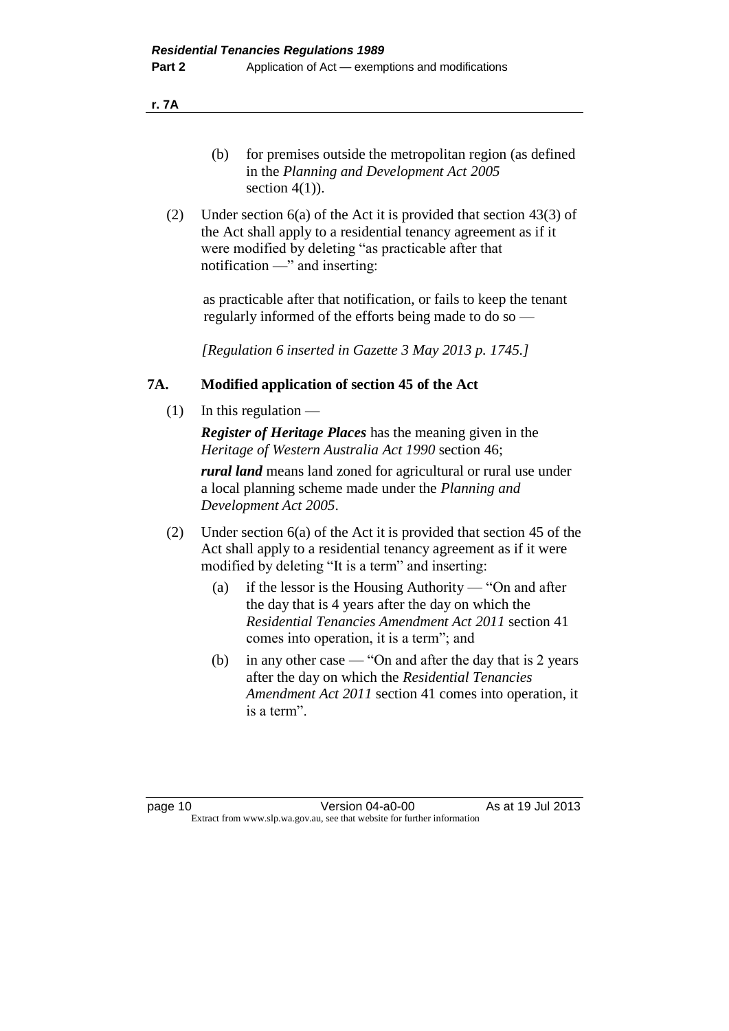(b) for premises outside the metropolitan region (as defined in the *Planning and Development Act 2005* section 4(1)).

(2) Under section 6(a) of the Act it is provided that section 43(3) of the Act shall apply to a residential tenancy agreement as if it were modified by deleting "as practicable after that notification —" and inserting:

> as practicable after that notification, or fails to keep the tenant regularly informed of the efforts being made to do so —

*[Regulation 6 inserted in Gazette 3 May 2013 p. 1745.]*

### 7A. Modified application of section 45 of the Act

(1) In this regulation —

***Register of Heritage Places*** has the meaning given in the *Heritage of Western Australia Act 1990* section 46;

***rural land*** means land zoned for agricultural or rural use under a local planning scheme made under the *Planning and Development Act 2005*.

(2) Under section 6(a) of the Act it is provided that section 45 of the Act shall apply to a residential tenancy agreement as if it were modified by deleting "It is a term" and inserting:

- (a) if the lessor is the Housing Authority — "On and after the day that is 4 years after the day on which the *Residential Tenancies Amendment Act 2011* section 41 comes into operation, it is a term"; and
- (b) in any other case — "On and after the day that is 2 years after the day on which the *Residential Tenancies Amendment Act 2011* section 41 comes into operation, it is a term".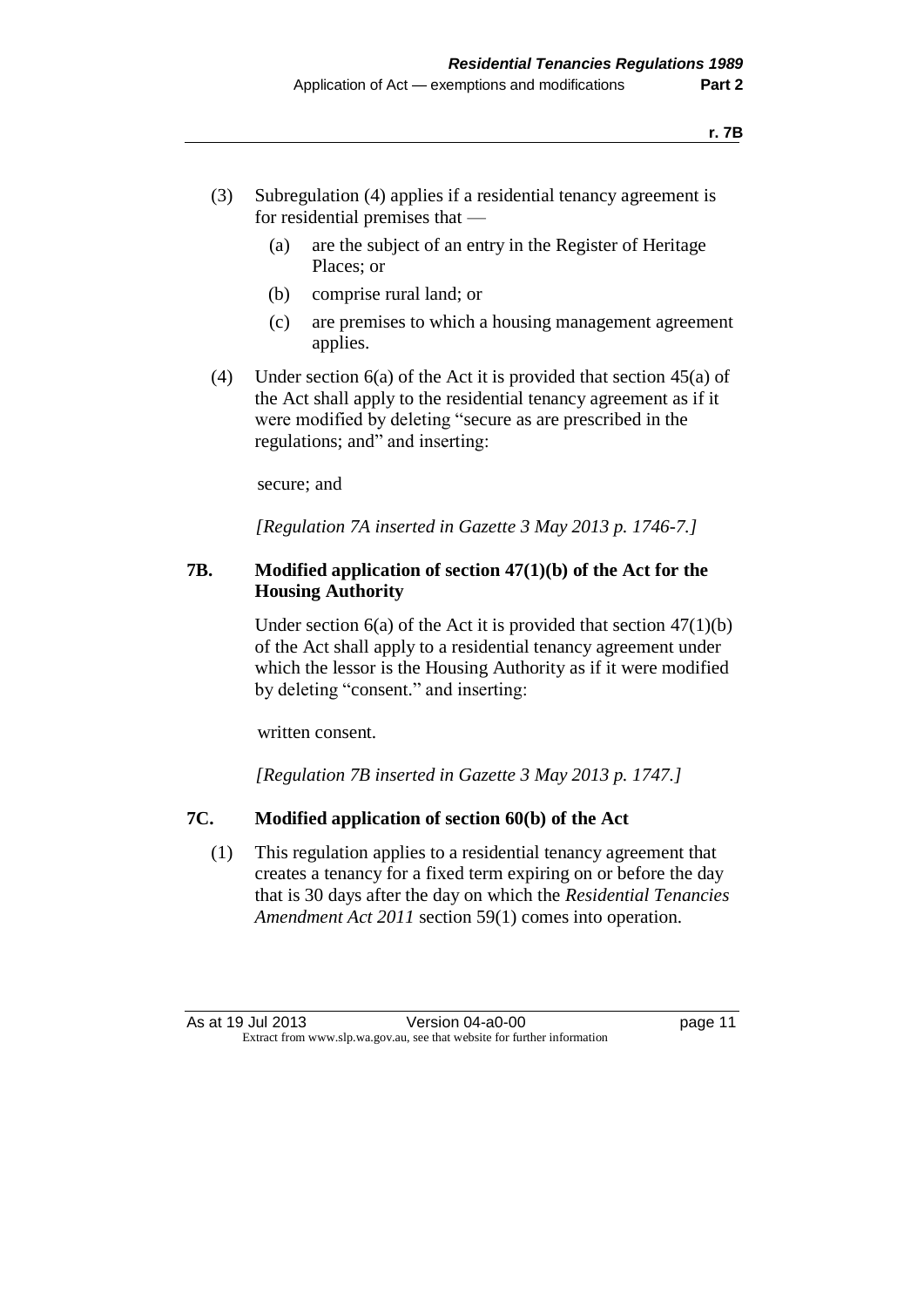(3) Subregulation (4) applies if a residential tenancy agreement is for residential premises that —

(a) are the subject of an entry in the Register of Heritage Places; or

(b) comprise rural land; or

(c) are premises to which a housing management agreement applies.

(4) Under section 6(a) of the Act it is provided that section 45(a) of the Act shall apply to the residential tenancy agreement as if it were modified by deleting "secure as are prescribed in the regulations; and" and inserting:

secure; and

*[Regulation 7A inserted in Gazette 3 May 2013 p. 1746-7.]*

### 7B. Modified application of section 47(1)(b) of the Act for the Housing Authority

Under section 6(a) of the Act it is provided that section 47(1)(b) of the Act shall apply to a residential tenancy agreement under which the lessor is the Housing Authority as if it were modified by deleting "consent." and inserting:

written consent.

*[Regulation 7B inserted in Gazette 3 May 2013 p. 1747.]*

### 7C. Modified application of section 60(b) of the Act

(1) This regulation applies to a residential tenancy agreement that creates a tenancy for a fixed term expiring on or before the day that is 30 days after the day on which the *Residential Tenancies Amendment Act 2011* section 59(1) comes into operation.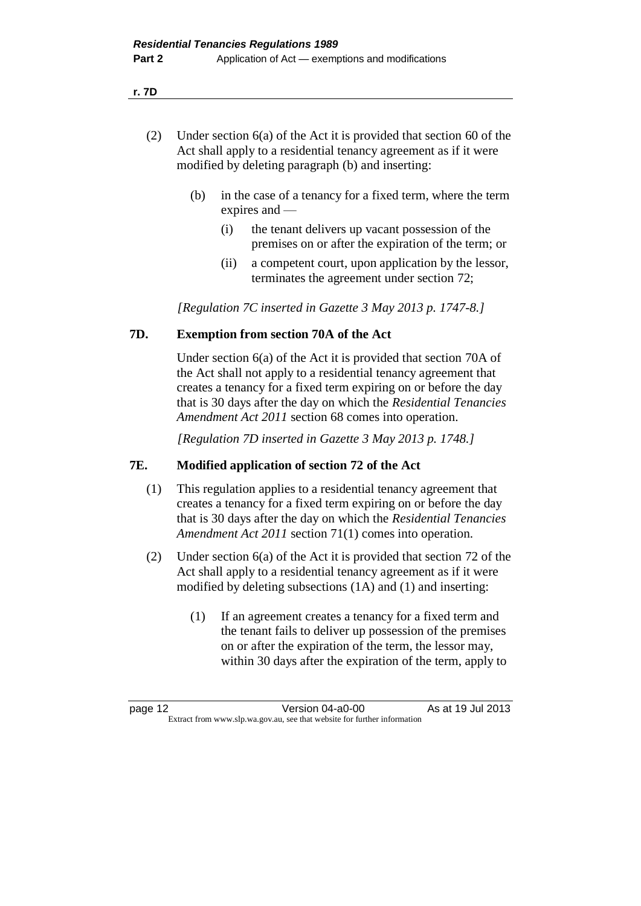(2) Under section 6(a) of the Act it is provided that section 60 of the Act shall apply to a residential tenancy agreement as if it were modified by deleting paragraph (b) and inserting:

> (b) in the case of a tenancy for a fixed term, where the term expires and —
>
> > (i) the tenant delivers up vacant possession of the premises on or after the expiration of the term; or
> >
> > (ii) a competent court, upon application by the lessor, terminates the agreement under section 72;

*[Regulation 7C inserted in Gazette 3 May 2013 p. 1747-8.]*

## 7D. Exemption from section 70A of the Act

Under section 6(a) of the Act it is provided that section 70A of the Act shall not apply to a residential tenancy agreement that creates a tenancy for a fixed term expiring on or before the day that is 30 days after the day on which the *Residential Tenancies Amendment Act 2011* section 68 comes into operation.

*[Regulation 7D inserted in Gazette 3 May 2013 p. 1748.]*

## 7E. Modified application of section 72 of the Act

(1) This regulation applies to a residential tenancy agreement that creates a tenancy for a fixed term expiring on or before the day that is 30 days after the day on which the *Residential Tenancies Amendment Act 2011* section 71(1) comes into operation.

(2) Under section 6(a) of the Act it is provided that section 72 of the Act shall apply to a residential tenancy agreement as if it were modified by deleting subsections (1A) and (1) and inserting:

> (1) If an agreement creates a tenancy for a fixed term and the tenant fails to deliver up possession of the premises on or after the expiration of the term, the lessor may, within 30 days after the expiration of the term, apply to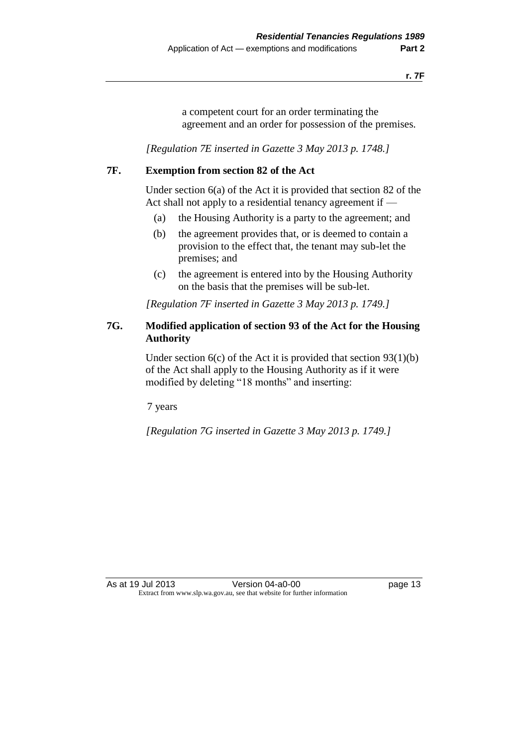a competent court for an order terminating the agreement and an order for possession of the premises.

*[Regulation 7E inserted in Gazette 3 May 2013 p. 1748.]*

## 7F. Exemption from section 82 of the Act

Under section 6(a) of the Act it is provided that section 82 of the Act shall not apply to a residential tenancy agreement if —

- (a) the Housing Authority is a party to the agreement; and
- (b) the agreement provides that, or is deemed to contain a provision to the effect that, the tenant may sub-let the premises; and
- (c) the agreement is entered into by the Housing Authority on the basis that the premises will be sub-let.

*[Regulation 7F inserted in Gazette 3 May 2013 p. 1749.]*

## 7G. Modified application of section 93 of the Act for the Housing Authority

Under section 6(c) of the Act it is provided that section 93(1)(b) of the Act shall apply to the Housing Authority as if it were modified by deleting "18 months" and inserting:

7 years

*[Regulation 7G inserted in Gazette 3 May 2013 p. 1749.]*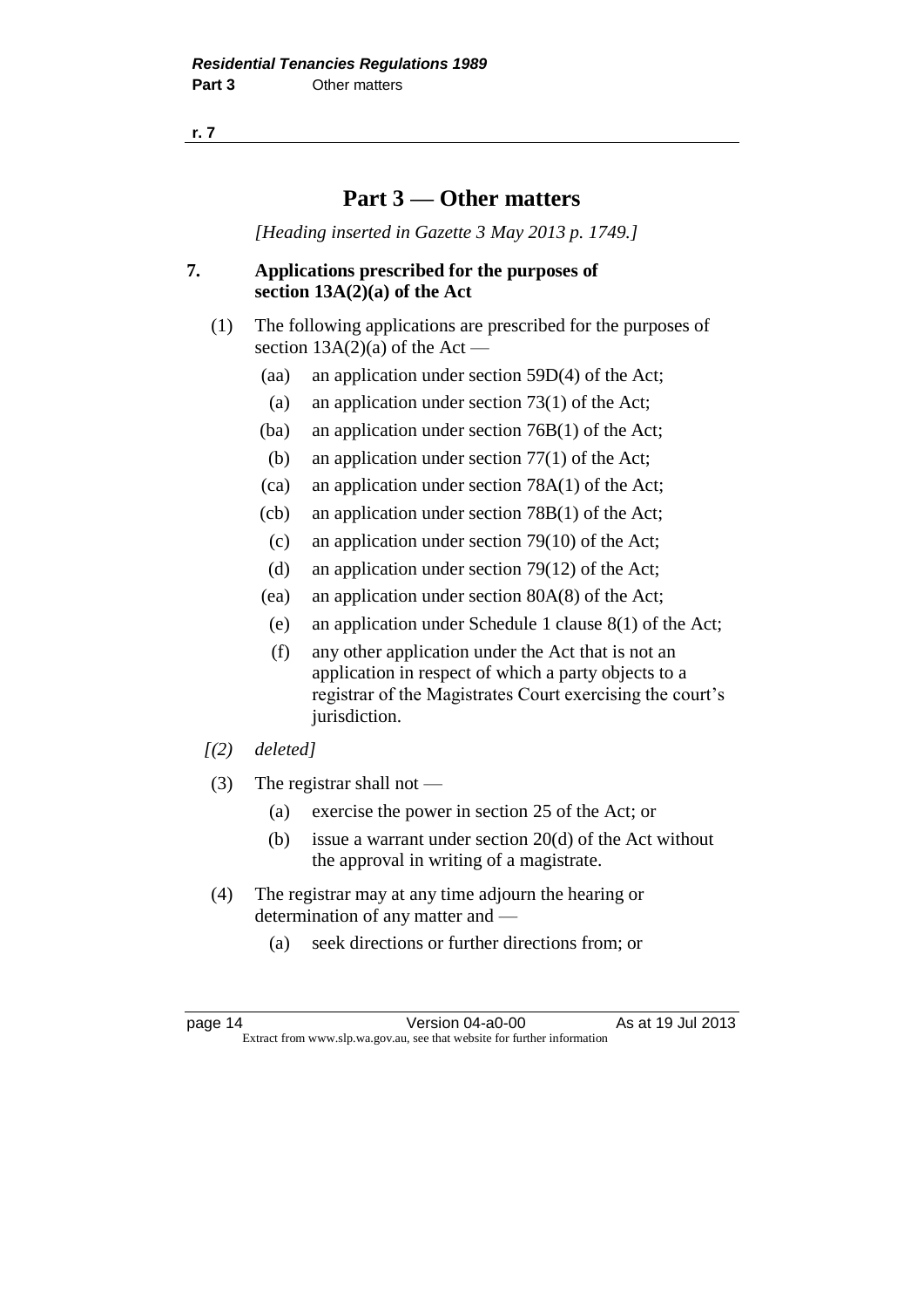# Part 3 — Other matters

*[Heading inserted in Gazette 3 May 2013 p. 1749.]*

**7. Applications prescribed for the purposes of section 13A(2)(a) of the Act**

(1) The following applications are prescribed for the purposes of section 13A(2)(a) of the Act —

(aa) an application under section 59D(4) of the Act;

(a) an application under section 73(1) of the Act;

(ba) an application under section 76B(1) of the Act;

(b) an application under section 77(1) of the Act;

(ca) an application under section 78A(1) of the Act;

(cb) an application under section 78B(1) of the Act;

(c) an application under section 79(10) of the Act;

(d) an application under section 79(12) of the Act;

(ea) an application under section 80A(8) of the Act;

(e) an application under Schedule 1 clause 8(1) of the Act;

(f) any other application under the Act that is not an application in respect of which a party objects to a registrar of the Magistrates Court exercising the court's jurisdiction.

*[(2) deleted]*

(3) The registrar shall not —

(a) exercise the power in section 25 of the Act; or

(b) issue a warrant under section 20(d) of the Act without the approval in writing of a magistrate.

(4) The registrar may at any time adjourn the hearing or determination of any matter and —

(a) seek directions or further directions from; or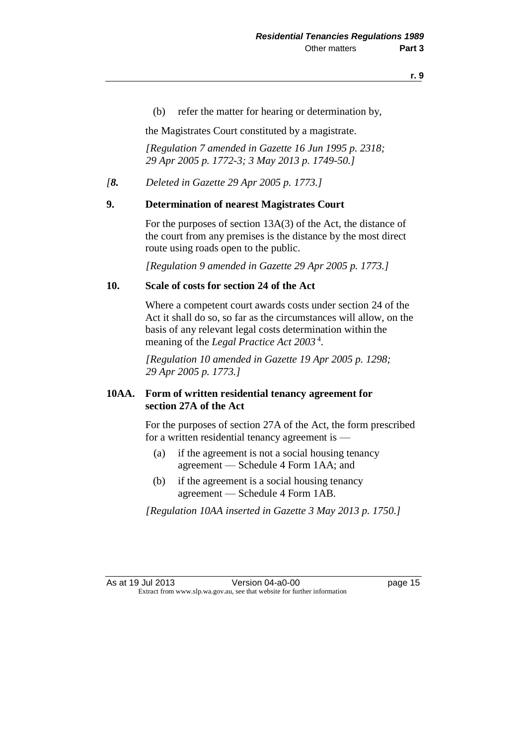(b) refer the matter for hearing or determination by,

the Magistrates Court constituted by a magistrate.

*[Regulation 7 amended in Gazette 16 Jun 1995 p. 2318; 29 Apr 2005 p. 1772-3; 3 May 2013 p. 1749-50.]*

*[**8.** Deleted in Gazette 29 Apr 2005 p. 1773.]*

**9. Determination of nearest Magistrates Court**

For the purposes of section 13A(3) of the Act, the distance of the court from any premises is the distance by the most direct route using roads open to the public.

*[Regulation 9 amended in Gazette 29 Apr 2005 p. 1773.]*

**10. Scale of costs for section 24 of the Act**

Where a competent court awards costs under section 24 of the Act it shall do so, so far as the circumstances will allow, on the basis of any relevant legal costs determination within the meaning of the *Legal Practice Act 2003* [4].

*[Regulation 10 amended in Gazette 19 Apr 2005 p. 1298; 29 Apr 2005 p. 1773.]*

**10AA. Form of written residential tenancy agreement for section 27A of the Act**

For the purposes of section 27A of the Act, the form prescribed for a written residential tenancy agreement is —

(a) if the agreement is not a social housing tenancy agreement — Schedule 4 Form 1AA; and

(b) if the agreement is a social housing tenancy agreement — Schedule 4 Form 1AB.

*[Regulation 10AA inserted in Gazette 3 May 2013 p. 1750.]*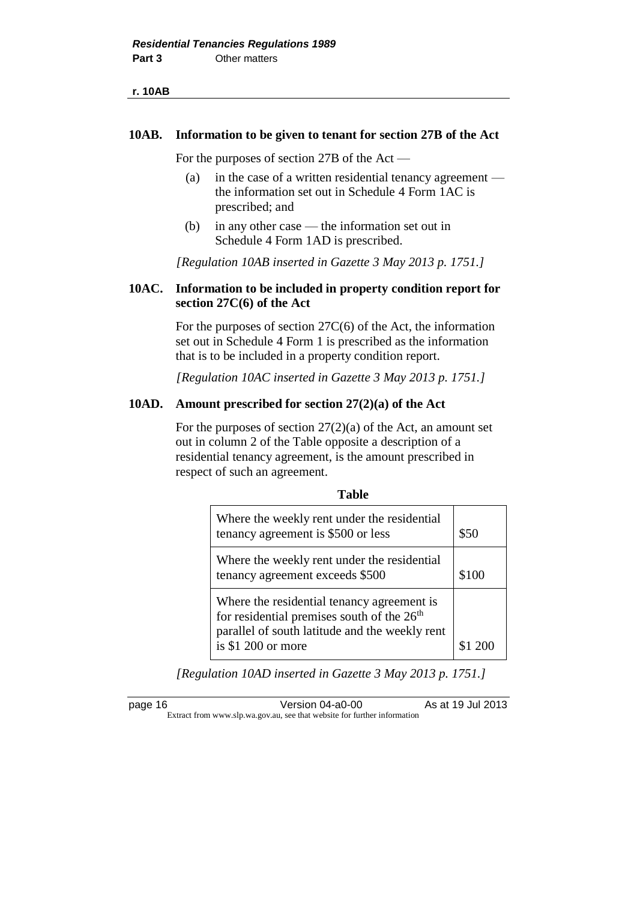### 10AB. Information to be given to tenant for section 27B of the Act

For the purposes of section 27B of the Act —

(a) in the case of a written residential tenancy agreement — the information set out in Schedule 4 Form 1AC is prescribed; and

(b) in any other case — the information set out in Schedule 4 Form 1AD is prescribed.

*[Regulation 10AB inserted in Gazette 3 May 2013 p. 1751.]*

### 10AC. Information to be included in property condition report for section 27C(6) of the Act

For the purposes of section 27C(6) of the Act, the information set out in Schedule 4 Form 1 is prescribed as the information that is to be included in a property condition report.

*[Regulation 10AC inserted in Gazette 3 May 2013 p. 1751.]*

### 10AD. Amount prescribed for section 27(2)(a) of the Act

For the purposes of section 27(2)(a) of the Act, an amount set out in column 2 of the Table opposite a description of a residential tenancy agreement, is the amount prescribed in respect of such an agreement.

**Table**

| | |
|---|---|
| Where the weekly rent under the residential tenancy agreement is $500 or less | $50 |
| Where the weekly rent under the residential tenancy agreement exceeds $500 | $100 |
| Where the residential tenancy agreement is for residential premises south of the 26th parallel of south latitude and the weekly rent is $1 200 or more | $1 200 |

*[Regulation 10AD inserted in Gazette 3 May 2013 p. 1751.]*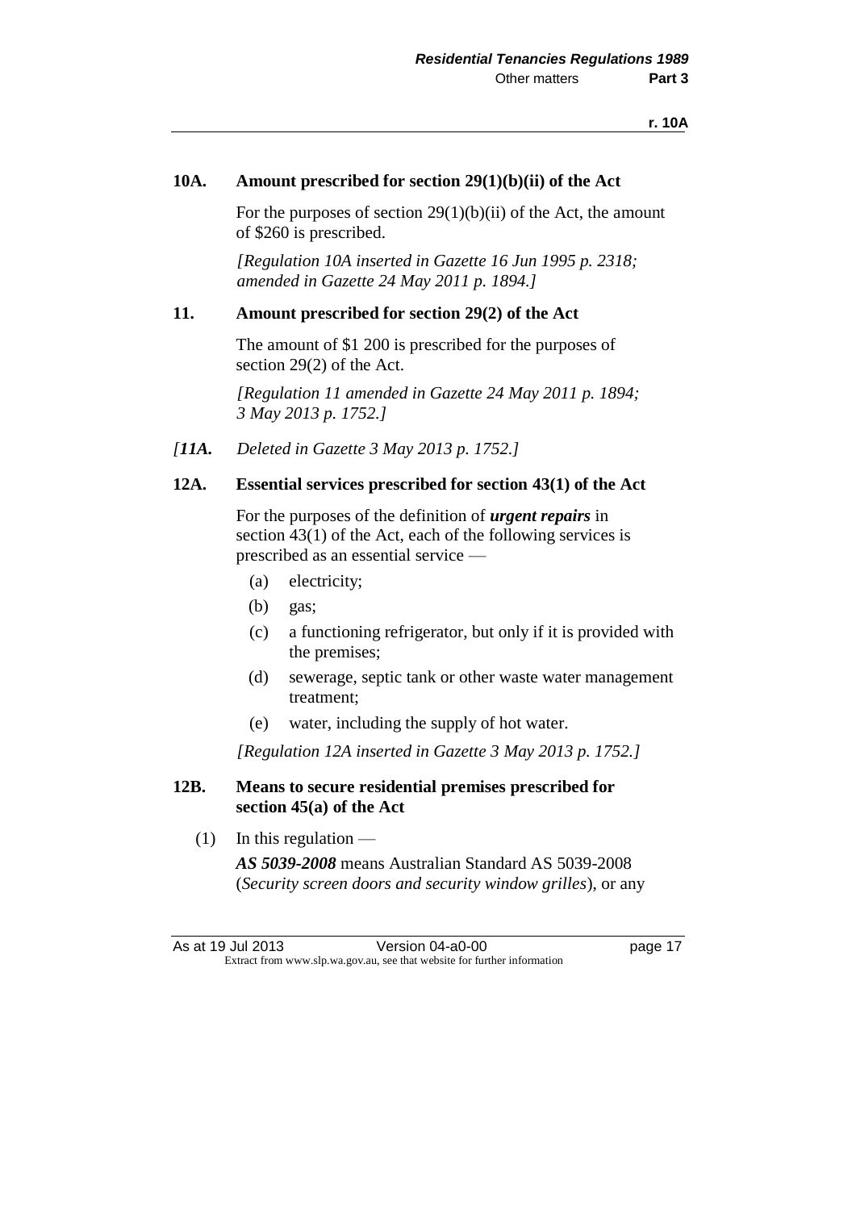### 10A. Amount prescribed for section 29(1)(b)(ii) of the Act

For the purposes of section 29(1)(b)(ii) of the Act, the amount of $260 is prescribed.

*[Regulation 10A inserted in Gazette 16 Jun 1995 p. 2318; amended in Gazette 24 May 2011 p. 1894.]*

### 11. Amount prescribed for section 29(2) of the Act

The amount of $1 200 is prescribed for the purposes of section 29(2) of the Act.

*[Regulation 11 amended in Gazette 24 May 2011 p. 1894; 3 May 2013 p. 1752.]*

*[**11A.** Deleted in Gazette 3 May 2013 p. 1752.]*

### 12A. Essential services prescribed for section 43(1) of the Act

For the purposes of the definition of ***urgent repairs*** in section 43(1) of the Act, each of the following services is prescribed as an essential service —

(a) electricity;

(b) gas;

(c) a functioning refrigerator, but only if it is provided with the premises;

(d) sewerage, septic tank or other waste water management treatment;

(e) water, including the supply of hot water.

*[Regulation 12A inserted in Gazette 3 May 2013 p. 1752.]*

### 12B. Means to secure residential premises prescribed for section 45(a) of the Act

(1) In this regulation —

***AS 5039-2008*** means Australian Standard AS 5039-2008 (*Security screen doors and security window grilles*), or any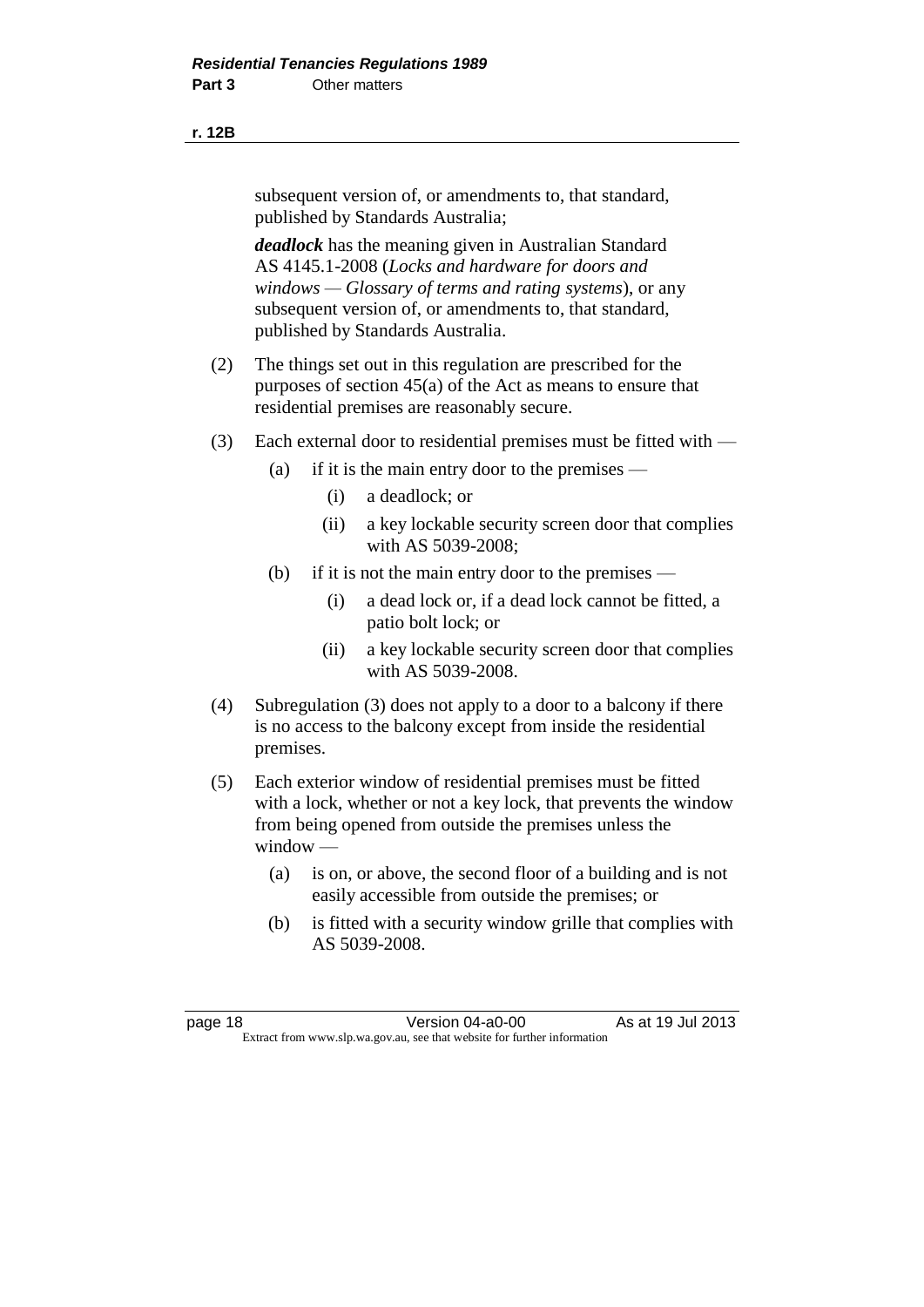subsequent version of, or amendments to, that standard, published by Standards Australia;

***deadlock*** has the meaning given in Australian Standard AS 4145.1-2008 (*Locks and hardware for doors and windows — Glossary of terms and rating systems*), or any subsequent version of, or amendments to, that standard, published by Standards Australia.

(2) The things set out in this regulation are prescribed for the purposes of section 45(a) of the Act as means to ensure that residential premises are reasonably secure.

(3) Each external door to residential premises must be fitted with —

- (a) if it is the main entry door to the premises —
  - (i) a deadlock; or
  - (ii) a key lockable security screen door that complies with AS 5039-2008;
- (b) if it is not the main entry door to the premises —
  - (i) a dead lock or, if a dead lock cannot be fitted, a patio bolt lock; or
  - (ii) a key lockable security screen door that complies with AS 5039-2008.

(4) Subregulation (3) does not apply to a door to a balcony if there is no access to the balcony except from inside the residential premises.

(5) Each exterior window of residential premises must be fitted with a lock, whether or not a key lock, that prevents the window from being opened from outside the premises unless the window —

- (a) is on, or above, the second floor of a building and is not easily accessible from outside the premises; or
- (b) is fitted with a security window grille that complies with AS 5039-2008.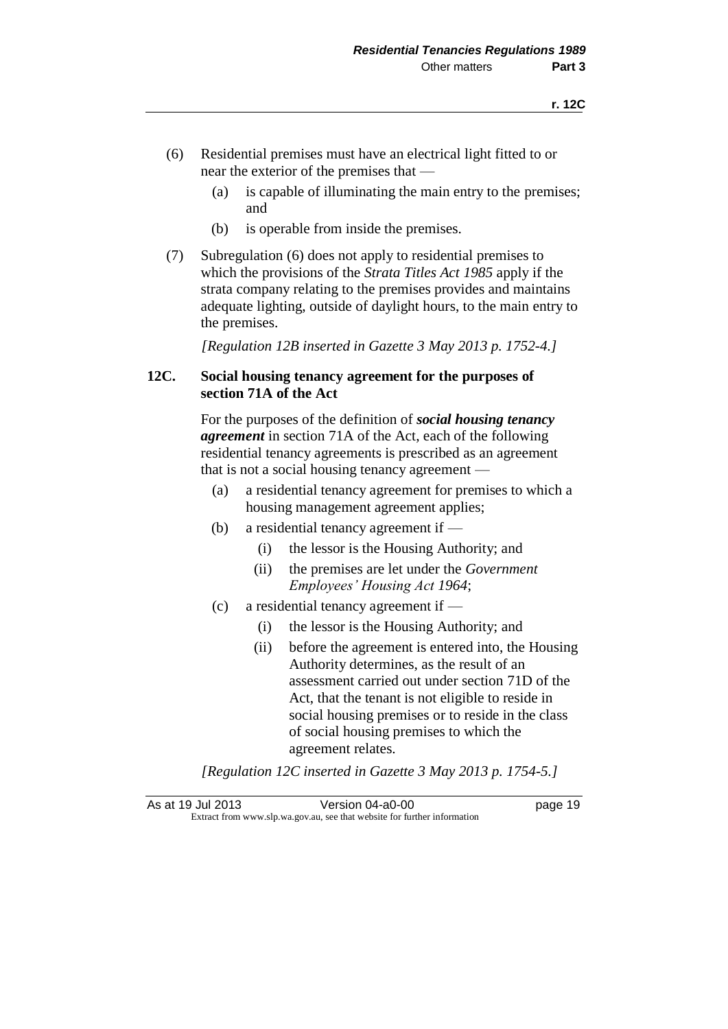(6) Residential premises must have an electrical light fitted to or near the exterior of the premises that —

  (a) is capable of illuminating the main entry to the premises; and

  (b) is operable from inside the premises.

(7) Subregulation (6) does not apply to residential premises to which the provisions of the *Strata Titles Act 1985* apply if the strata company relating to the premises provides and maintains adequate lighting, outside of daylight hours, to the main entry to the premises.

*[Regulation 12B inserted in Gazette 3 May 2013 p. 1752-4.]*

### 12C. Social housing tenancy agreement for the purposes of section 71A of the Act

For the purposes of the definition of ***social housing tenancy agreement*** in section 71A of the Act, each of the following residential tenancy agreements is prescribed as an agreement that is not a social housing tenancy agreement —

  (a) a residential tenancy agreement for premises to which a housing management agreement applies;

  (b) a residential tenancy agreement if —

    (i) the lessor is the Housing Authority; and

    (ii) the premises are let under the *Government Employees' Housing Act 1964*;

  (c) a residential tenancy agreement if —

    (i) the lessor is the Housing Authority; and

    (ii) before the agreement is entered into, the Housing Authority determines, as the result of an assessment carried out under section 71D of the Act, that the tenant is not eligible to reside in social housing premises or to reside in the class of social housing premises to which the agreement relates.

*[Regulation 12C inserted in Gazette 3 May 2013 p. 1754-5.]*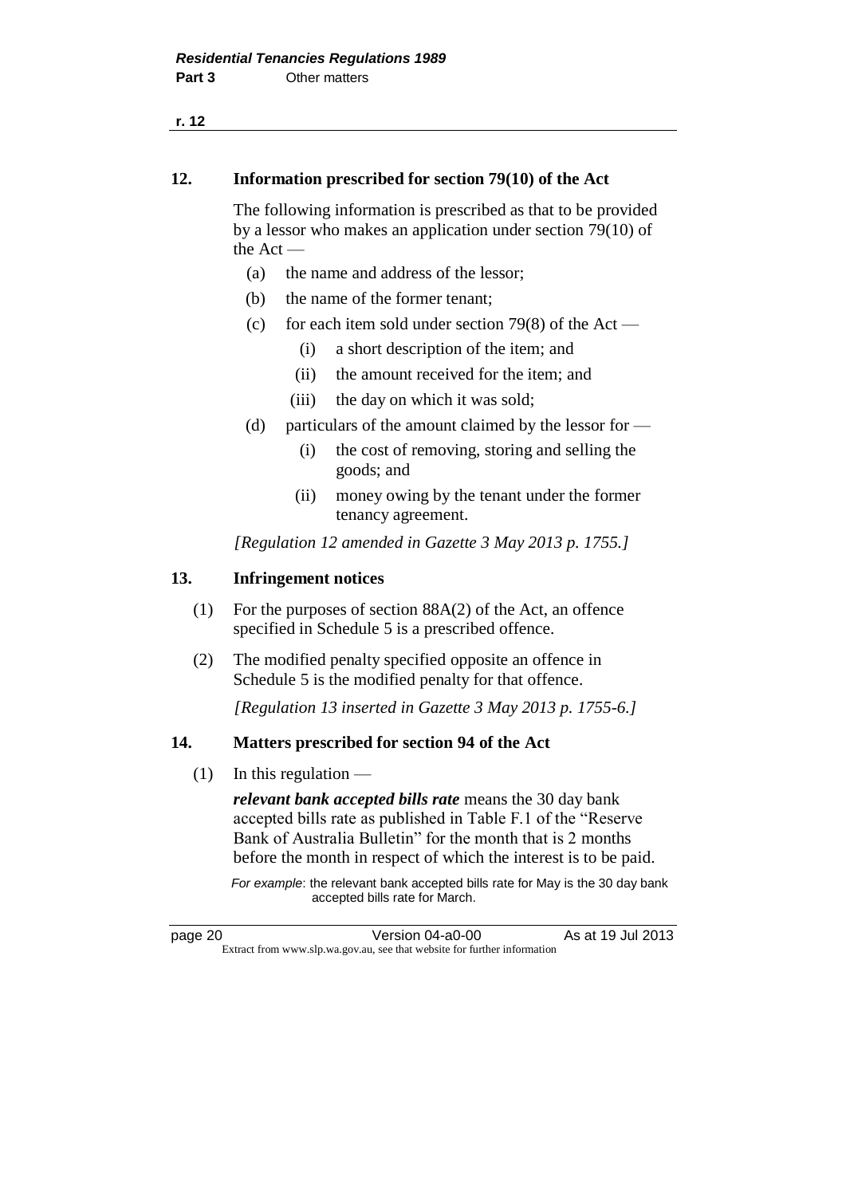## 12. Information prescribed for section 79(10) of the Act

The following information is prescribed as that to be provided by a lessor who makes an application under section 79(10) of the Act —

(a) the name and address of the lessor;

(b) the name of the former tenant;

(c) for each item sold under section 79(8) of the Act —

  (i) a short description of the item; and

  (ii) the amount received for the item; and

  (iii) the day on which it was sold;

(d) particulars of the amount claimed by the lessor for —

  (i) the cost of removing, storing and selling the goods; and

  (ii) money owing by the tenant under the former tenancy agreement.

*[Regulation 12 amended in Gazette 3 May 2013 p. 1755.]*

## 13. Infringement notices

(1) For the purposes of section 88A(2) of the Act, an offence specified in Schedule 5 is a prescribed offence.

(2) The modified penalty specified opposite an offence in Schedule 5 is the modified penalty for that offence.

*[Regulation 13 inserted in Gazette 3 May 2013 p. 1755-6.]*

## 14. Matters prescribed for section 94 of the Act

(1) In this regulation —

***relevant bank accepted bills rate*** means the 30 day bank accepted bills rate as published in Table F.1 of the "Reserve Bank of Australia Bulletin" for the month that is 2 months before the month in respect of which the interest is to be paid.

*For example*: the relevant bank accepted bills rate for May is the 30 day bank accepted bills rate for March.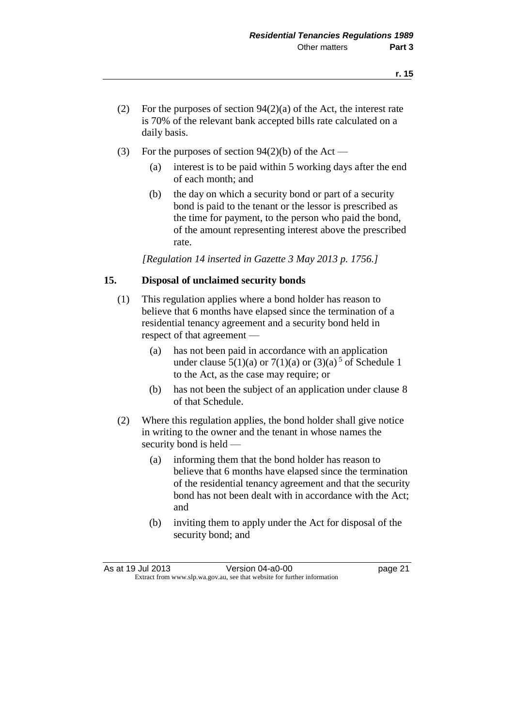(2) For the purposes of section 94(2)(a) of the Act, the interest rate is 70% of the relevant bank accepted bills rate calculated on a daily basis.

(3) For the purposes of section 94(2)(b) of the Act —

(a) interest is to be paid within 5 working days after the end of each month; and

(b) the day on which a security bond or part of a security bond is paid to the tenant or the lessor is prescribed as the time for payment, to the person who paid the bond, of the amount representing interest above the prescribed rate.

*[Regulation 14 inserted in Gazette 3 May 2013 p. 1756.]*

### 15. Disposal of unclaimed security bonds

(1) This regulation applies where a bond holder has reason to believe that 6 months have elapsed since the termination of a residential tenancy agreement and a security bond held in respect of that agreement —

(a) has not been paid in accordance with an application under clause 5(1)(a) or 7(1)(a) or (3)(a) [5] of Schedule 1 to the Act, as the case may require; or

(b) has not been the subject of an application under clause 8 of that Schedule.

(2) Where this regulation applies, the bond holder shall give notice in writing to the owner and the tenant in whose names the security bond is held —

(a) informing them that the bond holder has reason to believe that 6 months have elapsed since the termination of the residential tenancy agreement and that the security bond has not been dealt with in accordance with the Act; and

(b) inviting them to apply under the Act for disposal of the security bond; and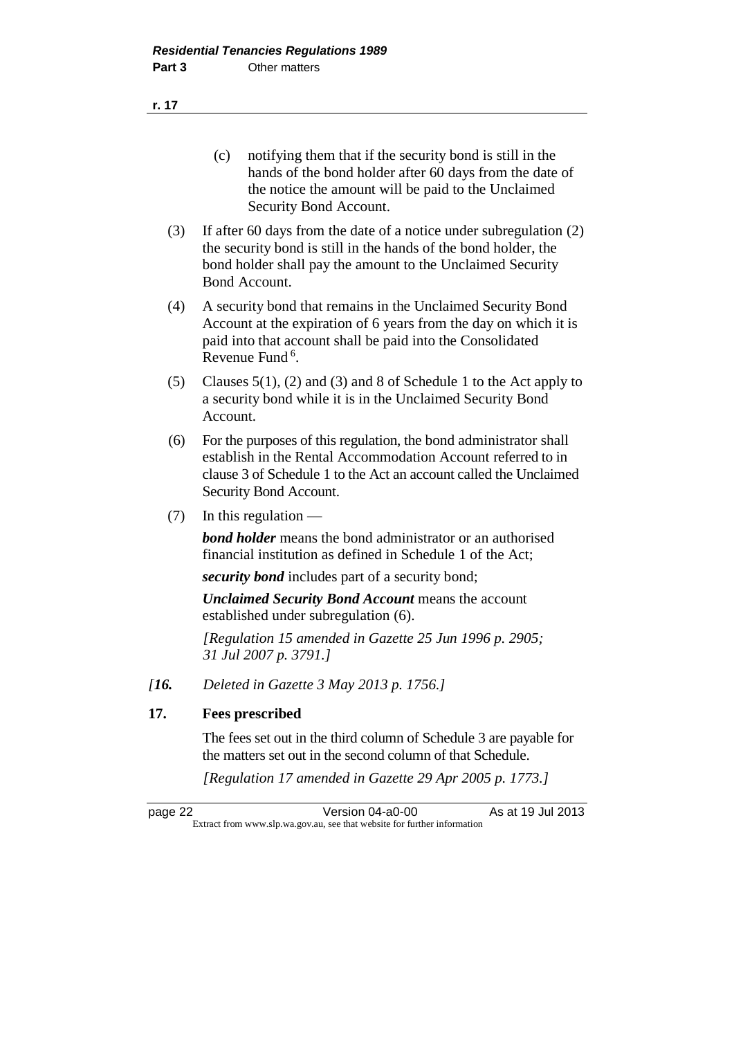(c) notifying them that if the security bond is still in the hands of the bond holder after 60 days from the date of the notice the amount will be paid to the Unclaimed Security Bond Account.

(3) If after 60 days from the date of a notice under subregulation (2) the security bond is still in the hands of the bond holder, the bond holder shall pay the amount to the Unclaimed Security Bond Account.

(4) A security bond that remains in the Unclaimed Security Bond Account at the expiration of 6 years from the day on which it is paid into that account shall be paid into the Consolidated Revenue Fund [6].

(5) Clauses 5(1), (2) and (3) and 8 of Schedule 1 to the Act apply to a security bond while it is in the Unclaimed Security Bond Account.

(6) For the purposes of this regulation, the bond administrator shall establish in the Rental Accommodation Account referred to in clause 3 of Schedule 1 to the Act an account called the Unclaimed Security Bond Account.

(7) In this regulation —

***bond holder*** means the bond administrator or an authorised financial institution as defined in Schedule 1 of the Act;

***security bond*** includes part of a security bond;

***Unclaimed Security Bond Account*** means the account established under subregulation (6).

*[Regulation 15 amended in Gazette 25 Jun 1996 p. 2905; 31 Jul 2007 p. 3791.]*

*[**16.** Deleted in Gazette 3 May 2013 p. 1756.]*

## 17. Fees prescribed

The fees set out in the third column of Schedule 3 are payable for the matters set out in the second column of that Schedule.

*[Regulation 17 amended in Gazette 29 Apr 2005 p. 1773.]*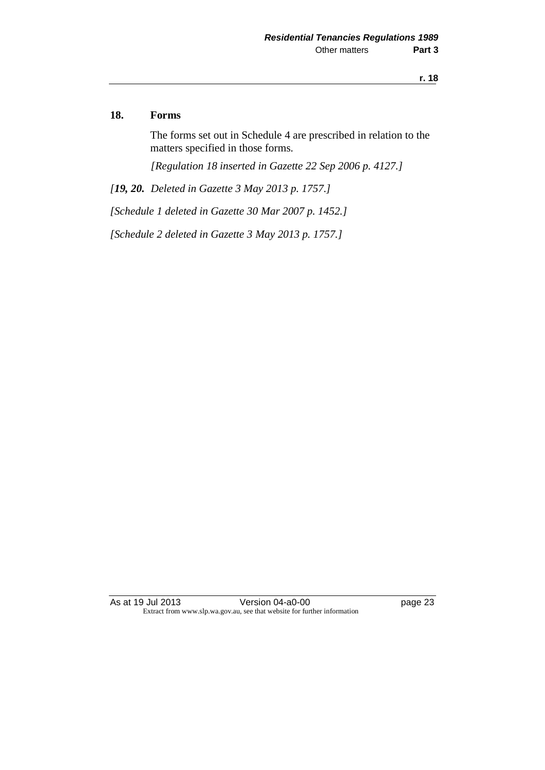## 18. Forms

The forms set out in Schedule 4 are prescribed in relation to the matters specified in those forms.

*[Regulation 18 inserted in Gazette 22 Sep 2006 p. 4127.]*

*[**19, 20.** Deleted in Gazette 3 May 2013 p. 1757.]*

*[Schedule 1 deleted in Gazette 30 Mar 2007 p. 1452.]*

*[Schedule 2 deleted in Gazette 3 May 2013 p. 1757.]*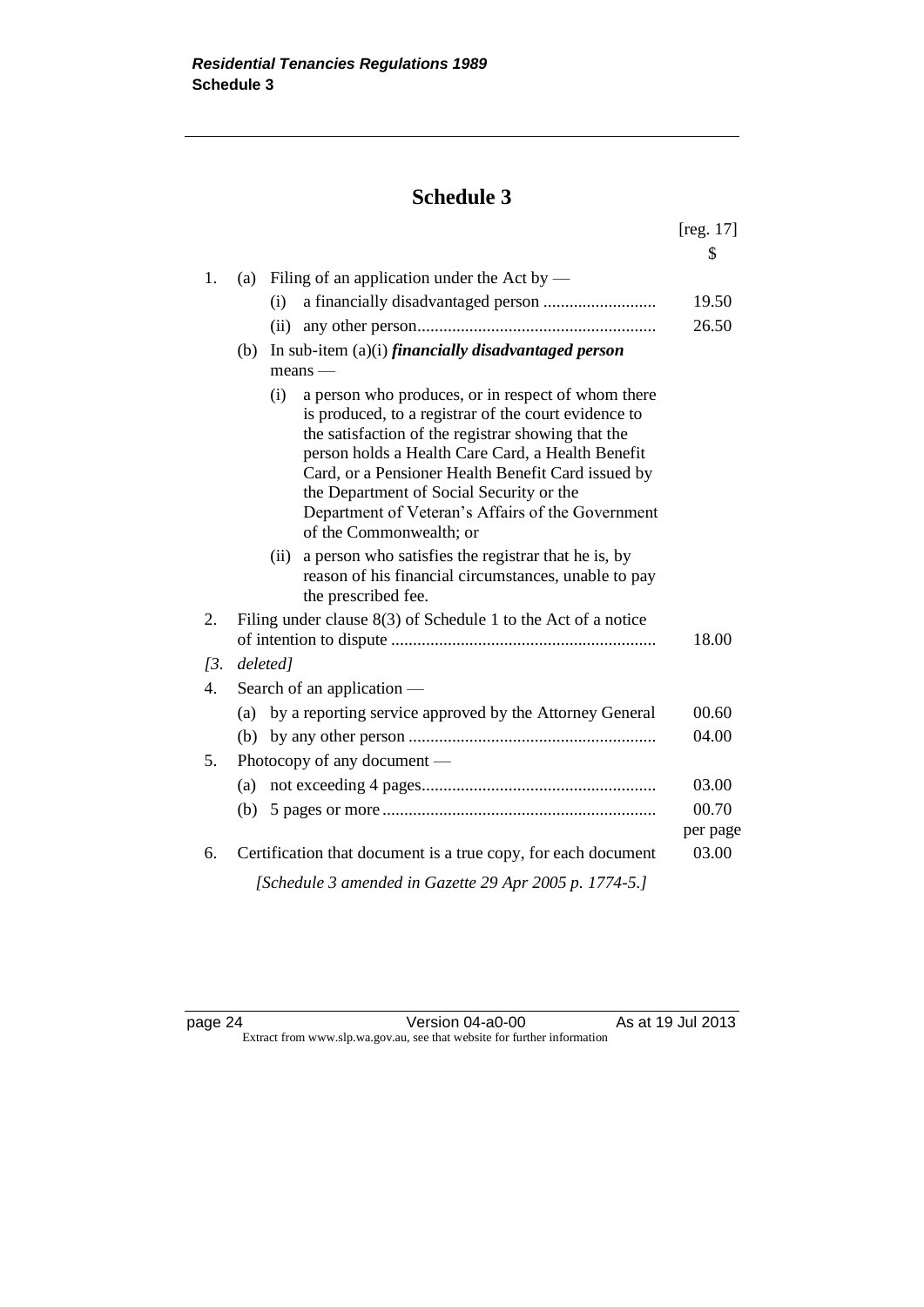# Schedule 3

[reg. 17]

| | | $ |
|---|---|---|
| 1. | (a) Filing of an application under the Act by — | |
| | (i) a financially disadvantaged person .......................... | 19.50 |
| | (ii) any other person....................................................... | 26.50 |
| | (b) In sub-item (a)(i) ***financially disadvantaged person*** means — | |
| | (i) a person who produces, or in respect of whom there is produced, to a registrar of the court evidence to the satisfaction of the registrar showing that the person holds a Health Care Card, a Health Benefit Card, or a Pensioner Health Benefit Card issued by the Department of Social Security or the Department of Veteran's Affairs of the Government of the Commonwealth; or | |
| | (ii) a person who satisfies the registrar that he is, by reason of his financial circumstances, unable to pay the prescribed fee. | |
| 2. | Filing under clause 8(3) of Schedule 1 to the Act of a notice of intention to dispute ............................................................ | 18.00 |
| *[3.* | *deleted]* | |
| 4. | Search of an application — | |
| | (a) by a reporting service approved by the Attorney General | 00.60 |
| | (b) by any other person ......................................................... | 04.00 |
| 5. | Photocopy of any document — | |
| | (a) not exceeding 4 pages...................................................... | 03.00 |
| | (b) 5 pages or more .............................................................. | 00.70 per page |
| 6. | Certification that document is a true copy, for each document | 03.00 |

*[Schedule 3 amended in Gazette 29 Apr 2005 p. 1774-5.]*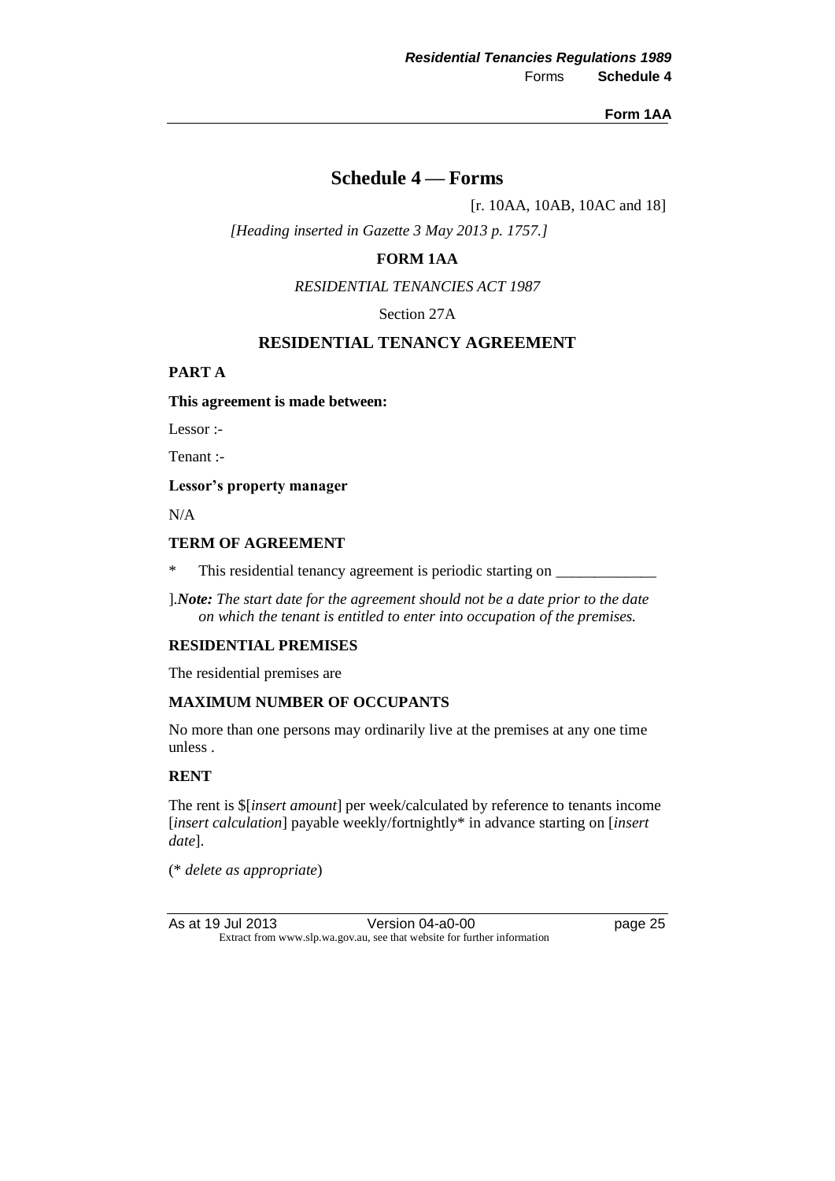# Schedule 4 — Forms

[r. 10AA, 10AB, 10AC and 18]

*[Heading inserted in Gazette 3 May 2013 p. 1757.]*

## FORM 1AA

*RESIDENTIAL TENANCIES ACT 1987*

Section 27A

## RESIDENTIAL TENANCY AGREEMENT

**PART A**

**This agreement is made between:**

Lessor :-

Tenant :-

**Lessor's property manager**

N/A

**TERM OF AGREEMENT**

\*    This residential tenancy agreement is periodic starting on _____________

].***Note:*** *The start date for the agreement should not be a date prior to the date on which the tenant is entitled to enter into occupation of the premises.*

**RESIDENTIAL PREMISES**

The residential premises are

**MAXIMUM NUMBER OF OCCUPANTS**

No more than one persons may ordinarily live at the premises at any one time unless .

**RENT**

The rent is $[*insert amount*] per week/calculated by reference to tenants income [*insert calculation*] payable weekly/fortnightly* in advance starting on [*insert date*].

(* *delete as appropriate*)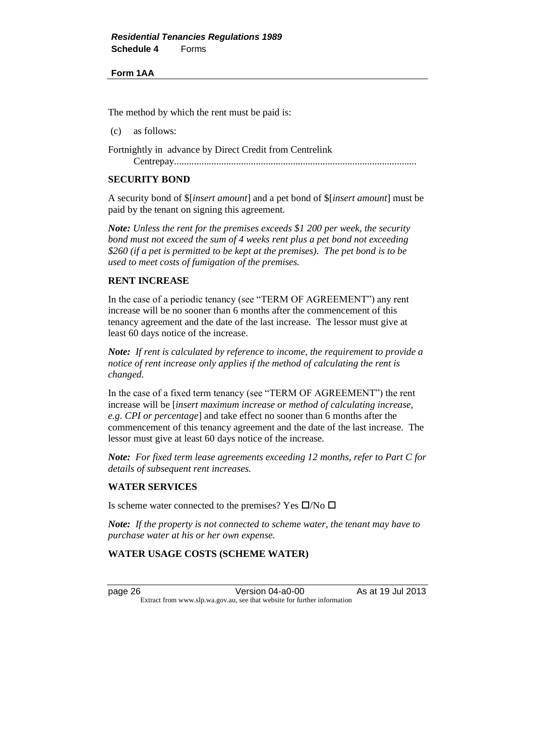The method by which the rent must be paid is:

(c) as follows:

Fortnightly in advance by Direct Credit from Centrelink Centrepay...................................................................................................

**SECURITY BOND**

A security bond of $[*insert amount*] and a pet bond of $[*insert amount*] must be paid by the tenant on signing this agreement.

***Note:*** *Unless the rent for the premises exceeds $1 200 per week, the security bond must not exceed the sum of 4 weeks rent plus a pet bond not exceeding $260 (if a pet is permitted to be kept at the premises). The pet bond is to be used to meet costs of fumigation of the premises.*

**RENT INCREASE**

In the case of a periodic tenancy (see "TERM OF AGREEMENT") any rent increase will be no sooner than 6 months after the commencement of this tenancy agreement and the date of the last increase. The lessor must give at least 60 days notice of the increase.

***Note:*** *If rent is calculated by reference to income, the requirement to provide a notice of rent increase only applies if the method of calculating the rent is changed.*

In the case of a fixed term tenancy (see "TERM OF AGREEMENT") the rent increase will be [*insert maximum increase or method of calculating increase, e.g. CPI or percentage*] and take effect no sooner than 6 months after the commencement of this tenancy agreement and the date of the last increase. The lessor must give at least 60 days notice of the increase.

***Note:*** *For fixed term lease agreements exceeding 12 months, refer to Part C for details of subsequent rent increases.*

**WATER SERVICES**

Is scheme water connected to the premises? Yes ☐/No ☐

***Note:*** *If the property is not connected to scheme water, the tenant may have to purchase water at his or her own expense.*

**WATER USAGE COSTS (SCHEME WATER)**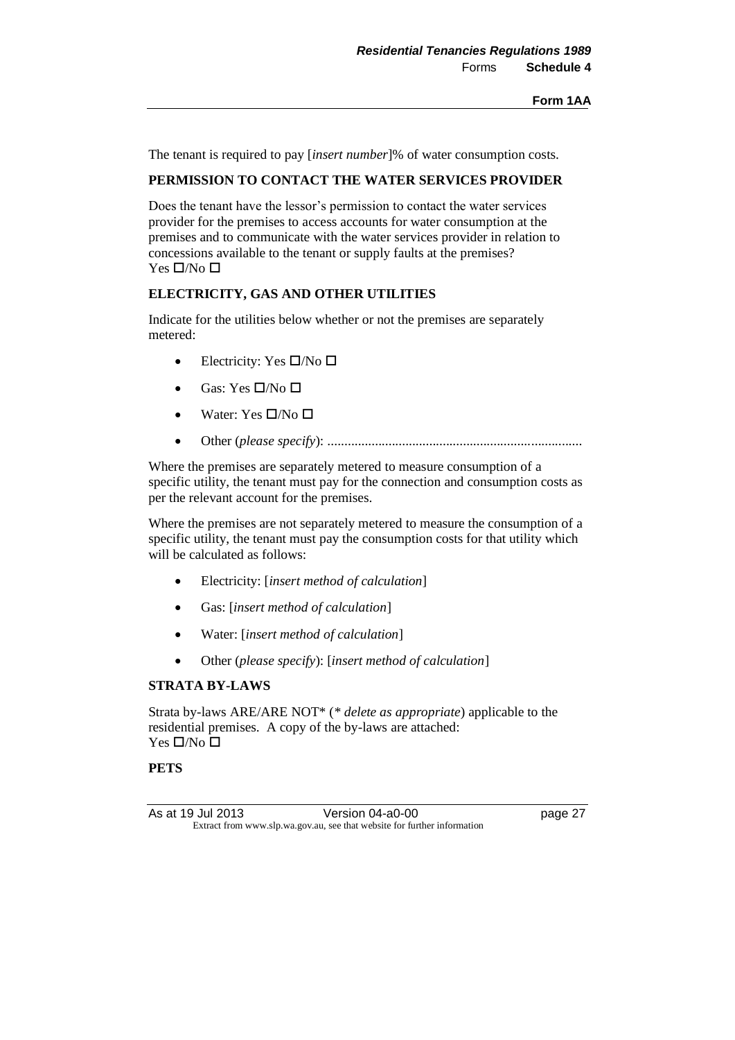The tenant is required to pay [*insert number*]% of water consumption costs.

**PERMISSION TO CONTACT THE WATER SERVICES PROVIDER**

Does the tenant have the lessor's permission to contact the water services provider for the premises to access accounts for water consumption at the premises and to communicate with the water services provider in relation to concessions available to the tenant or supply faults at the premises?
Yes ☐/No ☐

**ELECTRICITY, GAS AND OTHER UTILITIES**

Indicate for the utilities below whether or not the premises are separately metered:

- Electricity: Yes ☐/No ☐
- Gas: Yes ☐/No ☐
- Water: Yes ☐/No ☐
- Other (*please specify*): ..........................................................................

Where the premises are separately metered to measure consumption of a specific utility, the tenant must pay for the connection and consumption costs as per the relevant account for the premises.

Where the premises are not separately metered to measure the consumption of a specific utility, the tenant must pay the consumption costs for that utility which will be calculated as follows:

- Electricity: [*insert method of calculation*]
- Gas: [*insert method of calculation*]
- Water: [*insert method of calculation*]
- Other (*please specify*): [*insert method of calculation*]

**STRATA BY-LAWS**

Strata by-laws ARE/ARE NOT* (* *delete as appropriate*) applicable to the residential premises. A copy of the by-laws are attached:
Yes ☐/No ☐

**PETS**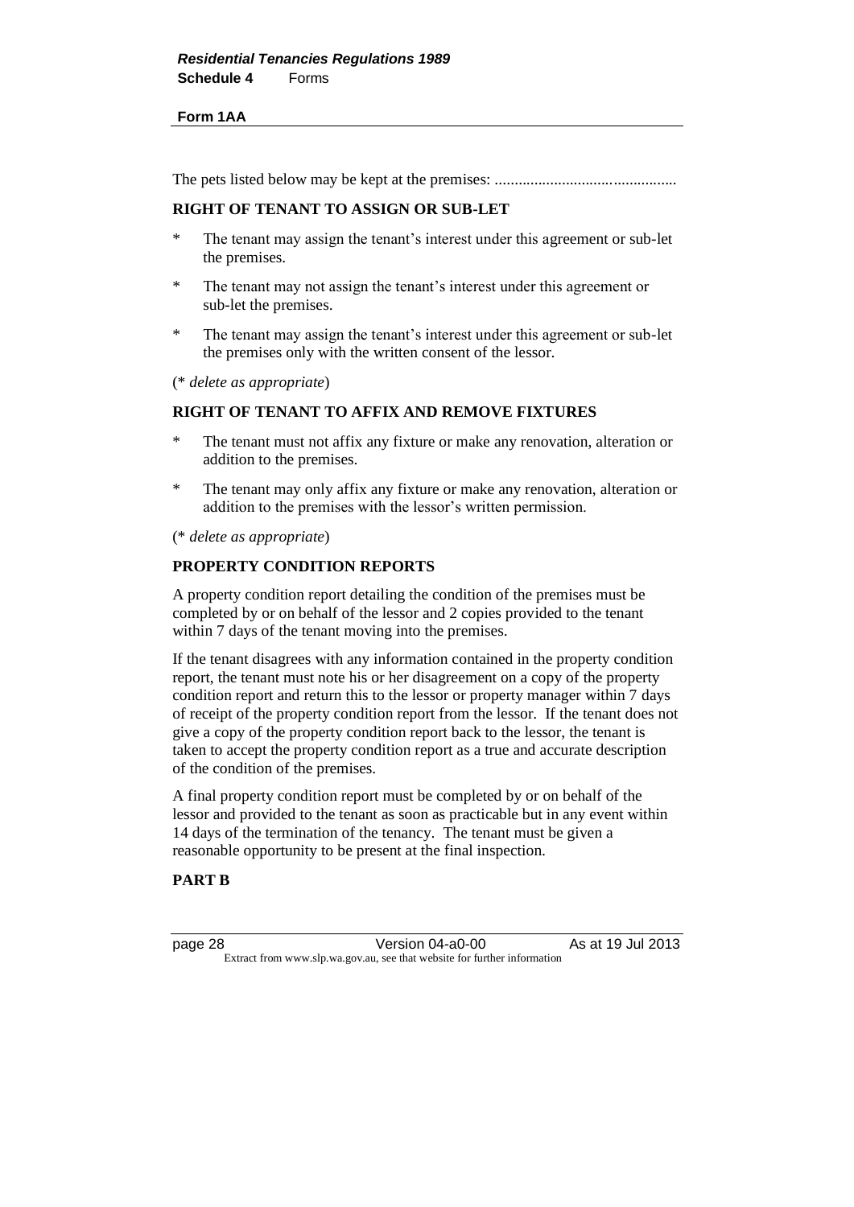The pets listed below may be kept at the premises: ............................................

**RIGHT OF TENANT TO ASSIGN OR SUB-LET**

\* The tenant may assign the tenant's interest under this agreement or sub-let the premises.

\* The tenant may not assign the tenant's interest under this agreement or sub-let the premises.

\* The tenant may assign the tenant's interest under this agreement or sub-let the premises only with the written consent of the lessor.

(* *delete as appropriate*)

**RIGHT OF TENANT TO AFFIX AND REMOVE FIXTURES**

\* The tenant must not affix any fixture or make any renovation, alteration or addition to the premises.

\* The tenant may only affix any fixture or make any renovation, alteration or addition to the premises with the lessor's written permission.

(* *delete as appropriate*)

**PROPERTY CONDITION REPORTS**

A property condition report detailing the condition of the premises must be completed by or on behalf of the lessor and 2 copies provided to the tenant within 7 days of the tenant moving into the premises.

If the tenant disagrees with any information contained in the property condition report, the tenant must note his or her disagreement on a copy of the property condition report and return this to the lessor or property manager within 7 days of receipt of the property condition report from the lessor. If the tenant does not give a copy of the property condition report back to the lessor, the tenant is taken to accept the property condition report as a true and accurate description of the condition of the premises.

A final property condition report must be completed by or on behalf of the lessor and provided to the tenant as soon as practicable but in any event within 14 days of the termination of the tenancy. The tenant must be given a reasonable opportunity to be present at the final inspection.

**PART B**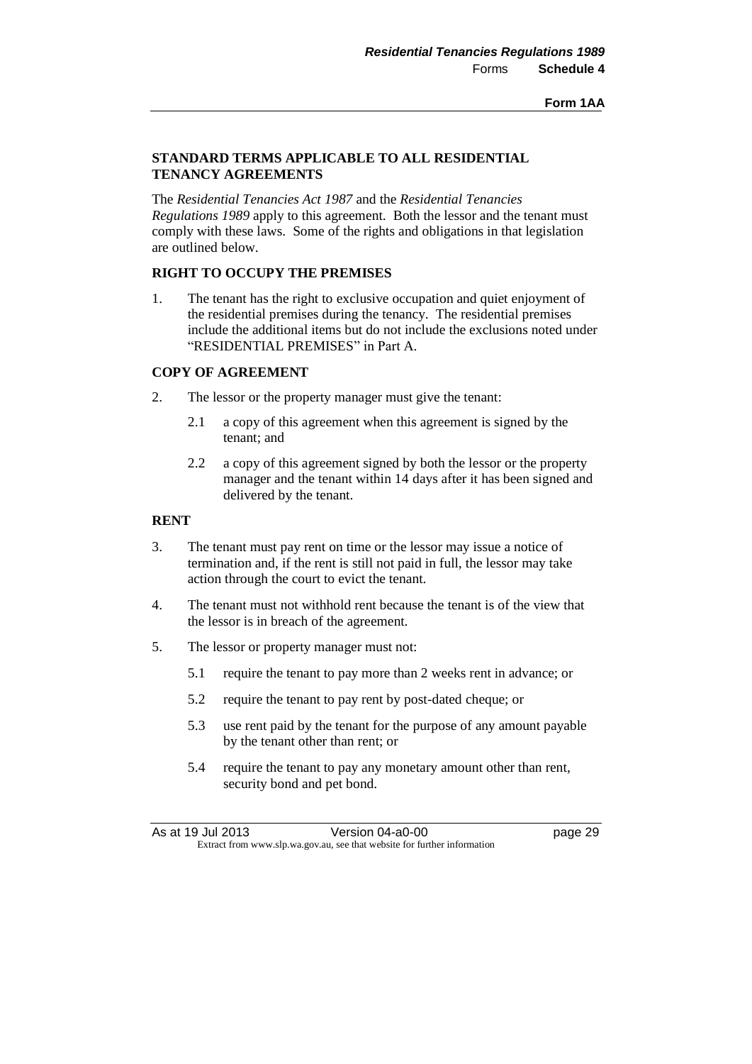## STANDARD TERMS APPLICABLE TO ALL RESIDENTIAL TENANCY AGREEMENTS

The *Residential Tenancies Act 1987* and the *Residential Tenancies Regulations 1989* apply to this agreement. Both the lessor and the tenant must comply with these laws. Some of the rights and obligations in that legislation are outlined below.

### RIGHT TO OCCUPY THE PREMISES

1. The tenant has the right to exclusive occupation and quiet enjoyment of the residential premises during the tenancy. The residential premises include the additional items but do not include the exclusions noted under "RESIDENTIAL PREMISES" in Part A.

### COPY OF AGREEMENT

2. The lessor or the property manager must give the tenant:

   2.1 a copy of this agreement when this agreement is signed by the tenant; and

   2.2 a copy of this agreement signed by both the lessor or the property manager and the tenant within 14 days after it has been signed and delivered by the tenant.

### RENT

3. The tenant must pay rent on time or the lessor may issue a notice of termination and, if the rent is still not paid in full, the lessor may take action through the court to evict the tenant.

4. The tenant must not withhold rent because the tenant is of the view that the lessor is in breach of the agreement.

5. The lessor or property manager must not:

   5.1 require the tenant to pay more than 2 weeks rent in advance; or

   5.2 require the tenant to pay rent by post-dated cheque; or

   5.3 use rent paid by the tenant for the purpose of any amount payable by the tenant other than rent; or

   5.4 require the tenant to pay any monetary amount other than rent, security bond and pet bond.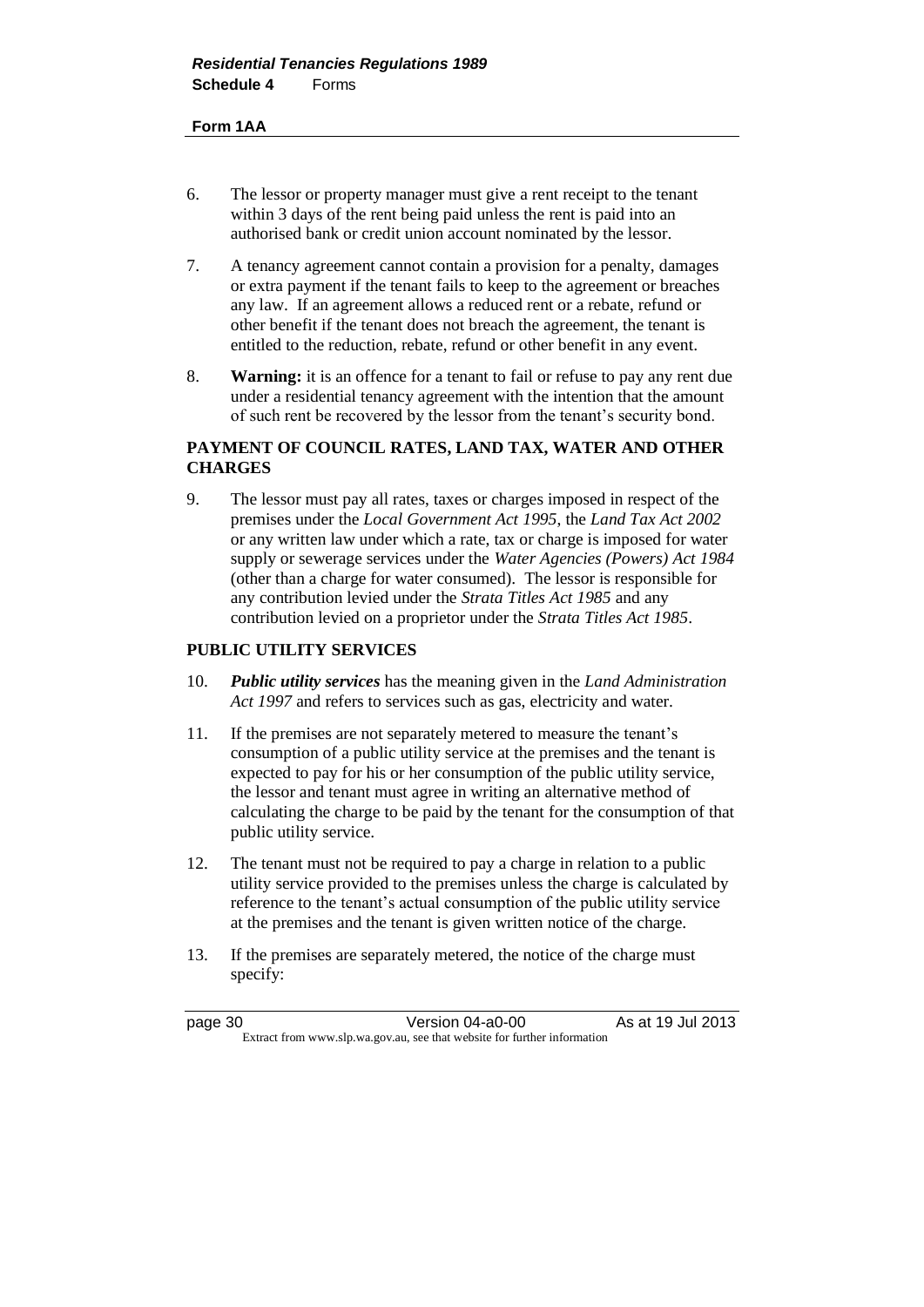6. The lessor or property manager must give a rent receipt to the tenant within 3 days of the rent being paid unless the rent is paid into an authorised bank or credit union account nominated by the lessor.

7. A tenancy agreement cannot contain a provision for a penalty, damages or extra payment if the tenant fails to keep to the agreement or breaches any law. If an agreement allows a reduced rent or a rebate, refund or other benefit if the tenant does not breach the agreement, the tenant is entitled to the reduction, rebate, refund or other benefit in any event.

8. **Warning:** it is an offence for a tenant to fail or refuse to pay any rent due under a residential tenancy agreement with the intention that the amount of such rent be recovered by the lessor from the tenant's security bond.

## PAYMENT OF COUNCIL RATES, LAND TAX, WATER AND OTHER CHARGES

9. The lessor must pay all rates, taxes or charges imposed in respect of the premises under the *Local Government Act 1995*, the *Land Tax Act 2002* or any written law under which a rate, tax or charge is imposed for water supply or sewerage services under the *Water Agencies (Powers) Act 1984* (other than a charge for water consumed). The lessor is responsible for any contribution levied under the *Strata Titles Act 1985* and any contribution levied on a proprietor under the *Strata Titles Act 1985*.

## PUBLIC UTILITY SERVICES

10. ***Public utility services*** has the meaning given in the *Land Administration Act 1997* and refers to services such as gas, electricity and water.

11. If the premises are not separately metered to measure the tenant's consumption of a public utility service at the premises and the tenant is expected to pay for his or her consumption of the public utility service, the lessor and tenant must agree in writing an alternative method of calculating the charge to be paid by the tenant for the consumption of that public utility service.

12. The tenant must not be required to pay a charge in relation to a public utility service provided to the premises unless the charge is calculated by reference to the tenant's actual consumption of the public utility service at the premises and the tenant is given written notice of the charge.

13. If the premises are separately metered, the notice of the charge must specify: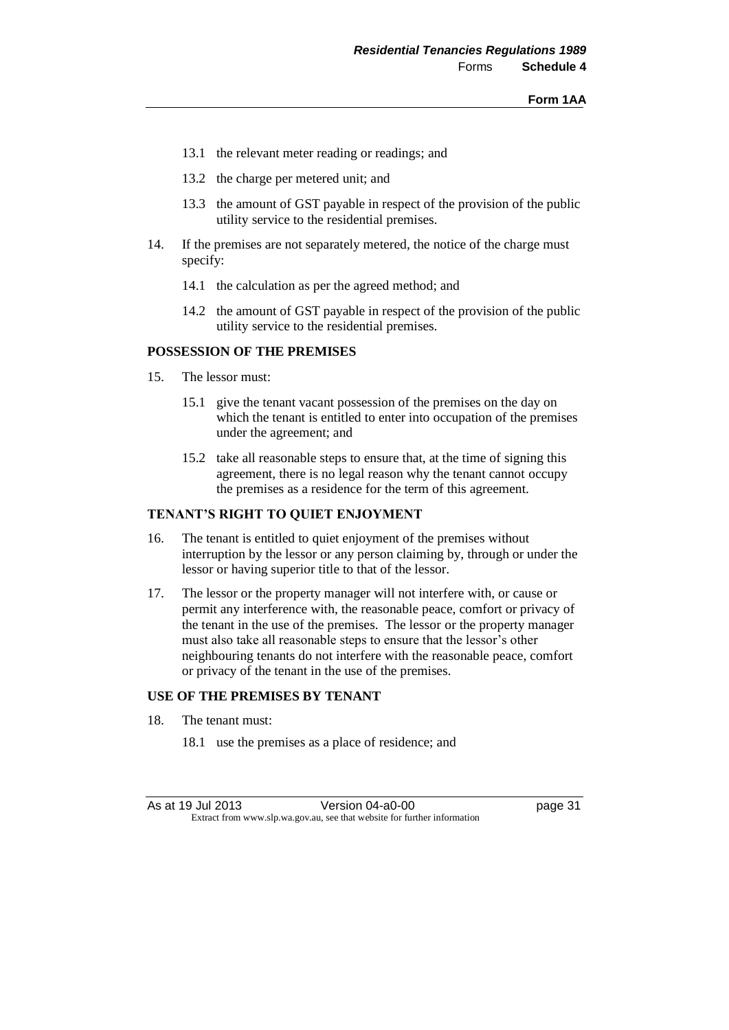13.1 the relevant meter reading or readings; and

13.2 the charge per metered unit; and

13.3 the amount of GST payable in respect of the provision of the public utility service to the residential premises.

14. If the premises are not separately metered, the notice of the charge must specify:

    14.1 the calculation as per the agreed method; and

    14.2 the amount of GST payable in respect of the provision of the public utility service to the residential premises.

**POSSESSION OF THE PREMISES**

15. The lessor must:

    15.1 give the tenant vacant possession of the premises on the day on which the tenant is entitled to enter into occupation of the premises under the agreement; and

    15.2 take all reasonable steps to ensure that, at the time of signing this agreement, there is no legal reason why the tenant cannot occupy the premises as a residence for the term of this agreement.

**TENANT'S RIGHT TO QUIET ENJOYMENT**

16. The tenant is entitled to quiet enjoyment of the premises without interruption by the lessor or any person claiming by, through or under the lessor or having superior title to that of the lessor.

17. The lessor or the property manager will not interfere with, or cause or permit any interference with, the reasonable peace, comfort or privacy of the tenant in the use of the premises. The lessor or the property manager must also take all reasonable steps to ensure that the lessor's other neighbouring tenants do not interfere with the reasonable peace, comfort or privacy of the tenant in the use of the premises.

**USE OF THE PREMISES BY TENANT**

18. The tenant must:

    18.1 use the premises as a place of residence; and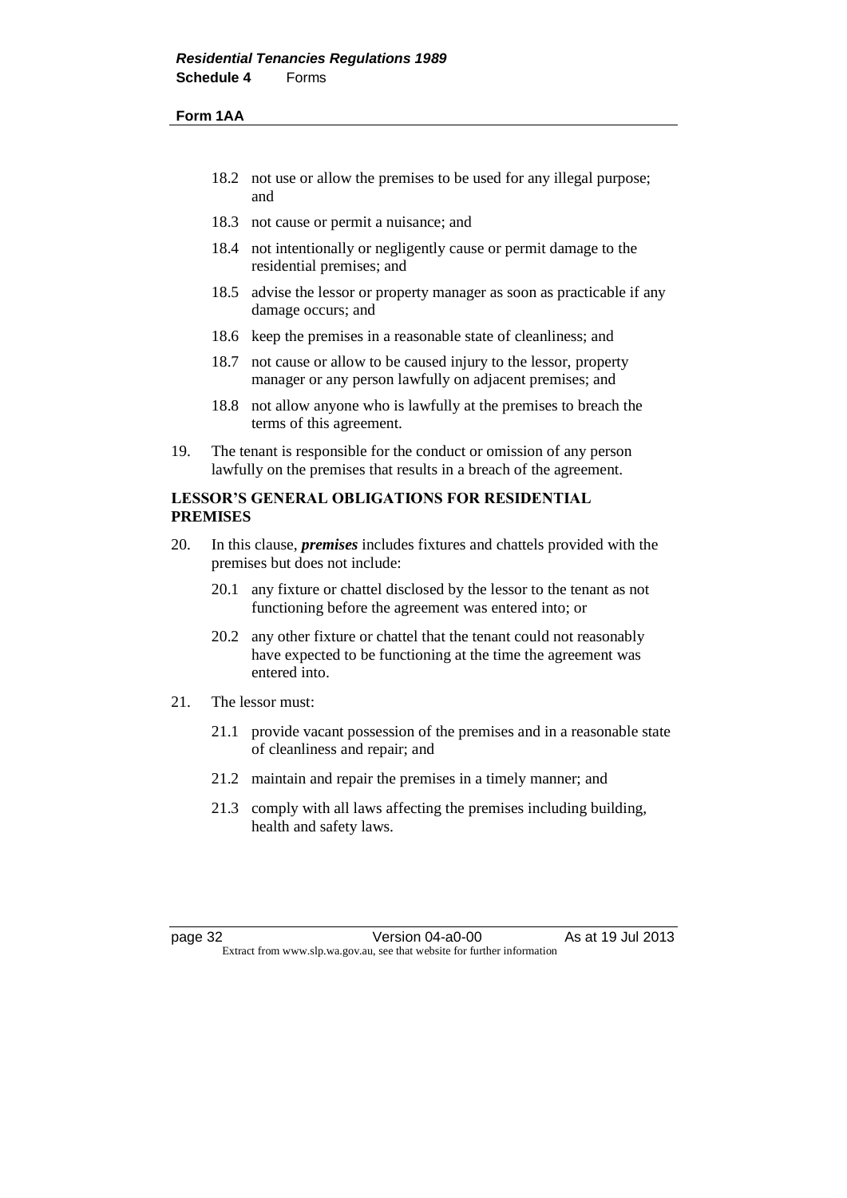18.2 not use or allow the premises to be used for any illegal purpose; and

18.3 not cause or permit a nuisance; and

18.4 not intentionally or negligently cause or permit damage to the residential premises; and

18.5 advise the lessor or property manager as soon as practicable if any damage occurs; and

18.6 keep the premises in a reasonable state of cleanliness; and

18.7 not cause or allow to be caused injury to the lessor, property manager or any person lawfully on adjacent premises; and

18.8 not allow anyone who is lawfully at the premises to breach the terms of this agreement.

19. The tenant is responsible for the conduct or omission of any person lawfully on the premises that results in a breach of the agreement.

**LESSOR'S GENERAL OBLIGATIONS FOR RESIDENTIAL PREMISES**

20. In this clause, ***premises*** includes fixtures and chattels provided with the premises but does not include:

 20.1 any fixture or chattel disclosed by the lessor to the tenant as not functioning before the agreement was entered into; or

 20.2 any other fixture or chattel that the tenant could not reasonably have expected to be functioning at the time the agreement was entered into.

21. The lessor must:

 21.1 provide vacant possession of the premises and in a reasonable state of cleanliness and repair; and

 21.2 maintain and repair the premises in a timely manner; and

 21.3 comply with all laws affecting the premises including building, health and safety laws.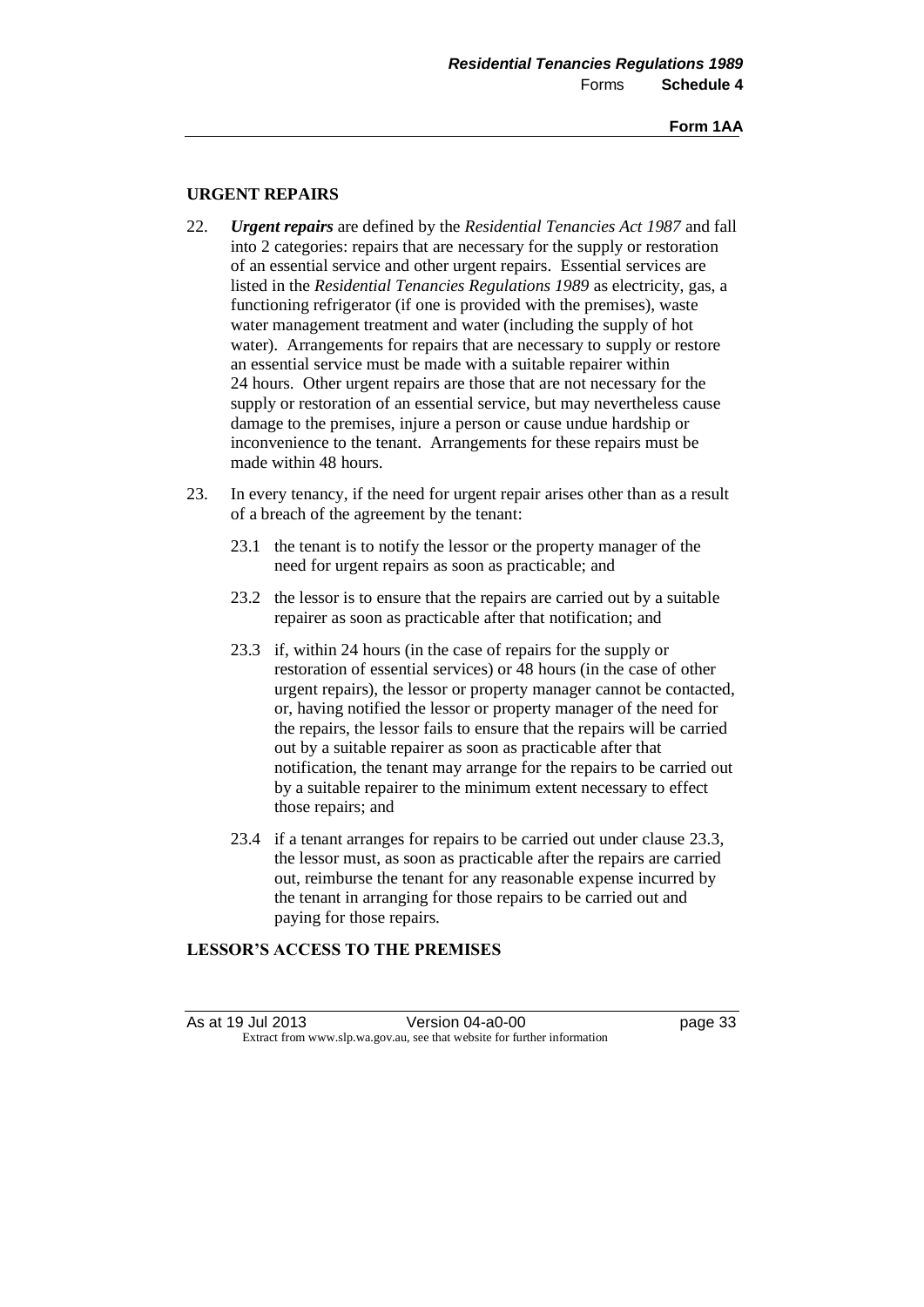## URGENT REPAIRS

22. ***Urgent repairs*** are defined by the *Residential Tenancies Act 1987* and fall into 2 categories: repairs that are necessary for the supply or restoration of an essential service and other urgent repairs. Essential services are listed in the *Residential Tenancies Regulations 1989* as electricity, gas, a functioning refrigerator (if one is provided with the premises), waste water management treatment and water (including the supply of hot water). Arrangements for repairs that are necessary to supply or restore an essential service must be made with a suitable repairer within 24 hours. Other urgent repairs are those that are not necessary for the supply or restoration of an essential service, but may nevertheless cause damage to the premises, injure a person or cause undue hardship or inconvenience to the tenant. Arrangements for these repairs must be made within 48 hours.

23. In every tenancy, if the need for urgent repair arises other than as a result of a breach of the agreement by the tenant:

    23.1 the tenant is to notify the lessor or the property manager of the need for urgent repairs as soon as practicable; and

    23.2 the lessor is to ensure that the repairs are carried out by a suitable repairer as soon as practicable after that notification; and

    23.3 if, within 24 hours (in the case of repairs for the supply or restoration of essential services) or 48 hours (in the case of other urgent repairs), the lessor or property manager cannot be contacted, or, having notified the lessor or property manager of the need for the repairs, the lessor fails to ensure that the repairs will be carried out by a suitable repairer as soon as practicable after that notification, the tenant may arrange for the repairs to be carried out by a suitable repairer to the minimum extent necessary to effect those repairs; and

    23.4 if a tenant arranges for repairs to be carried out under clause 23.3, the lessor must, as soon as practicable after the repairs are carried out, reimburse the tenant for any reasonable expense incurred by the tenant in arranging for those repairs to be carried out and paying for those repairs.

## LESSOR'S ACCESS TO THE PREMISES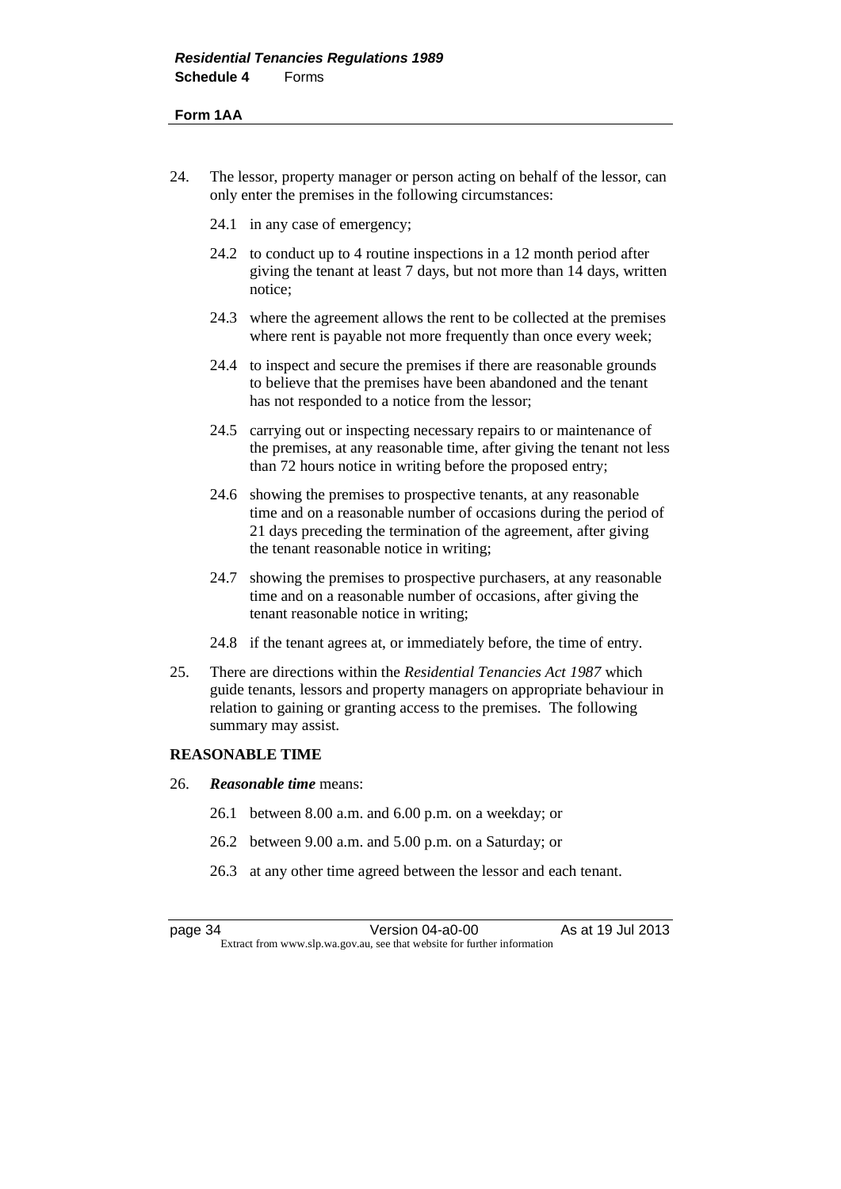24. The lessor, property manager or person acting on behalf of the lessor, can only enter the premises in the following circumstances:

    24.1 in any case of emergency;

    24.2 to conduct up to 4 routine inspections in a 12 month period after giving the tenant at least 7 days, but not more than 14 days, written notice;

    24.3 where the agreement allows the rent to be collected at the premises where rent is payable not more frequently than once every week;

    24.4 to inspect and secure the premises if there are reasonable grounds to believe that the premises have been abandoned and the tenant has not responded to a notice from the lessor;

    24.5 carrying out or inspecting necessary repairs to or maintenance of the premises, at any reasonable time, after giving the tenant not less than 72 hours notice in writing before the proposed entry;

    24.6 showing the premises to prospective tenants, at any reasonable time and on a reasonable number of occasions during the period of 21 days preceding the termination of the agreement, after giving the tenant reasonable notice in writing;

    24.7 showing the premises to prospective purchasers, at any reasonable time and on a reasonable number of occasions, after giving the tenant reasonable notice in writing;

    24.8 if the tenant agrees at, or immediately before, the time of entry.

25. There are directions within the *Residential Tenancies Act 1987* which guide tenants, lessors and property managers on appropriate behaviour in relation to gaining or granting access to the premises. The following summary may assist.

**REASONABLE TIME**

26. ***Reasonable time*** means:

    26.1 between 8.00 a.m. and 6.00 p.m. on a weekday; or

    26.2 between 9.00 a.m. and 5.00 p.m. on a Saturday; or

    26.3 at any other time agreed between the lessor and each tenant.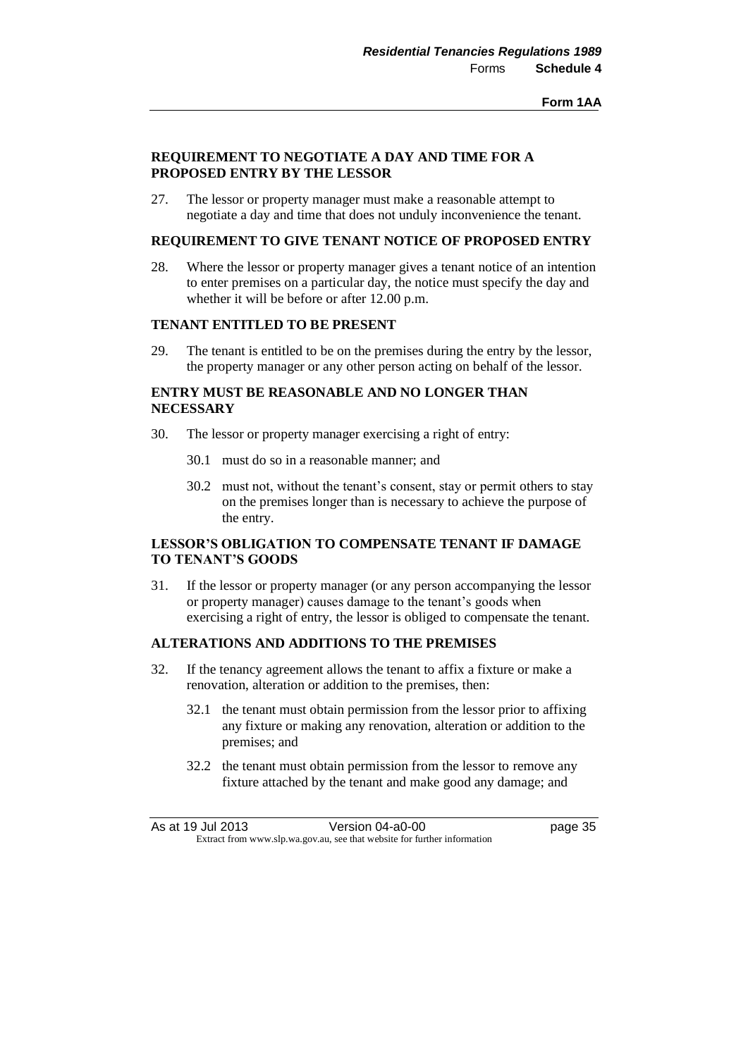**REQUIREMENT TO NEGOTIATE A DAY AND TIME FOR A PROPOSED ENTRY BY THE LESSOR**

27. The lessor or property manager must make a reasonable attempt to negotiate a day and time that does not unduly inconvenience the tenant.

**REQUIREMENT TO GIVE TENANT NOTICE OF PROPOSED ENTRY**

28. Where the lessor or property manager gives a tenant notice of an intention to enter premises on a particular day, the notice must specify the day and whether it will be before or after 12.00 p.m.

**TENANT ENTITLED TO BE PRESENT**

29. The tenant is entitled to be on the premises during the entry by the lessor, the property manager or any other person acting on behalf of the lessor.

**ENTRY MUST BE REASONABLE AND NO LONGER THAN NECESSARY**

30. The lessor or property manager exercising a right of entry:

    30.1 must do so in a reasonable manner; and

    30.2 must not, without the tenant's consent, stay or permit others to stay on the premises longer than is necessary to achieve the purpose of the entry.

**LESSOR'S OBLIGATION TO COMPENSATE TENANT IF DAMAGE TO TENANT'S GOODS**

31. If the lessor or property manager (or any person accompanying the lessor or property manager) causes damage to the tenant's goods when exercising a right of entry, the lessor is obliged to compensate the tenant.

**ALTERATIONS AND ADDITIONS TO THE PREMISES**

32. If the tenancy agreement allows the tenant to affix a fixture or make a renovation, alteration or addition to the premises, then:

    32.1 the tenant must obtain permission from the lessor prior to affixing any fixture or making any renovation, alteration or addition to the premises; and

    32.2 the tenant must obtain permission from the lessor to remove any fixture attached by the tenant and make good any damage; and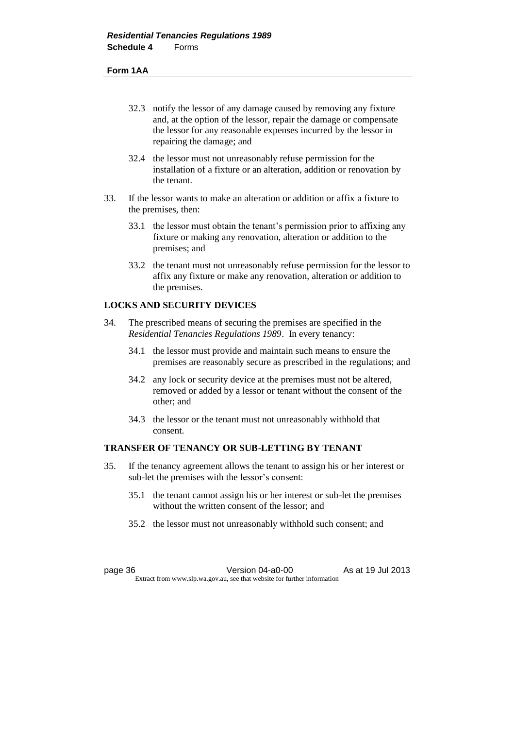32.3 notify the lessor of any damage caused by removing any fixture and, at the option of the lessor, repair the damage or compensate the lessor for any reasonable expenses incurred by the lessor in repairing the damage; and

32.4 the lessor must not unreasonably refuse permission for the installation of a fixture or an alteration, addition or renovation by the tenant.

33. If the lessor wants to make an alteration or addition or affix a fixture to the premises, then:

33.1 the lessor must obtain the tenant's permission prior to affixing any fixture or making any renovation, alteration or addition to the premises; and

33.2 the tenant must not unreasonably refuse permission for the lessor to affix any fixture or make any renovation, alteration or addition to the premises.

**LOCKS AND SECURITY DEVICES**

34. The prescribed means of securing the premises are specified in the *Residential Tenancies Regulations 1989*. In every tenancy:

34.1 the lessor must provide and maintain such means to ensure the premises are reasonably secure as prescribed in the regulations; and

34.2 any lock or security device at the premises must not be altered, removed or added by a lessor or tenant without the consent of the other; and

34.3 the lessor or the tenant must not unreasonably withhold that consent.

**TRANSFER OF TENANCY OR SUB-LETTING BY TENANT**

35. If the tenancy agreement allows the tenant to assign his or her interest or sub-let the premises with the lessor's consent:

35.1 the tenant cannot assign his or her interest or sub-let the premises without the written consent of the lessor; and

35.2 the lessor must not unreasonably withhold such consent; and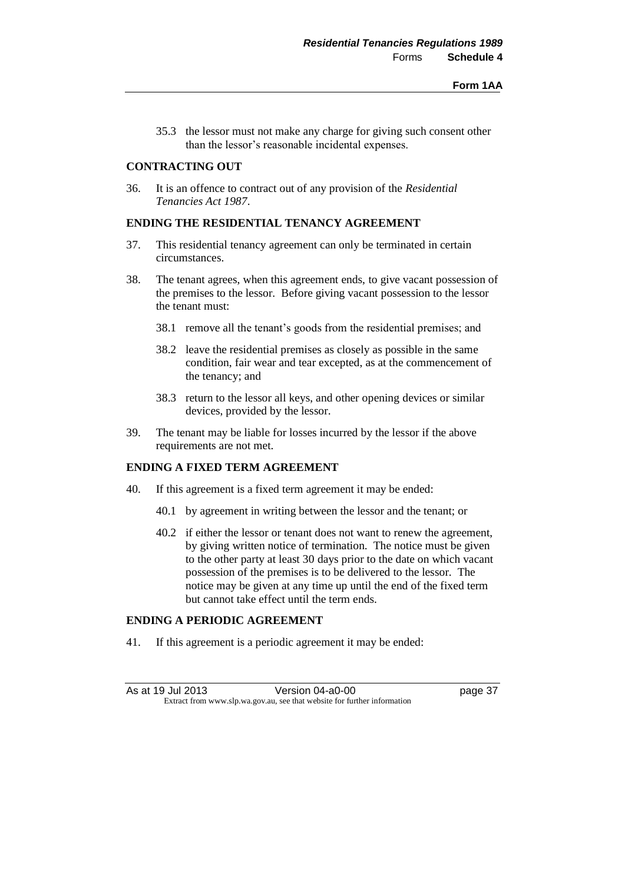35.3 the lessor must not make any charge for giving such consent other than the lessor's reasonable incidental expenses.

**CONTRACTING OUT**

36. It is an offence to contract out of any provision of the *Residential Tenancies Act 1987*.

**ENDING THE RESIDENTIAL TENANCY AGREEMENT**

37. This residential tenancy agreement can only be terminated in certain circumstances.

38. The tenant agrees, when this agreement ends, to give vacant possession of the premises to the lessor. Before giving vacant possession to the lessor the tenant must:

    38.1 remove all the tenant's goods from the residential premises; and

    38.2 leave the residential premises as closely as possible in the same condition, fair wear and tear excepted, as at the commencement of the tenancy; and

    38.3 return to the lessor all keys, and other opening devices or similar devices, provided by the lessor.

39. The tenant may be liable for losses incurred by the lessor if the above requirements are not met.

**ENDING A FIXED TERM AGREEMENT**

40. If this agreement is a fixed term agreement it may be ended:

    40.1 by agreement in writing between the lessor and the tenant; or

    40.2 if either the lessor or tenant does not want to renew the agreement, by giving written notice of termination. The notice must be given to the other party at least 30 days prior to the date on which vacant possession of the premises is to be delivered to the lessor. The notice may be given at any time up until the end of the fixed term but cannot take effect until the term ends.

**ENDING A PERIODIC AGREEMENT**

41. If this agreement is a periodic agreement it may be ended: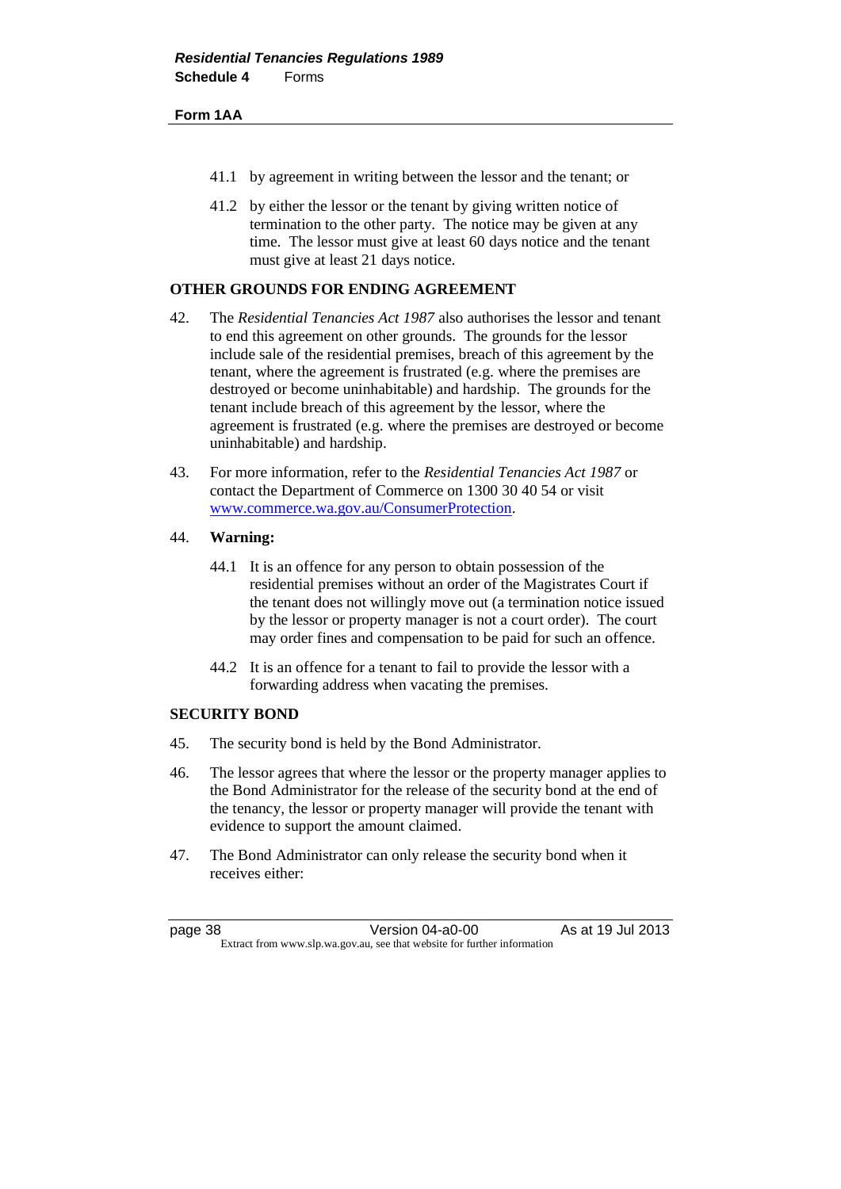41.1 by agreement in writing between the lessor and the tenant; or

41.2 by either the lessor or the tenant by giving written notice of termination to the other party. The notice may be given at any time. The lessor must give at least 60 days notice and the tenant must give at least 21 days notice.

**OTHER GROUNDS FOR ENDING AGREEMENT**

42. The *Residential Tenancies Act 1987* also authorises the lessor and tenant to end this agreement on other grounds. The grounds for the lessor include sale of the residential premises, breach of this agreement by the tenant, where the agreement is frustrated (e.g. where the premises are destroyed or become uninhabitable) and hardship. The grounds for the tenant include breach of this agreement by the lessor, where the agreement is frustrated (e.g. where the premises are destroyed or become uninhabitable) and hardship.

43. For more information, refer to the *Residential Tenancies Act 1987* or contact the Department of Commerce on 1300 30 40 54 or visit www.commerce.wa.gov.au/ConsumerProtection.

44. **Warning:**

44.1 It is an offence for any person to obtain possession of the residential premises without an order of the Magistrates Court if the tenant does not willingly move out (a termination notice issued by the lessor or property manager is not a court order). The court may order fines and compensation to be paid for such an offence.

44.2 It is an offence for a tenant to fail to provide the lessor with a forwarding address when vacating the premises.

**SECURITY BOND**

45. The security bond is held by the Bond Administrator.

46. The lessor agrees that where the lessor or the property manager applies to the Bond Administrator for the release of the security bond at the end of the tenancy, the lessor or property manager will provide the tenant with evidence to support the amount claimed.

47. The Bond Administrator can only release the security bond when it receives either: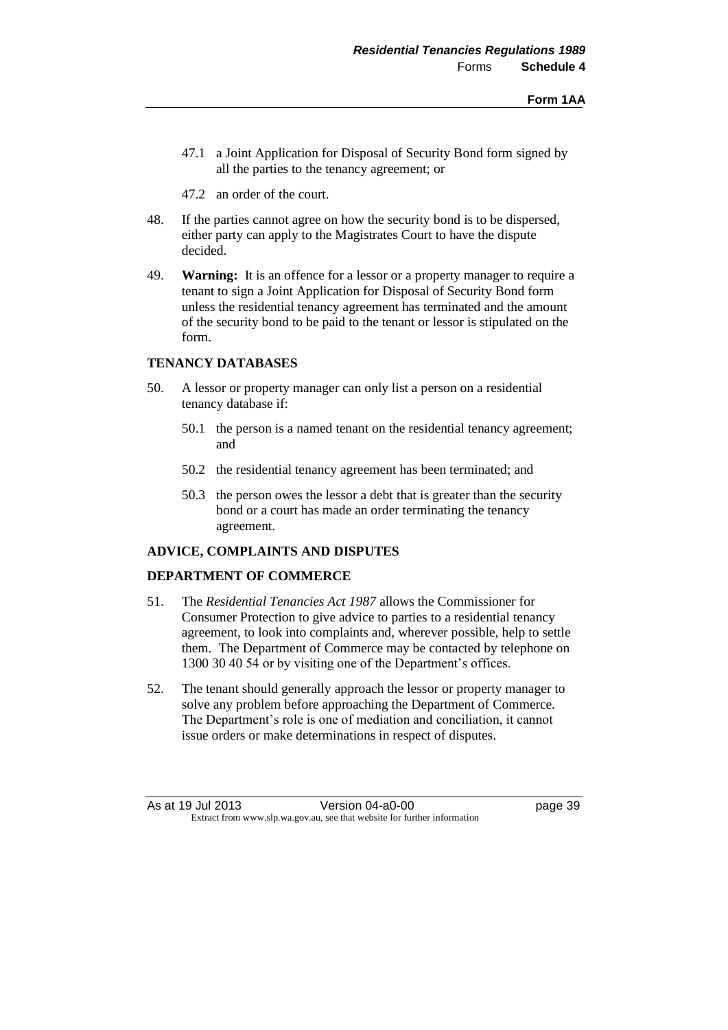47.1 a Joint Application for Disposal of Security Bond form signed by all the parties to the tenancy agreement; or

47.2 an order of the court.

48. If the parties cannot agree on how the security bond is to be dispersed, either party can apply to the Magistrates Court to have the dispute decided.

49. **Warning:** It is an offence for a lessor or a property manager to require a tenant to sign a Joint Application for Disposal of Security Bond form unless the residential tenancy agreement has terminated and the amount of the security bond to be paid to the tenant or lessor is stipulated on the form.

**TENANCY DATABASES**

50. A lessor or property manager can only list a person on a residential tenancy database if:

    50.1 the person is a named tenant on the residential tenancy agreement; and

    50.2 the residential tenancy agreement has been terminated; and

    50.3 the person owes the lessor a debt that is greater than the security bond or a court has made an order terminating the tenancy agreement.

**ADVICE, COMPLAINTS AND DISPUTES**

**DEPARTMENT OF COMMERCE**

51. The *Residential Tenancies Act 1987* allows the Commissioner for Consumer Protection to give advice to parties to a residential tenancy agreement, to look into complaints and, wherever possible, help to settle them. The Department of Commerce may be contacted by telephone on 1300 30 40 54 or by visiting one of the Department's offices.

52. The tenant should generally approach the lessor or property manager to solve any problem before approaching the Department of Commerce. The Department's role is one of mediation and conciliation, it cannot issue orders or make determinations in respect of disputes.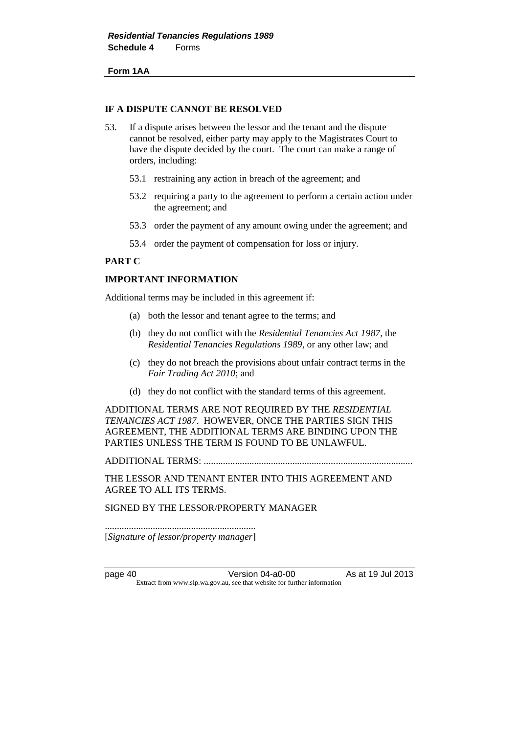**Form 1AA**

**IF A DISPUTE CANNOT BE RESOLVED**

53. If a dispute arises between the lessor and the tenant and the dispute cannot be resolved, either party may apply to the Magistrates Court to have the dispute decided by the court. The court can make a range of orders, including:

    53.1 restraining any action in breach of the agreement; and

    53.2 requiring a party to the agreement to perform a certain action under the agreement; and

    53.3 order the payment of any amount owing under the agreement; and

    53.4 order the payment of compensation for loss or injury.

**PART C**

**IMPORTANT INFORMATION**

Additional terms may be included in this agreement if:

- (a) both the lessor and tenant agree to the terms; and
- (b) they do not conflict with the *Residential Tenancies Act 1987*, the *Residential Tenancies Regulations 1989*, or any other law; and
- (c) they do not breach the provisions about unfair contract terms in the *Fair Trading Act 2010*; and
- (d) they do not conflict with the standard terms of this agreement.

ADDITIONAL TERMS ARE NOT REQUIRED BY THE *RESIDENTIAL TENANCIES ACT 1987*. HOWEVER, ONCE THE PARTIES SIGN THIS AGREEMENT, THE ADDITIONAL TERMS ARE BINDING UPON THE PARTIES UNLESS THE TERM IS FOUND TO BE UNLAWFUL.

ADDITIONAL TERMS: ......................................................................................

THE LESSOR AND TENANT ENTER INTO THIS AGREEMENT AND AGREE TO ALL ITS TERMS.

SIGNED BY THE LESSOR/PROPERTY MANAGER

..............................................................
[*Signature of lessor/property manager*]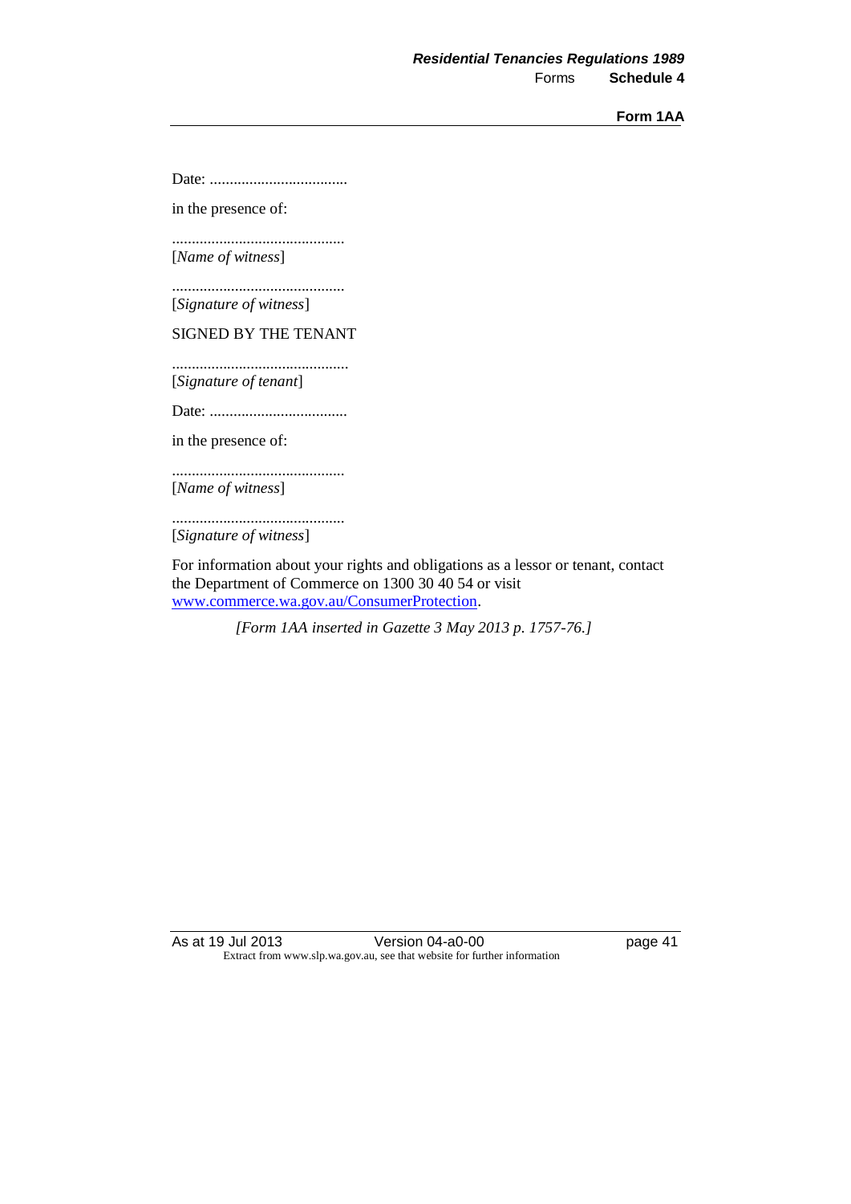Date: ...................................

in the presence of:

............................................
[*Name of witness*]

............................................
[*Signature of witness*]

SIGNED BY THE TENANT

.............................................
[*Signature of tenant*]

Date: ...................................

in the presence of:

............................................
[*Name of witness*]

............................................
[*Signature of witness*]

For information about your rights and obligations as a lessor or tenant, contact the Department of Commerce on 1300 30 40 54 or visit www.commerce.wa.gov.au/ConsumerProtection.

*[Form 1AA inserted in Gazette 3 May 2013 p. 1757-76.]*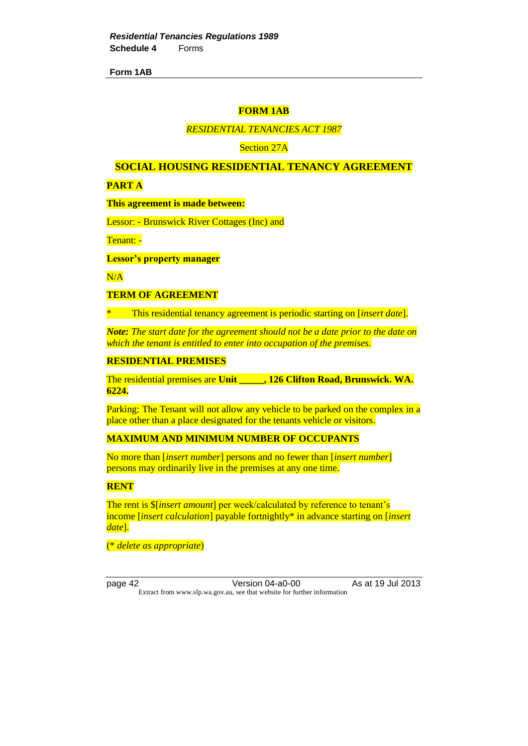**Form 1AB**

**FORM 1AB**

*RESIDENTIAL TENANCIES ACT 1987*

Section 27A

## SOCIAL HOUSING RESIDENTIAL TENANCY AGREEMENT

**PART A**

**This agreement is made between:**

Lessor: - Brunswick River Cottages (Inc) and

Tenant: -

**Lessor's property manager**

N/A

**TERM OF AGREEMENT**

*	This residential tenancy agreement is periodic starting on [*insert date*].

***Note:*** *The start date for the agreement should not be a date prior to the date on which the tenant is entitled to enter into occupation of the premises.*

**RESIDENTIAL PREMISES**

The residential premises are **Unit _____, 126 Clifton Road, Brunswick. WA. 6224.**

Parking: The Tenant will not allow any vehicle to be parked on the complex in a place other than a place designated for the tenants vehicle or visitors.

**MAXIMUM AND MINIMUM NUMBER OF OCCUPANTS**

No more than [*insert number*] persons and no fewer than [*insert number*] persons may ordinarily live in the premises at any one time.

**RENT**

The rent is $[*insert amount*] per week/calculated by reference to tenant's income [*insert calculation*] payable fortnightly* in advance starting on [*insert date*].

(* *delete as appropriate*)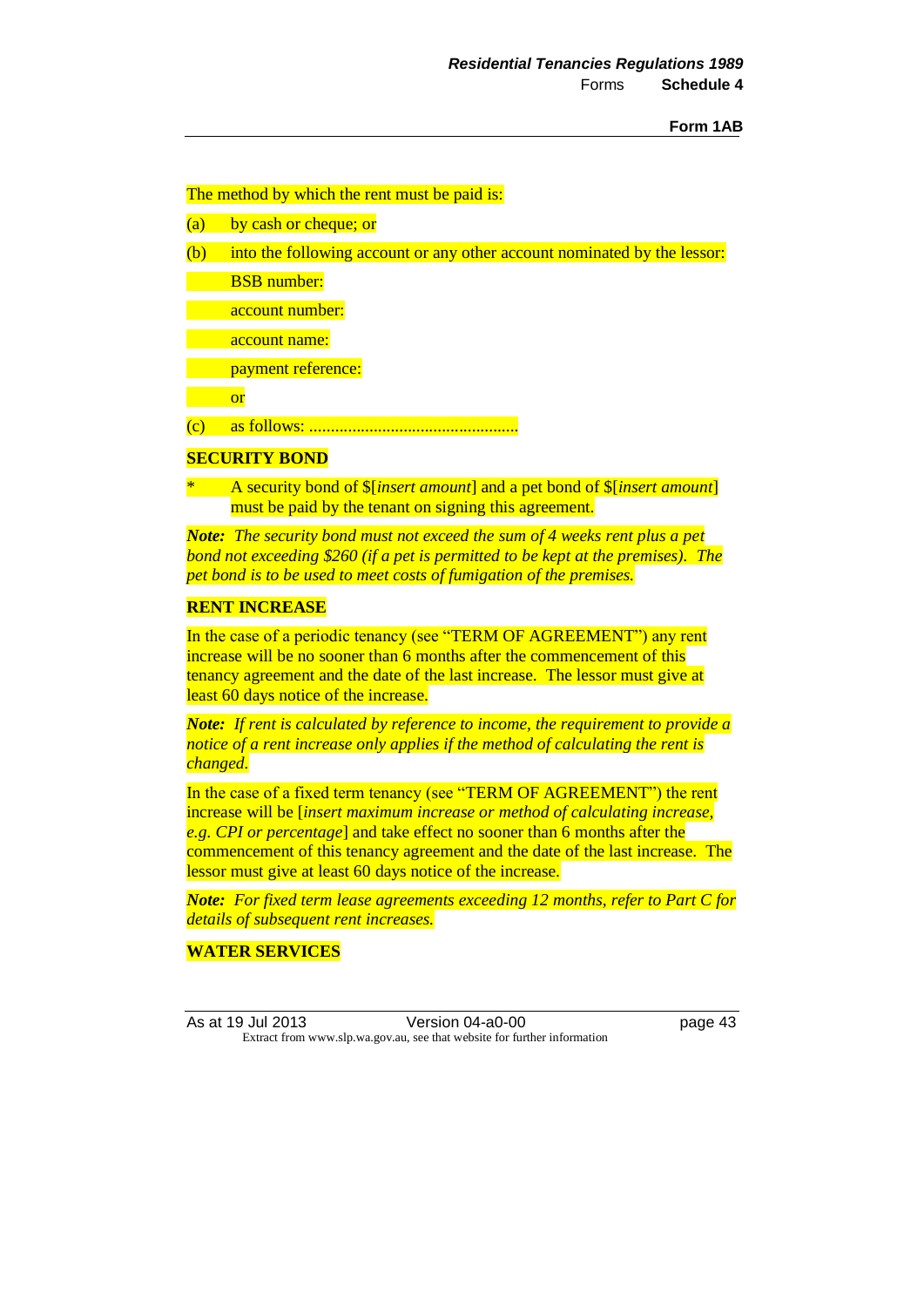The method by which the rent must be paid is:

(a) by cash or cheque; or

(b) into the following account or any other account nominated by the lessor:

BSB number:

account number:

account name:

payment reference:

or

(c) as follows: ................................................

**SECURITY BOND**

\* A security bond of $[*insert amount*] and a pet bond of $[*insert amount*] must be paid by the tenant on signing this agreement.

***Note:*** *The security bond must not exceed the sum of 4 weeks rent plus a pet bond not exceeding $260 (if a pet is permitted to be kept at the premises). The pet bond is to be used to meet costs of fumigation of the premises.*

**RENT INCREASE**

In the case of a periodic tenancy (see "TERM OF AGREEMENT") any rent increase will be no sooner than 6 months after the commencement of this tenancy agreement and the date of the last increase. The lessor must give at least 60 days notice of the increase.

***Note:*** *If rent is calculated by reference to income, the requirement to provide a notice of a rent increase only applies if the method of calculating the rent is changed.*

In the case of a fixed term tenancy (see "TERM OF AGREEMENT") the rent increase will be [*insert maximum increase or method of calculating increase, e.g. CPI or percentage*] and take effect no sooner than 6 months after the commencement of this tenancy agreement and the date of the last increase. The lessor must give at least 60 days notice of the increase.

***Note:*** *For fixed term lease agreements exceeding 12 months, refer to Part C for details of subsequent rent increases.*

**WATER SERVICES**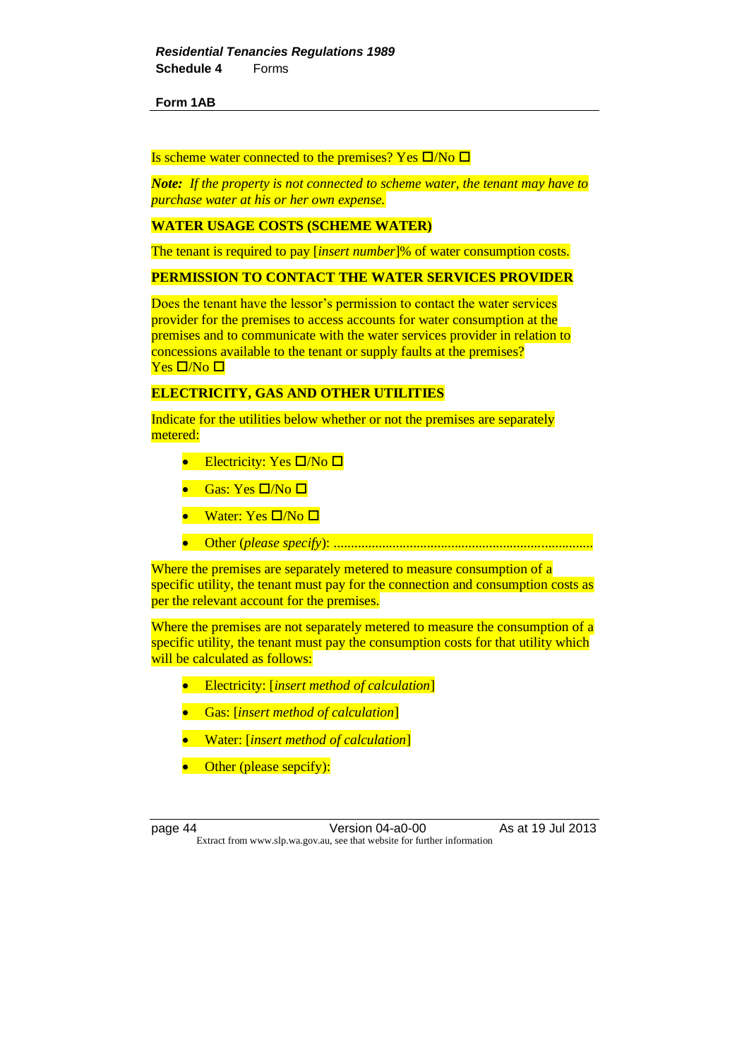Is scheme water connected to the premises? Yes ☐/No ☐

***Note:*** *If the property is not connected to scheme water, the tenant may have to purchase water at his or her own expense.*

**WATER USAGE COSTS (SCHEME WATER)**

The tenant is required to pay [*insert number*]% of water consumption costs.

**PERMISSION TO CONTACT THE WATER SERVICES PROVIDER**

Does the tenant have the lessor's permission to contact the water services provider for the premises to access accounts for water consumption at the premises and to communicate with the water services provider in relation to concessions available to the tenant or supply faults at the premises?
Yes ☐/No ☐

**ELECTRICITY, GAS AND OTHER UTILITIES**

Indicate for the utilities below whether or not the premises are separately metered:

- Electricity: Yes ☐/No ☐
- Gas: Yes ☐/No ☐
- Water: Yes ☐/No ☐
- Other (*please specify*): ..........................................................................

Where the premises are separately metered to measure consumption of a specific utility, the tenant must pay for the connection and consumption costs as per the relevant account for the premises.

Where the premises are not separately metered to measure the consumption of a specific utility, the tenant must pay the consumption costs for that utility which will be calculated as follows:

- Electricity: [*insert method of calculation*]
- Gas: [*insert method of calculation*]
- Water: [*insert method of calculation*]
- Other (please sepcify):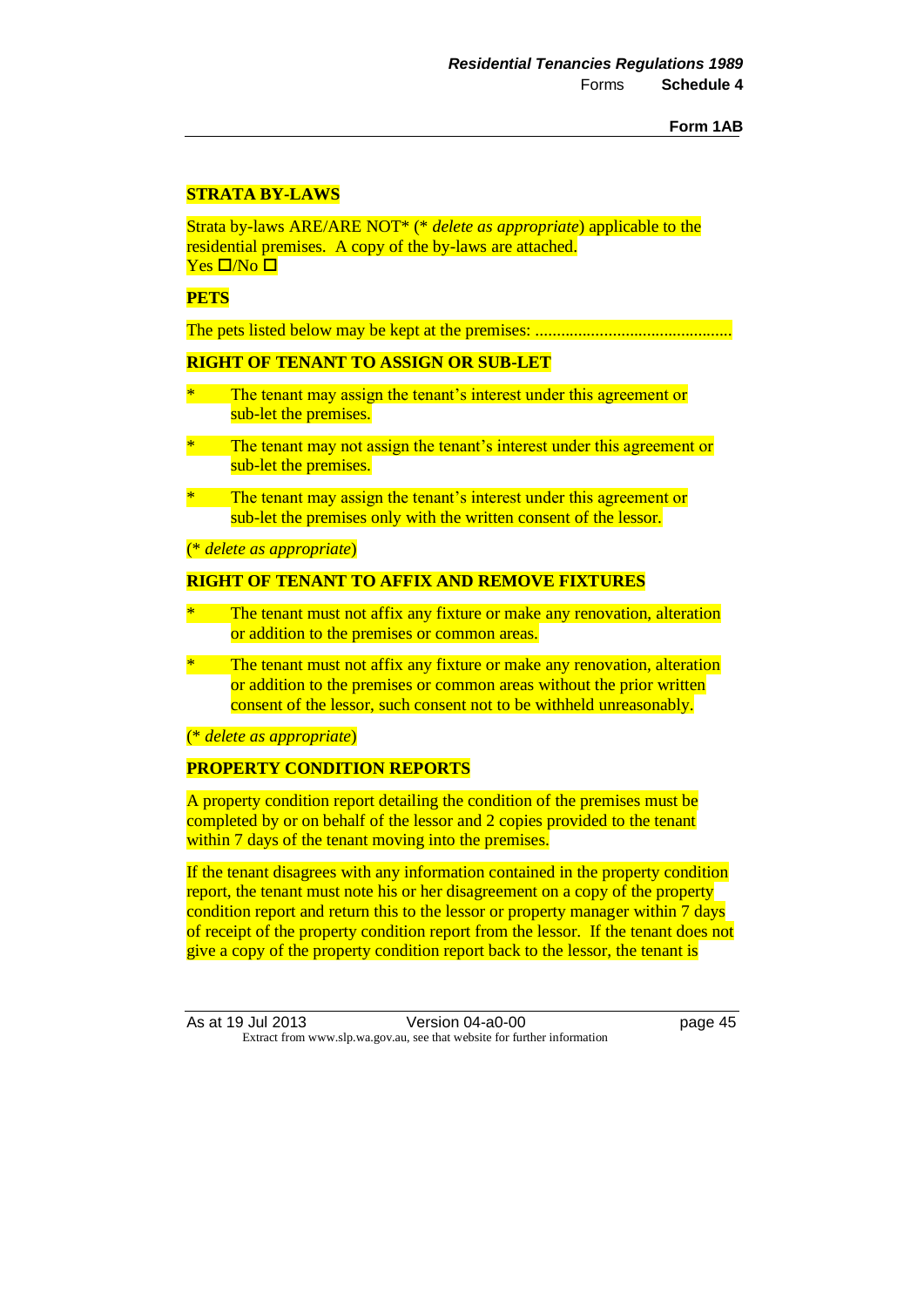**STRATA BY-LAWS**

Strata by-laws ARE/ARE NOT* (* *delete as appropriate*) applicable to the residential premises. A copy of the by-laws are attached.
Yes ☐/No ☐

**PETS**

The pets listed below may be kept at the premises: .............................................

**RIGHT OF TENANT TO ASSIGN OR SUB-LET**

* The tenant may assign the tenant's interest under this agreement or sub-let the premises.

* The tenant may not assign the tenant's interest under this agreement or sub-let the premises.

* The tenant may assign the tenant's interest under this agreement or sub-let the premises only with the written consent of the lessor.

(* *delete as appropriate*)

**RIGHT OF TENANT TO AFFIX AND REMOVE FIXTURES**

* The tenant must not affix any fixture or make any renovation, alteration or addition to the premises or common areas.

* The tenant must not affix any fixture or make any renovation, alteration or addition to the premises or common areas without the prior written consent of the lessor, such consent not to be withheld unreasonably.

(* *delete as appropriate*)

**PROPERTY CONDITION REPORTS**

A property condition report detailing the condition of the premises must be completed by or on behalf of the lessor and 2 copies provided to the tenant within 7 days of the tenant moving into the premises.

If the tenant disagrees with any information contained in the property condition report, the tenant must note his or her disagreement on a copy of the property condition report and return this to the lessor or property manager within 7 days of receipt of the property condition report from the lessor. If the tenant does not give a copy of the property condition report back to the lessor, the tenant is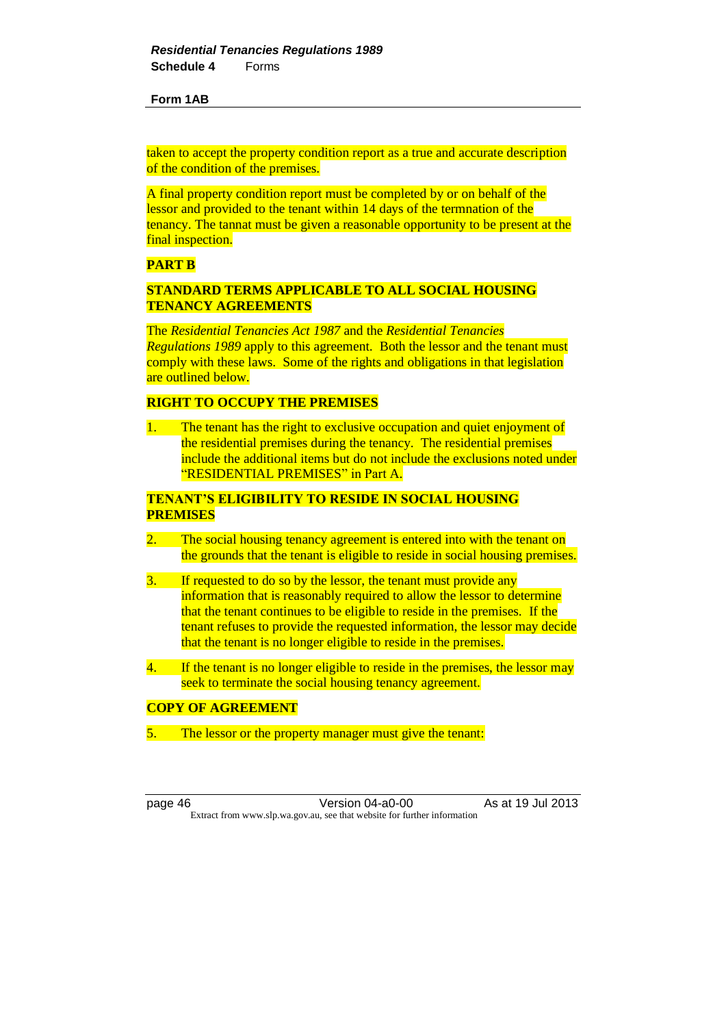taken to accept the property condition report as a true and accurate description of the condition of the premises.

A final property condition report must be completed by or on behalf of the lessor and provided to the tenant within 14 days of the termnation of the tenancy. The tannat must be given a reasonable opportunity to be present at the final inspection.

**PART B**

**STANDARD TERMS APPLICABLE TO ALL SOCIAL HOUSING TENANCY AGREEMENTS**

The *Residential Tenancies Act 1987* and the *Residential Tenancies Regulations 1989* apply to this agreement. Both the lessor and the tenant must comply with these laws. Some of the rights and obligations in that legislation are outlined below.

**RIGHT TO OCCUPY THE PREMISES**

1. The tenant has the right to exclusive occupation and quiet enjoyment of the residential premises during the tenancy. The residential premises include the additional items but do not include the exclusions noted under "RESIDENTIAL PREMISES" in Part A.

**TENANT'S ELIGIBILITY TO RESIDE IN SOCIAL HOUSING PREMISES**

2. The social housing tenancy agreement is entered into with the tenant on the grounds that the tenant is eligible to reside in social housing premises.

3. If requested to do so by the lessor, the tenant must provide any information that is reasonably required to allow the lessor to determine that the tenant continues to be eligible to reside in the premises. If the tenant refuses to provide the requested information, the lessor may decide that the tenant is no longer eligible to reside in the premises.

4. If the tenant is no longer eligible to reside in the premises, the lessor may seek to terminate the social housing tenancy agreement.

**COPY OF AGREEMENT**

5. The lessor or the property manager must give the tenant: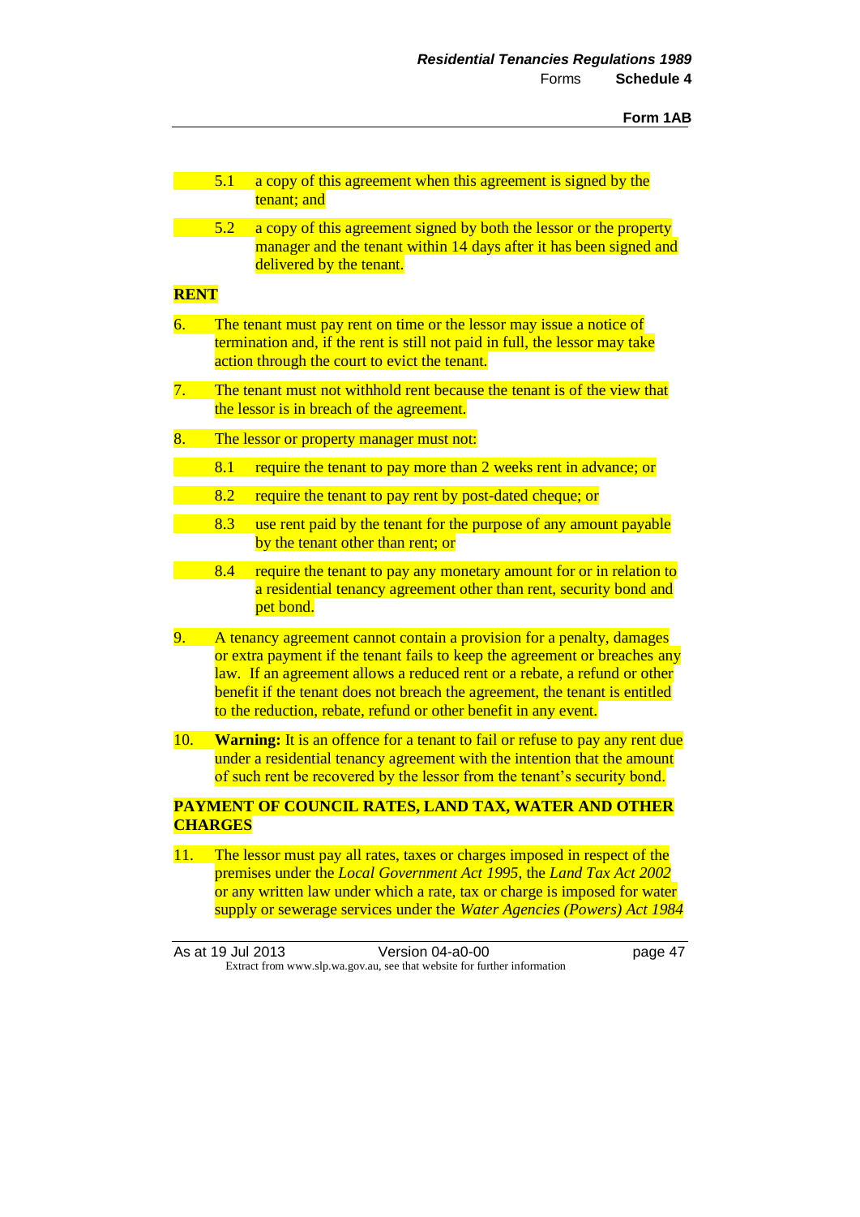5.1 a copy of this agreement when this agreement is signed by the tenant; and

5.2 a copy of this agreement signed by both the lessor or the property manager and the tenant within 14 days after it has been signed and delivered by the tenant.

**RENT**

6. The tenant must pay rent on time or the lessor may issue a notice of termination and, if the rent is still not paid in full, the lessor may take action through the court to evict the tenant.

7. The tenant must not withhold rent because the tenant is of the view that the lessor is in breach of the agreement.

8. The lessor or property manager must not:

   8.1 require the tenant to pay more than 2 weeks rent in advance; or

   8.2 require the tenant to pay rent by post-dated cheque; or

   8.3 use rent paid by the tenant for the purpose of any amount payable by the tenant other than rent; or

   8.4 require the tenant to pay any monetary amount for or in relation to a residential tenancy agreement other than rent, security bond and pet bond.

9. A tenancy agreement cannot contain a provision for a penalty, damages or extra payment if the tenant fails to keep the agreement or breaches any law. If an agreement allows a reduced rent or a rebate, a refund or other benefit if the tenant does not breach the agreement, the tenant is entitled to the reduction, rebate, refund or other benefit in any event.

10. **Warning:** It is an offence for a tenant to fail or refuse to pay any rent due under a residential tenancy agreement with the intention that the amount of such rent be recovered by the lessor from the tenant's security bond.

**PAYMENT OF COUNCIL RATES, LAND TAX, WATER AND OTHER CHARGES**

11. The lessor must pay all rates, taxes or charges imposed in respect of the premises under the *Local Government Act 1995*, the *Land Tax Act 2002* or any written law under which a rate, tax or charge is imposed for water supply or sewerage services under the *Water Agencies (Powers) Act 1984*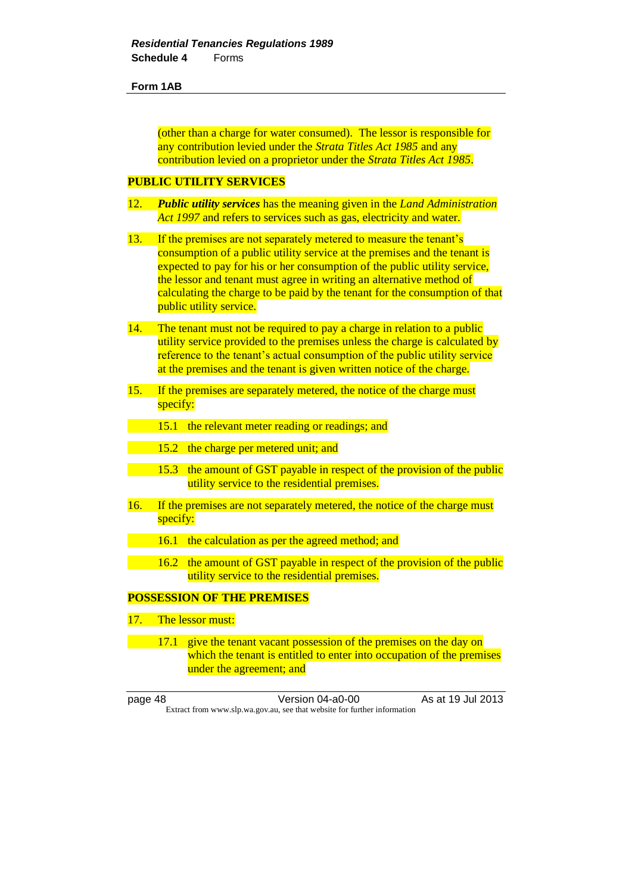(other than a charge for water consumed). The lessor is responsible for any contribution levied under the *Strata Titles Act 1985* and any contribution levied on a proprietor under the *Strata Titles Act 1985*.

**PUBLIC UTILITY SERVICES**

12. ***Public utility services*** has the meaning given in the *Land Administration Act 1997* and refers to services such as gas, electricity and water.

13. If the premises are not separately metered to measure the tenant's consumption of a public utility service at the premises and the tenant is expected to pay for his or her consumption of the public utility service, the lessor and tenant must agree in writing an alternative method of calculating the charge to be paid by the tenant for the consumption of that public utility service.

14. The tenant must not be required to pay a charge in relation to a public utility service provided to the premises unless the charge is calculated by reference to the tenant's actual consumption of the public utility service at the premises and the tenant is given written notice of the charge.

15. If the premises are separately metered, the notice of the charge must specify:

    15.1 the relevant meter reading or readings; and

    15.2 the charge per metered unit; and

    15.3 the amount of GST payable in respect of the provision of the public utility service to the residential premises.

16. If the premises are not separately metered, the notice of the charge must specify:

    16.1 the calculation as per the agreed method; and

    16.2 the amount of GST payable in respect of the provision of the public utility service to the residential premises.

**POSSESSION OF THE PREMISES**

17. The lessor must:

    17.1 give the tenant vacant possession of the premises on the day on which the tenant is entitled to enter into occupation of the premises under the agreement; and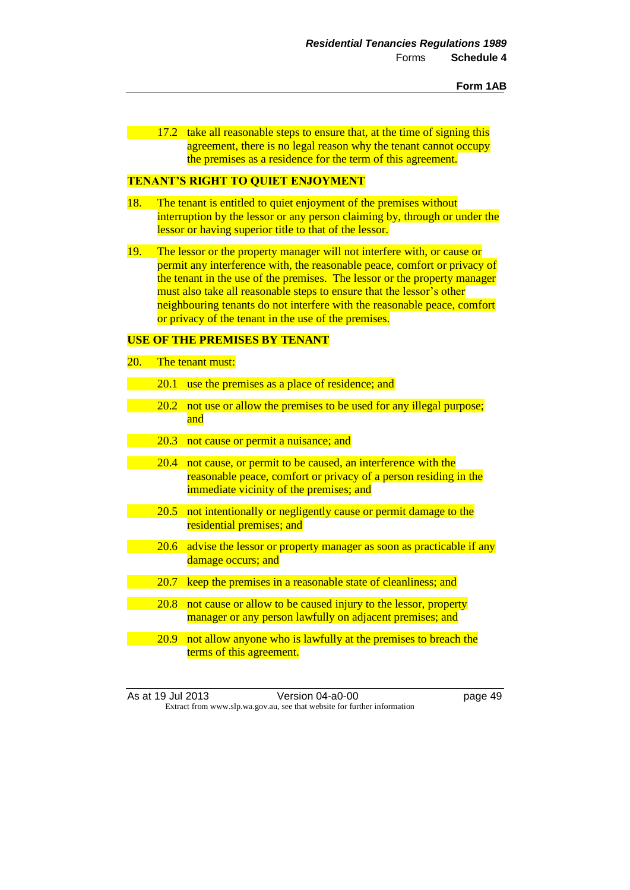17.2 take all reasonable steps to ensure that, at the time of signing this agreement, there is no legal reason why the tenant cannot occupy the premises as a residence for the term of this agreement.

**TENANT'S RIGHT TO QUIET ENJOYMENT**

18. The tenant is entitled to quiet enjoyment of the premises without interruption by the lessor or any person claiming by, through or under the lessor or having superior title to that of the lessor.

19. The lessor or the property manager will not interfere with, or cause or permit any interference with, the reasonable peace, comfort or privacy of the tenant in the use of the premises. The lessor or the property manager must also take all reasonable steps to ensure that the lessor's other neighbouring tenants do not interfere with the reasonable peace, comfort or privacy of the tenant in the use of the premises.

**USE OF THE PREMISES BY TENANT**

20. The tenant must:

20.1 use the premises as a place of residence; and

20.2 not use or allow the premises to be used for any illegal purpose; and

20.3 not cause or permit a nuisance; and

20.4 not cause, or permit to be caused, an interference with the reasonable peace, comfort or privacy of a person residing in the immediate vicinity of the premises; and

20.5 not intentionally or negligently cause or permit damage to the residential premises; and

20.6 advise the lessor or property manager as soon as practicable if any damage occurs; and

20.7 keep the premises in a reasonable state of cleanliness; and

20.8 not cause or allow to be caused injury to the lessor, property manager or any person lawfully on adjacent premises; and

20.9 not allow anyone who is lawfully at the premises to breach the terms of this agreement.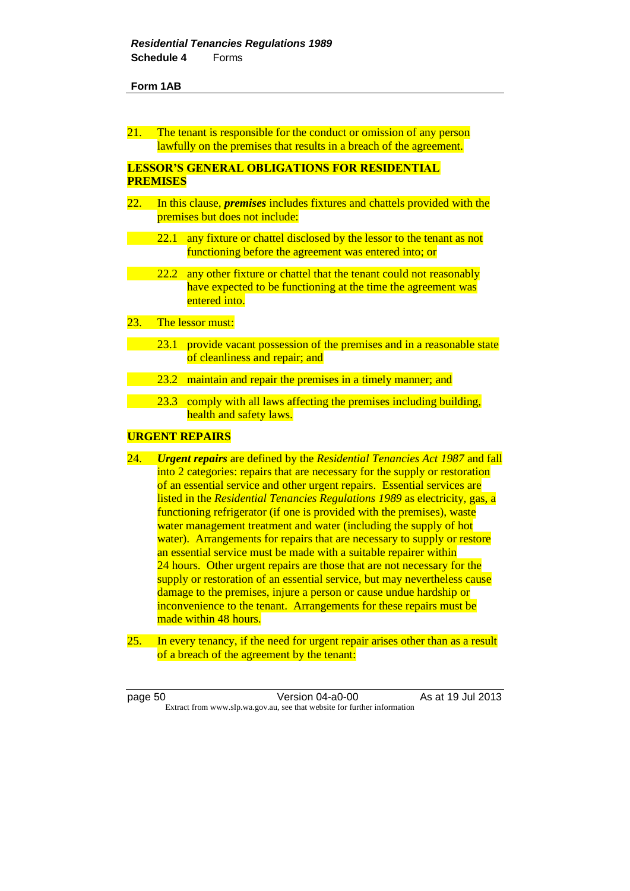**Form 1AB**

21. The tenant is responsible for the conduct or omission of any person lawfully on the premises that results in a breach of the agreement.

**LESSOR'S GENERAL OBLIGATIONS FOR RESIDENTIAL PREMISES**

22. In this clause, ***premises*** includes fixtures and chattels provided with the premises but does not include:

   22.1 any fixture or chattel disclosed by the lessor to the tenant as not functioning before the agreement was entered into; or

   22.2 any other fixture or chattel that the tenant could not reasonably have expected to be functioning at the time the agreement was entered into.

23. The lessor must:

   23.1 provide vacant possession of the premises and in a reasonable state of cleanliness and repair; and

   23.2 maintain and repair the premises in a timely manner; and

   23.3 comply with all laws affecting the premises including building, health and safety laws.

**URGENT REPAIRS**

24. ***Urgent repairs*** are defined by the *Residential Tenancies Act 1987* and fall into 2 categories: repairs that are necessary for the supply or restoration of an essential service and other urgent repairs. Essential services are listed in the *Residential Tenancies Regulations 1989* as electricity, gas, a functioning refrigerator (if one is provided with the premises), waste water management treatment and water (including the supply of hot water). Arrangements for repairs that are necessary to supply or restore an essential service must be made with a suitable repairer within 24 hours. Other urgent repairs are those that are not necessary for the supply or restoration of an essential service, but may nevertheless cause damage to the premises, injure a person or cause undue hardship or inconvenience to the tenant. Arrangements for these repairs must be made within 48 hours.

25. In every tenancy, if the need for urgent repair arises other than as a result of a breach of the agreement by the tenant: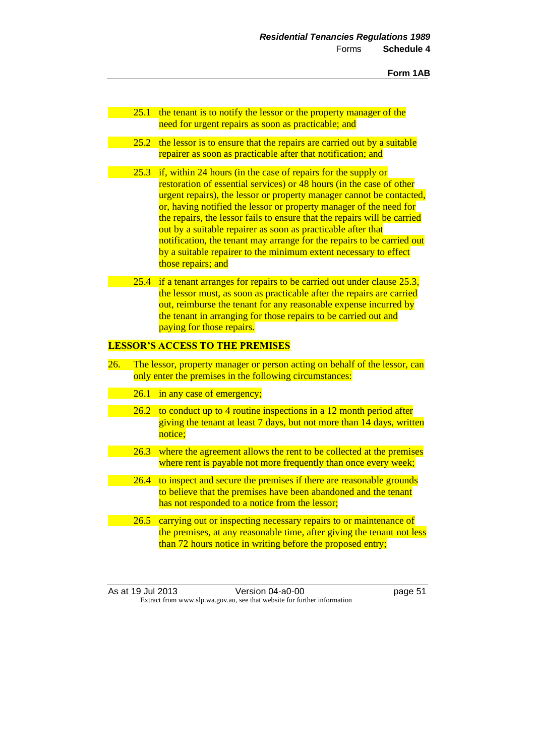25.1 the tenant is to notify the lessor or the property manager of the need for urgent repairs as soon as practicable; and

25.2 the lessor is to ensure that the repairs are carried out by a suitable repairer as soon as practicable after that notification; and

25.3 if, within 24 hours (in the case of repairs for the supply or restoration of essential services) or 48 hours (in the case of other urgent repairs), the lessor or property manager cannot be contacted, or, having notified the lessor or property manager of the need for the repairs, the lessor fails to ensure that the repairs will be carried out by a suitable repairer as soon as practicable after that notification, the tenant may arrange for the repairs to be carried out by a suitable repairer to the minimum extent necessary to effect those repairs; and

25.4 if a tenant arranges for repairs to be carried out under clause 25.3, the lessor must, as soon as practicable after the repairs are carried out, reimburse the tenant for any reasonable expense incurred by the tenant in arranging for those repairs to be carried out and paying for those repairs.

**LESSOR'S ACCESS TO THE PREMISES**

26. The lessor, property manager or person acting on behalf of the lessor, can only enter the premises in the following circumstances:

26.1 in any case of emergency;

26.2 to conduct up to 4 routine inspections in a 12 month period after giving the tenant at least 7 days, but not more than 14 days, written notice;

26.3 where the agreement allows the rent to be collected at the premises where rent is payable not more frequently than once every week;

26.4 to inspect and secure the premises if there are reasonable grounds to believe that the premises have been abandoned and the tenant has not responded to a notice from the lessor;

26.5 carrying out or inspecting necessary repairs to or maintenance of the premises, at any reasonable time, after giving the tenant not less than 72 hours notice in writing before the proposed entry;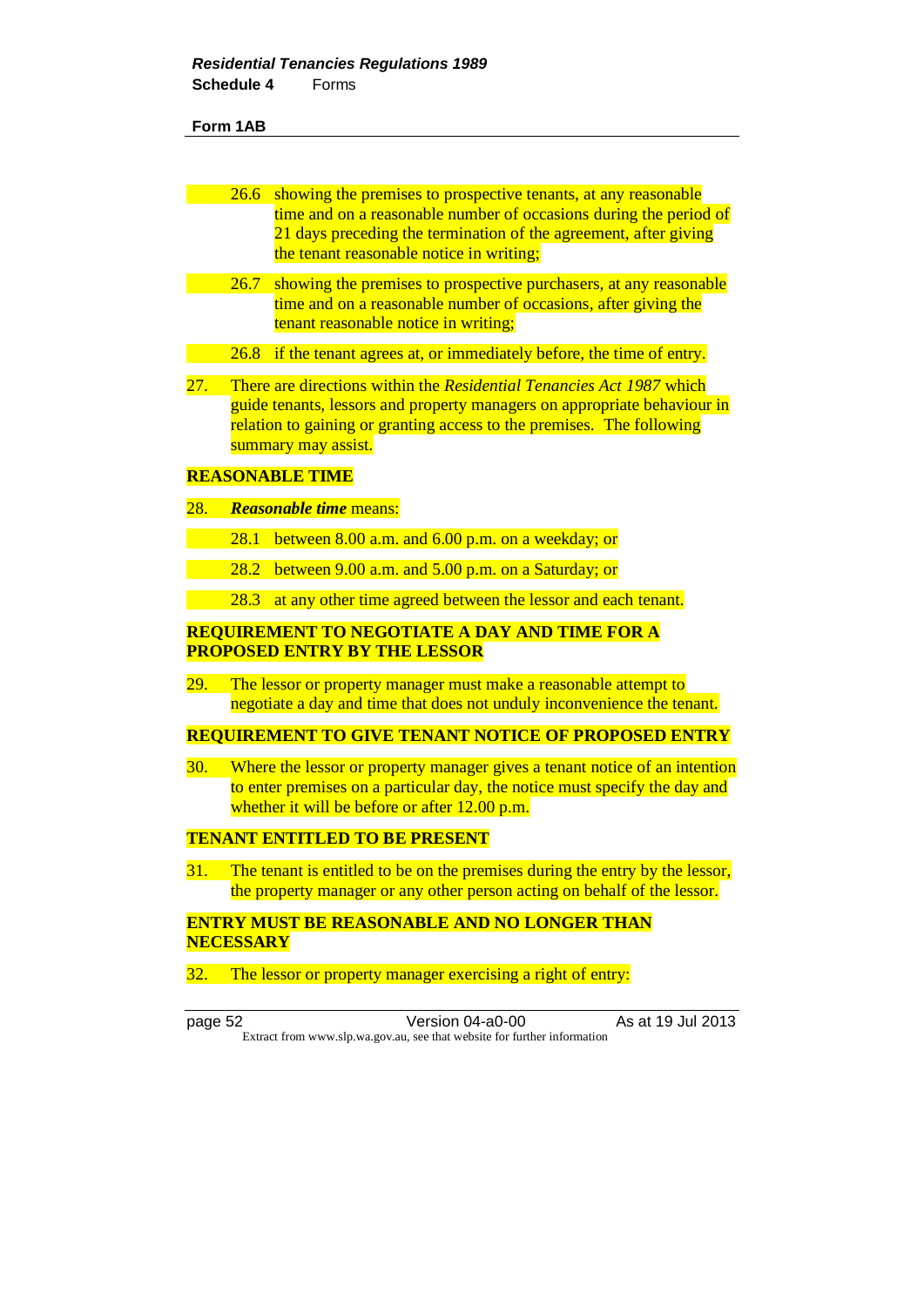**Form 1AB**

26.6 showing the premises to prospective tenants, at any reasonable time and on a reasonable number of occasions during the period of 21 days preceding the termination of the agreement, after giving the tenant reasonable notice in writing;

26.7 showing the premises to prospective purchasers, at any reasonable time and on a reasonable number of occasions, after giving the tenant reasonable notice in writing;

26.8 if the tenant agrees at, or immediately before, the time of entry.

27. There are directions within the *Residential Tenancies Act 1987* which guide tenants, lessors and property managers on appropriate behaviour in relation to gaining or granting access to the premises. The following summary may assist.

**REASONABLE TIME**

28. ***Reasonable time*** means:

28.1 between 8.00 a.m. and 6.00 p.m. on a weekday; or

28.2 between 9.00 a.m. and 5.00 p.m. on a Saturday; or

28.3 at any other time agreed between the lessor and each tenant.

**REQUIREMENT TO NEGOTIATE A DAY AND TIME FOR A PROPOSED ENTRY BY THE LESSOR**

29. The lessor or property manager must make a reasonable attempt to negotiate a day and time that does not unduly inconvenience the tenant.

**REQUIREMENT TO GIVE TENANT NOTICE OF PROPOSED ENTRY**

30. Where the lessor or property manager gives a tenant notice of an intention to enter premises on a particular day, the notice must specify the day and whether it will be before or after 12.00 p.m.

**TENANT ENTITLED TO BE PRESENT**

31. The tenant is entitled to be on the premises during the entry by the lessor, the property manager or any other person acting on behalf of the lessor.

**ENTRY MUST BE REASONABLE AND NO LONGER THAN NECESSARY**

32. The lessor or property manager exercising a right of entry: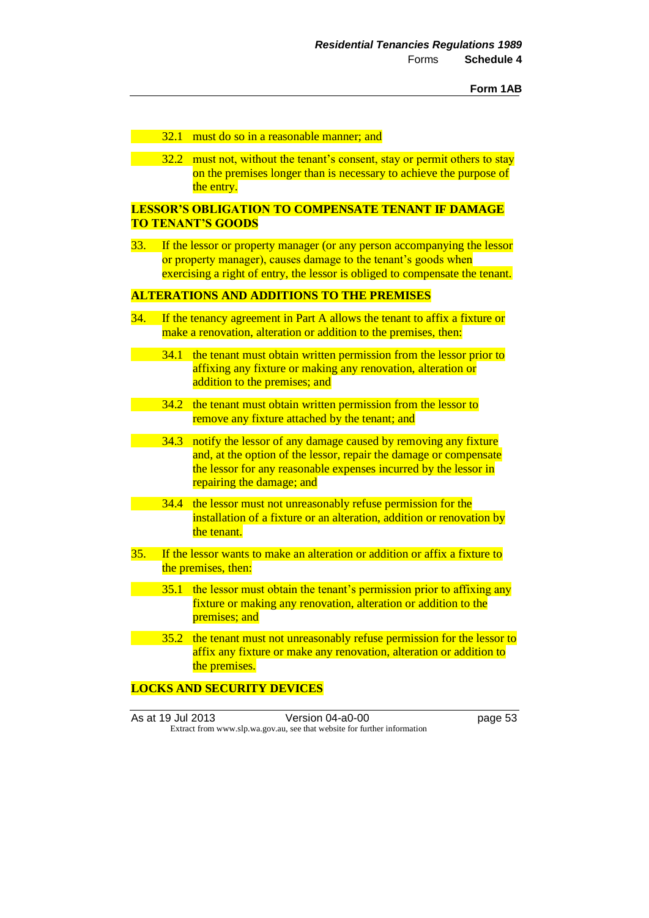32.1 must do so in a reasonable manner; and

32.2 must not, without the tenant's consent, stay or permit others to stay on the premises longer than is necessary to achieve the purpose of the entry.

**LESSOR'S OBLIGATION TO COMPENSATE TENANT IF DAMAGE TO TENANT'S GOODS**

33. If the lessor or property manager (or any person accompanying the lessor or property manager), causes damage to the tenant's goods when exercising a right of entry, the lessor is obliged to compensate the tenant.

**ALTERATIONS AND ADDITIONS TO THE PREMISES**

34. If the tenancy agreement in Part A allows the tenant to affix a fixture or make a renovation, alteration or addition to the premises, then:

34.1 the tenant must obtain written permission from the lessor prior to affixing any fixture or making any renovation, alteration or addition to the premises; and

34.2 the tenant must obtain written permission from the lessor to remove any fixture attached by the tenant; and

34.3 notify the lessor of any damage caused by removing any fixture and, at the option of the lessor, repair the damage or compensate the lessor for any reasonable expenses incurred by the lessor in repairing the damage; and

34.4 the lessor must not unreasonably refuse permission for the installation of a fixture or an alteration, addition or renovation by the tenant.

35. If the lessor wants to make an alteration or addition or affix a fixture to the premises, then:

35.1 the lessor must obtain the tenant's permission prior to affixing any fixture or making any renovation, alteration or addition to the premises; and

35.2 the tenant must not unreasonably refuse permission for the lessor to affix any fixture or make any renovation, alteration or addition to the premises.

**LOCKS AND SECURITY DEVICES**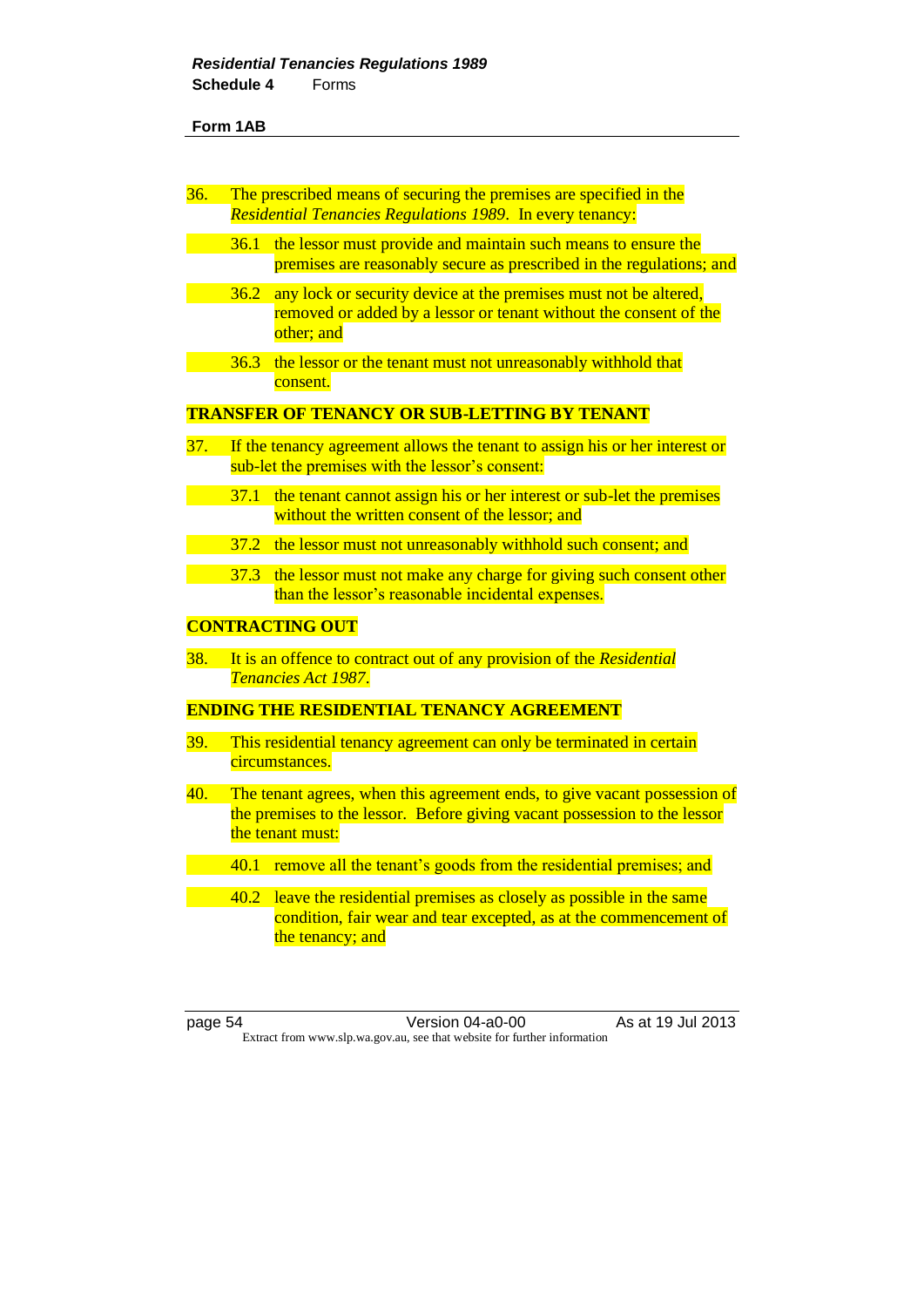**Form 1AB**

36. The prescribed means of securing the premises are specified in the *Residential Tenancies Regulations 1989*. In every tenancy:

    36.1 the lessor must provide and maintain such means to ensure the premises are reasonably secure as prescribed in the regulations; and

    36.2 any lock or security device at the premises must not be altered, removed or added by a lessor or tenant without the consent of the other; and

    36.3 the lessor or the tenant must not unreasonably withhold that consent.

**TRANSFER OF TENANCY OR SUB-LETTING BY TENANT**

37. If the tenancy agreement allows the tenant to assign his or her interest or sub-let the premises with the lessor's consent:

    37.1 the tenant cannot assign his or her interest or sub-let the premises without the written consent of the lessor; and

    37.2 the lessor must not unreasonably withhold such consent; and

    37.3 the lessor must not make any charge for giving such consent other than the lessor's reasonable incidental expenses.

**CONTRACTING OUT**

38. It is an offence to contract out of any provision of the *Residential Tenancies Act 1987*.

**ENDING THE RESIDENTIAL TENANCY AGREEMENT**

39. This residential tenancy agreement can only be terminated in certain circumstances.

40. The tenant agrees, when this agreement ends, to give vacant possession of the premises to the lessor. Before giving vacant possession to the lessor the tenant must:

    40.1 remove all the tenant's goods from the residential premises; and

    40.2 leave the residential premises as closely as possible in the same condition, fair wear and tear excepted, as at the commencement of the tenancy; and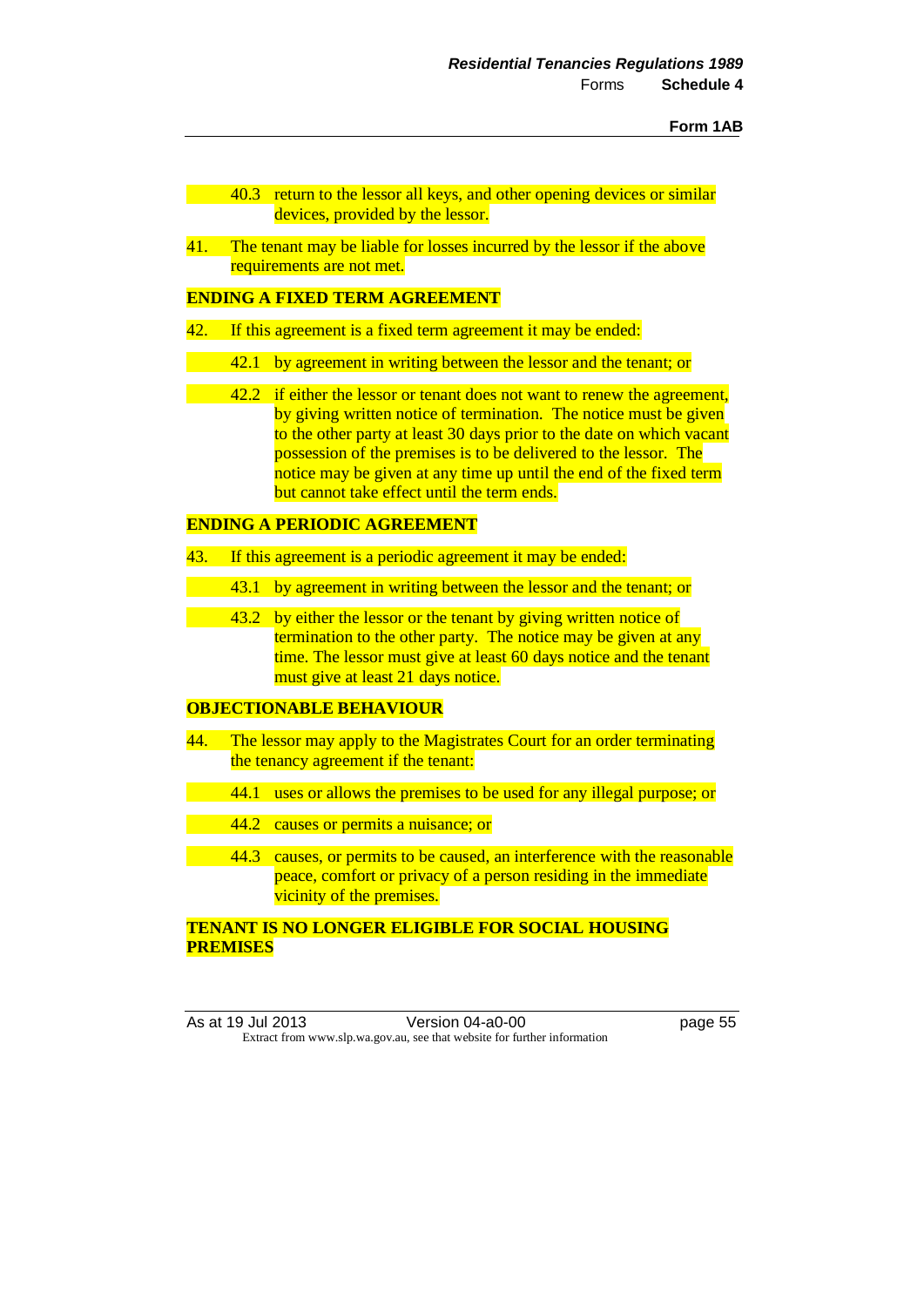40.3 return to the lessor all keys, and other opening devices or similar devices, provided by the lessor.

41. The tenant may be liable for losses incurred by the lessor if the above requirements are not met.

**ENDING A FIXED TERM AGREEMENT**

42. If this agreement is a fixed term agreement it may be ended:

42.1 by agreement in writing between the lessor and the tenant; or

42.2 if either the lessor or tenant does not want to renew the agreement, by giving written notice of termination. The notice must be given to the other party at least 30 days prior to the date on which vacant possession of the premises is to be delivered to the lessor. The notice may be given at any time up until the end of the fixed term but cannot take effect until the term ends.

**ENDING A PERIODIC AGREEMENT**

43. If this agreement is a periodic agreement it may be ended:

43.1 by agreement in writing between the lessor and the tenant; or

43.2 by either the lessor or the tenant by giving written notice of termination to the other party. The notice may be given at any time. The lessor must give at least 60 days notice and the tenant must give at least 21 days notice.

**OBJECTIONABLE BEHAVIOUR**

44. The lessor may apply to the Magistrates Court for an order terminating the tenancy agreement if the tenant:

44.1 uses or allows the premises to be used for any illegal purpose; or

44.2 causes or permits a nuisance; or

44.3 causes, or permits to be caused, an interference with the reasonable peace, comfort or privacy of a person residing in the immediate vicinity of the premises.

**TENANT IS NO LONGER ELIGIBLE FOR SOCIAL HOUSING PREMISES**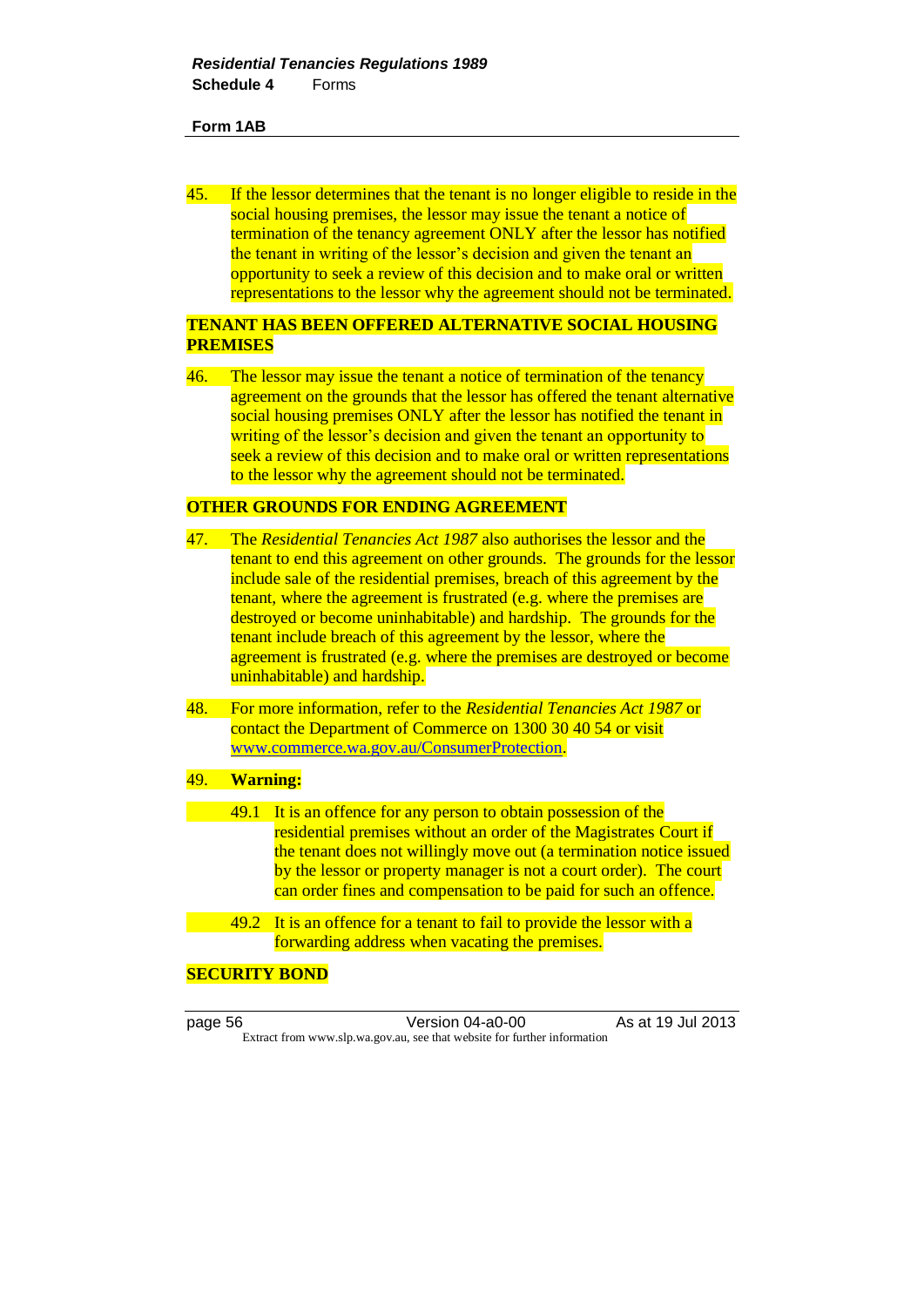**Form 1AB**

45. If the lessor determines that the tenant is no longer eligible to reside in the social housing premises, the lessor may issue the tenant a notice of termination of the tenancy agreement ONLY after the lessor has notified the tenant in writing of the lessor's decision and given the tenant an opportunity to seek a review of this decision and to make oral or written representations to the lessor why the agreement should not be terminated.

**TENANT HAS BEEN OFFERED ALTERNATIVE SOCIAL HOUSING PREMISES**

46. The lessor may issue the tenant a notice of termination of the tenancy agreement on the grounds that the lessor has offered the tenant alternative social housing premises ONLY after the lessor has notified the tenant in writing of the lessor's decision and given the tenant an opportunity to seek a review of this decision and to make oral or written representations to the lessor why the agreement should not be terminated.

**OTHER GROUNDS FOR ENDING AGREEMENT**

47. The *Residential Tenancies Act 1987* also authorises the lessor and the tenant to end this agreement on other grounds. The grounds for the lessor include sale of the residential premises, breach of this agreement by the tenant, where the agreement is frustrated (e.g. where the premises are destroyed or become uninhabitable) and hardship. The grounds for the tenant include breach of this agreement by the lessor, where the agreement is frustrated (e.g. where the premises are destroyed or become uninhabitable) and hardship.

48. For more information, refer to the *Residential Tenancies Act 1987* or contact the Department of Commerce on 1300 30 40 54 or visit www.commerce.wa.gov.au/ConsumerProtection.

49. **Warning:**

    49.1 It is an offence for any person to obtain possession of the residential premises without an order of the Magistrates Court if the tenant does not willingly move out (a termination notice issued by the lessor or property manager is not a court order). The court can order fines and compensation to be paid for such an offence.

    49.2 It is an offence for a tenant to fail to provide the lessor with a forwarding address when vacating the premises.

**SECURITY BOND**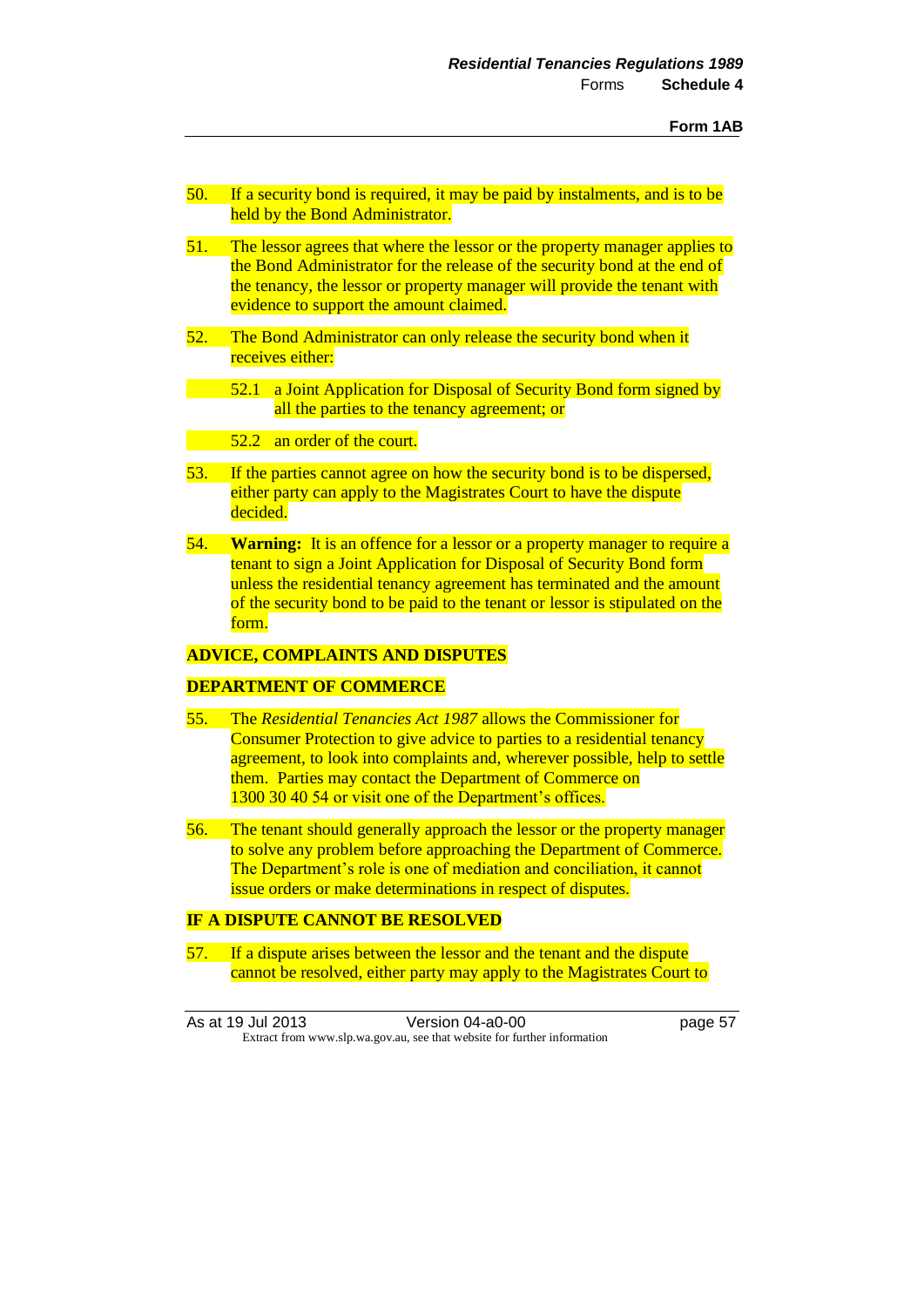50. If a security bond is required, it may be paid by instalments, and is to be held by the Bond Administrator.

51. The lessor agrees that where the lessor or the property manager applies to the Bond Administrator for the release of the security bond at the end of the tenancy, the lessor or property manager will provide the tenant with evidence to support the amount claimed.

52. The Bond Administrator can only release the security bond when it receives either:

    52.1 a Joint Application for Disposal of Security Bond form signed by all the parties to the tenancy agreement; or

    52.2 an order of the court.

53. If the parties cannot agree on how the security bond is to be dispersed, either party can apply to the Magistrates Court to have the dispute decided.

54. **Warning:** It is an offence for a lessor or a property manager to require a tenant to sign a Joint Application for Disposal of Security Bond form unless the residential tenancy agreement has terminated and the amount of the security bond to be paid to the tenant or lessor is stipulated on the form.

**ADVICE, COMPLAINTS AND DISPUTES**

**DEPARTMENT OF COMMERCE**

55. The *Residential Tenancies Act 1987* allows the Commissioner for Consumer Protection to give advice to parties to a residential tenancy agreement, to look into complaints and, wherever possible, help to settle them. Parties may contact the Department of Commerce on 1300 30 40 54 or visit one of the Department's offices.

56. The tenant should generally approach the lessor or the property manager to solve any problem before approaching the Department of Commerce. The Department's role is one of mediation and conciliation, it cannot issue orders or make determinations in respect of disputes.

**IF A DISPUTE CANNOT BE RESOLVED**

57. If a dispute arises between the lessor and the tenant and the dispute cannot be resolved, either party may apply to the Magistrates Court to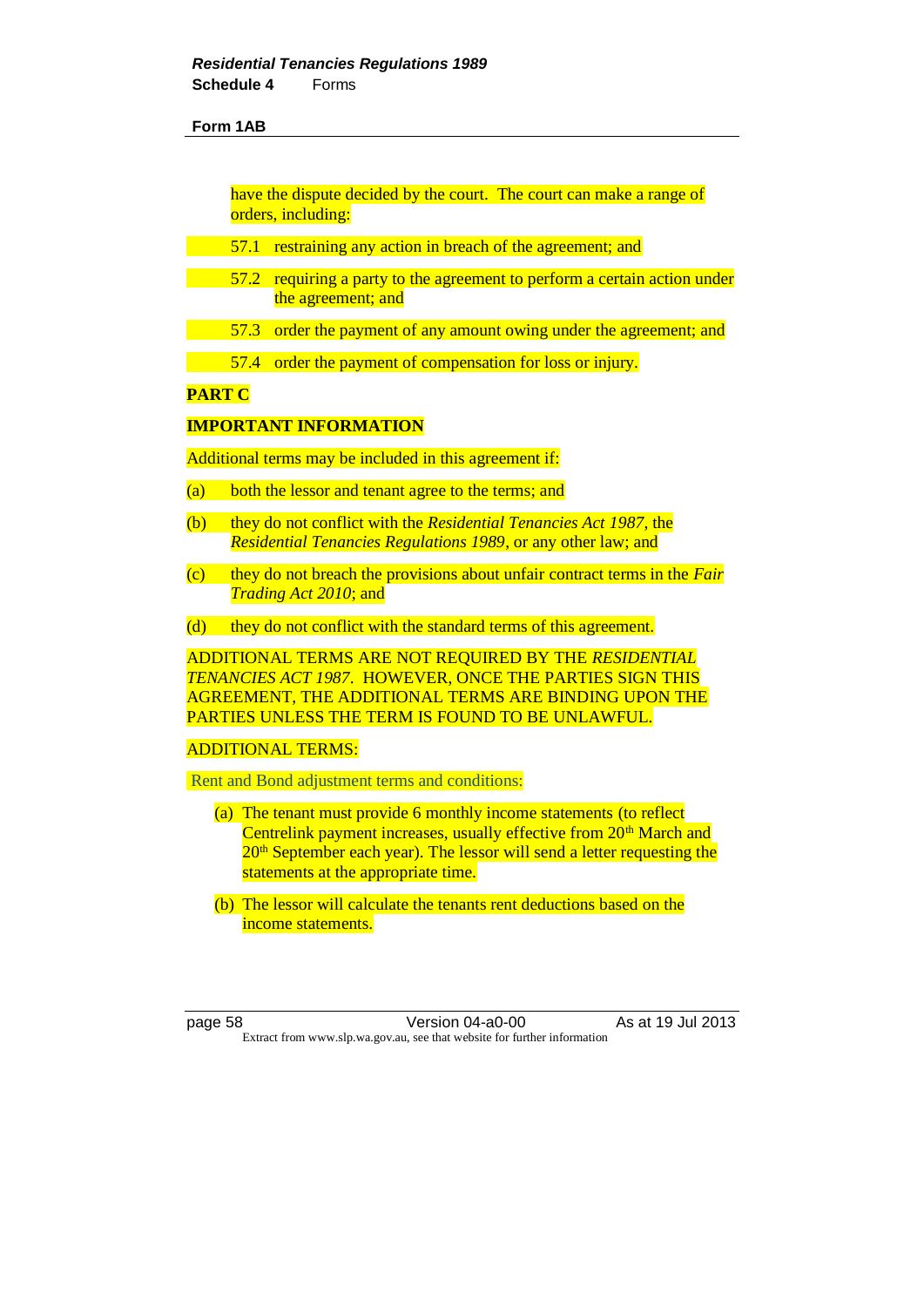have the dispute decided by the court. The court can make a range of orders, including:

57.1 restraining any action in breach of the agreement; and

57.2 requiring a party to the agreement to perform a certain action under the agreement; and

57.3 order the payment of any amount owing under the agreement; and

57.4 order the payment of compensation for loss or injury.

**PART C**

**IMPORTANT INFORMATION**

Additional terms may be included in this agreement if:

(a) both the lessor and tenant agree to the terms; and

(b) they do not conflict with the *Residential Tenancies Act 1987*, the *Residential Tenancies Regulations 1989*, or any other law; and

(c) they do not breach the provisions about unfair contract terms in the *Fair Trading Act 2010*; and

(d) they do not conflict with the standard terms of this agreement.

ADDITIONAL TERMS ARE NOT REQUIRED BY THE *RESIDENTIAL TENANCIES ACT 1987*. HOWEVER, ONCE THE PARTIES SIGN THIS AGREEMENT, THE ADDITIONAL TERMS ARE BINDING UPON THE PARTIES UNLESS THE TERM IS FOUND TO BE UNLAWFUL.

ADDITIONAL TERMS:

Rent and Bond adjustment terms and conditions:

(a) The tenant must provide 6 monthly income statements (to reflect Centrelink payment increases, usually effective from 20th March and 20th September each year). The lessor will send a letter requesting the statements at the appropriate time.

(b) The lessor will calculate the tenants rent deductions based on the income statements.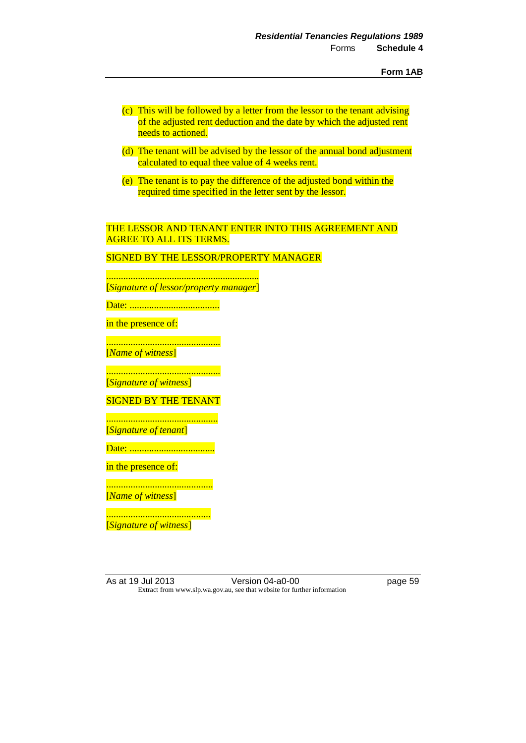(c) This will be followed by a letter from the lessor to the tenant advising of the adjusted rent deduction and the date by which the adjusted rent needs to actioned.

(d) The tenant will be advised by the lessor of the annual bond adjustment calculated to equal thee value of 4 weeks rent.

(e) The tenant is to pay the difference of the adjusted bond within the required time specified in the letter sent by the lessor.

THE LESSOR AND TENANT ENTER INTO THIS AGREEMENT AND AGREE TO ALL ITS TERMS.

SIGNED BY THE LESSOR/PROPERTY MANAGER

..............................................................
[*Signature of lessor/property manager*]

Date: .....................................

in the presence of:

...............................................
[*Name of witness*]

...............................................
[*Signature of witness*]

SIGNED BY THE TENANT

..............................................
[*Signature of tenant*]

Date: ...................................

in the presence of:

............................................
[*Name of witness*]

...........................................
[*Signature of witness*]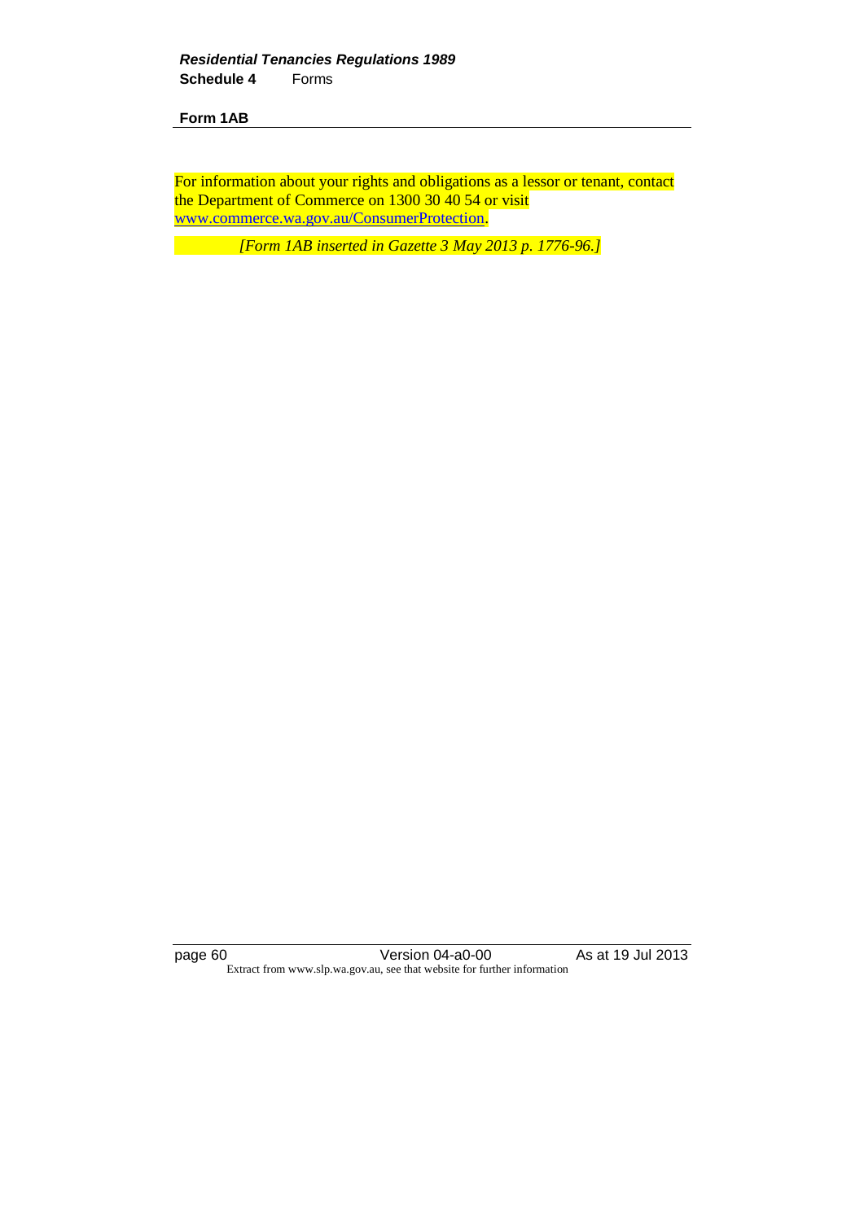**Form 1AB**

For information about your rights and obligations as a lessor or tenant, contact the Department of Commerce on 1300 30 40 54 or visit www.commerce.wa.gov.au/ConsumerProtection.

*[Form 1AB inserted in Gazette 3 May 2013 p. 1776-96.]*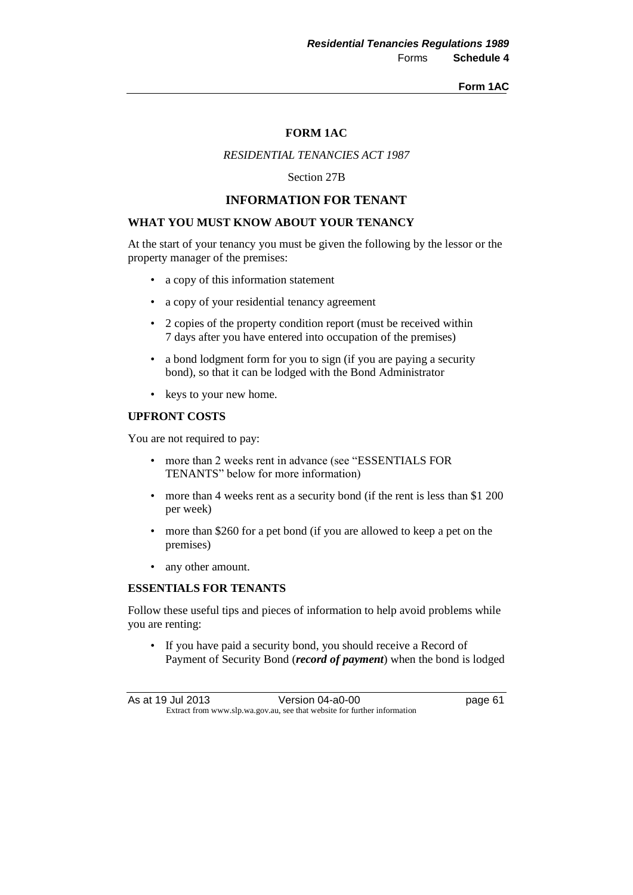## FORM 1AC

*RESIDENTIAL TENANCIES ACT 1987*

Section 27B

## INFORMATION FOR TENANT

### WHAT YOU MUST KNOW ABOUT YOUR TENANCY

At the start of your tenancy you must be given the following by the lessor or the property manager of the premises:

- a copy of this information statement
- a copy of your residential tenancy agreement
- 2 copies of the property condition report (must be received within 7 days after you have entered into occupation of the premises)
- a bond lodgment form for you to sign (if you are paying a security bond), so that it can be lodged with the Bond Administrator
- keys to your new home.

### UPFRONT COSTS

You are not required to pay:

- more than 2 weeks rent in advance (see "ESSENTIALS FOR TENANTS" below for more information)
- more than 4 weeks rent as a security bond (if the rent is less than $1 200 per week)
- more than $260 for a pet bond (if you are allowed to keep a pet on the premises)
- any other amount.

### ESSENTIALS FOR TENANTS

Follow these useful tips and pieces of information to help avoid problems while you are renting:

- If you have paid a security bond, you should receive a Record of Payment of Security Bond (***record of payment***) when the bond is lodged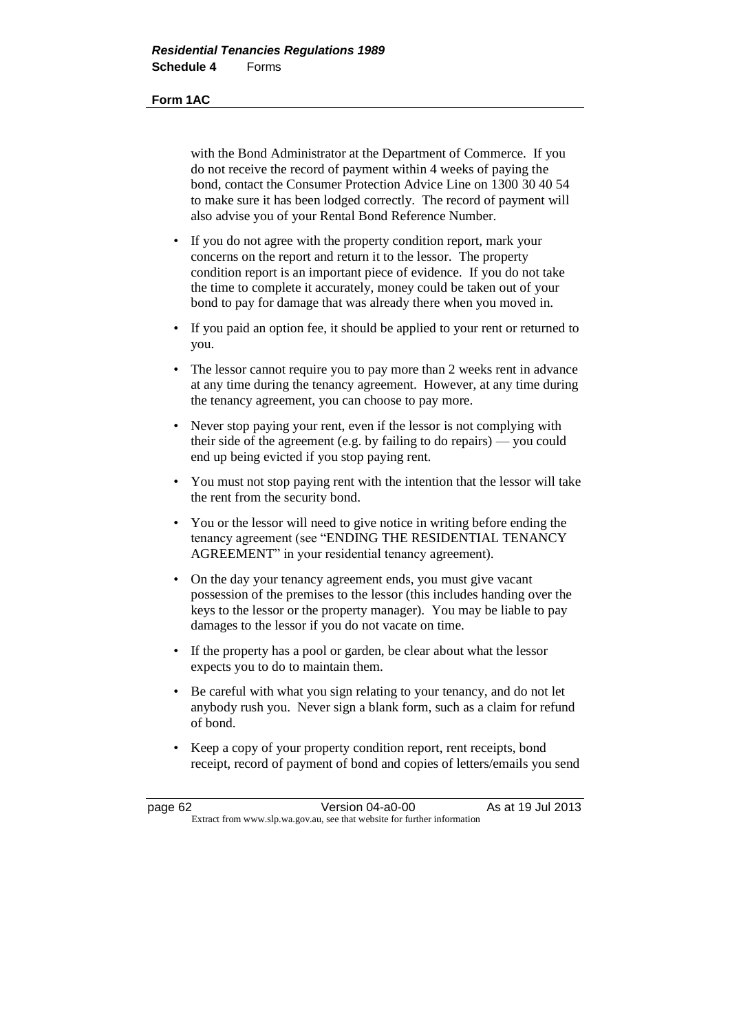with the Bond Administrator at the Department of Commerce. If you do not receive the record of payment within 4 weeks of paying the bond, contact the Consumer Protection Advice Line on 1300 30 40 54 to make sure it has been lodged correctly. The record of payment will also advise you of your Rental Bond Reference Number.

- If you do not agree with the property condition report, mark your concerns on the report and return it to the lessor. The property condition report is an important piece of evidence. If you do not take the time to complete it accurately, money could be taken out of your bond to pay for damage that was already there when you moved in.
- If you paid an option fee, it should be applied to your rent or returned to you.
- The lessor cannot require you to pay more than 2 weeks rent in advance at any time during the tenancy agreement. However, at any time during the tenancy agreement, you can choose to pay more.
- Never stop paying your rent, even if the lessor is not complying with their side of the agreement (e.g. by failing to do repairs) — you could end up being evicted if you stop paying rent.
- You must not stop paying rent with the intention that the lessor will take the rent from the security bond.
- You or the lessor will need to give notice in writing before ending the tenancy agreement (see "ENDING THE RESIDENTIAL TENANCY AGREEMENT" in your residential tenancy agreement).
- On the day your tenancy agreement ends, you must give vacant possession of the premises to the lessor (this includes handing over the keys to the lessor or the property manager). You may be liable to pay damages to the lessor if you do not vacate on time.
- If the property has a pool or garden, be clear about what the lessor expects you to do to maintain them.
- Be careful with what you sign relating to your tenancy, and do not let anybody rush you. Never sign a blank form, such as a claim for refund of bond.
- Keep a copy of your property condition report, rent receipts, bond receipt, record of payment of bond and copies of letters/emails you send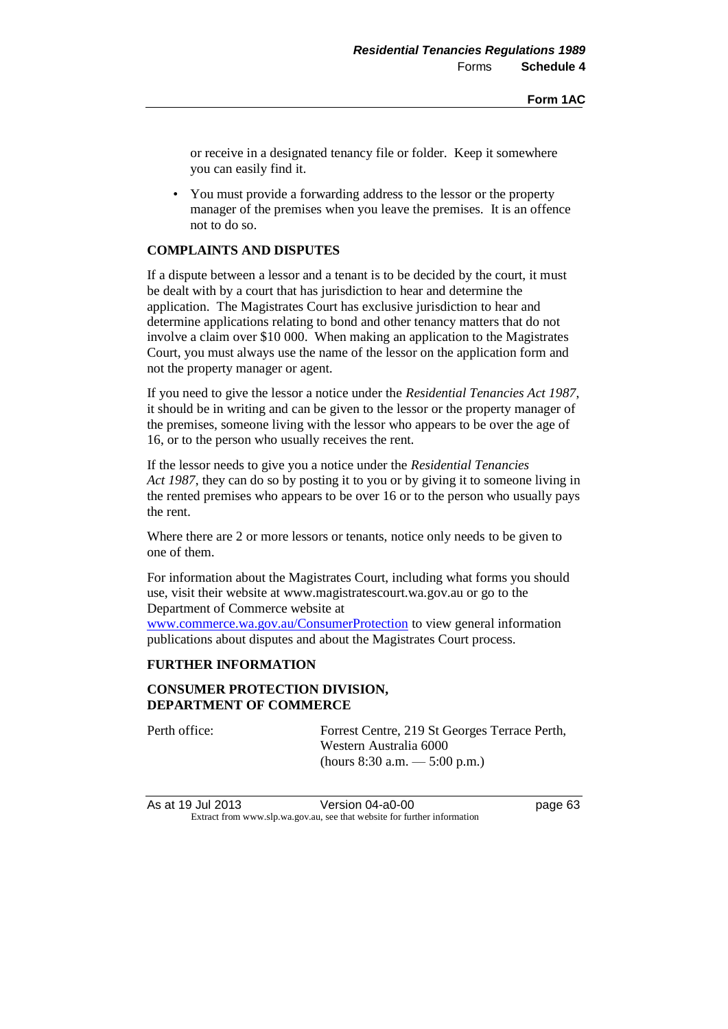or receive in a designated tenancy file or folder. Keep it somewhere you can easily find it.

- You must provide a forwarding address to the lessor or the property manager of the premises when you leave the premises. It is an offence not to do so.

**COMPLAINTS AND DISPUTES**

If a dispute between a lessor and a tenant is to be decided by the court, it must be dealt with by a court that has jurisdiction to hear and determine the application. The Magistrates Court has exclusive jurisdiction to hear and determine applications relating to bond and other tenancy matters that do not involve a claim over $10 000. When making an application to the Magistrates Court, you must always use the name of the lessor on the application form and not the property manager or agent.

If you need to give the lessor a notice under the *Residential Tenancies Act 1987*, it should be in writing and can be given to the lessor or the property manager of the premises, someone living with the lessor who appears to be over the age of 16, or to the person who usually receives the rent.

If the lessor needs to give you a notice under the *Residential Tenancies Act 1987*, they can do so by posting it to you or by giving it to someone living in the rented premises who appears to be over 16 or to the person who usually pays the rent.

Where there are 2 or more lessors or tenants, notice only needs to be given to one of them.

For information about the Magistrates Court, including what forms you should use, visit their website at www.magistratescourt.wa.gov.au or go to the Department of Commerce website at www.commerce.wa.gov.au/ConsumerProtection to view general information publications about disputes and about the Magistrates Court process.

**FURTHER INFORMATION**

**CONSUMER PROTECTION DIVISION, DEPARTMENT OF COMMERCE**

| | |
|---|---|
| Perth office: | Forrest Centre, 219 St Georges Terrace Perth, Western Australia 6000 (hours 8:30 a.m. — 5:00 p.m.) |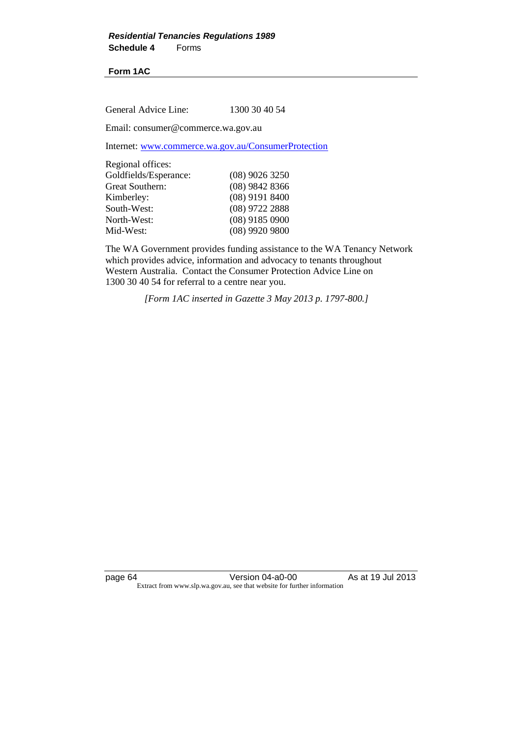**Form 1AC**

General Advice Line: 1300 30 40 54

Email: consumer@commerce.wa.gov.au

Internet: www.commerce.wa.gov.au/ConsumerProtection

Regional offices:

| | |
|---|---|
| Goldfields/Esperance: | (08) 9026 3250 |
| Great Southern: | (08) 9842 8366 |
| Kimberley: | (08) 9191 8400 |
| South-West: | (08) 9722 2888 |
| North-West: | (08) 9185 0900 |
| Mid-West: | (08) 9920 9800 |

The WA Government provides funding assistance to the WA Tenancy Network which provides advice, information and advocacy to tenants throughout Western Australia. Contact the Consumer Protection Advice Line on 1300 30 40 54 for referral to a centre near you.

*[Form 1AC inserted in Gazette 3 May 2013 p. 1797-800.]*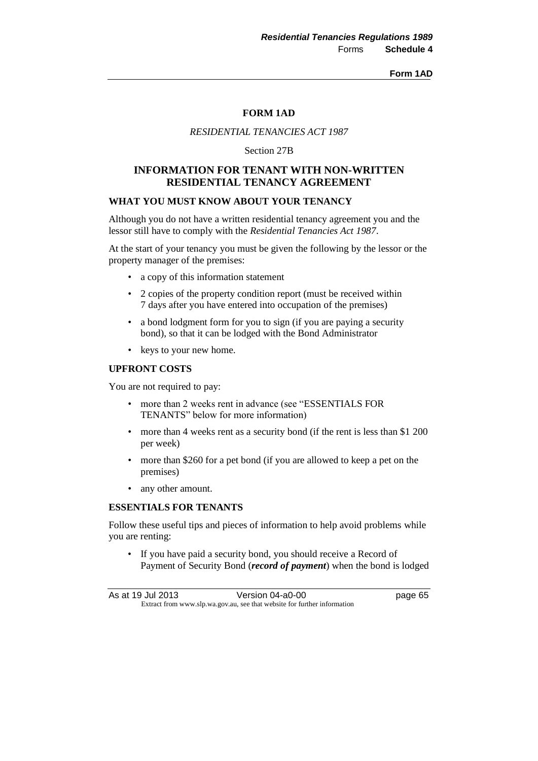# FORM 1AD

*RESIDENTIAL TENANCIES ACT 1987*

Section 27B

## INFORMATION FOR TENANT WITH NON-WRITTEN RESIDENTIAL TENANCY AGREEMENT

### WHAT YOU MUST KNOW ABOUT YOUR TENANCY

Although you do not have a written residential tenancy agreement you and the lessor still have to comply with the *Residential Tenancies Act 1987*.

At the start of your tenancy you must be given the following by the lessor or the property manager of the premises:

- a copy of this information statement
- 2 copies of the property condition report (must be received within 7 days after you have entered into occupation of the premises)
- a bond lodgment form for you to sign (if you are paying a security bond), so that it can be lodged with the Bond Administrator
- keys to your new home.

### UPFRONT COSTS

You are not required to pay:

- more than 2 weeks rent in advance (see "ESSENTIALS FOR TENANTS" below for more information)
- more than 4 weeks rent as a security bond (if the rent is less than $1 200 per week)
- more than $260 for a pet bond (if you are allowed to keep a pet on the premises)
- any other amount.

### ESSENTIALS FOR TENANTS

Follow these useful tips and pieces of information to help avoid problems while you are renting:

- If you have paid a security bond, you should receive a Record of Payment of Security Bond (***record of payment***) when the bond is lodged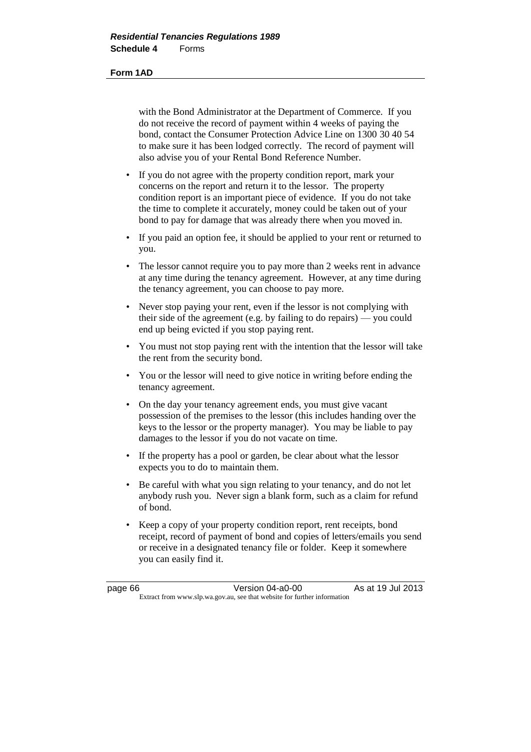with the Bond Administrator at the Department of Commerce. If you do not receive the record of payment within 4 weeks of paying the bond, contact the Consumer Protection Advice Line on 1300 30 40 54 to make sure it has been lodged correctly. The record of payment will also advise you of your Rental Bond Reference Number.

- If you do not agree with the property condition report, mark your concerns on the report and return it to the lessor. The property condition report is an important piece of evidence. If you do not take the time to complete it accurately, money could be taken out of your bond to pay for damage that was already there when you moved in.
- If you paid an option fee, it should be applied to your rent or returned to you.
- The lessor cannot require you to pay more than 2 weeks rent in advance at any time during the tenancy agreement. However, at any time during the tenancy agreement, you can choose to pay more.
- Never stop paying your rent, even if the lessor is not complying with their side of the agreement (e.g. by failing to do repairs) — you could end up being evicted if you stop paying rent.
- You must not stop paying rent with the intention that the lessor will take the rent from the security bond.
- You or the lessor will need to give notice in writing before ending the tenancy agreement.
- On the day your tenancy agreement ends, you must give vacant possession of the premises to the lessor (this includes handing over the keys to the lessor or the property manager). You may be liable to pay damages to the lessor if you do not vacate on time.
- If the property has a pool or garden, be clear about what the lessor expects you to do to maintain them.
- Be careful with what you sign relating to your tenancy, and do not let anybody rush you. Never sign a blank form, such as a claim for refund of bond.
- Keep a copy of your property condition report, rent receipts, bond receipt, record of payment of bond and copies of letters/emails you send or receive in a designated tenancy file or folder. Keep it somewhere you can easily find it.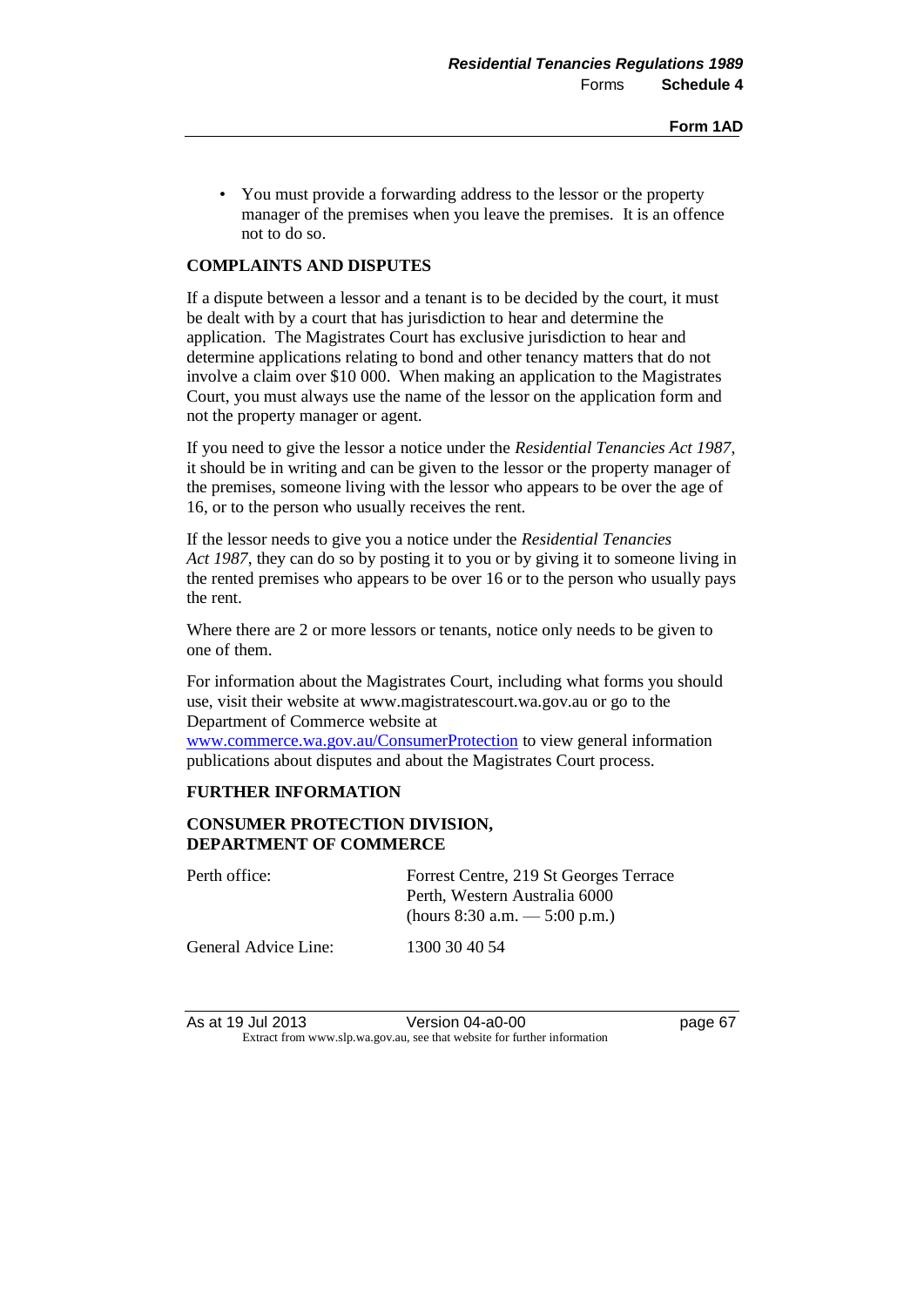- You must provide a forwarding address to the lessor or the property manager of the premises when you leave the premises. It is an offence not to do so.

**COMPLAINTS AND DISPUTES**

If a dispute between a lessor and a tenant is to be decided by the court, it must be dealt with by a court that has jurisdiction to hear and determine the application. The Magistrates Court has exclusive jurisdiction to hear and determine applications relating to bond and other tenancy matters that do not involve a claim over $10 000. When making an application to the Magistrates Court, you must always use the name of the lessor on the application form and not the property manager or agent.

If you need to give the lessor a notice under the *Residential Tenancies Act 1987*, it should be in writing and can be given to the lessor or the property manager of the premises, someone living with the lessor who appears to be over the age of 16, or to the person who usually receives the rent.

If the lessor needs to give you a notice under the *Residential Tenancies Act 1987*, they can do so by posting it to you or by giving it to someone living in the rented premises who appears to be over 16 or to the person who usually pays the rent.

Where there are 2 or more lessors or tenants, notice only needs to be given to one of them.

For information about the Magistrates Court, including what forms you should use, visit their website at www.magistratescourt.wa.gov.au or go to the Department of Commerce website at www.commerce.wa.gov.au/ConsumerProtection to view general information publications about disputes and about the Magistrates Court process.

**FURTHER INFORMATION**

**CONSUMER PROTECTION DIVISION, DEPARTMENT OF COMMERCE**

| | |
|---|---|
| Perth office: | Forrest Centre, 219 St Georges Terrace<br>Perth, Western Australia 6000<br>(hours 8:30 a.m. — 5:00 p.m.) |
| General Advice Line: | 1300 30 40 54 |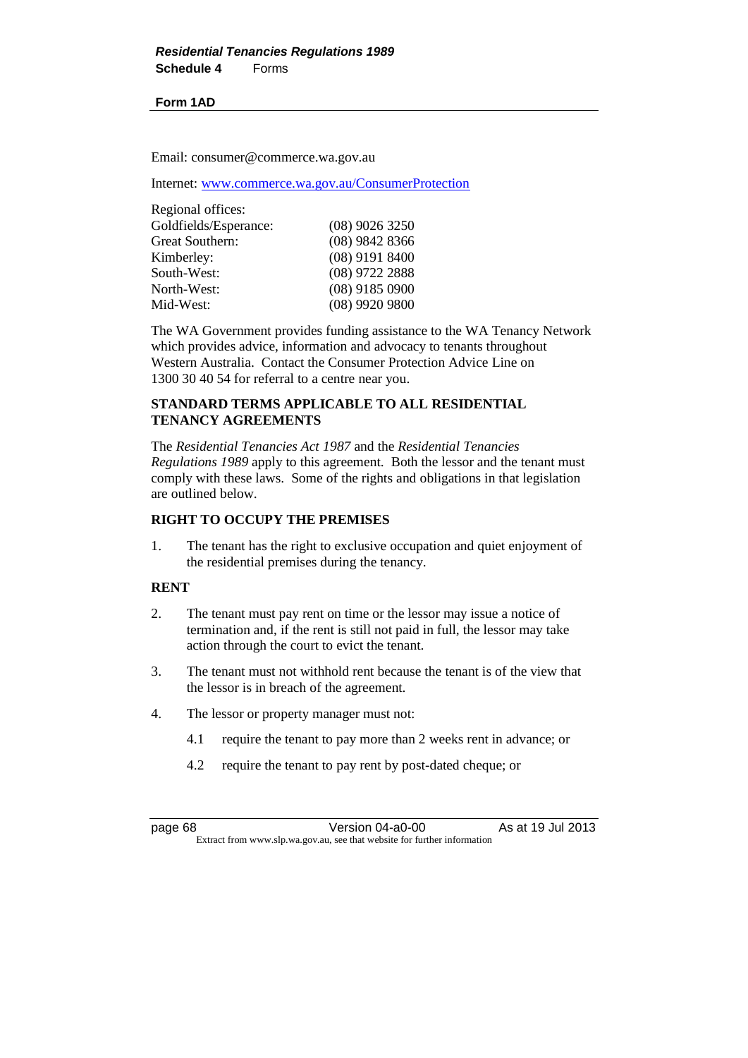Email: consumer@commerce.wa.gov.au

Internet: [www.commerce.wa.gov.au/ConsumerProtection](http://www.commerce.wa.gov.au/ConsumerProtection)

| Regional offices: | |
|---|---|
| Goldfields/Esperance: | (08) 9026 3250 |
| Great Southern: | (08) 9842 8366 |
| Kimberley: | (08) 9191 8400 |
| South-West: | (08) 9722 2888 |
| North-West: | (08) 9185 0900 |
| Mid-West: | (08) 9920 9800 |

The WA Government provides funding assistance to the WA Tenancy Network which provides advice, information and advocacy to tenants throughout Western Australia. Contact the Consumer Protection Advice Line on 1300 30 40 54 for referral to a centre near you.

**STANDARD TERMS APPLICABLE TO ALL RESIDENTIAL TENANCY AGREEMENTS**

The *Residential Tenancies Act 1987* and the *Residential Tenancies Regulations 1989* apply to this agreement. Both the lessor and the tenant must comply with these laws. Some of the rights and obligations in that legislation are outlined below.

**RIGHT TO OCCUPY THE PREMISES**

1. The tenant has the right to exclusive occupation and quiet enjoyment of the residential premises during the tenancy.

**RENT**

2. The tenant must pay rent on time or the lessor may issue a notice of termination and, if the rent is still not paid in full, the lessor may take action through the court to evict the tenant.

3. The tenant must not withhold rent because the tenant is of the view that the lessor is in breach of the agreement.

4. The lessor or property manager must not:

   4.1 require the tenant to pay more than 2 weeks rent in advance; or

   4.2 require the tenant to pay rent by post-dated cheque; or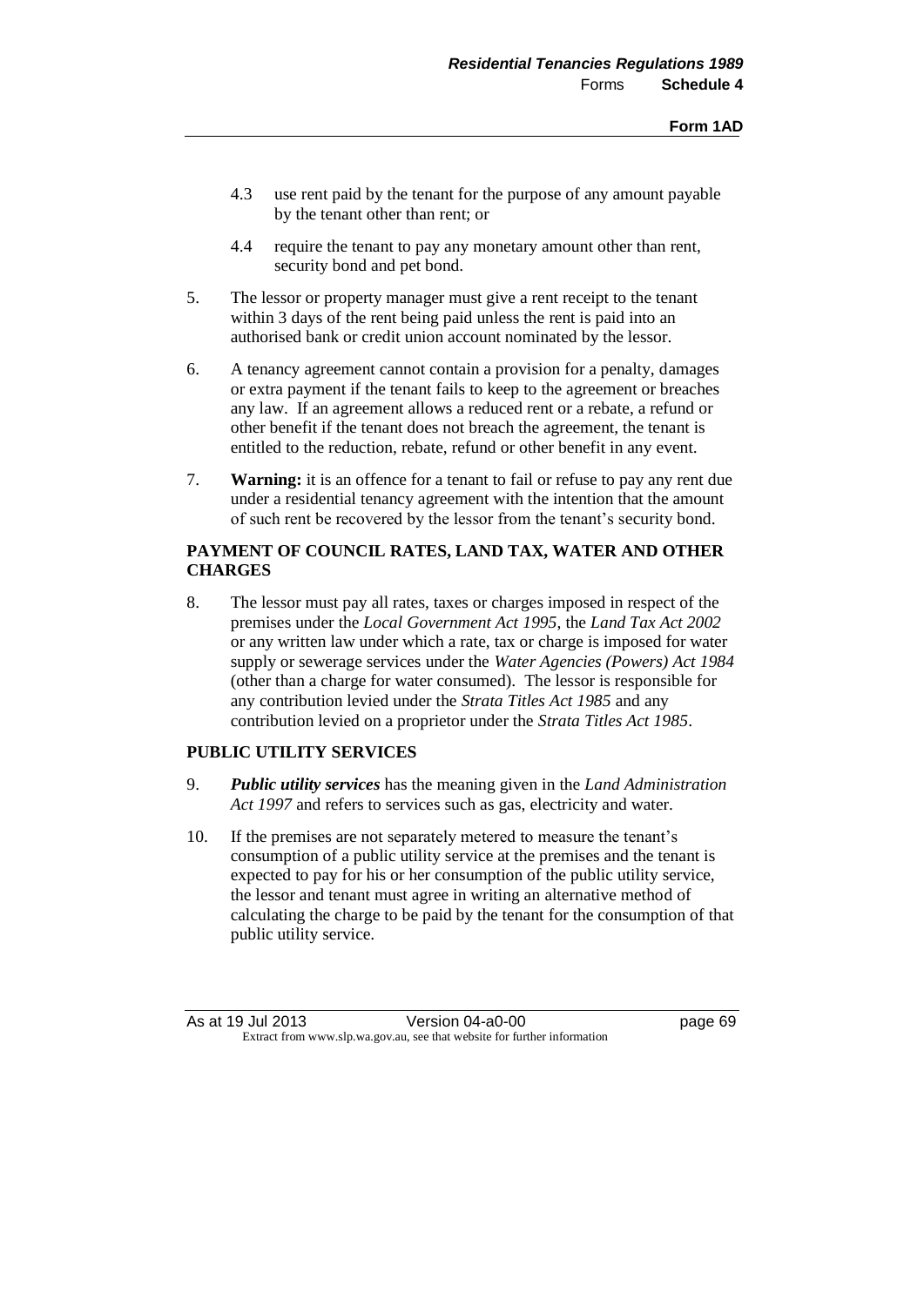4.3 use rent paid by the tenant for the purpose of any amount payable by the tenant other than rent; or

4.4 require the tenant to pay any monetary amount other than rent, security bond and pet bond.

5. The lessor or property manager must give a rent receipt to the tenant within 3 days of the rent being paid unless the rent is paid into an authorised bank or credit union account nominated by the lessor.

6. A tenancy agreement cannot contain a provision for a penalty, damages or extra payment if the tenant fails to keep to the agreement or breaches any law. If an agreement allows a reduced rent or a rebate, a refund or other benefit if the tenant does not breach the agreement, the tenant is entitled to the reduction, rebate, refund or other benefit in any event.

7. **Warning:** it is an offence for a tenant to fail or refuse to pay any rent due under a residential tenancy agreement with the intention that the amount of such rent be recovered by the lessor from the tenant's security bond.

**PAYMENT OF COUNCIL RATES, LAND TAX, WATER AND OTHER CHARGES**

8. The lessor must pay all rates, taxes or charges imposed in respect of the premises under the *Local Government Act 1995*, the *Land Tax Act 2002* or any written law under which a rate, tax or charge is imposed for water supply or sewerage services under the *Water Agencies (Powers) Act 1984* (other than a charge for water consumed). The lessor is responsible for any contribution levied under the *Strata Titles Act 1985* and any contribution levied on a proprietor under the *Strata Titles Act 1985*.

**PUBLIC UTILITY SERVICES**

9. ***Public utility services*** has the meaning given in the *Land Administration Act 1997* and refers to services such as gas, electricity and water.

10. If the premises are not separately metered to measure the tenant's consumption of a public utility service at the premises and the tenant is expected to pay for his or her consumption of the public utility service, the lessor and tenant must agree in writing an alternative method of calculating the charge to be paid by the tenant for the consumption of that public utility service.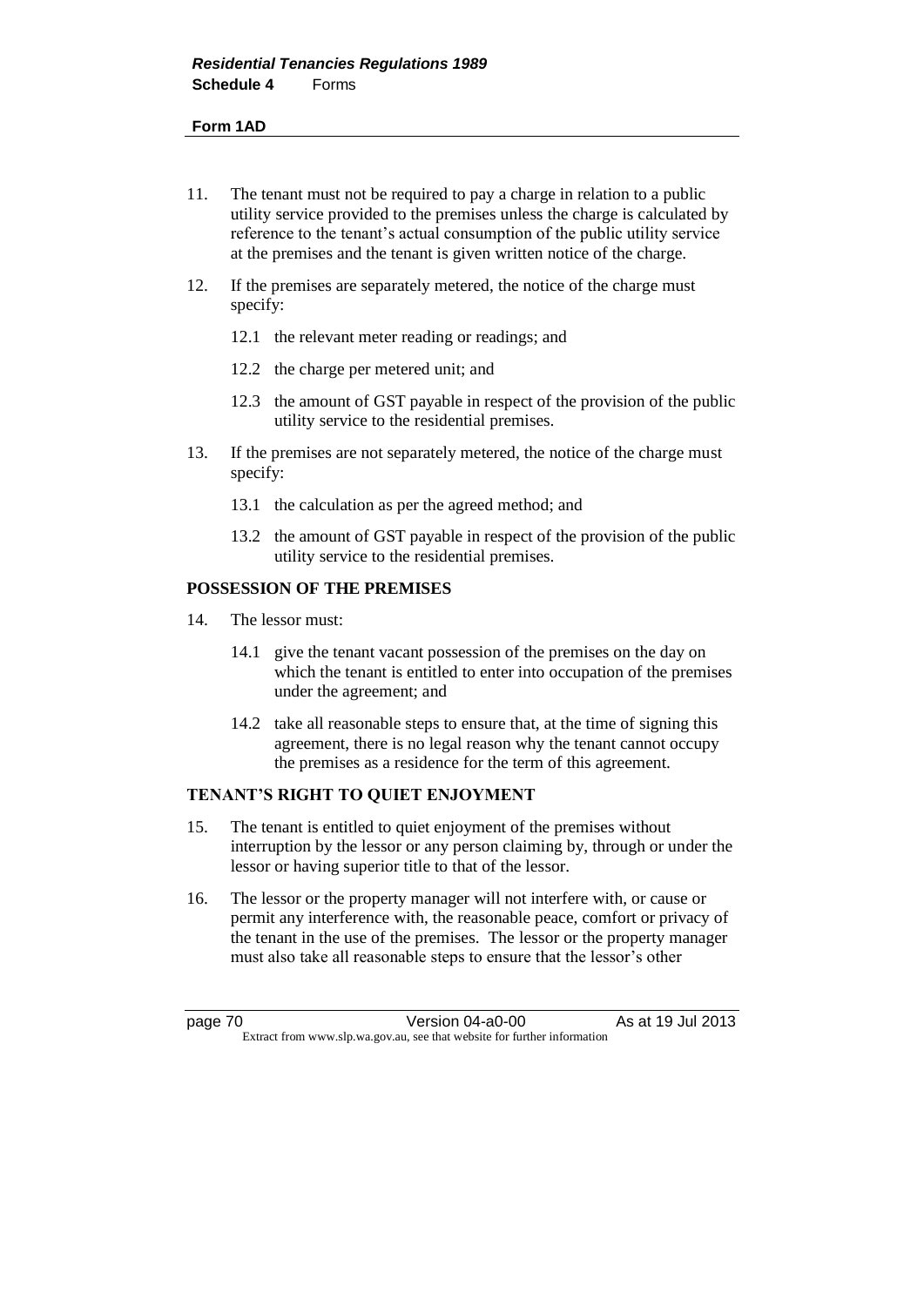**Form 1AD**

11. The tenant must not be required to pay a charge in relation to a public utility service provided to the premises unless the charge is calculated by reference to the tenant's actual consumption of the public utility service at the premises and the tenant is given written notice of the charge.

12. If the premises are separately metered, the notice of the charge must specify:

    12.1 the relevant meter reading or readings; and

    12.2 the charge per metered unit; and

    12.3 the amount of GST payable in respect of the provision of the public utility service to the residential premises.

13. If the premises are not separately metered, the notice of the charge must specify:

    13.1 the calculation as per the agreed method; and

    13.2 the amount of GST payable in respect of the provision of the public utility service to the residential premises.

**POSSESSION OF THE PREMISES**

14. The lessor must:

    14.1 give the tenant vacant possession of the premises on the day on which the tenant is entitled to enter into occupation of the premises under the agreement; and

    14.2 take all reasonable steps to ensure that, at the time of signing this agreement, there is no legal reason why the tenant cannot occupy the premises as a residence for the term of this agreement.

**TENANT'S RIGHT TO QUIET ENJOYMENT**

15. The tenant is entitled to quiet enjoyment of the premises without interruption by the lessor or any person claiming by, through or under the lessor or having superior title to that of the lessor.

16. The lessor or the property manager will not interfere with, or cause or permit any interference with, the reasonable peace, comfort or privacy of the tenant in the use of the premises. The lessor or the property manager must also take all reasonable steps to ensure that the lessor's other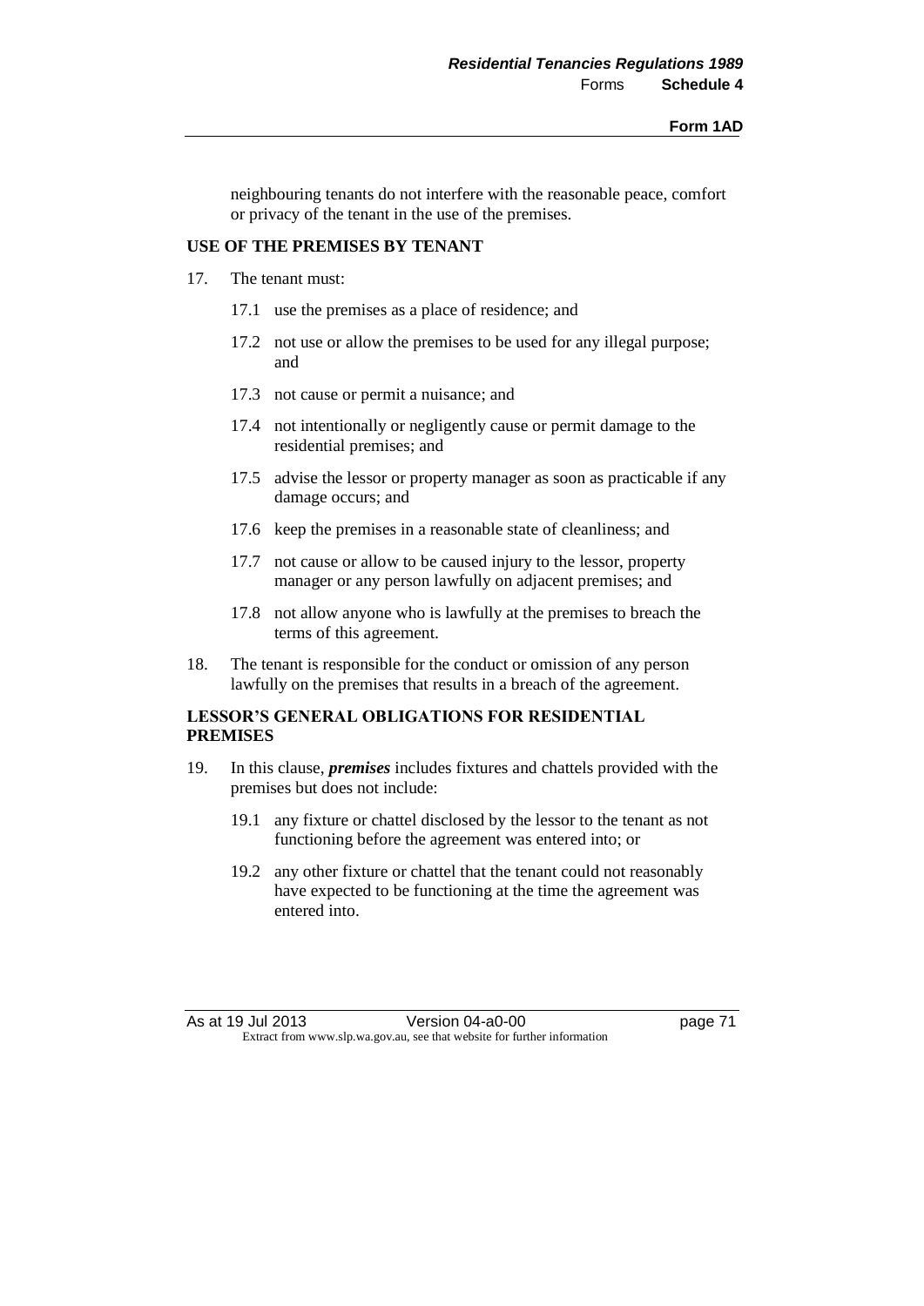neighbouring tenants do not interfere with the reasonable peace, comfort or privacy of the tenant in the use of the premises.

**USE OF THE PREMISES BY TENANT**

17. The tenant must:

    17.1 use the premises as a place of residence; and

    17.2 not use or allow the premises to be used for any illegal purpose; and

    17.3 not cause or permit a nuisance; and

    17.4 not intentionally or negligently cause or permit damage to the residential premises; and

    17.5 advise the lessor or property manager as soon as practicable if any damage occurs; and

    17.6 keep the premises in a reasonable state of cleanliness; and

    17.7 not cause or allow to be caused injury to the lessor, property manager or any person lawfully on adjacent premises; and

    17.8 not allow anyone who is lawfully at the premises to breach the terms of this agreement.

18. The tenant is responsible for the conduct or omission of any person lawfully on the premises that results in a breach of the agreement.

**LESSOR'S GENERAL OBLIGATIONS FOR RESIDENTIAL PREMISES**

19. In this clause, ***premises*** includes fixtures and chattels provided with the premises but does not include:

    19.1 any fixture or chattel disclosed by the lessor to the tenant as not functioning before the agreement was entered into; or

    19.2 any other fixture or chattel that the tenant could not reasonably have expected to be functioning at the time the agreement was entered into.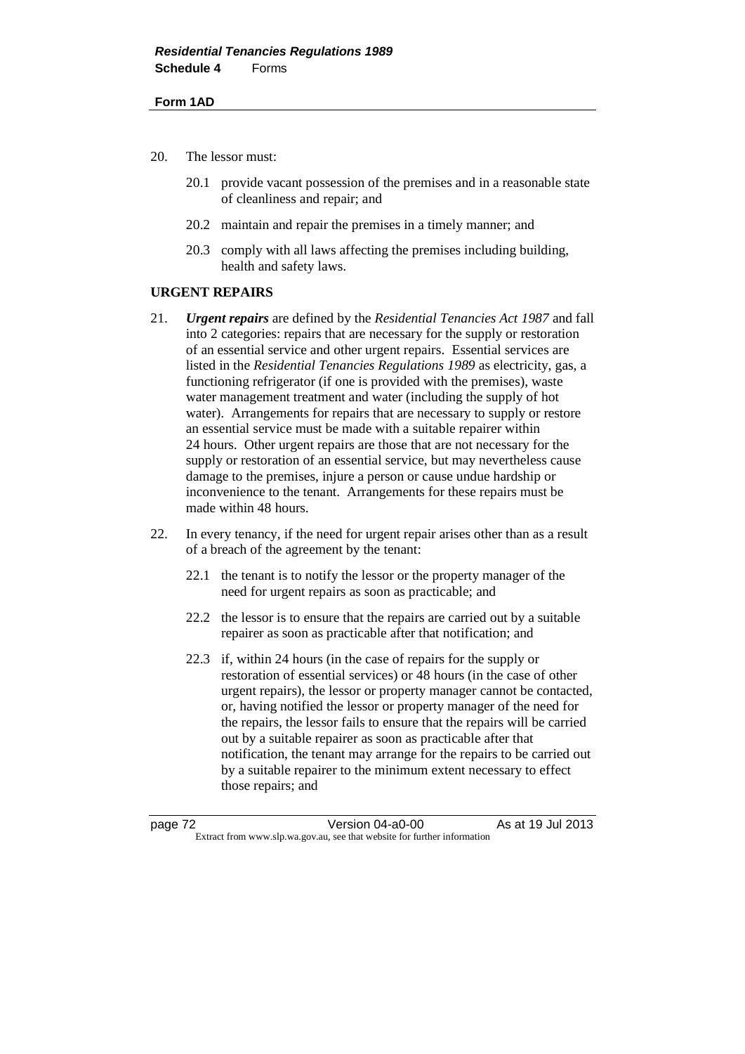20. The lessor must:

    20.1 provide vacant possession of the premises and in a reasonable state of cleanliness and repair; and

    20.2 maintain and repair the premises in a timely manner; and

    20.3 comply with all laws affecting the premises including building, health and safety laws.

**URGENT REPAIRS**

21. ***Urgent repairs*** are defined by the *Residential Tenancies Act 1987* and fall into 2 categories: repairs that are necessary for the supply or restoration of an essential service and other urgent repairs. Essential services are listed in the *Residential Tenancies Regulations 1989* as electricity, gas, a functioning refrigerator (if one is provided with the premises), waste water management treatment and water (including the supply of hot water). Arrangements for repairs that are necessary to supply or restore an essential service must be made with a suitable repairer within 24 hours. Other urgent repairs are those that are not necessary for the supply or restoration of an essential service, but may nevertheless cause damage to the premises, injure a person or cause undue hardship or inconvenience to the tenant. Arrangements for these repairs must be made within 48 hours.

22. In every tenancy, if the need for urgent repair arises other than as a result of a breach of the agreement by the tenant:

    22.1 the tenant is to notify the lessor or the property manager of the need for urgent repairs as soon as practicable; and

    22.2 the lessor is to ensure that the repairs are carried out by a suitable repairer as soon as practicable after that notification; and

    22.3 if, within 24 hours (in the case of repairs for the supply or restoration of essential services) or 48 hours (in the case of other urgent repairs), the lessor or property manager cannot be contacted, or, having notified the lessor or property manager of the need for the repairs, the lessor fails to ensure that the repairs will be carried out by a suitable repairer as soon as practicable after that notification, the tenant may arrange for the repairs to be carried out by a suitable repairer to the minimum extent necessary to effect those repairs; and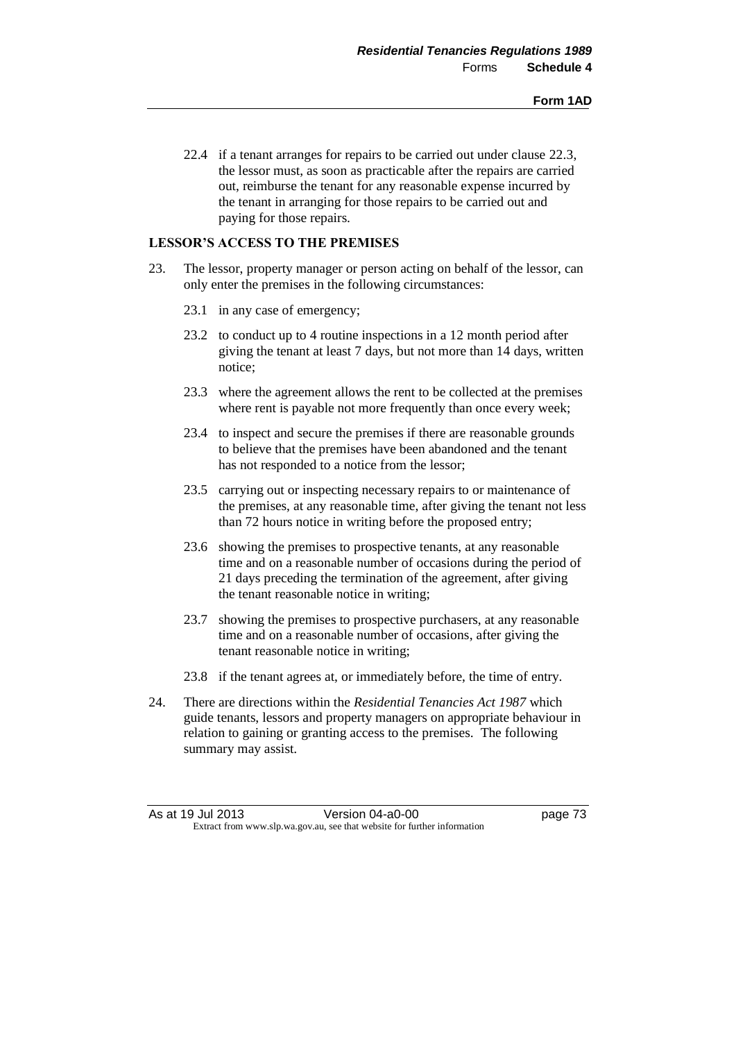22.4 if a tenant arranges for repairs to be carried out under clause 22.3, the lessor must, as soon as practicable after the repairs are carried out, reimburse the tenant for any reasonable expense incurred by the tenant in arranging for those repairs to be carried out and paying for those repairs.

**LESSOR'S ACCESS TO THE PREMISES**

23. The lessor, property manager or person acting on behalf of the lessor, can only enter the premises in the following circumstances:

    23.1 in any case of emergency;

    23.2 to conduct up to 4 routine inspections in a 12 month period after giving the tenant at least 7 days, but not more than 14 days, written notice;

    23.3 where the agreement allows the rent to be collected at the premises where rent is payable not more frequently than once every week;

    23.4 to inspect and secure the premises if there are reasonable grounds to believe that the premises have been abandoned and the tenant has not responded to a notice from the lessor;

    23.5 carrying out or inspecting necessary repairs to or maintenance of the premises, at any reasonable time, after giving the tenant not less than 72 hours notice in writing before the proposed entry;

    23.6 showing the premises to prospective tenants, at any reasonable time and on a reasonable number of occasions during the period of 21 days preceding the termination of the agreement, after giving the tenant reasonable notice in writing;

    23.7 showing the premises to prospective purchasers, at any reasonable time and on a reasonable number of occasions, after giving the tenant reasonable notice in writing;

    23.8 if the tenant agrees at, or immediately before, the time of entry.

24. There are directions within the *Residential Tenancies Act 1987* which guide tenants, lessors and property managers on appropriate behaviour in relation to gaining or granting access to the premises. The following summary may assist.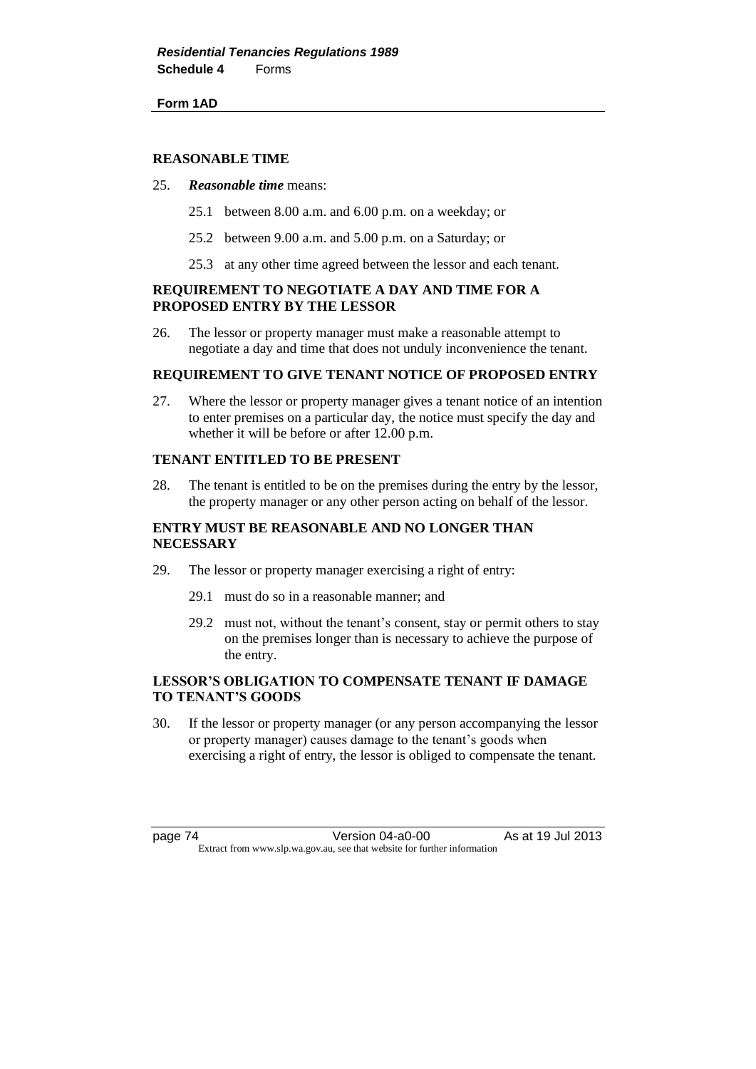**Form 1AD**

**REASONABLE TIME**

25. ***Reasonable time*** means:

    25.1 between 8.00 a.m. and 6.00 p.m. on a weekday; or

    25.2 between 9.00 a.m. and 5.00 p.m. on a Saturday; or

    25.3 at any other time agreed between the lessor and each tenant.

**REQUIREMENT TO NEGOTIATE A DAY AND TIME FOR A PROPOSED ENTRY BY THE LESSOR**

26. The lessor or property manager must make a reasonable attempt to negotiate a day and time that does not unduly inconvenience the tenant.

**REQUIREMENT TO GIVE TENANT NOTICE OF PROPOSED ENTRY**

27. Where the lessor or property manager gives a tenant notice of an intention to enter premises on a particular day, the notice must specify the day and whether it will be before or after 12.00 p.m.

**TENANT ENTITLED TO BE PRESENT**

28. The tenant is entitled to be on the premises during the entry by the lessor, the property manager or any other person acting on behalf of the lessor.

**ENTRY MUST BE REASONABLE AND NO LONGER THAN NECESSARY**

29. The lessor or property manager exercising a right of entry:

    29.1 must do so in a reasonable manner; and

    29.2 must not, without the tenant's consent, stay or permit others to stay on the premises longer than is necessary to achieve the purpose of the entry.

**LESSOR'S OBLIGATION TO COMPENSATE TENANT IF DAMAGE TO TENANT'S GOODS**

30. If the lessor or property manager (or any person accompanying the lessor or property manager) causes damage to the tenant's goods when exercising a right of entry, the lessor is obliged to compensate the tenant.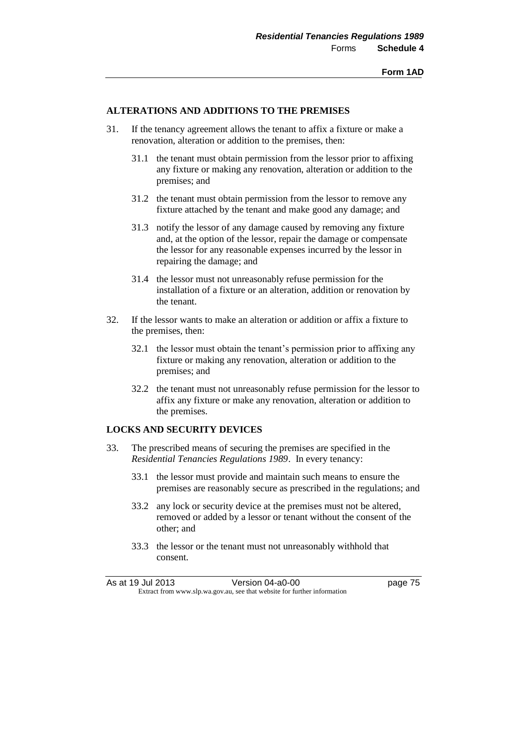## ALTERATIONS AND ADDITIONS TO THE PREMISES

31. If the tenancy agreement allows the tenant to affix a fixture or make a renovation, alteration or addition to the premises, then:

    31.1 the tenant must obtain permission from the lessor prior to affixing any fixture or making any renovation, alteration or addition to the premises; and

    31.2 the tenant must obtain permission from the lessor to remove any fixture attached by the tenant and make good any damage; and

    31.3 notify the lessor of any damage caused by removing any fixture and, at the option of the lessor, repair the damage or compensate the lessor for any reasonable expenses incurred by the lessor in repairing the damage; and

    31.4 the lessor must not unreasonably refuse permission for the installation of a fixture or an alteration, addition or renovation by the tenant.

32. If the lessor wants to make an alteration or addition or affix a fixture to the premises, then:

    32.1 the lessor must obtain the tenant's permission prior to affixing any fixture or making any renovation, alteration or addition to the premises; and

    32.2 the tenant must not unreasonably refuse permission for the lessor to affix any fixture or make any renovation, alteration or addition to the premises.

## LOCKS AND SECURITY DEVICES

33. The prescribed means of securing the premises are specified in the *Residential Tenancies Regulations 1989*. In every tenancy:

    33.1 the lessor must provide and maintain such means to ensure the premises are reasonably secure as prescribed in the regulations; and

    33.2 any lock or security device at the premises must not be altered, removed or added by a lessor or tenant without the consent of the other; and

    33.3 the lessor or the tenant must not unreasonably withhold that consent.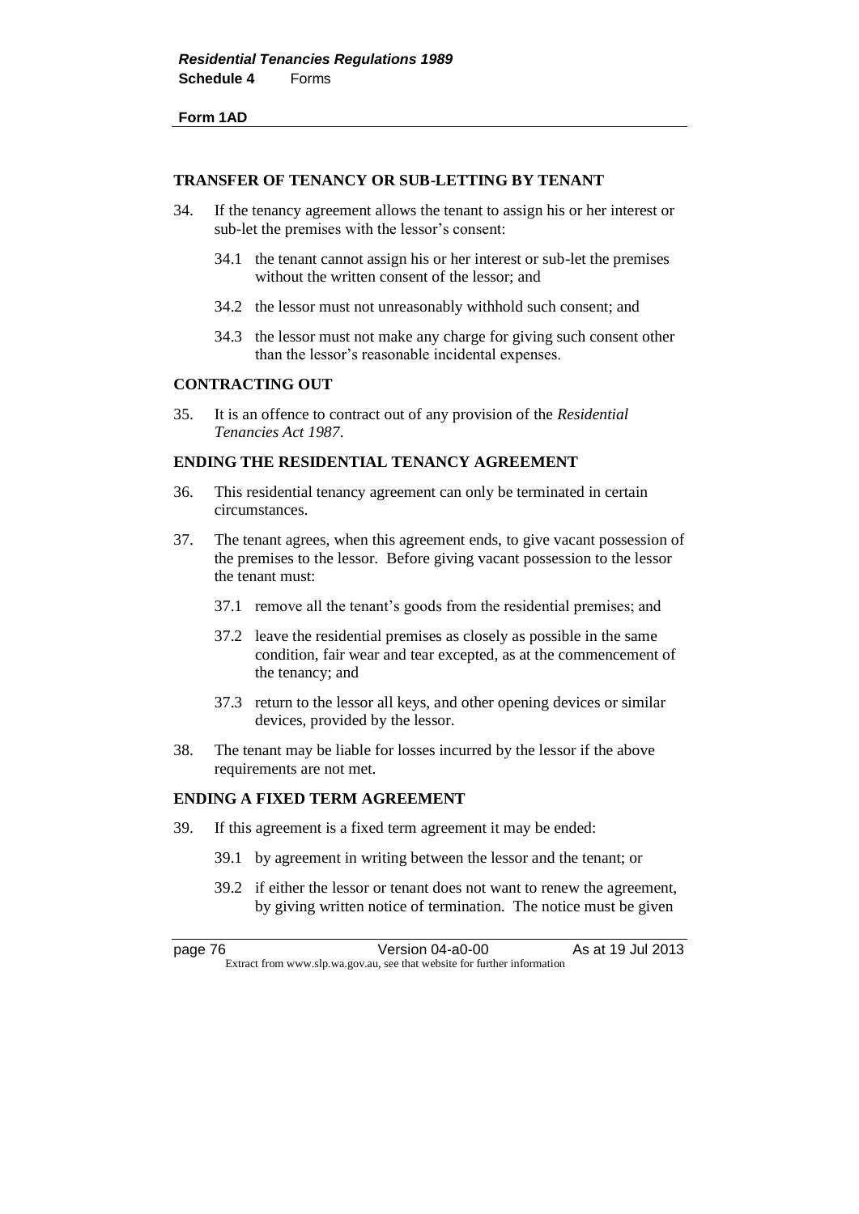## TRANSFER OF TENANCY OR SUB-LETTING BY TENANT

34. If the tenancy agreement allows the tenant to assign his or her interest or sub-let the premises with the lessor's consent:

    34.1 the tenant cannot assign his or her interest or sub-let the premises without the written consent of the lessor; and

    34.2 the lessor must not unreasonably withhold such consent; and

    34.3 the lessor must not make any charge for giving such consent other than the lessor's reasonable incidental expenses.

## CONTRACTING OUT

35. It is an offence to contract out of any provision of the *Residential Tenancies Act 1987*.

## ENDING THE RESIDENTIAL TENANCY AGREEMENT

36. This residential tenancy agreement can only be terminated in certain circumstances.

37. The tenant agrees, when this agreement ends, to give vacant possession of the premises to the lessor. Before giving vacant possession to the lessor the tenant must:

    37.1 remove all the tenant's goods from the residential premises; and

    37.2 leave the residential premises as closely as possible in the same condition, fair wear and tear excepted, as at the commencement of the tenancy; and

    37.3 return to the lessor all keys, and other opening devices or similar devices, provided by the lessor.

38. The tenant may be liable for losses incurred by the lessor if the above requirements are not met.

## ENDING A FIXED TERM AGREEMENT

39. If this agreement is a fixed term agreement it may be ended:

    39.1 by agreement in writing between the lessor and the tenant; or

    39.2 if either the lessor or tenant does not want to renew the agreement, by giving written notice of termination. The notice must be given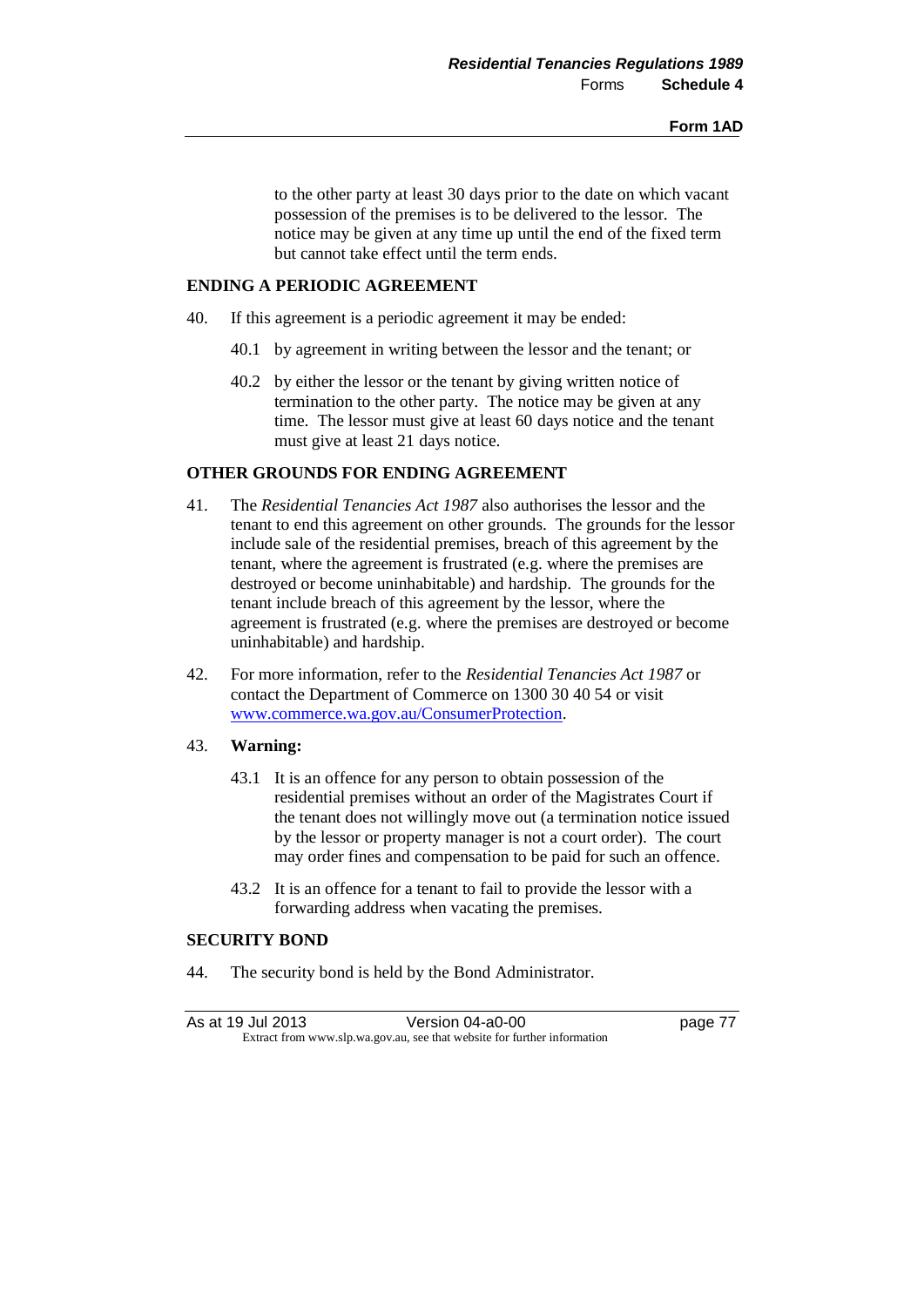to the other party at least 30 days prior to the date on which vacant possession of the premises is to be delivered to the lessor. The notice may be given at any time up until the end of the fixed term but cannot take effect until the term ends.

**ENDING A PERIODIC AGREEMENT**

40. If this agreement is a periodic agreement it may be ended:

    40.1 by agreement in writing between the lessor and the tenant; or

    40.2 by either the lessor or the tenant by giving written notice of termination to the other party. The notice may be given at any time. The lessor must give at least 60 days notice and the tenant must give at least 21 days notice.

**OTHER GROUNDS FOR ENDING AGREEMENT**

41. The *Residential Tenancies Act 1987* also authorises the lessor and the tenant to end this agreement on other grounds. The grounds for the lessor include sale of the residential premises, breach of this agreement by the tenant, where the agreement is frustrated (e.g. where the premises are destroyed or become uninhabitable) and hardship. The grounds for the tenant include breach of this agreement by the lessor, where the agreement is frustrated (e.g. where the premises are destroyed or become uninhabitable) and hardship.

42. For more information, refer to the *Residential Tenancies Act 1987* or contact the Department of Commerce on 1300 30 40 54 or visit www.commerce.wa.gov.au/ConsumerProtection.

43. **Warning:**

    43.1 It is an offence for any person to obtain possession of the residential premises without an order of the Magistrates Court if the tenant does not willingly move out (a termination notice issued by the lessor or property manager is not a court order). The court may order fines and compensation to be paid for such an offence.

    43.2 It is an offence for a tenant to fail to provide the lessor with a forwarding address when vacating the premises.

**SECURITY BOND**

44. The security bond is held by the Bond Administrator.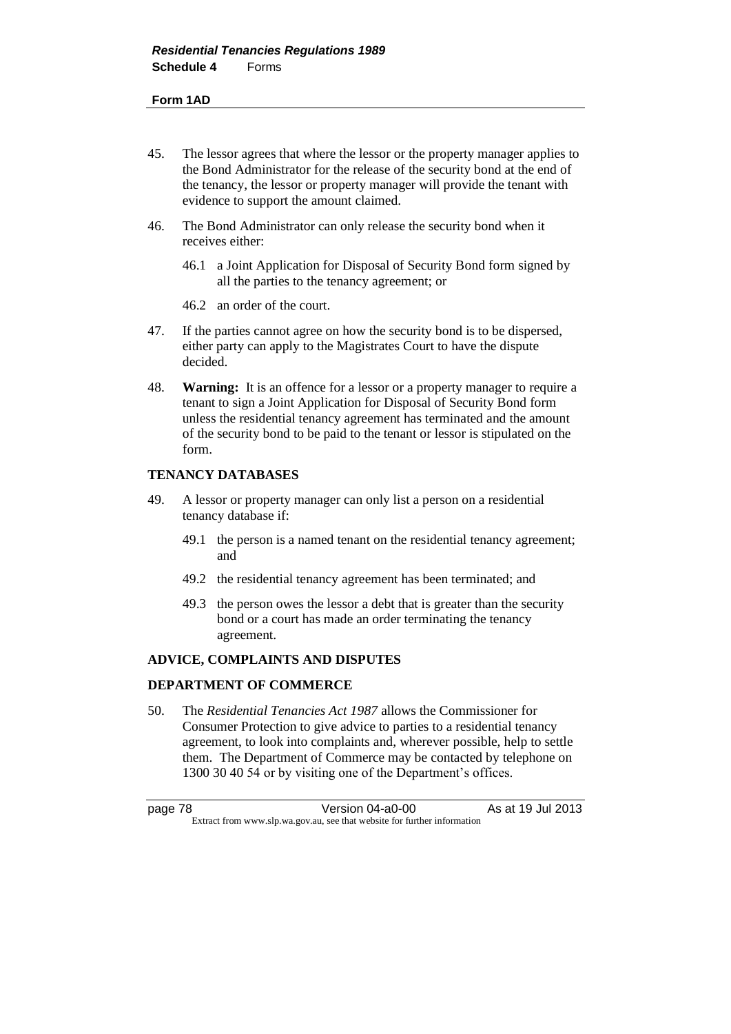45. The lessor agrees that where the lessor or the property manager applies to the Bond Administrator for the release of the security bond at the end of the tenancy, the lessor or property manager will provide the tenant with evidence to support the amount claimed.

46. The Bond Administrator can only release the security bond when it receives either:

    46.1 a Joint Application for Disposal of Security Bond form signed by all the parties to the tenancy agreement; or

    46.2 an order of the court.

47. If the parties cannot agree on how the security bond is to be dispersed, either party can apply to the Magistrates Court to have the dispute decided.

48. **Warning:** It is an offence for a lessor or a property manager to require a tenant to sign a Joint Application for Disposal of Security Bond form unless the residential tenancy agreement has terminated and the amount of the security bond to be paid to the tenant or lessor is stipulated on the form.

**TENANCY DATABASES**

49. A lessor or property manager can only list a person on a residential tenancy database if:

    49.1 the person is a named tenant on the residential tenancy agreement; and

    49.2 the residential tenancy agreement has been terminated; and

    49.3 the person owes the lessor a debt that is greater than the security bond or a court has made an order terminating the tenancy agreement.

**ADVICE, COMPLAINTS AND DISPUTES**

**DEPARTMENT OF COMMERCE**

50. The *Residential Tenancies Act 1987* allows the Commissioner for Consumer Protection to give advice to parties to a residential tenancy agreement, to look into complaints and, wherever possible, help to settle them. The Department of Commerce may be contacted by telephone on 1300 30 40 54 or by visiting one of the Department's offices.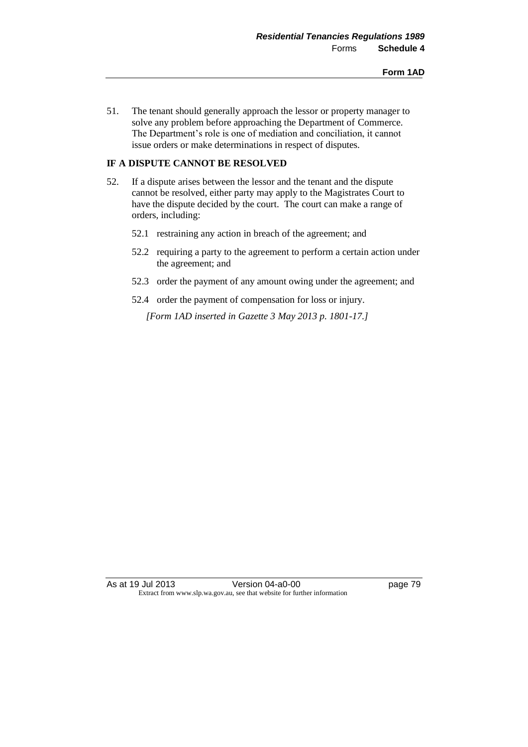51. The tenant should generally approach the lessor or property manager to solve any problem before approaching the Department of Commerce. The Department's role is one of mediation and conciliation, it cannot issue orders or make determinations in respect of disputes.

**IF A DISPUTE CANNOT BE RESOLVED**

52. If a dispute arises between the lessor and the tenant and the dispute cannot be resolved, either party may apply to the Magistrates Court to have the dispute decided by the court. The court can make a range of orders, including:

    52.1 restraining any action in breach of the agreement; and

    52.2 requiring a party to the agreement to perform a certain action under the agreement; and

    52.3 order the payment of any amount owing under the agreement; and

    52.4 order the payment of compensation for loss or injury.

*[Form 1AD inserted in Gazette 3 May 2013 p. 1801-17.]*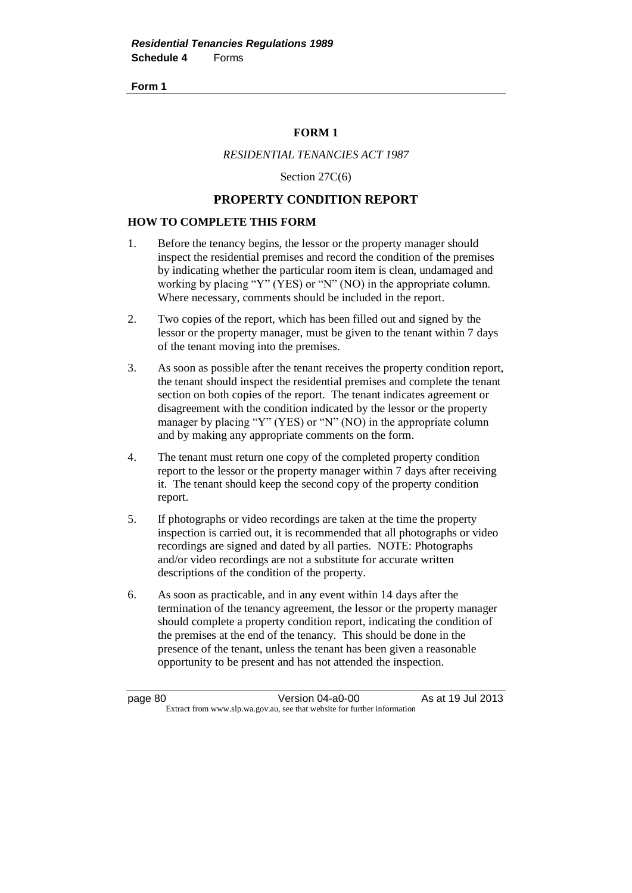# FORM 1

*RESIDENTIAL TENANCIES ACT 1987*

Section 27C(6)

## PROPERTY CONDITION REPORT

### HOW TO COMPLETE THIS FORM

1. Before the tenancy begins, the lessor or the property manager should inspect the residential premises and record the condition of the premises by indicating whether the particular room item is clean, undamaged and working by placing "Y" (YES) or "N" (NO) in the appropriate column. Where necessary, comments should be included in the report.

2. Two copies of the report, which has been filled out and signed by the lessor or the property manager, must be given to the tenant within 7 days of the tenant moving into the premises.

3. As soon as possible after the tenant receives the property condition report, the tenant should inspect the residential premises and complete the tenant section on both copies of the report. The tenant indicates agreement or disagreement with the condition indicated by the lessor or the property manager by placing "Y" (YES) or "N" (NO) in the appropriate column and by making any appropriate comments on the form.

4. The tenant must return one copy of the completed property condition report to the lessor or the property manager within 7 days after receiving it. The tenant should keep the second copy of the property condition report.

5. If photographs or video recordings are taken at the time the property inspection is carried out, it is recommended that all photographs or video recordings are signed and dated by all parties. NOTE: Photographs and/or video recordings are not a substitute for accurate written descriptions of the condition of the property.

6. As soon as practicable, and in any event within 14 days after the termination of the tenancy agreement, the lessor or the property manager should complete a property condition report, indicating the condition of the premises at the end of the tenancy. This should be done in the presence of the tenant, unless the tenant has been given a reasonable opportunity to be present and has not attended the inspection.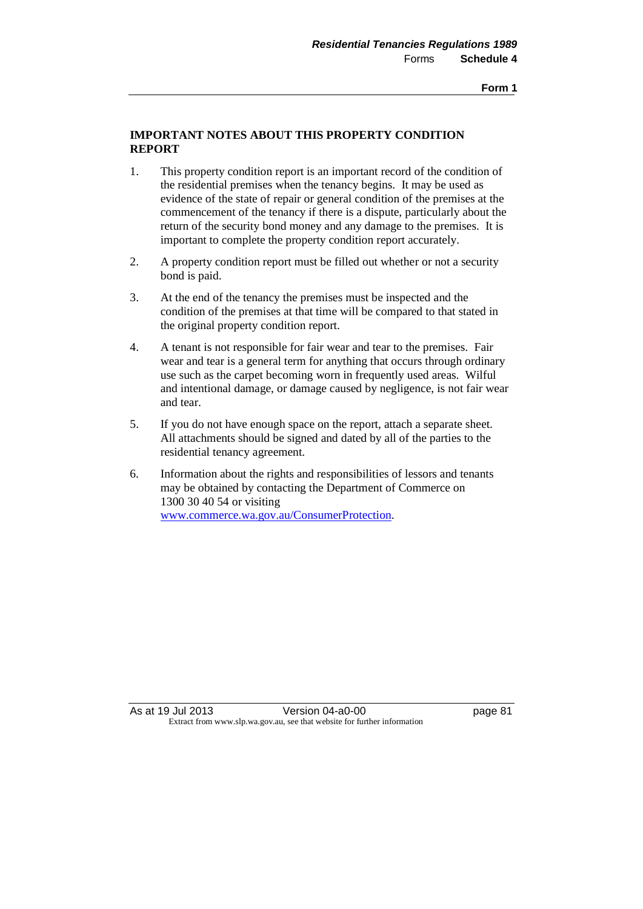**IMPORTANT NOTES ABOUT THIS PROPERTY CONDITION REPORT**

1. This property condition report is an important record of the condition of the residential premises when the tenancy begins. It may be used as evidence of the state of repair or general condition of the premises at the commencement of the tenancy if there is a dispute, particularly about the return of the security bond money and any damage to the premises. It is important to complete the property condition report accurately.

2. A property condition report must be filled out whether or not a security bond is paid.

3. At the end of the tenancy the premises must be inspected and the condition of the premises at that time will be compared to that stated in the original property condition report.

4. A tenant is not responsible for fair wear and tear to the premises. Fair wear and tear is a general term for anything that occurs through ordinary use such as the carpet becoming worn in frequently used areas. Wilful and intentional damage, or damage caused by negligence, is not fair wear and tear.

5. If you do not have enough space on the report, attach a separate sheet. All attachments should be signed and dated by all of the parties to the residential tenancy agreement.

6. Information about the rights and responsibilities of lessors and tenants may be obtained by contacting the Department of Commerce on 1300 30 40 54 or visiting www.commerce.wa.gov.au/ConsumerProtection.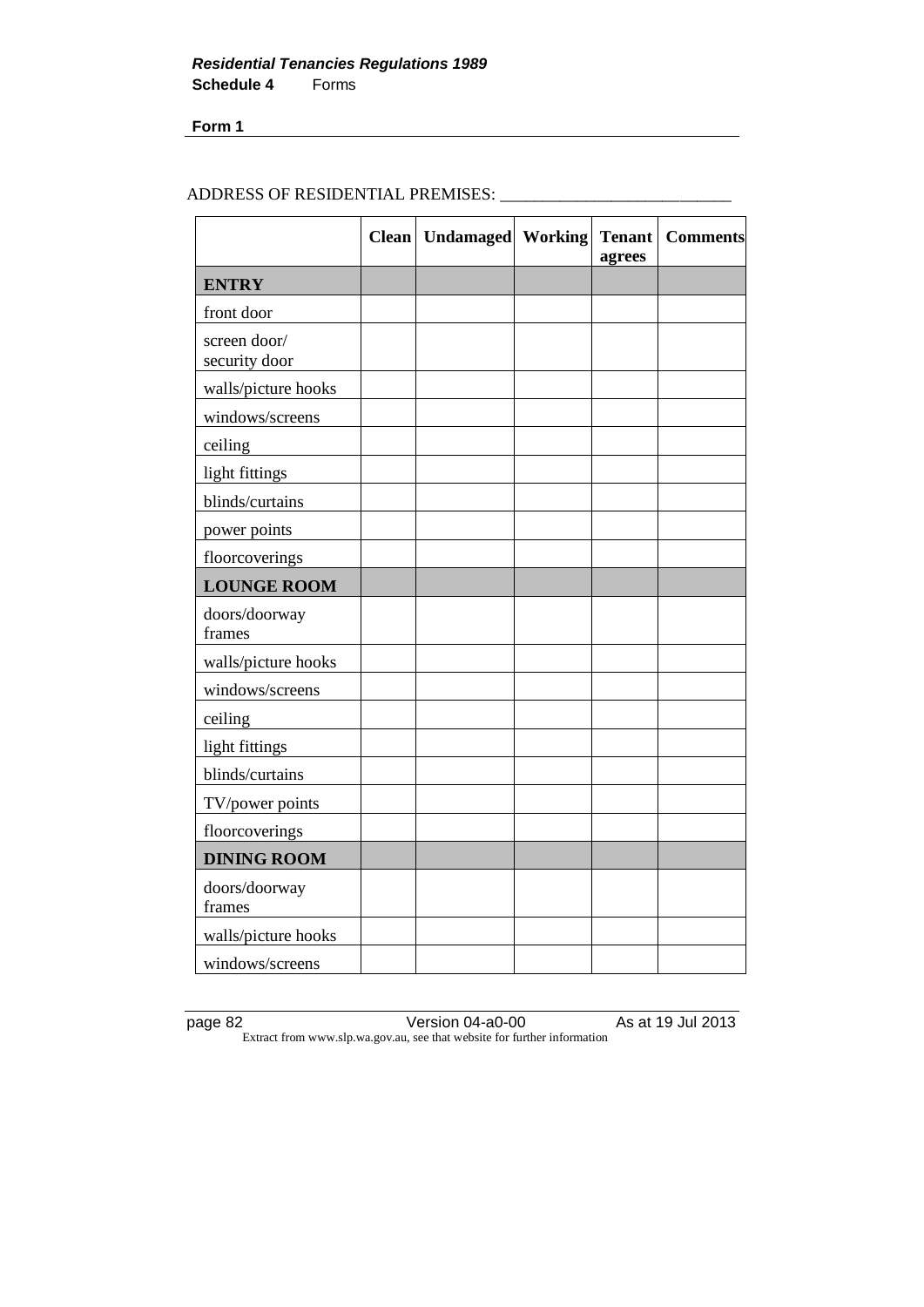**Form 1**

ADDRESS OF RESIDENTIAL PREMISES: ___________________________

| | Clean | Undamaged | Working | Tenant agrees | Comments |
|---|---|---|---|---|---|
| **ENTRY** | | | | | |
| front door | | | | | |
| screen door/ security door | | | | | |
| walls/picture hooks | | | | | |
| windows/screens | | | | | |
| ceiling | | | | | |
| light fittings | | | | | |
| blinds/curtains | | | | | |
| power points | | | | | |
| floorcoverings | | | | | |
| **LOUNGE ROOM** | | | | | |
| doors/doorway frames | | | | | |
| walls/picture hooks | | | | | |
| windows/screens | | | | | |
| ceiling | | | | | |
| light fittings | | | | | |
| blinds/curtains | | | | | |
| TV/power points | | | | | |
| floorcoverings | | | | | |
| **DINING ROOM** | | | | | |
| doors/doorway frames | | | | | |
| walls/picture hooks | | | | | |
| windows/screens | | | | | |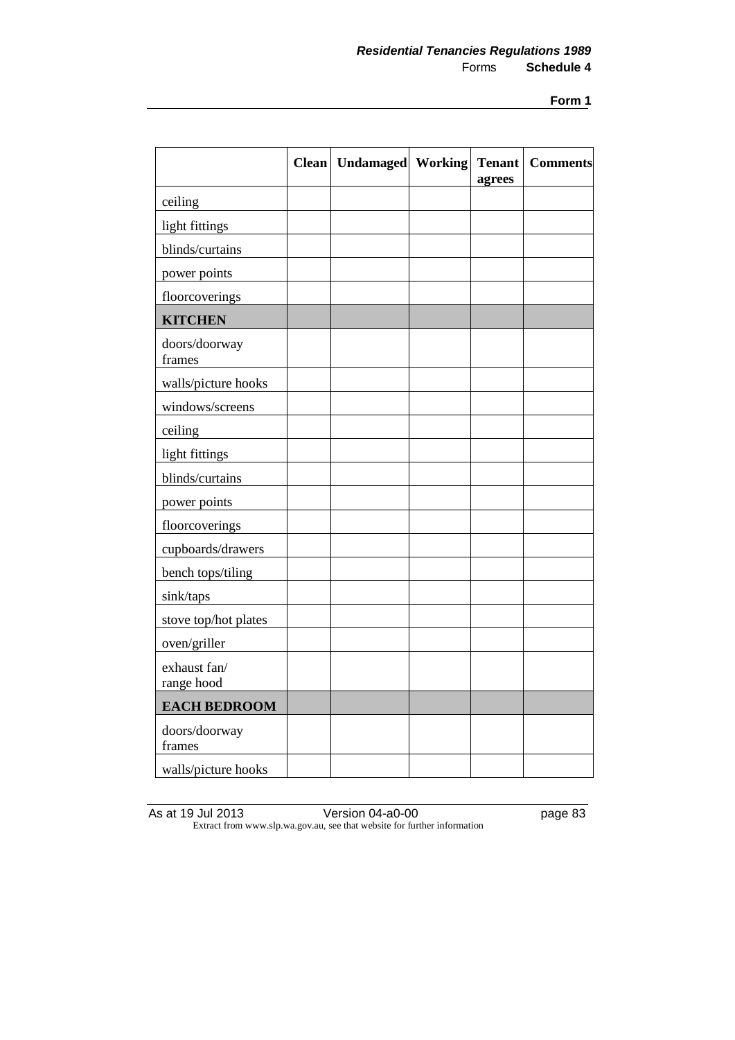| | Clean | Undamaged | Working | Tenant agrees | Comments |
|---|---|---|---|---|---|
| ceiling | | | | | |
| light fittings | | | | | |
| blinds/curtains | | | | | |
| power points | | | | | |
| floorcoverings | | | | | |
| **KITCHEN** | | | | | |
| doors/doorway frames | | | | | |
| walls/picture hooks | | | | | |
| windows/screens | | | | | |
| ceiling | | | | | |
| light fittings | | | | | |
| blinds/curtains | | | | | |
| power points | | | | | |
| floorcoverings | | | | | |
| cupboards/drawers | | | | | |
| bench tops/tiling | | | | | |
| sink/taps | | | | | |
| stove top/hot plates | | | | | |
| oven/griller | | | | | |
| exhaust fan/ range hood | | | | | |
| **EACH BEDROOM** | | | | | |
| doors/doorway frames | | | | | |
| walls/picture hooks | | | | | |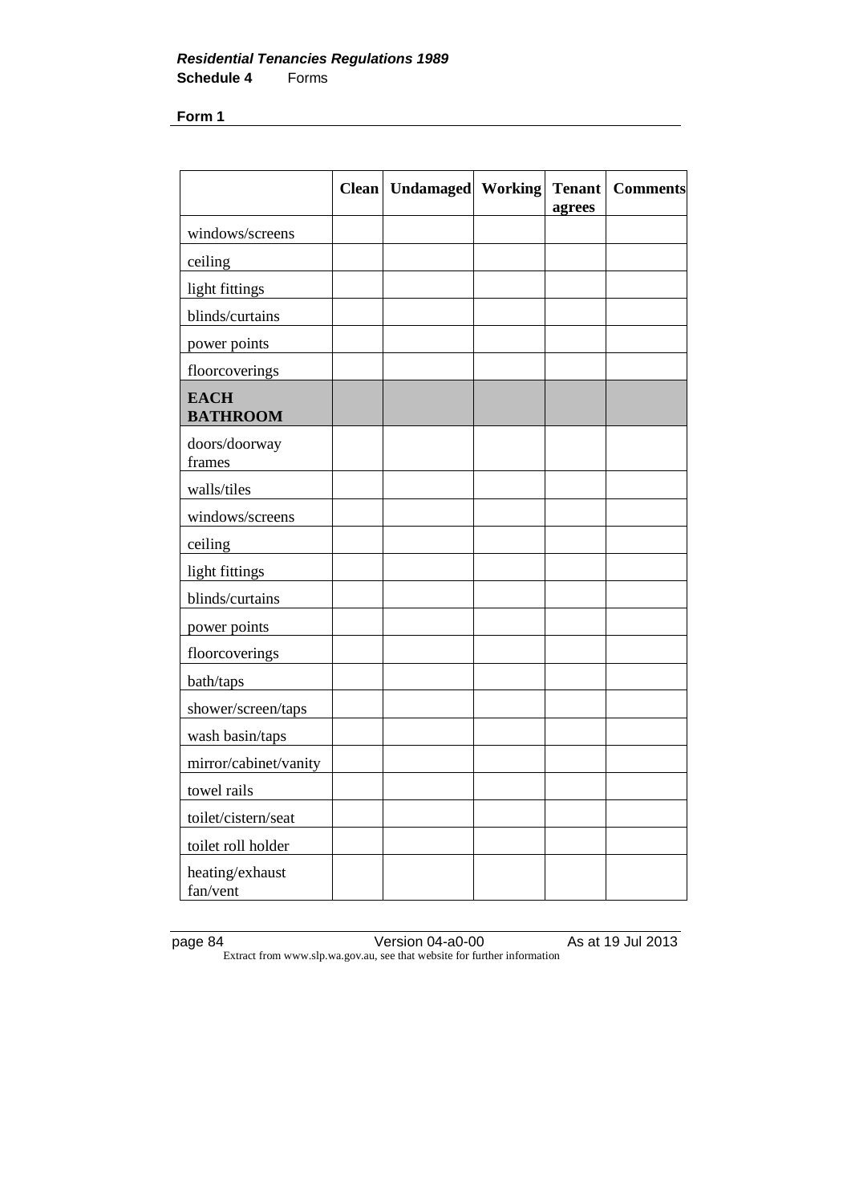**Form 1**

| | Clean | Undamaged | Working | Tenant agrees | Comments |
|---|---|---|---|---|---|
| windows/screens | | | | | |
| ceiling | | | | | |
| light fittings | | | | | |
| blinds/curtains | | | | | |
| power points | | | | | |
| floorcoverings | | | | | |
| **EACH BATHROOM** | | | | | |
| doors/doorway frames | | | | | |
| walls/tiles | | | | | |
| windows/screens | | | | | |
| ceiling | | | | | |
| light fittings | | | | | |
| blinds/curtains | | | | | |
| power points | | | | | |
| floorcoverings | | | | | |
| bath/taps | | | | | |
| shower/screen/taps | | | | | |
| wash basin/taps | | | | | |
| mirror/cabinet/vanity | | | | | |
| towel rails | | | | | |
| toilet/cistern/seat | | | | | |
| toilet roll holder | | | | | |
| heating/exhaust fan/vent | | | | | |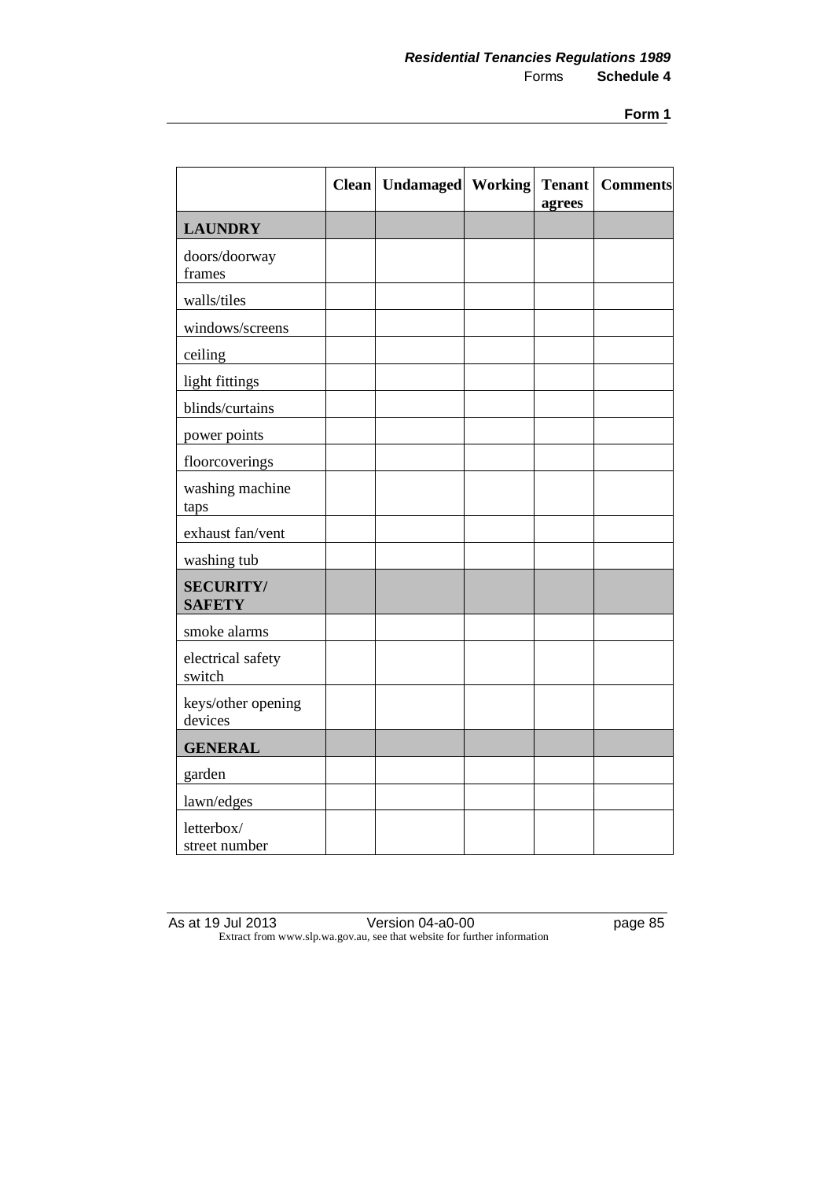|  | Clean | Undamaged | Working | Tenant agrees | Comments |
|---|---|---|---|---|---|
| **LAUNDRY** |  |  |  |  |  |
| doors/doorway frames |  |  |  |  |  |
| walls/tiles |  |  |  |  |  |
| windows/screens |  |  |  |  |  |
| ceiling |  |  |  |  |  |
| light fittings |  |  |  |  |  |
| blinds/curtains |  |  |  |  |  |
| power points |  |  |  |  |  |
| floorcoverings |  |  |  |  |  |
| washing machine taps |  |  |  |  |  |
| exhaust fan/vent |  |  |  |  |  |
| washing tub |  |  |  |  |  |
| **SECURITY/ SAFETY** |  |  |  |  |  |
| smoke alarms |  |  |  |  |  |
| electrical safety switch |  |  |  |  |  |
| keys/other opening devices |  |  |  |  |  |
| **GENERAL** |  |  |  |  |  |
| garden |  |  |  |  |  |
| lawn/edges |  |  |  |  |  |
| letterbox/ street number |  |  |  |  |  |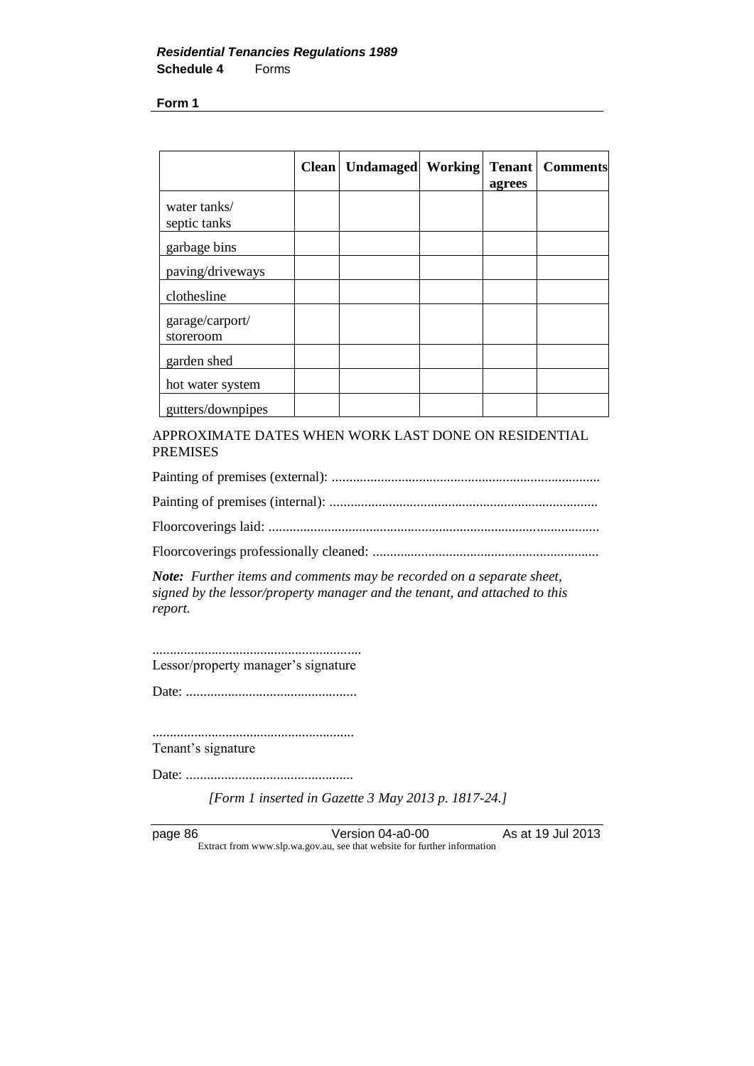**Form 1**

| | Clean | Undamaged | Working | Tenant agrees | Comments |
|---|---|---|---|---|---|
| water tanks/ septic tanks | | | | | |
| garbage bins | | | | | |
| paving/driveways | | | | | |
| clothesline | | | | | |
| garage/carport/ storeroom | | | | | |
| garden shed | | | | | |
| hot water system | | | | | |
| gutters/downpipes | | | | | |

APPROXIMATE DATES WHEN WORK LAST DONE ON RESIDENTIAL PREMISES

Painting of premises (external): ............................................................................

Painting of premises (internal): ............................................................................

Floorcoverings laid: .............................................................................................

Floorcoverings professionally cleaned: ................................................................

***Note:** Further items and comments may be recorded on a separate sheet, signed by the lessor/property manager and the tenant, and attached to this report.*

...........................................................
Lessor/property manager's signature

Date: .................................................

...........................................................
Tenant's signature

Date: ................................................

*[Form 1 inserted in Gazette 3 May 2013 p. 1817-24.]*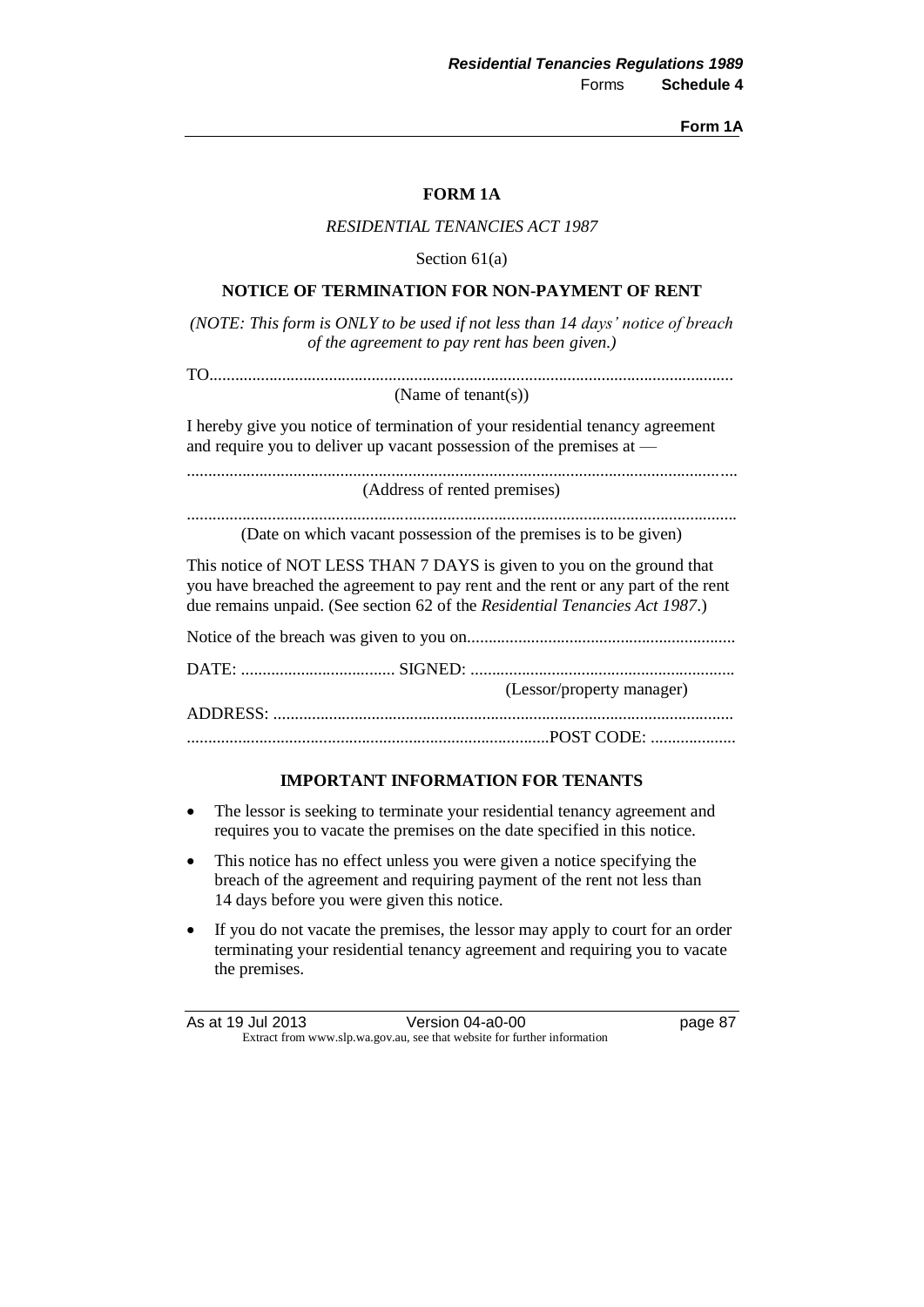# FORM 1A

*RESIDENTIAL TENANCIES ACT 1987*

Section 61(a)

## NOTICE OF TERMINATION FOR NON-PAYMENT OF RENT

*(NOTE: This form is ONLY to be used if not less than 14 days' notice of breach of the agreement to pay rent has been given.)*

TO.........................................................................................................................

(Name of tenant(s))

I hereby give you notice of termination of your residential tenancy agreement and require you to deliver up vacant possession of the premises at —

...............................................................................................................................

(Address of rented premises)

...............................................................................................................................

(Date on which vacant possession of the premises is to be given)

This notice of NOT LESS THAN 7 DAYS is given to you on the ground that you have breached the agreement to pay rent and the rent or any part of the rent due remains unpaid. (See section 62 of the *Residential Tenancies Act 1987*.)

Notice of the breach was given to you on..............................................................

DATE: .................................... SIGNED: .............................................................

(Lessor/property manager)

ADDRESS: ...........................................................................................................

....................................................................................POST CODE: ....................

## IMPORTANT INFORMATION FOR TENANTS

- The lessor is seeking to terminate your residential tenancy agreement and requires you to vacate the premises on the date specified in this notice.
- This notice has no effect unless you were given a notice specifying the breach of the agreement and requiring payment of the rent not less than 14 days before you were given this notice.
- If you do not vacate the premises, the lessor may apply to court for an order terminating your residential tenancy agreement and requiring you to vacate the premises.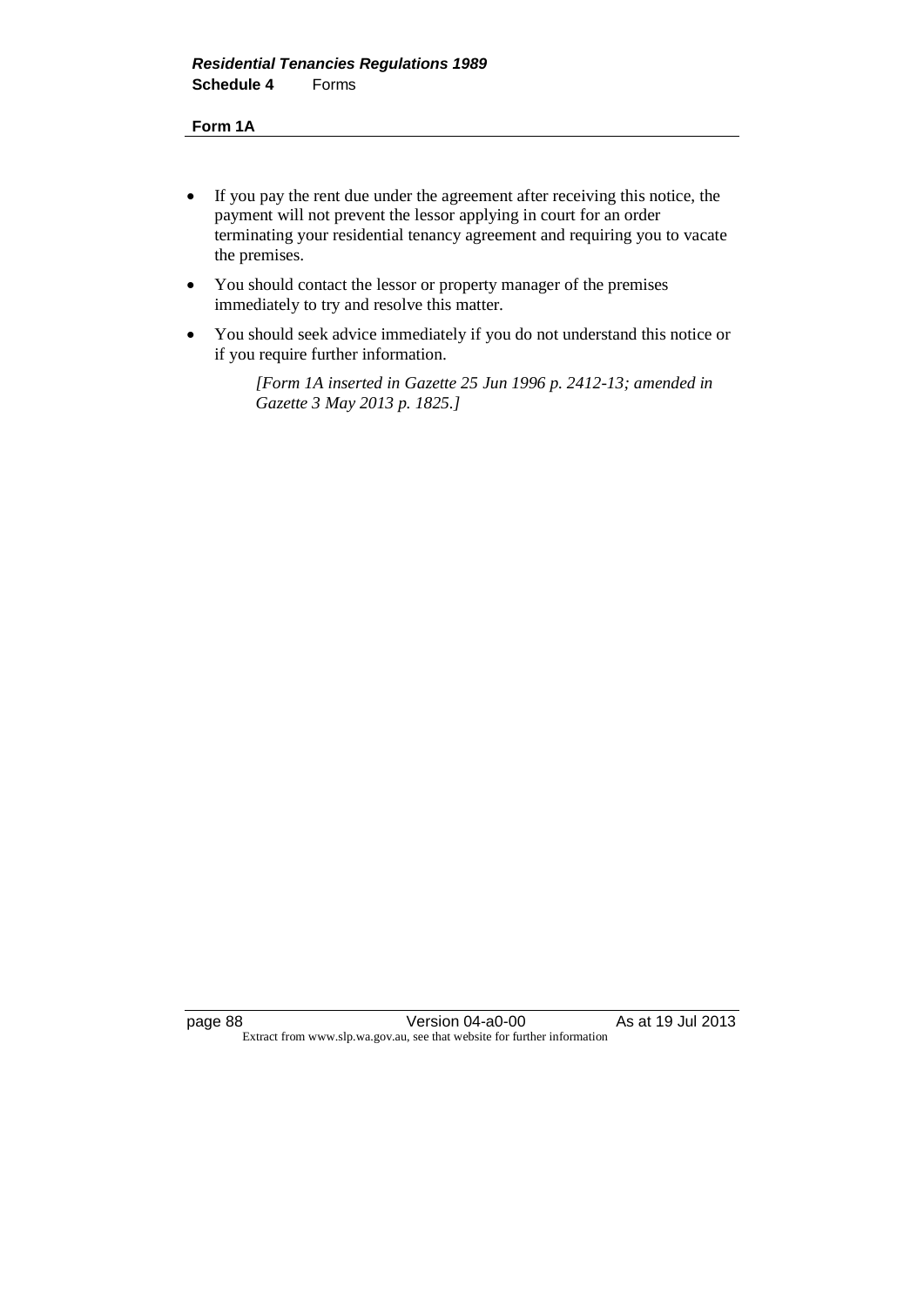- If you pay the rent due under the agreement after receiving this notice, the payment will not prevent the lessor applying in court for an order terminating your residential tenancy agreement and requiring you to vacate the premises.
- You should contact the lessor or property manager of the premises immediately to try and resolve this matter.
- You should seek advice immediately if you do not understand this notice or if you require further information.

*[Form 1A inserted in Gazette 25 Jun 1996 p. 2412-13; amended in Gazette 3 May 2013 p. 1825.]*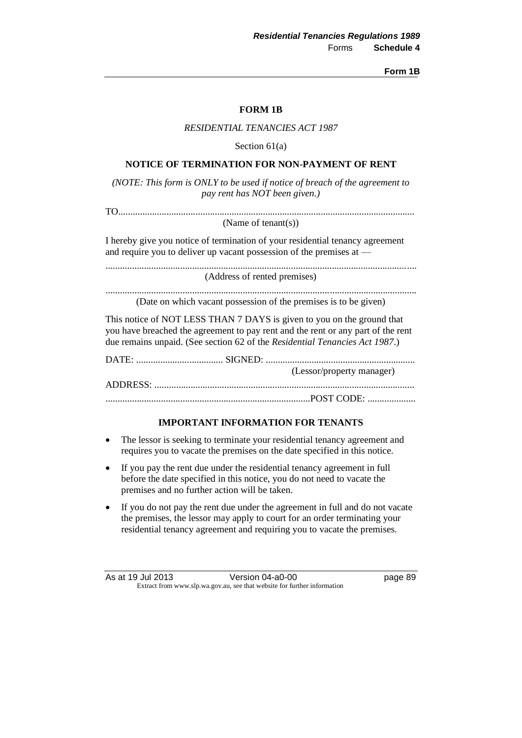# FORM 1B

*RESIDENTIAL TENANCIES ACT 1987*

Section 61(a)

## NOTICE OF TERMINATION FOR NON-PAYMENT OF RENT

*(NOTE: This form is ONLY to be used if notice of breach of the agreement to pay rent has NOT been given.)*

TO.........................................................................................................................
(Name of tenant(s))

I hereby give you notice of termination of your residential tenancy agreement and require you to deliver up vacant possession of the premises at —

...............................................................................................................................
(Address of rented premises)

...............................................................................................................................
(Date on which vacant possession of the premises is to be given)

This notice of NOT LESS THAN 7 DAYS is given to you on the ground that you have breached the agreement to pay rent and the rent or any part of the rent due remains unpaid. (See section 62 of the *Residential Tenancies Act 1987*.)

DATE: .................................... SIGNED: .............................................................
(Lessor/property manager)

ADDRESS: ..........................................................................................................

....................................................................................POST CODE: ....................

### IMPORTANT INFORMATION FOR TENANTS

- The lessor is seeking to terminate your residential tenancy agreement and requires you to vacate the premises on the date specified in this notice.
- If you pay the rent due under the residential tenancy agreement in full before the date specified in this notice, you do not need to vacate the premises and no further action will be taken.
- If you do not pay the rent due under the agreement in full and do not vacate the premises, the lessor may apply to court for an order terminating your residential tenancy agreement and requiring you to vacate the premises.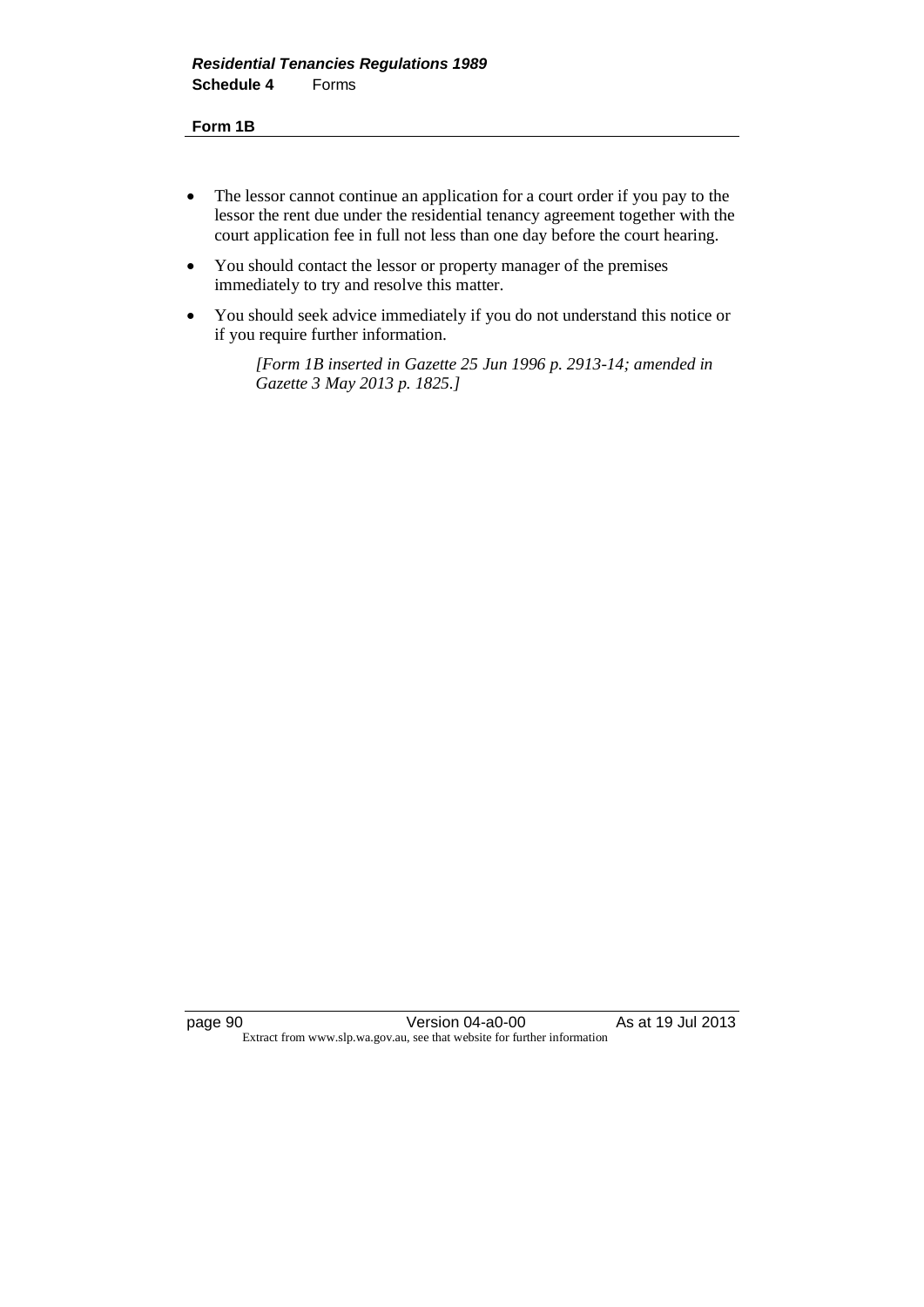- The lessor cannot continue an application for a court order if you pay to the lessor the rent due under the residential tenancy agreement together with the court application fee in full not less than one day before the court hearing.
- You should contact the lessor or property manager of the premises immediately to try and resolve this matter.
- You should seek advice immediately if you do not understand this notice or if you require further information.

*[Form 1B inserted in Gazette 25 Jun 1996 p. 2913-14; amended in Gazette 3 May 2013 p. 1825.]*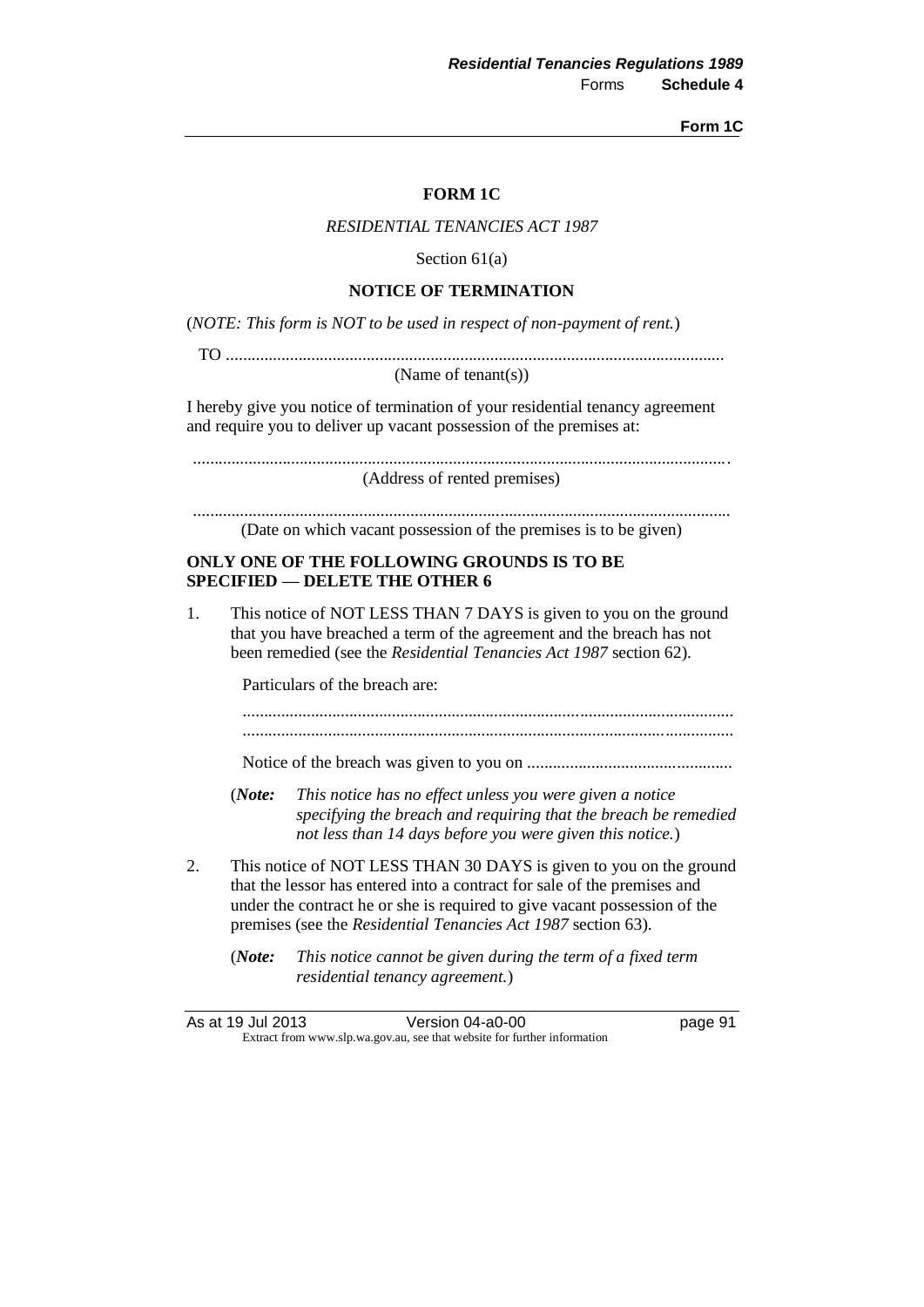**FORM 1C**

*RESIDENTIAL TENANCIES ACT 1987*

Section 61(a)

**NOTICE OF TERMINATION**

(*NOTE: This form is NOT to be used in respect of non-payment of rent.*)

TO ....................................................................................................................

(Name of tenant(s))

I hereby give you notice of termination of your residential tenancy agreement and require you to deliver up vacant possession of the premises at:

.............................................................................................................................

(Address of rented premises)

.............................................................................................................................

(Date on which vacant possession of the premises is to be given)

**ONLY ONE OF THE FOLLOWING GROUNDS IS TO BE SPECIFIED — DELETE THE OTHER 6**

1. This notice of NOT LESS THAN 7 DAYS is given to you on the ground that you have breached a term of the agreement and the breach has not been remedied (see the *Residential Tenancies Act 1987* section 62).

   Particulars of the breach are:

   .................................................................................................................
   .................................................................................................................

   Notice of the breach was given to you on ................................................

   (***Note:*** *This notice has no effect unless you were given a notice specifying the breach and requiring that the breach be remedied not less than 14 days before you were given this notice.*)

2. This notice of NOT LESS THAN 30 DAYS is given to you on the ground that the lessor has entered into a contract for sale of the premises and under the contract he or she is required to give vacant possession of the premises (see the *Residential Tenancies Act 1987* section 63).

   (***Note:*** *This notice cannot be given during the term of a fixed term residential tenancy agreement.*)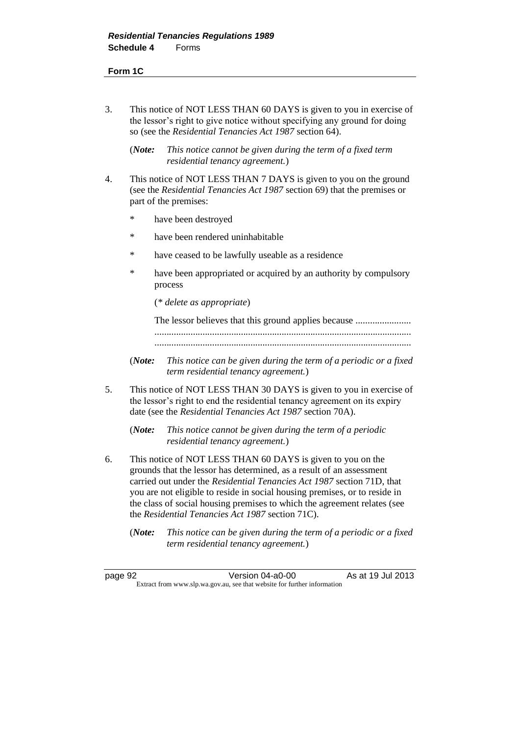**Form 1C**

3. This notice of NOT LESS THAN 60 DAYS is given to you in exercise of the lessor's right to give notice without specifying any ground for doing so (see the *Residential Tenancies Act 1987* section 64).

   (***Note:*** *This notice cannot be given during the term of a fixed term residential tenancy agreement.*)

4. This notice of NOT LESS THAN 7 DAYS is given to you on the ground (see the *Residential Tenancies Act 1987* section 69) that the premises or part of the premises:

   * have been destroyed

   * have been rendered uninhabitable

   * have ceased to be lawfully useable as a residence

   * have been appropriated or acquired by an authority by compulsory process

   (*\* delete as appropriate*)

   The lessor believes that this ground applies because .......................
   .........................................................................................................
   .........................................................................................................

   (***Note:*** *This notice can be given during the term of a periodic or a fixed term residential tenancy agreement.*)

5. This notice of NOT LESS THAN 30 DAYS is given to you in exercise of the lessor's right to end the residential tenancy agreement on its expiry date (see the *Residential Tenancies Act 1987* section 70A).

   (***Note:*** *This notice cannot be given during the term of a periodic residential tenancy agreement.*)

6. This notice of NOT LESS THAN 60 DAYS is given to you on the grounds that the lessor has determined, as a result of an assessment carried out under the *Residential Tenancies Act 1987* section 71D, that you are not eligible to reside in social housing premises, or to reside in the class of social housing premises to which the agreement relates (see the *Residential Tenancies Act 1987* section 71C).

   (***Note:*** *This notice can be given during the term of a periodic or a fixed term residential tenancy agreement.*)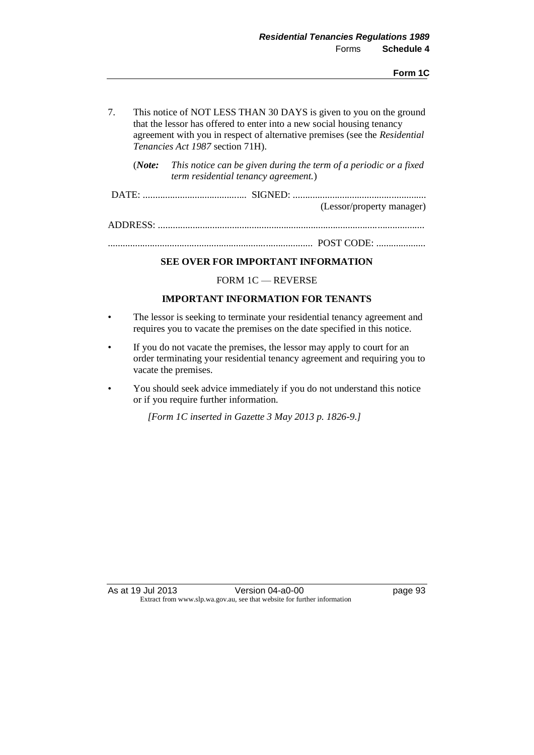7. This notice of NOT LESS THAN 30 DAYS is given to you on the ground that the lessor has offered to enter into a new social housing tenancy agreement with you in respect of alternative premises (see the *Residential Tenancies Act 1987* section 71H).

   (***Note:*** *This notice can be given during the term of a periodic or a fixed term residential tenancy agreement.*)

DATE: .......................................... SIGNED: ......................................................
(Lessor/property manager)

ADDRESS: ..........................................................................................................

.................................................................................. POST CODE: ....................

**SEE OVER FOR IMPORTANT INFORMATION**

FORM 1C — REVERSE

**IMPORTANT INFORMATION FOR TENANTS**

- The lessor is seeking to terminate your residential tenancy agreement and requires you to vacate the premises on the date specified in this notice.
- If you do not vacate the premises, the lessor may apply to court for an order terminating your residential tenancy agreement and requiring you to vacate the premises.
- You should seek advice immediately if you do not understand this notice or if you require further information.

*[Form 1C inserted in Gazette 3 May 2013 p. 1826-9.]*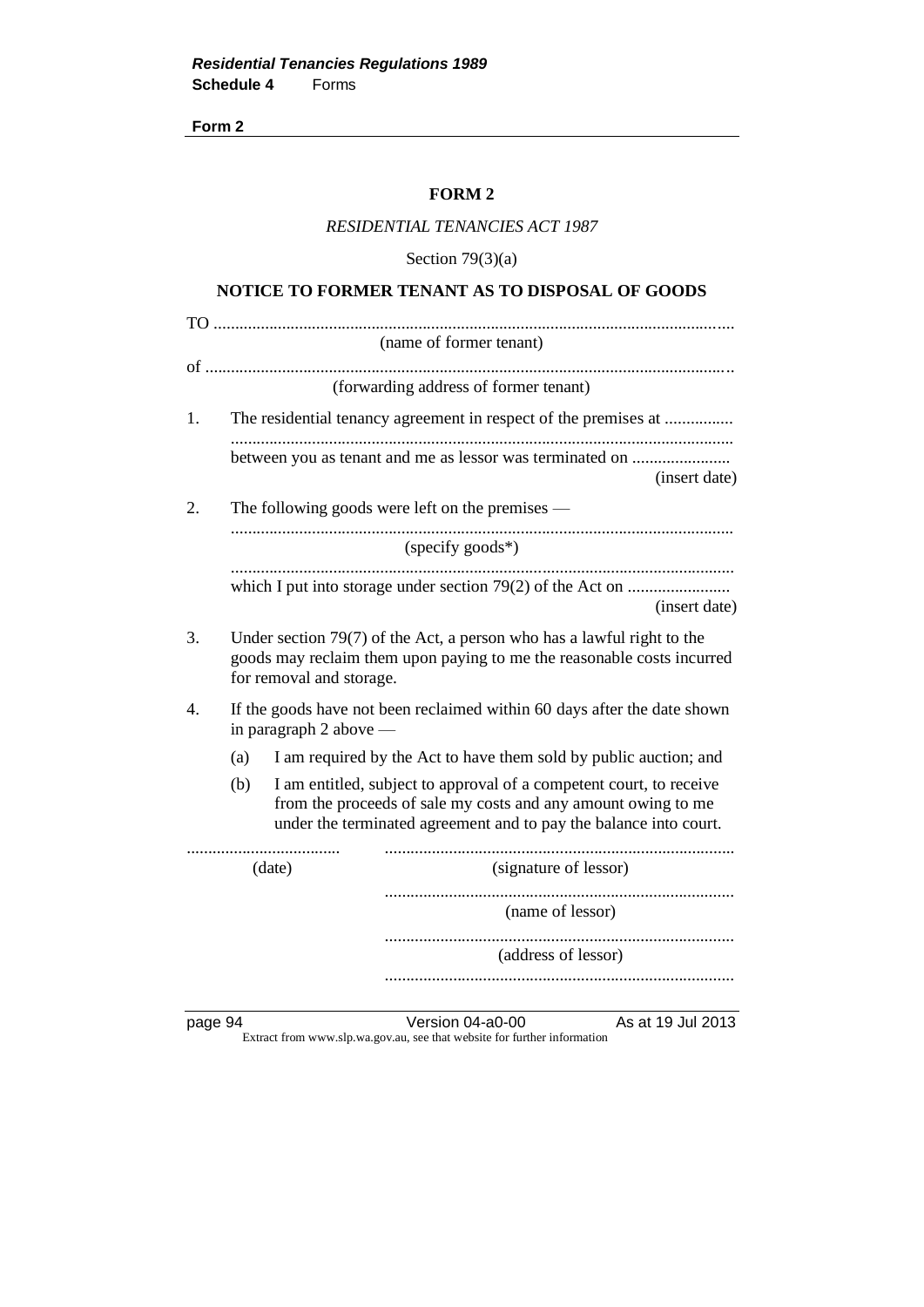**Form 2**

## FORM 2

*RESIDENTIAL TENANCIES ACT 1987*

Section 79(3)(a)

### NOTICE TO FORMER TENANT AS TO DISPOSAL OF GOODS

TO ........................................................................................................................
(name of former tenant)

of ........................................................................................................................
(forwarding address of former tenant)

1. The residential tenancy agreement in respect of the premises at ................ ........................................................................................................... between you as tenant and me as lessor was terminated on ....................... (insert date)

2. The following goods were left on the premises —
   ...........................................................................................................
   (specify goods*)
   ...........................................................................................................
   which I put into storage under section 79(2) of the Act on ........................ (insert date)

3. Under section 79(7) of the Act, a person who has a lawful right to the goods may reclaim them upon paying to me the reasonable costs incurred for removal and storage.

4. If the goods have not been reclaimed within 60 days after the date shown in paragraph 2 above —
   - (a) I am required by the Act to have them sold by public auction; and
   - (b) I am entitled, subject to approval of a competent court, to receive from the proceeds of sale my costs and any amount owing to me under the terminated agreement and to pay the balance into court.

.................................... (date)

.................................................................................. (signature of lessor)

.................................................................................. (name of lessor)

.................................................................................. (address of lessor)

..................................................................................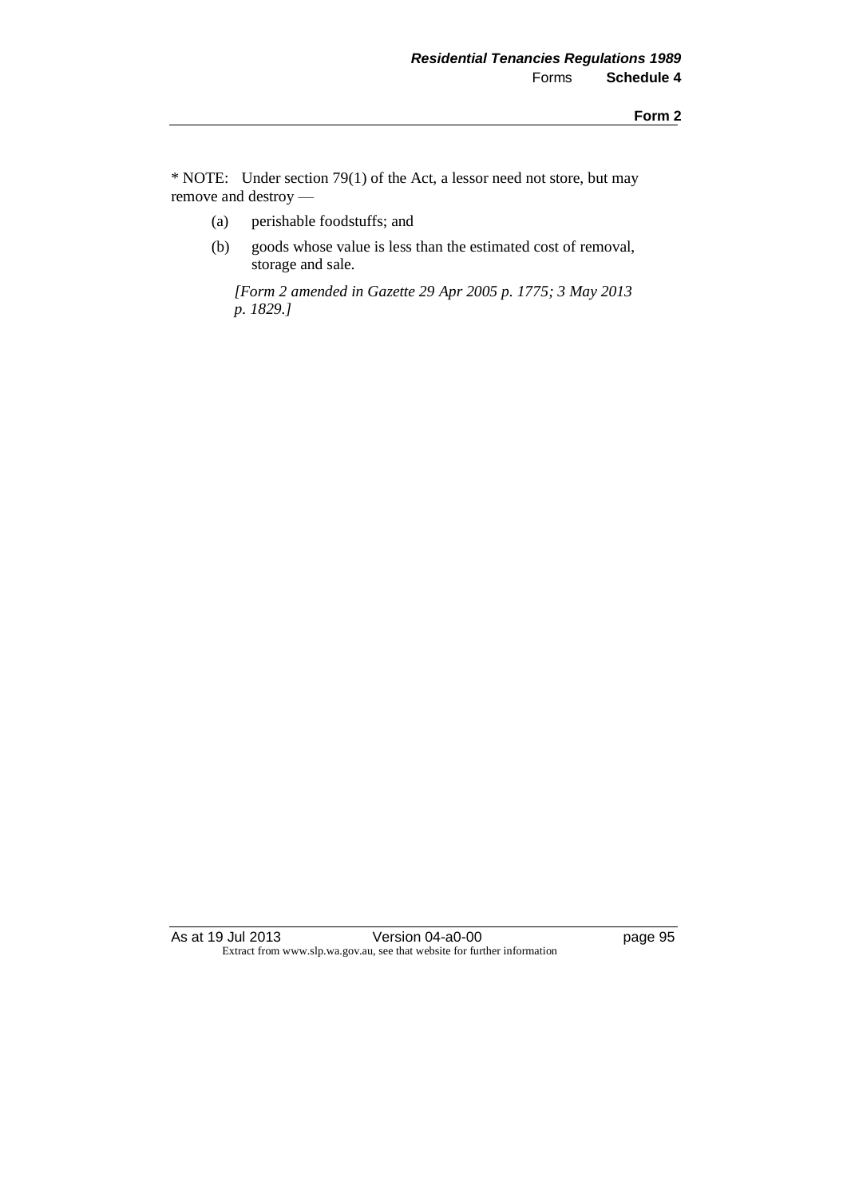* NOTE: Under section 79(1) of the Act, a lessor need not store, but may remove and destroy —

(a) perishable foodstuffs; and

(b) goods whose value is less than the estimated cost of removal, storage and sale.

*[Form 2 amended in Gazette 29 Apr 2005 p. 1775; 3 May 2013 p. 1829.]*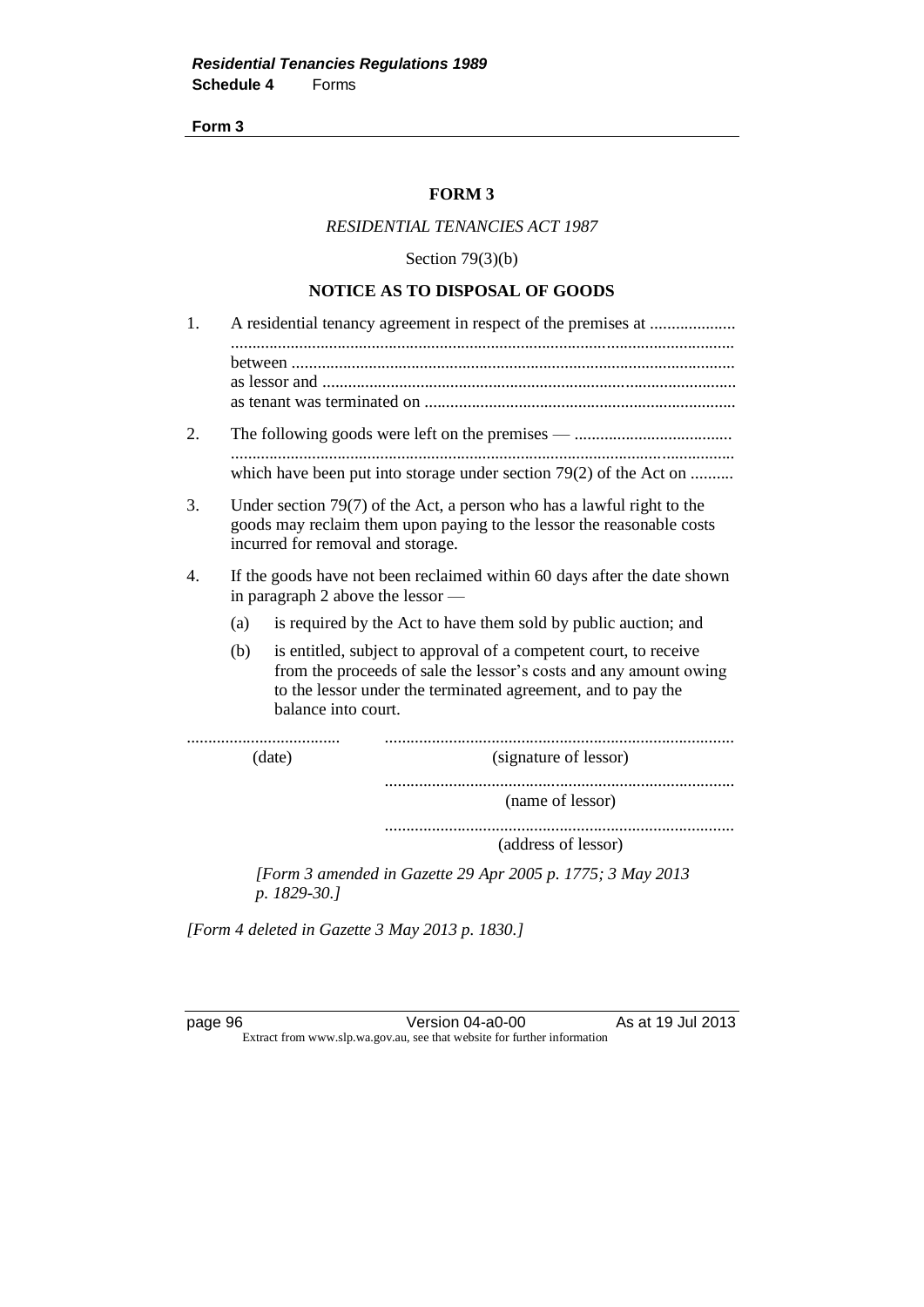**Form 3**

## FORM 3

*RESIDENTIAL TENANCIES ACT 1987*

Section 79(3)(b)

### NOTICE AS TO DISPOSAL OF GOODS

1. A residential tenancy agreement in respect of the premises at ....................
....................................................................................................................
between .......................................................................................................
as lessor and ................................................................................................
as tenant was terminated on ........................................................................

2. The following goods were left on the premises — .....................................
....................................................................................................................
which have been put into storage under section 79(2) of the Act on ..........

3. Under section 79(7) of the Act, a person who has a lawful right to the goods may reclaim them upon paying to the lessor the reasonable costs incurred for removal and storage.

4. If the goods have not been reclaimed within 60 days after the date shown in paragraph 2 above the lessor —

   (a) is required by the Act to have them sold by public auction; and

   (b) is entitled, subject to approval of a competent court, to receive from the proceeds of sale the lessor's costs and any amount owing to the lessor under the terminated agreement, and to pay the balance into court.

.................................... .................................................................................
(date) (signature of lessor)

.................................................................................
(name of lessor)

.................................................................................
(address of lessor)

*[Form 3 amended in Gazette 29 Apr 2005 p. 1775; 3 May 2013 p. 1829-30.]*

*[Form 4 deleted in Gazette 3 May 2013 p. 1830.]*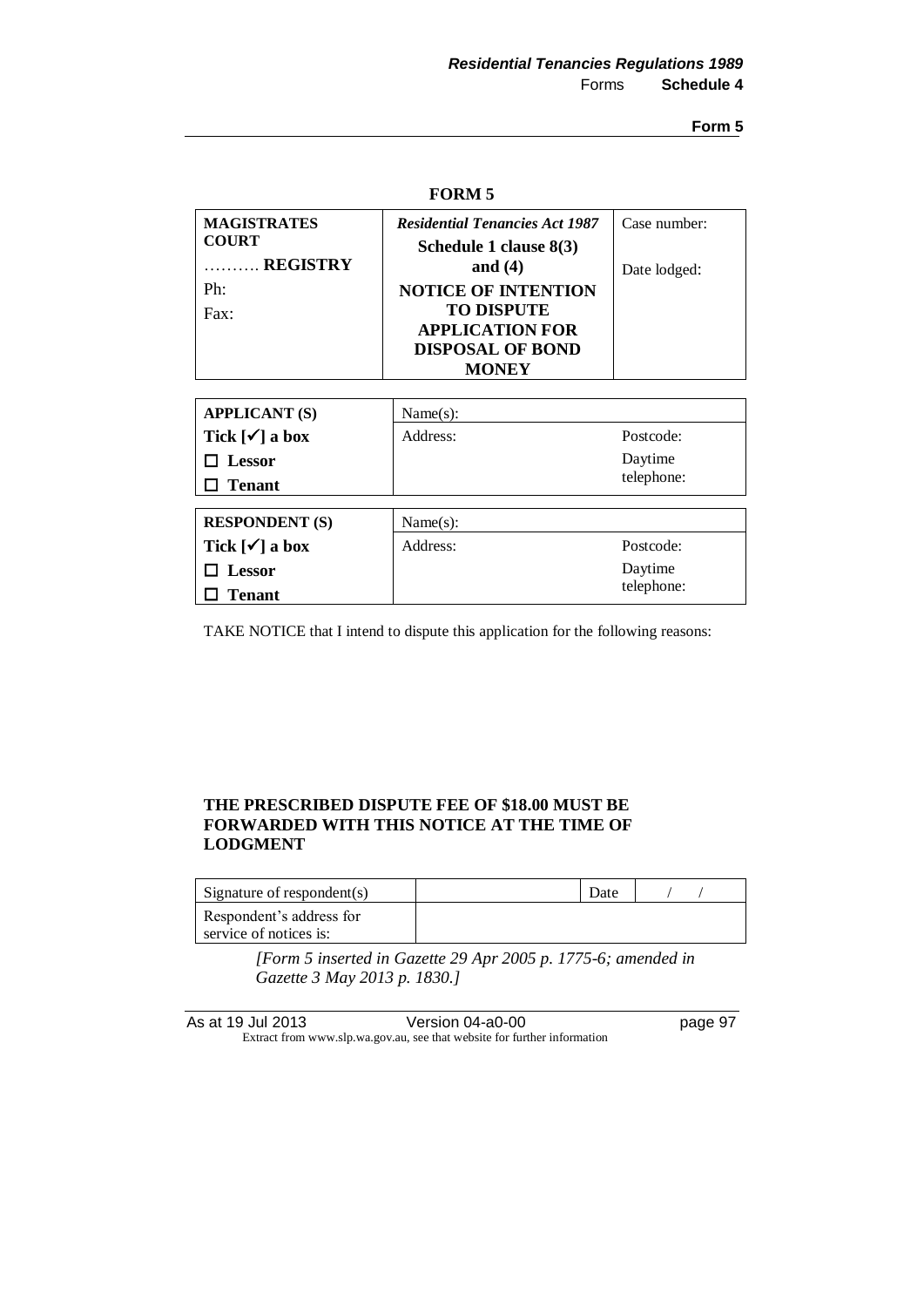**Form 5**

**FORM 5**

| **MAGISTRATES COURT** ………. **REGISTRY** Ph: Fax: | ***Residential Tenancies Act 1987*** **Schedule 1 clause 8(3) and (4)** **NOTICE OF INTENTION TO DISPUTE APPLICATION FOR DISPOSAL OF BOND MONEY** | Case number: Date lodged: |
|---|---|---|

| **APPLICANT (S)** | Name(s): | |
|---|---|---|
| **Tick [✓] a box** | Address: | Postcode: |
| ☐ **Lessor** ☐ **Tenant** | | Daytime telephone: |

| **RESPONDENT (S)** | Name(s): | |
|---|---|---|
| **Tick [✓] a box** | Address: | Postcode: |
| ☐ **Lessor** ☐ **Tenant** | | Daytime telephone: |

TAKE NOTICE that I intend to dispute this application for the following reasons:

**THE PRESCRIBED DISPUTE FEE OF $18.00 MUST BE FORWARDED WITH THIS NOTICE AT THE TIME OF LODGMENT**

| Signature of respondent(s) | | Date | / / |
|---|---|---|---|
| Respondent's address for service of notices is: | | | |

*[Form 5 inserted in Gazette 29 Apr 2005 p. 1775-6; amended in Gazette 3 May 2013 p. 1830.]*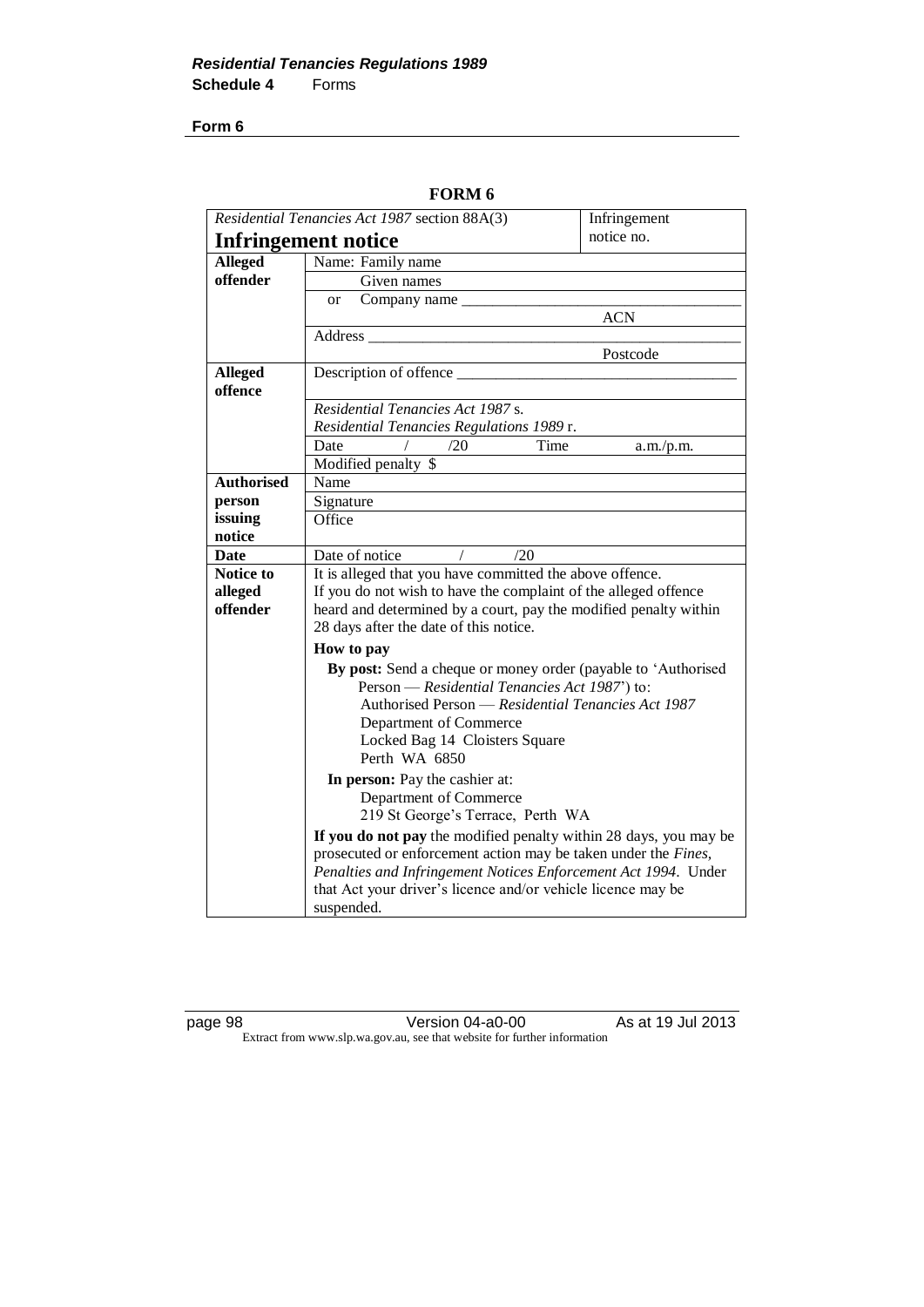**Form 6**

**FORM 6**

| *Residential Tenancies Act 1987* section 88A(3)<br>**Infringement notice** | | Infringement notice no. |
|---|---|---|
| **Alleged offender** | Name: Family name | |
| | Given names | |
| | or Company name ___________________________ | |
| | | ACN |
| | Address ___________________________ | |
| | | Postcode |
| **Alleged offence** | Description of offence ___________________________ | |
| | *Residential Tenancies Act 1987* s.<br>*Residential Tenancies Regulations 1989* r. | |
| | Date / /20 Time | a.m./p.m. |
| | Modified penalty $ | |
| **Authorised person issuing notice** | Name | |
| | Signature | |
| | Office | |
| **Date** | Date of notice / /20 | |
| **Notice to alleged offender** | It is alleged that you have committed the above offence.<br>If you do not wish to have the complaint of the alleged offence heard and determined by a court, pay the modified penalty within 28 days after the date of this notice.<br><br>**How to pay**<br><br>**By post:** Send a cheque or money order (payable to 'Authorised Person — *Residential Tenancies Act 1987*') to:<br>Authorised Person — *Residential Tenancies Act 1987*<br>Department of Commerce<br>Locked Bag 14 Cloisters Square<br>Perth WA 6850<br><br>**In person:** Pay the cashier at:<br>Department of Commerce<br>219 St George's Terrace, Perth WA<br><br>**If you do not pay** the modified penalty within 28 days, you may be prosecuted or enforcement action may be taken under the *Fines, Penalties and Infringement Notices Enforcement Act 1994*. Under that Act your driver's licence and/or vehicle licence may be suspended. | |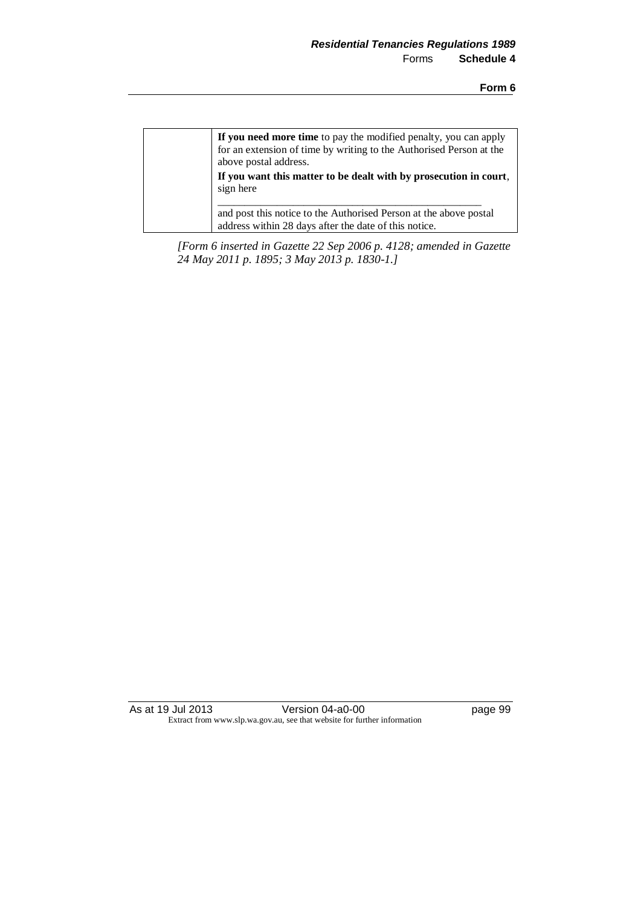| | **If you need more time** to pay the modified penalty, you can apply for an extension of time by writing to the Authorised Person at the above postal address.<br>**If you want this matter to be dealt with by prosecution in court**, sign here<br>\_\_\_\_\_\_\_\_\_\_\_\_\_\_\_\_\_\_\_\_\_\_\_\_\_\_\_\_\_\_\_\_\_\_\_\_\_\_\_\_\_\_<br>and post this notice to the Authorised Person at the above postal address within 28 days after the date of this notice. |
|---|---|

*[Form 6 inserted in Gazette 22 Sep 2006 p. 4128; amended in Gazette 24 May 2011 p. 1895; 3 May 2013 p. 1830-1.]*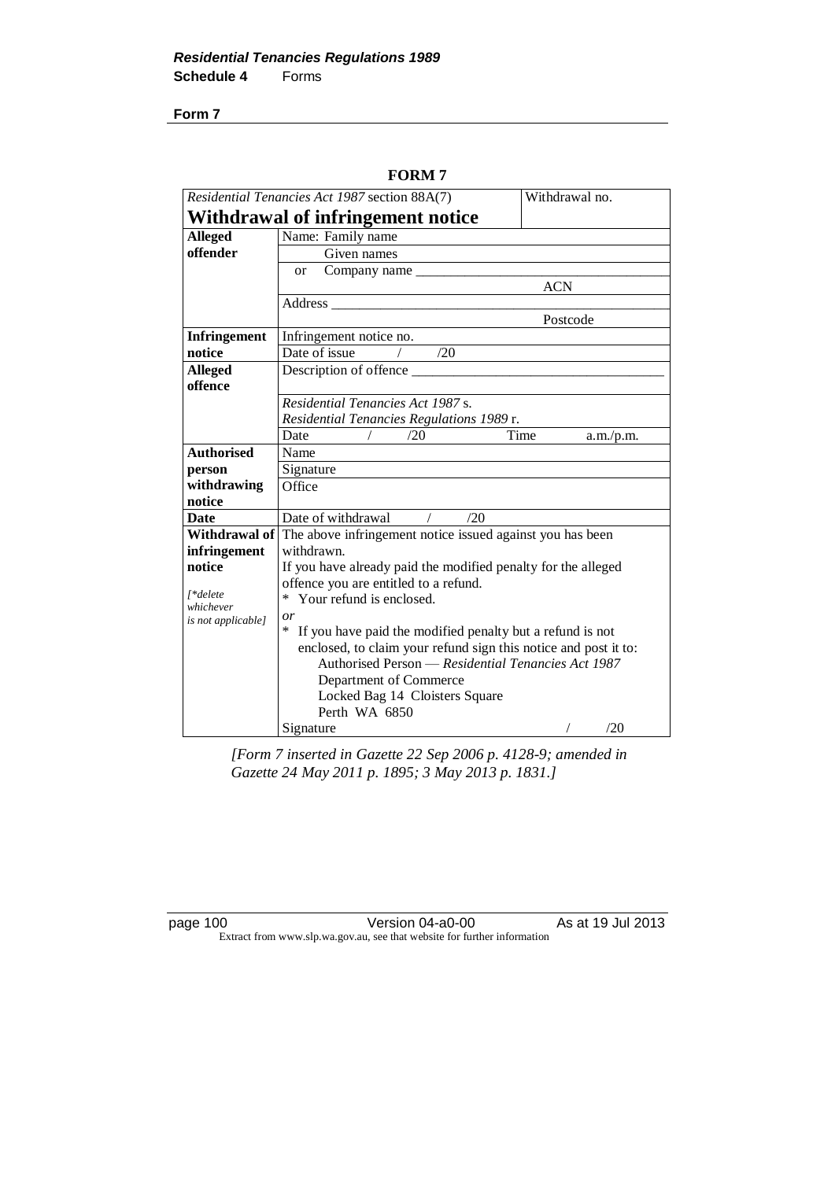**Form 7**

**FORM 7**

| *Residential Tenancies Act 1987* section 88A(7) | | Withdrawal no. |
|---|---|---|
| **Withdrawal of infringement notice** | | |
| **Alleged offender** | Name: Family name | |
| | Given names | |
| | or Company name ___________________________ | |
| | | ACN |
| | Address ___________________________________ | |
| | | Postcode |
| **Infringement notice** | Infringement notice no. | |
| | Date of issue / /20 | |
| **Alleged offence** | Description of offence ___________________________ | |
| | *Residential Tenancies Act 1987* s. | |
| | *Residential Tenancies Regulations 1989* r. | |
| | Date / /20 | Time a.m./p.m. |
| **Authorised person withdrawing notice** | Name | |
| | Signature | |
| | Office | |
| **Date** | Date of withdrawal / /20 | |
| **Withdrawal of infringement notice** *[\*delete whichever is not applicable]* | The above infringement notice issued against you has been withdrawn. If you have already paid the modified penalty for the alleged offence you are entitled to a refund. * Your refund is enclosed. *or* * If you have paid the modified penalty but a refund is not enclosed, to claim your refund sign this notice and post it to: Authorised Person — *Residential Tenancies Act 1987* Department of Commerce Locked Bag 14 Cloisters Square Perth WA 6850 | |
| | Signature | / /20 |

*[Form 7 inserted in Gazette 22 Sep 2006 p. 4128-9; amended in Gazette 24 May 2011 p. 1895; 3 May 2013 p. 1831.]*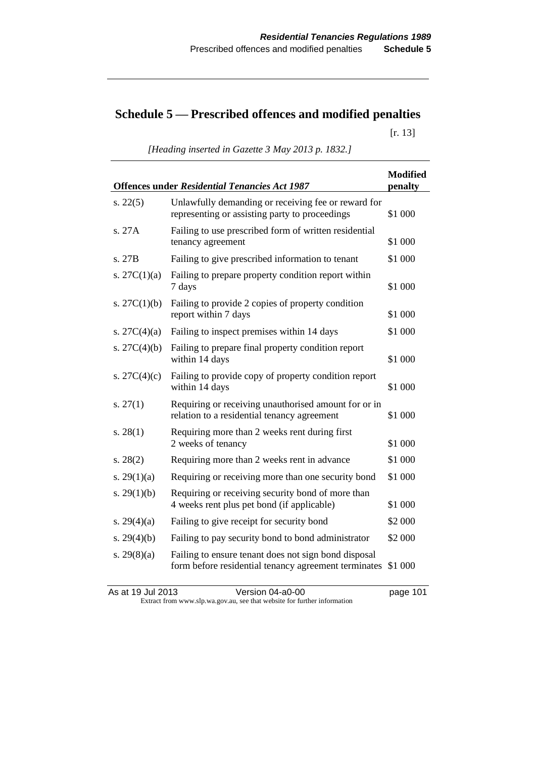# Schedule 5 — Prescribed offences and modified penalties

[r. 13]

*[Heading inserted in Gazette 3 May 2013 p. 1832.]*

| Offences under *Residential Tenancies Act 1987* | | Modified penalty |
|---|---|---|
| s. 22(5) | Unlawfully demanding or receiving fee or reward for representing or assisting party to proceedings | $1 000 |
| s. 27A | Failing to use prescribed form of written residential tenancy agreement | $1 000 |
| s. 27B | Failing to give prescribed information to tenant | $1 000 |
| s. 27C(1)(a) | Failing to prepare property condition report within 7 days | $1 000 |
| s. 27C(1)(b) | Failing to provide 2 copies of property condition report within 7 days | $1 000 |
| s. 27C(4)(a) | Failing to inspect premises within 14 days | $1 000 |
| s. 27C(4)(b) | Failing to prepare final property condition report within 14 days | $1 000 |
| s. 27C(4)(c) | Failing to provide copy of property condition report within 14 days | $1 000 |
| s. 27(1) | Requiring or receiving unauthorised amount for or in relation to a residential tenancy agreement | $1 000 |
| s. 28(1) | Requiring more than 2 weeks rent during first 2 weeks of tenancy | $1 000 |
| s. 28(2) | Requiring more than 2 weeks rent in advance | $1 000 |
| s. 29(1)(a) | Requiring or receiving more than one security bond | $1 000 |
| s. 29(1)(b) | Requiring or receiving security bond of more than 4 weeks rent plus pet bond (if applicable) | $1 000 |
| s. 29(4)(a) | Failing to give receipt for security bond | $2 000 |
| s. 29(4)(b) | Failing to pay security bond to bond administrator | $2 000 |
| s. 29(8)(a) | Failing to ensure tenant does not sign bond disposal form before residential tenancy agreement terminates | $1 000 |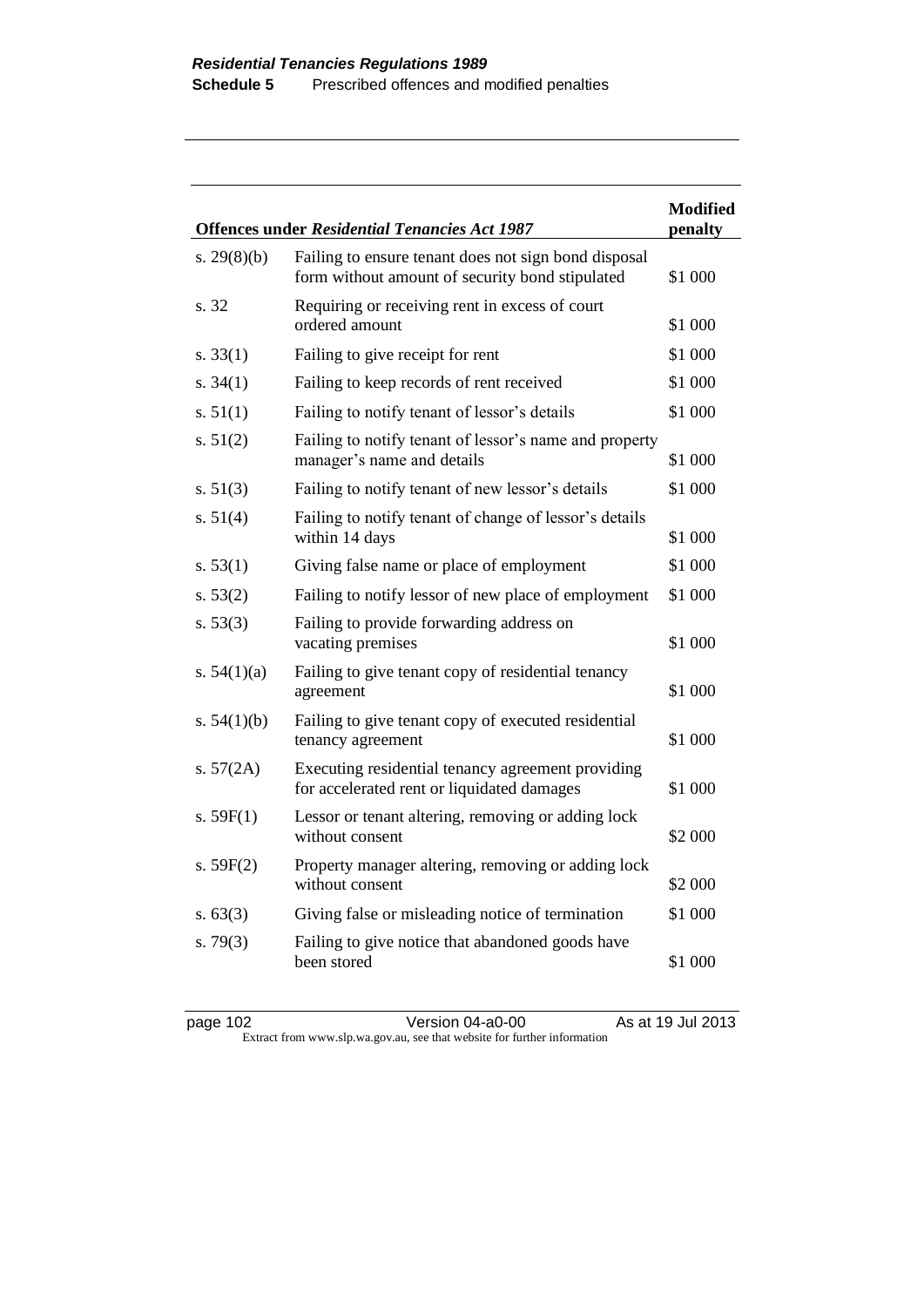| Offences under *Residential Tenancies Act 1987* | | Modified penalty |
|---|---|---|
| s. 29(8)(b) | Failing to ensure tenant does not sign bond disposal form without amount of security bond stipulated | $1 000 |
| s. 32 | Requiring or receiving rent in excess of court ordered amount | $1 000 |
| s. 33(1) | Failing to give receipt for rent | $1 000 |
| s. 34(1) | Failing to keep records of rent received | $1 000 |
| s. 51(1) | Failing to notify tenant of lessor's details | $1 000 |
| s. 51(2) | Failing to notify tenant of lessor's name and property manager's name and details | $1 000 |
| s. 51(3) | Failing to notify tenant of new lessor's details | $1 000 |
| s. 51(4) | Failing to notify tenant of change of lessor's details within 14 days | $1 000 |
| s. 53(1) | Giving false name or place of employment | $1 000 |
| s. 53(2) | Failing to notify lessor of new place of employment | $1 000 |
| s. 53(3) | Failing to provide forwarding address on vacating premises | $1 000 |
| s. 54(1)(a) | Failing to give tenant copy of residential tenancy agreement | $1 000 |
| s. 54(1)(b) | Failing to give tenant copy of executed residential tenancy agreement | $1 000 |
| s. 57(2A) | Executing residential tenancy agreement providing for accelerated rent or liquidated damages | $1 000 |
| s. 59F(1) | Lessor or tenant altering, removing or adding lock without consent | $2 000 |
| s. 59F(2) | Property manager altering, removing or adding lock without consent | $2 000 |
| s. 63(3) | Giving false or misleading notice of termination | $1 000 |
| s. 79(3) | Failing to give notice that abandoned goods have been stored | $1 000 |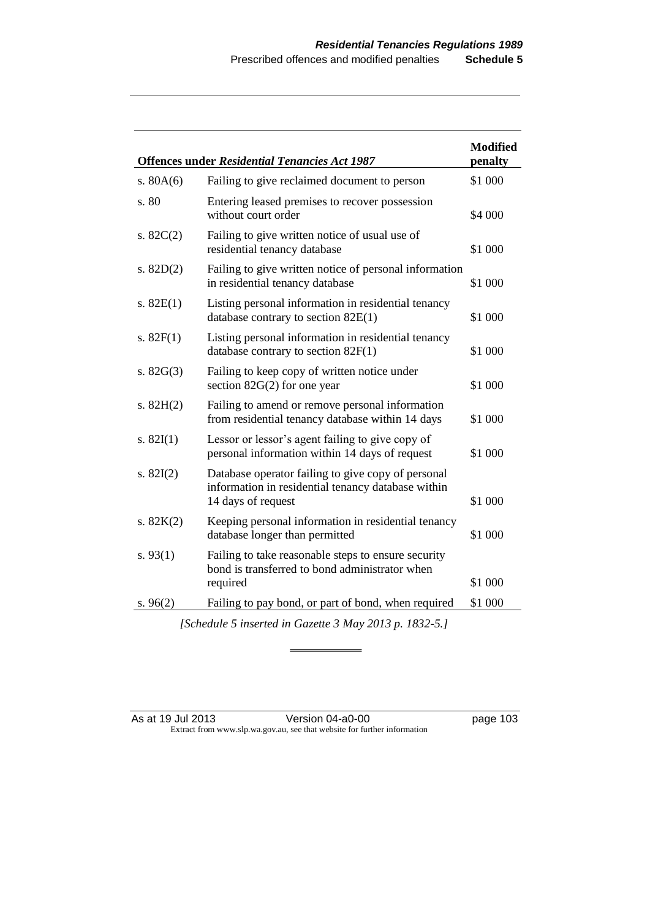| Offences under *Residential Tenancies Act 1987* | | Modified penalty |
|---|---|---|
| s. 80A(6) | Failing to give reclaimed document to person | $1 000 |
| s. 80 | Entering leased premises to recover possession without court order | $4 000 |
| s. 82C(2) | Failing to give written notice of usual use of residential tenancy database | $1 000 |
| s. 82D(2) | Failing to give written notice of personal information in residential tenancy database | $1 000 |
| s. 82E(1) | Listing personal information in residential tenancy database contrary to section 82E(1) | $1 000 |
| s. 82F(1) | Listing personal information in residential tenancy database contrary to section 82F(1) | $1 000 |
| s. 82G(3) | Failing to keep copy of written notice under section 82G(2) for one year | $1 000 |
| s. 82H(2) | Failing to amend or remove personal information from residential tenancy database within 14 days | $1 000 |
| s. 82I(1) | Lessor or lessor's agent failing to give copy of personal information within 14 days of request | $1 000 |
| s. 82I(2) | Database operator failing to give copy of personal information in residential tenancy database within 14 days of request | $1 000 |
| s. 82K(2) | Keeping personal information in residential tenancy database longer than permitted | $1 000 |
| s. 93(1) | Failing to take reasonable steps to ensure security bond is transferred to bond administrator when required | $1 000 |
| s. 96(2) | Failing to pay bond, or part of bond, when required | $1 000 |

*[Schedule 5 inserted in Gazette 3 May 2013 p. 1832-5.]*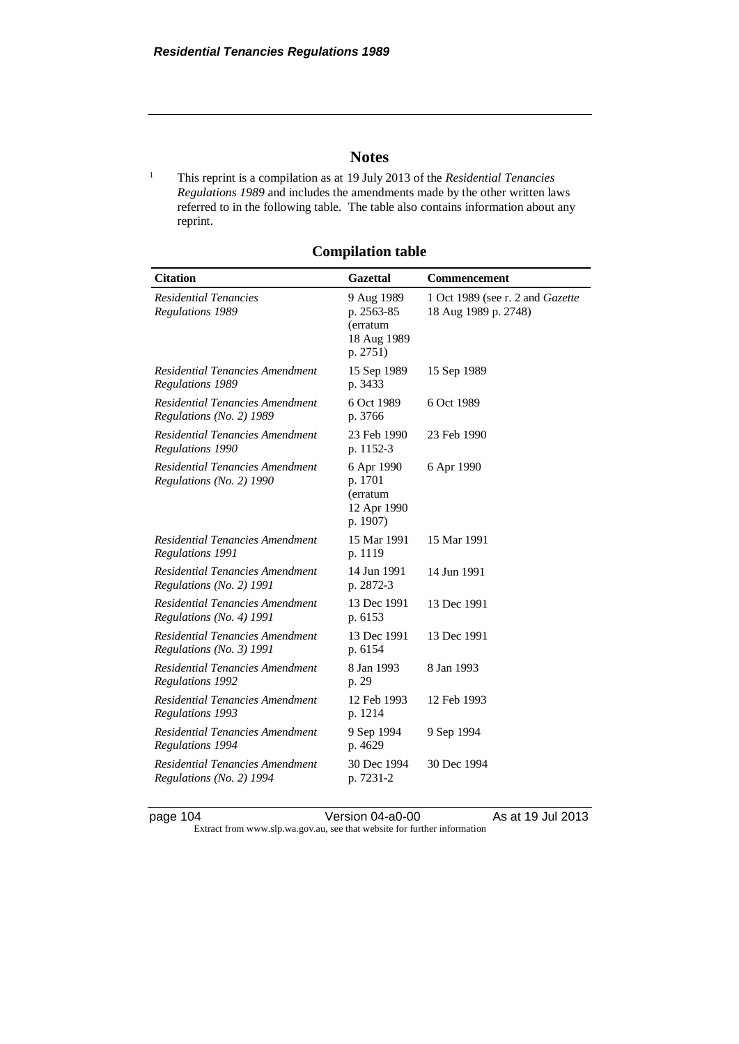# Notes

[1] This reprint is a compilation as at 19 July 2013 of the *Residential Tenancies Regulations 1989* and includes the amendments made by the other written laws referred to in the following table. The table also contains information about any reprint.

## Compilation table

| Citation | Gazettal | Commencement |
|---|---|---|
| *Residential Tenancies Regulations 1989* | 9 Aug 1989 p. 2563-85 (erratum 18 Aug 1989 p. 2751) | 1 Oct 1989 (see r. 2 and *Gazette* 18 Aug 1989 p. 2748) |
| *Residential Tenancies Amendment Regulations 1989* | 15 Sep 1989 p. 3433 | 15 Sep 1989 |
| *Residential Tenancies Amendment Regulations (No. 2) 1989* | 6 Oct 1989 p. 3766 | 6 Oct 1989 |
| *Residential Tenancies Amendment Regulations 1990* | 23 Feb 1990 p. 1152-3 | 23 Feb 1990 |
| *Residential Tenancies Amendment Regulations (No. 2) 1990* | 6 Apr 1990 p. 1701 (erratum 12 Apr 1990 p. 1907) | 6 Apr 1990 |
| *Residential Tenancies Amendment Regulations 1991* | 15 Mar 1991 p. 1119 | 15 Mar 1991 |
| *Residential Tenancies Amendment Regulations (No. 2) 1991* | 14 Jun 1991 p. 2872-3 | 14 Jun 1991 |
| *Residential Tenancies Amendment Regulations (No. 4) 1991* | 13 Dec 1991 p. 6153 | 13 Dec 1991 |
| *Residential Tenancies Amendment Regulations (No. 3) 1991* | 13 Dec 1991 p. 6154 | 13 Dec 1991 |
| *Residential Tenancies Amendment Regulations 1992* | 8 Jan 1993 p. 29 | 8 Jan 1993 |
| *Residential Tenancies Amendment Regulations 1993* | 12 Feb 1993 p. 1214 | 12 Feb 1993 |
| *Residential Tenancies Amendment Regulations 1994* | 9 Sep 1994 p. 4629 | 9 Sep 1994 |
| *Residential Tenancies Amendment Regulations (No. 2) 1994* | 30 Dec 1994 p. 7231-2 | 30 Dec 1994 |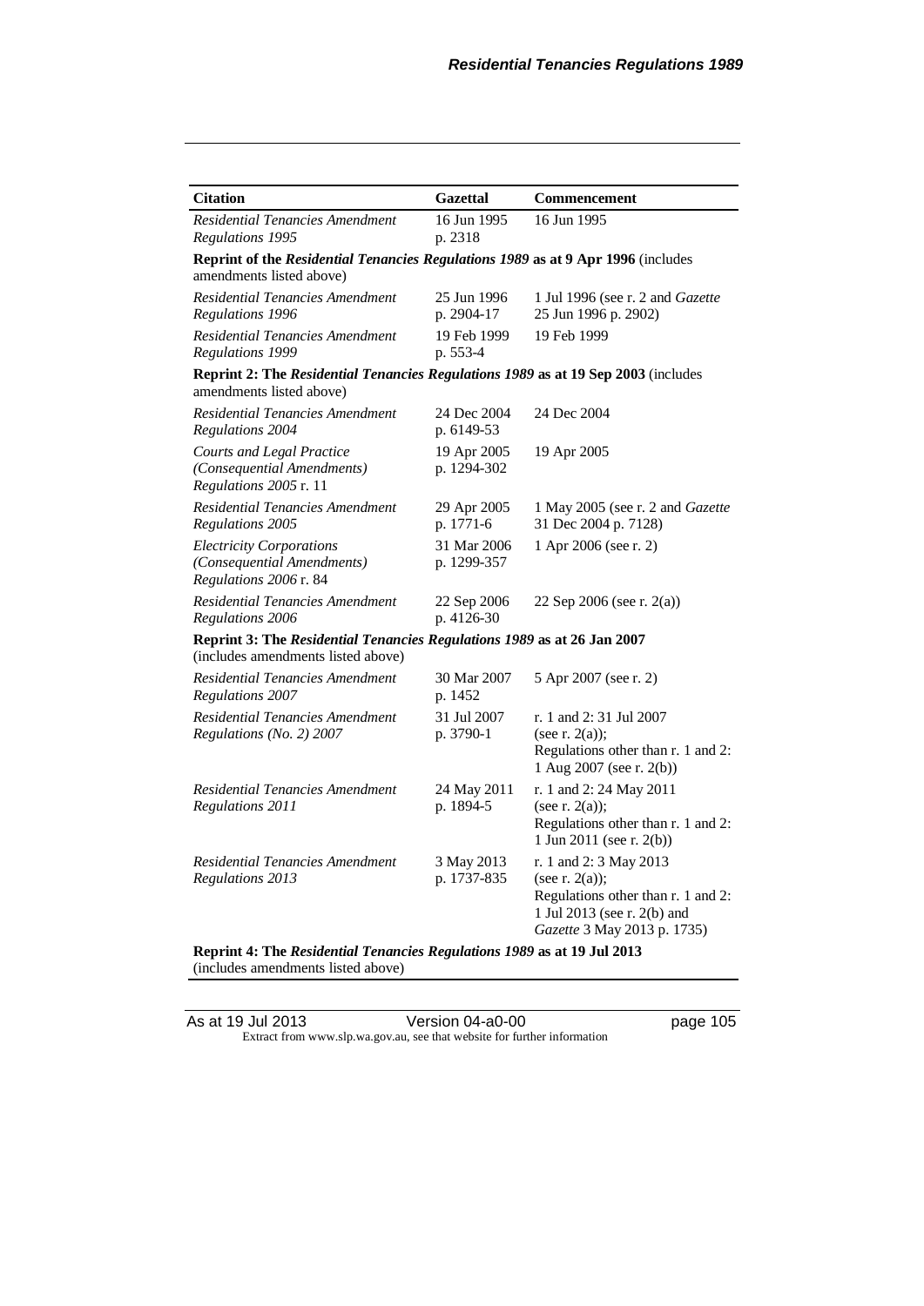| Citation | Gazettal | Commencement |
|---|---|---|
| *Residential Tenancies Amendment Regulations 1995* | 16 Jun 1995 p. 2318 | 16 Jun 1995 |
| **Reprint of the *Residential Tenancies Regulations 1989* as at 9 Apr 1996** (includes amendments listed above) | | |
| *Residential Tenancies Amendment Regulations 1996* | 25 Jun 1996 p. 2904-17 | 1 Jul 1996 (see r. 2 and *Gazette* 25 Jun 1996 p. 2902) |
| *Residential Tenancies Amendment Regulations 1999* | 19 Feb 1999 p. 553-4 | 19 Feb 1999 |
| **Reprint 2: The *Residential Tenancies Regulations 1989* as at 19 Sep 2003** (includes amendments listed above) | | |
| *Residential Tenancies Amendment Regulations 2004* | 24 Dec 2004 p. 6149-53 | 24 Dec 2004 |
| *Courts and Legal Practice (Consequential Amendments) Regulations 2005* r. 11 | 19 Apr 2005 p. 1294-302 | 19 Apr 2005 |
| *Residential Tenancies Amendment Regulations 2005* | 29 Apr 2005 p. 1771-6 | 1 May 2005 (see r. 2 and *Gazette* 31 Dec 2004 p. 7128) |
| *Electricity Corporations (Consequential Amendments) Regulations 2006* r. 84 | 31 Mar 2006 p. 1299-357 | 1 Apr 2006 (see r. 2) |
| *Residential Tenancies Amendment Regulations 2006* | 22 Sep 2006 p. 4126-30 | 22 Sep 2006 (see r. 2(a)) |
| **Reprint 3: The *Residential Tenancies Regulations 1989* as at 26 Jan 2007** (includes amendments listed above) | | |
| *Residential Tenancies Amendment Regulations 2007* | 30 Mar 2007 p. 1452 | 5 Apr 2007 (see r. 2) |
| *Residential Tenancies Amendment Regulations (No. 2) 2007* | 31 Jul 2007 p. 3790-1 | r. 1 and 2: 31 Jul 2007 (see r. 2(a)); Regulations other than r. 1 and 2: 1 Aug 2007 (see r. 2(b)) |
| *Residential Tenancies Amendment Regulations 2011* | 24 May 2011 p. 1894-5 | r. 1 and 2: 24 May 2011 (see r. 2(a)); Regulations other than r. 1 and 2: 1 Jun 2011 (see r. 2(b)) |
| *Residential Tenancies Amendment Regulations 2013* | 3 May 2013 p. 1737-835 | r. 1 and 2: 3 May 2013 (see r. 2(a)); Regulations other than r. 1 and 2: 1 Jul 2013 (see r. 2(b) and *Gazette* 3 May 2013 p. 1735) |
| **Reprint 4: The *Residential Tenancies Regulations 1989* as at 19 Jul 2013** (includes amendments listed above) | | |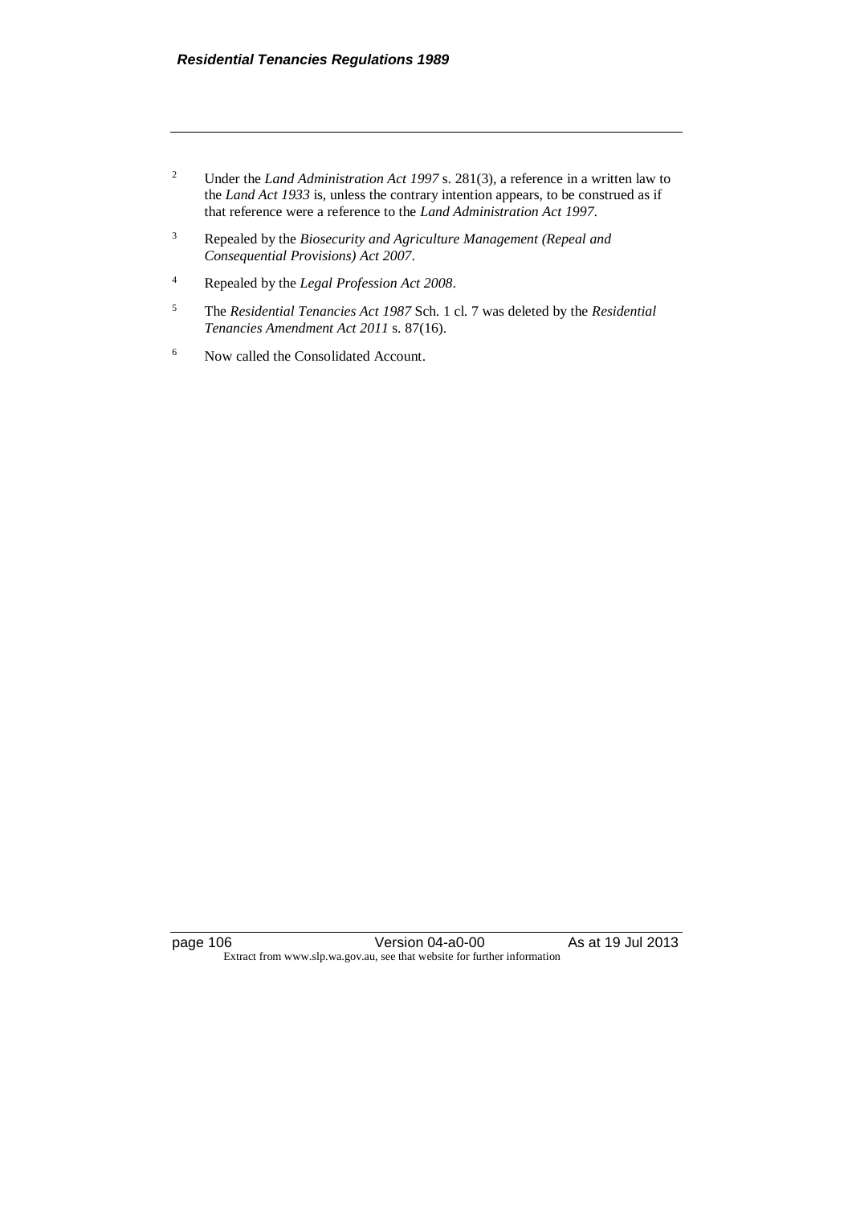[2] Under the *Land Administration Act 1997* s. 281(3), a reference in a written law to the *Land Act 1933* is, unless the contrary intention appears, to be construed as if that reference were a reference to the *Land Administration Act 1997*.

[3] Repealed by the *Biosecurity and Agriculture Management (Repeal and Consequential Provisions) Act 2007*.

[4] Repealed by the *Legal Profession Act 2008*.

[5] The *Residential Tenancies Act 1987* Sch. 1 cl. 7 was deleted by the *Residential Tenancies Amendment Act 2011* s. 87(16).

[6] Now called the Consolidated Account.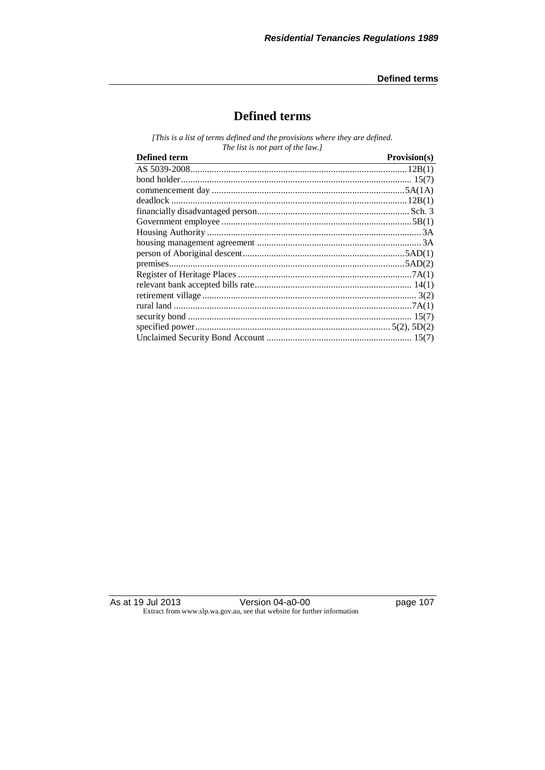# Defined terms

*[This is a list of terms defined and the provisions where they are defined. The list is not part of the law.]*

| Defined term | Provision(s) |
|---|---|
| AS 5039-2008 | 12B(1) |
| bond holder | 15(7) |
| commencement day | 5A(1A) |
| deadlock | 12B(1) |
| financially disadvantaged person | Sch. 3 |
| Government employee | 5B(1) |
| Housing Authority | 3A |
| housing management agreement | 3A |
| person of Aboriginal descent | 5AD(1) |
| premises | 5AD(2) |
| Register of Heritage Places | 7A(1) |
| relevant bank accepted bills rate | 14(1) |
| retirement village | 3(2) |
| rural land | 7A(1) |
| security bond | 15(7) |
| specified power | 5(2), 5D(2) |
| Unclaimed Security Bond Account | 15(7) |